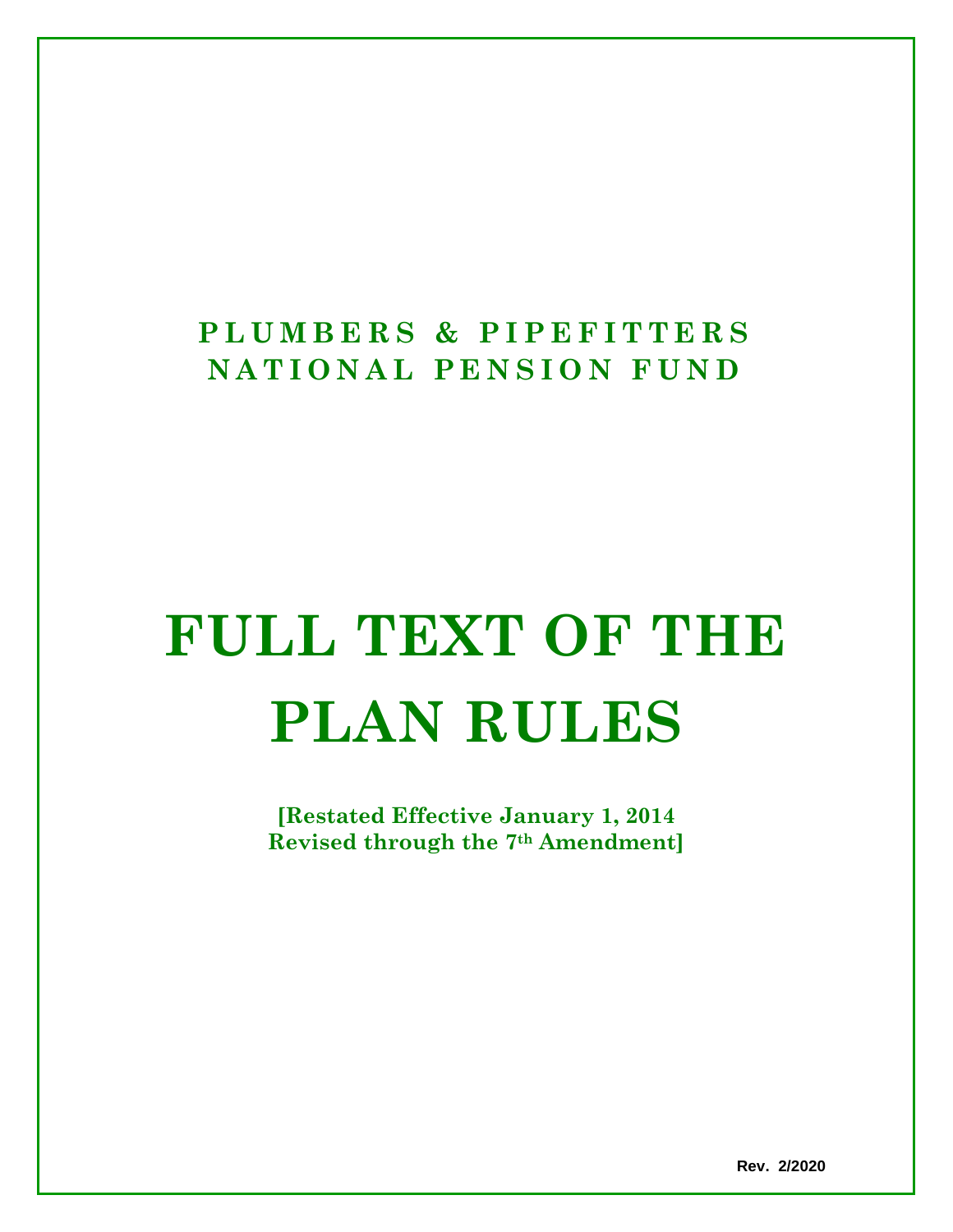**PLUMBERS & PIPEFITTERS NATIONAL PENSION FUND**

# FULL TEXT OF THE PLAN RULES

**[Restated Effective January 1, 2014**
**Revised through the 7th Amendment]**

Rev. 2/2020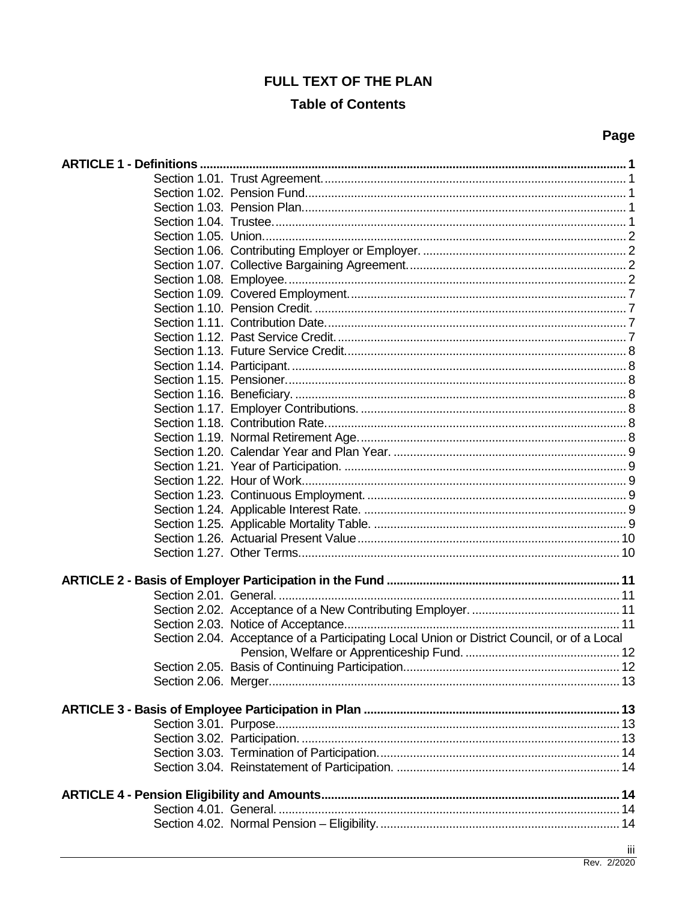# FULL TEXT OF THE PLAN

## Table of Contents

| | Page |
|---|---|
| **ARTICLE 1 - Definitions** | **1** |
| Section 1.01. Trust Agreement. | 1 |
| Section 1.02. Pension Fund. | 1 |
| Section 1.03. Pension Plan. | 1 |
| Section 1.04. Trustee. | 1 |
| Section 1.05. Union. | 2 |
| Section 1.06. Contributing Employer or Employer. | 2 |
| Section 1.07. Collective Bargaining Agreement. | 2 |
| Section 1.08. Employee. | 2 |
| Section 1.09. Covered Employment. | 7 |
| Section 1.10. Pension Credit. | 7 |
| Section 1.11. Contribution Date. | 7 |
| Section 1.12. Past Service Credit. | 7 |
| Section 1.13. Future Service Credit. | 8 |
| Section 1.14. Participant. | 8 |
| Section 1.15. Pensioner. | 8 |
| Section 1.16. Beneficiary. | 8 |
| Section 1.17. Employer Contributions. | 8 |
| Section 1.18. Contribution Rate. | 8 |
| Section 1.19. Normal Retirement Age. | 8 |
| Section 1.20. Calendar Year and Plan Year. | 9 |
| Section 1.21. Year of Participation. | 9 |
| Section 1.22. Hour of Work. | 9 |
| Section 1.23. Continuous Employment. | 9 |
| Section 1.24. Applicable Interest Rate. | 9 |
| Section 1.25. Applicable Mortality Table. | 9 |
| Section 1.26. Actuarial Present Value | 10 |
| Section 1.27. Other Terms. | 10 |
| **ARTICLE 2 - Basis of Employer Participation in the Fund** | **11** |
| Section 2.01. General. | 11 |
| Section 2.02. Acceptance of a New Contributing Employer. | 11 |
| Section 2.03. Notice of Acceptance. | 11 |
| Section 2.04. Acceptance of a Participating Local Union or District Council, or of a Local Pension, Welfare or Apprenticeship Fund. | 12 |
| Section 2.05. Basis of Continuing Participation. | 12 |
| Section 2.06. Merger. | 13 |
| **ARTICLE 3 - Basis of Employee Participation in Plan** | **13** |
| Section 3.01. Purpose. | 13 |
| Section 3.02. Participation. | 13 |
| Section 3.03. Termination of Participation. | 14 |
| Section 3.04. Reinstatement of Participation. | 14 |
| **ARTICLE 4 - Pension Eligibility and Amounts** | **14** |
| Section 4.01. General. | 14 |
| Section 4.02. Normal Pension – Eligibility. | 14 |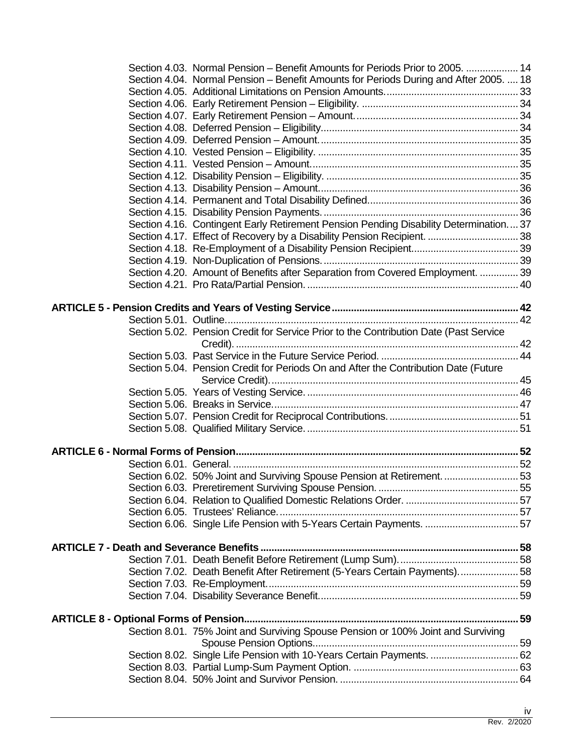Section 4.03. Normal Pension – Benefit Amounts for Periods Prior to 2005. .................... 14
Section 4.04. Normal Pension – Benefit Amounts for Periods During and After 2005. ..... 18
Section 4.05. Additional Limitations on Pension Amounts................................................ 33
Section 4.06. Early Retirement Pension – Eligibility. ......................................................... 34
Section 4.07. Early Retirement Pension – Amount............................................................ 34
Section 4.08. Deferred Pension – Eligibility....................................................................... 34
Section 4.09. Deferred Pension – Amount......................................................................... 35
Section 4.10. Vested Pension – Eligibility. ......................................................................... 35
Section 4.11. Vested Pension – Amount............................................................................ 35
Section 4.12. Disability Pension – Eligibility. ...................................................................... 35
Section 4.13. Disability Pension – Amount......................................................................... 36
Section 4.14. Permanent and Total Disability Defined....................................................... 36
Section 4.15. Disability Pension Payments........................................................................ 36
Section 4.16. Contingent Early Retirement Pension Pending Disability Determination..... 37
Section 4.17. Effect of Recovery by a Disability Pension Recipient. .................................. 38
Section 4.18. Re-Employment of a Disability Pension Recipient....................................... 39
Section 4.19. Non-Duplication of Pensions........................................................................ 39
Section 4.20. Amount of Benefits after Separation from Covered Employment. .............. 39
Section 4.21. Pro Rata/Partial Pension. ............................................................................. 40

**ARTICLE 5 - Pension Credits and Years of Vesting Service.................................................................... 42**

Section 5.01. Outline.......................................................................................................... 42
Section 5.02. Pension Credit for Service Prior to the Contribution Date (Past Service Credit). ....................................................................................................... 42
Section 5.03. Past Service in the Future Service Period. .................................................. 44
Section 5.04. Pension Credit for Periods On and After the Contribution Date (Future Service Credit)........................................................................................... 45
Section 5.05. Years of Vesting Service. ............................................................................. 46
Section 5.06. Breaks in Service.......................................................................................... 47
Section 5.07. Pension Credit for Reciprocal Contributions................................................ 51
Section 5.08. Qualified Military Service. ............................................................................. 51

**ARTICLE 6 - Normal Forms of Pension...................................................................................................... 52**

Section 6.01. General. ........................................................................................................ 52
Section 6.02. 50% Joint and Surviving Spouse Pension at Retirement. ............................ 53
Section 6.03. Preretirement Surviving Spouse Pension. .................................................... 55
Section 6.04. Relation to Qualified Domestic Relations Order. .......................................... 57
Section 6.05. Trustees' Reliance......................................................................................... 57
Section 6.06. Single Life Pension with 5-Years Certain Payments. .................................. 57

**ARTICLE 7 - Death and Severance Benefits ............................................................................................. 58**

Section 7.01. Death Benefit Before Retirement (Lump Sum)............................................ 58
Section 7.02. Death Benefit After Retirement (5-Years Certain Payments)...................... 58
Section 7.03. Re-Employment............................................................................................ 59
Section 7.04. Disability Severance Benefit......................................................................... 59

**ARTICLE 8 - Optional Forms of Pension................................................................................................... 59**

Section 8.01. 75% Joint and Surviving Spouse Pension or 100% Joint and Surviving Spouse Pension Options........................................................................... 59
Section 8.02. Single Life Pension with 10-Years Certain Payments. ................................ 62
Section 8.03. Partial Lump-Sum Payment Option. ............................................................ 63
Section 8.04. 50% Joint and Survivor Pension. ................................................................. 64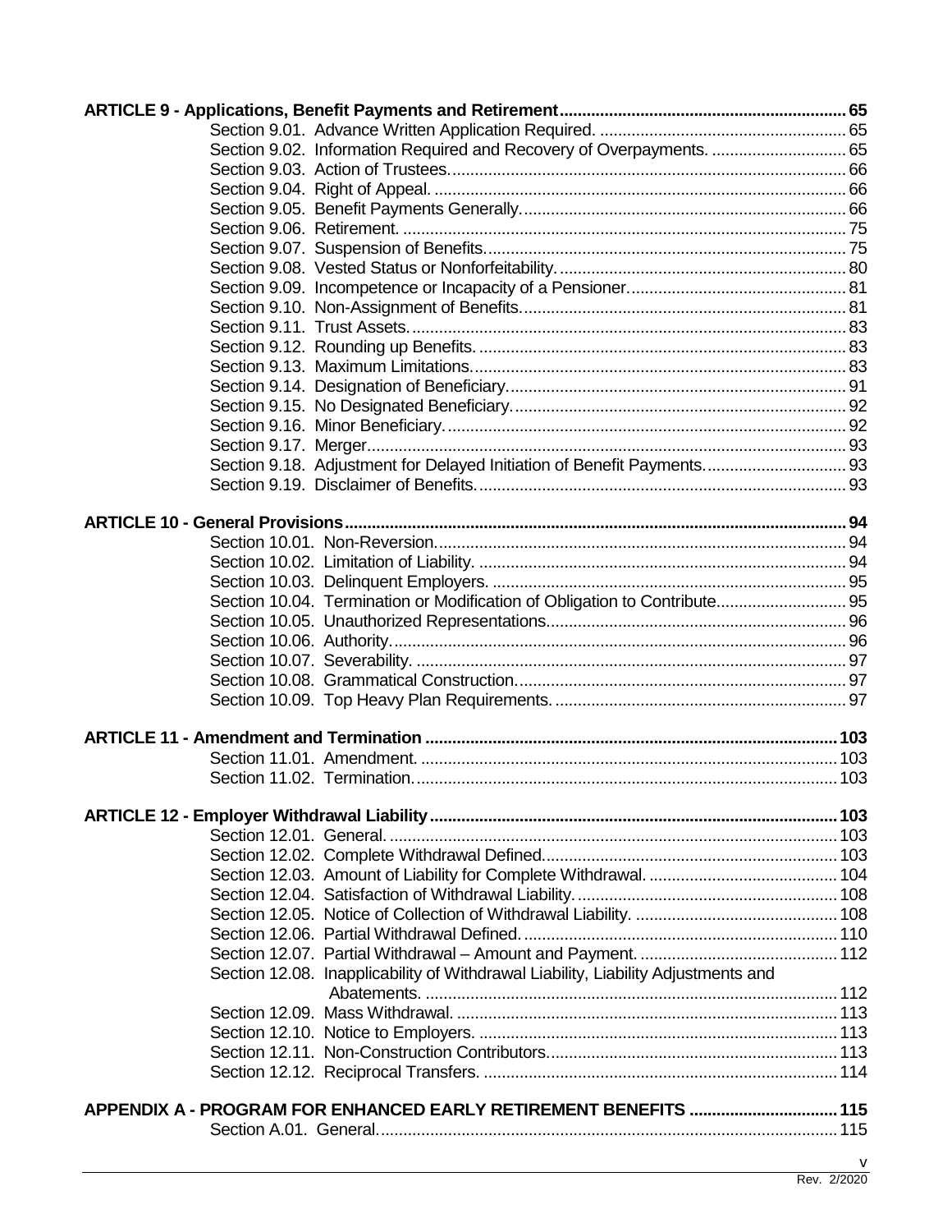**ARTICLE 9 - Applications, Benefit Payments and Retirement** ..... 65

Section 9.01. Advance Written Application Required. ..... 65
Section 9.02. Information Required and Recovery of Overpayments. ..... 65
Section 9.03. Action of Trustees. ..... 66
Section 9.04. Right of Appeal. ..... 66
Section 9.05. Benefit Payments Generally. ..... 66
Section 9.06. Retirement. ..... 75
Section 9.07. Suspension of Benefits. ..... 75
Section 9.08. Vested Status or Nonforfeitability. ..... 80
Section 9.09. Incompetence or Incapacity of a Pensioner. ..... 81
Section 9.10. Non-Assignment of Benefits. ..... 81
Section 9.11. Trust Assets. ..... 83
Section 9.12. Rounding up Benefits. ..... 83
Section 9.13. Maximum Limitations. ..... 83
Section 9.14. Designation of Beneficiary. ..... 91
Section 9.15. No Designated Beneficiary. ..... 92
Section 9.16. Minor Beneficiary. ..... 92
Section 9.17. Merger. ..... 93
Section 9.18. Adjustment for Delayed Initiation of Benefit Payments. ..... 93
Section 9.19. Disclaimer of Benefits. ..... 93

**ARTICLE 10 - General Provisions** ..... 94

Section 10.01. Non-Reversion. ..... 94
Section 10.02. Limitation of Liability. ..... 94
Section 10.03. Delinquent Employers. ..... 95
Section 10.04. Termination or Modification of Obligation to Contribute. ..... 95
Section 10.05. Unauthorized Representations. ..... 96
Section 10.06. Authority. ..... 96
Section 10.07. Severability. ..... 97
Section 10.08. Grammatical Construction. ..... 97
Section 10.09. Top Heavy Plan Requirements. ..... 97

**ARTICLE 11 - Amendment and Termination** ..... 103

Section 11.01. Amendment. ..... 103
Section 11.02. Termination. ..... 103

**ARTICLE 12 - Employer Withdrawal Liability** ..... 103

Section 12.01. General. ..... 103
Section 12.02. Complete Withdrawal Defined. ..... 103
Section 12.03. Amount of Liability for Complete Withdrawal. ..... 104
Section 12.04. Satisfaction of Withdrawal Liability. ..... 108
Section 12.05. Notice of Collection of Withdrawal Liability. ..... 108
Section 12.06. Partial Withdrawal Defined. ..... 110
Section 12.07. Partial Withdrawal – Amount and Payment. ..... 112
Section 12.08. Inapplicability of Withdrawal Liability, Liability Adjustments and Abatements. ..... 112
Section 12.09. Mass Withdrawal. ..... 113
Section 12.10. Notice to Employers. ..... 113
Section 12.11. Non-Construction Contributors. ..... 113
Section 12.12. Reciprocal Transfers. ..... 114

**APPENDIX A - PROGRAM FOR ENHANCED EARLY RETIREMENT BENEFITS** ..... 115

Section A.01. General. ..... 115

Rev. 2/2020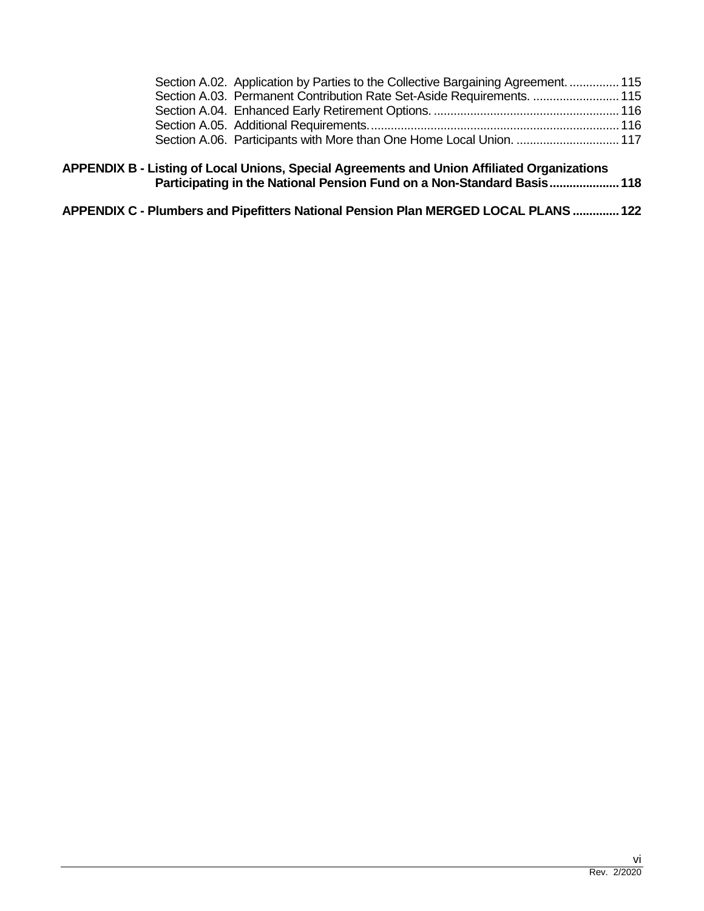Section A.02. Application by Parties to the Collective Bargaining Agreement. ............... 115
Section A.03. Permanent Contribution Rate Set-Aside Requirements. .......................... 115
Section A.04. Enhanced Early Retirement Options. ........................................................ 116
Section A.05. Additional Requirements. .......................................................................... 116
Section A.06. Participants with More than One Home Local Union. ............................... 117

**APPENDIX B - Listing of Local Unions, Special Agreements and Union Affiliated Organizations Participating in the National Pension Fund on a Non-Standard Basis..................... 118**

**APPENDIX C - Plumbers and Pipefitters National Pension Plan MERGED LOCAL PLANS ............. 122**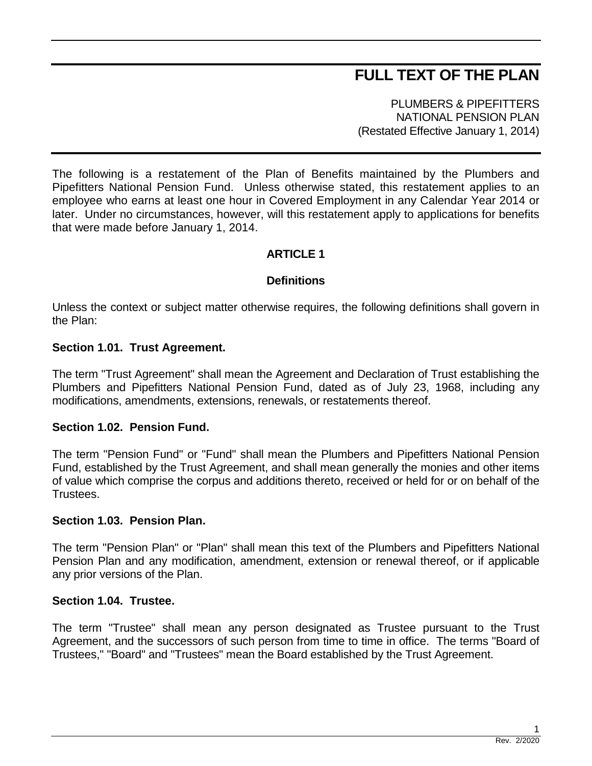# FULL TEXT OF THE PLAN

PLUMBERS & PIPEFITTERS
NATIONAL PENSION PLAN
(Restated Effective January 1, 2014)

The following is a restatement of the Plan of Benefits maintained by the Plumbers and Pipefitters National Pension Fund. Unless otherwise stated, this restatement applies to an employee who earns at least one hour in Covered Employment in any Calendar Year 2014 or later. Under no circumstances, however, will this restatement apply to applications for benefits that were made before January 1, 2014.

## ARTICLE 1

## Definitions

Unless the context or subject matter otherwise requires, the following definitions shall govern in the Plan:

### Section 1.01. Trust Agreement.

The term "Trust Agreement" shall mean the Agreement and Declaration of Trust establishing the Plumbers and Pipefitters National Pension Fund, dated as of July 23, 1968, including any modifications, amendments, extensions, renewals, or restatements thereof.

### Section 1.02. Pension Fund.

The term "Pension Fund" or "Fund" shall mean the Plumbers and Pipefitters National Pension Fund, established by the Trust Agreement, and shall mean generally the monies and other items of value which comprise the corpus and additions thereto, received or held for or on behalf of the Trustees.

### Section 1.03. Pension Plan.

The term "Pension Plan" or "Plan" shall mean this text of the Plumbers and Pipefitters National Pension Plan and any modification, amendment, extension or renewal thereof, or if applicable any prior versions of the Plan.

### Section 1.04. Trustee.

The term "Trustee" shall mean any person designated as Trustee pursuant to the Trust Agreement, and the successors of such person from time to time in office. The terms "Board of Trustees," "Board" and "Trustees" mean the Board established by the Trust Agreement.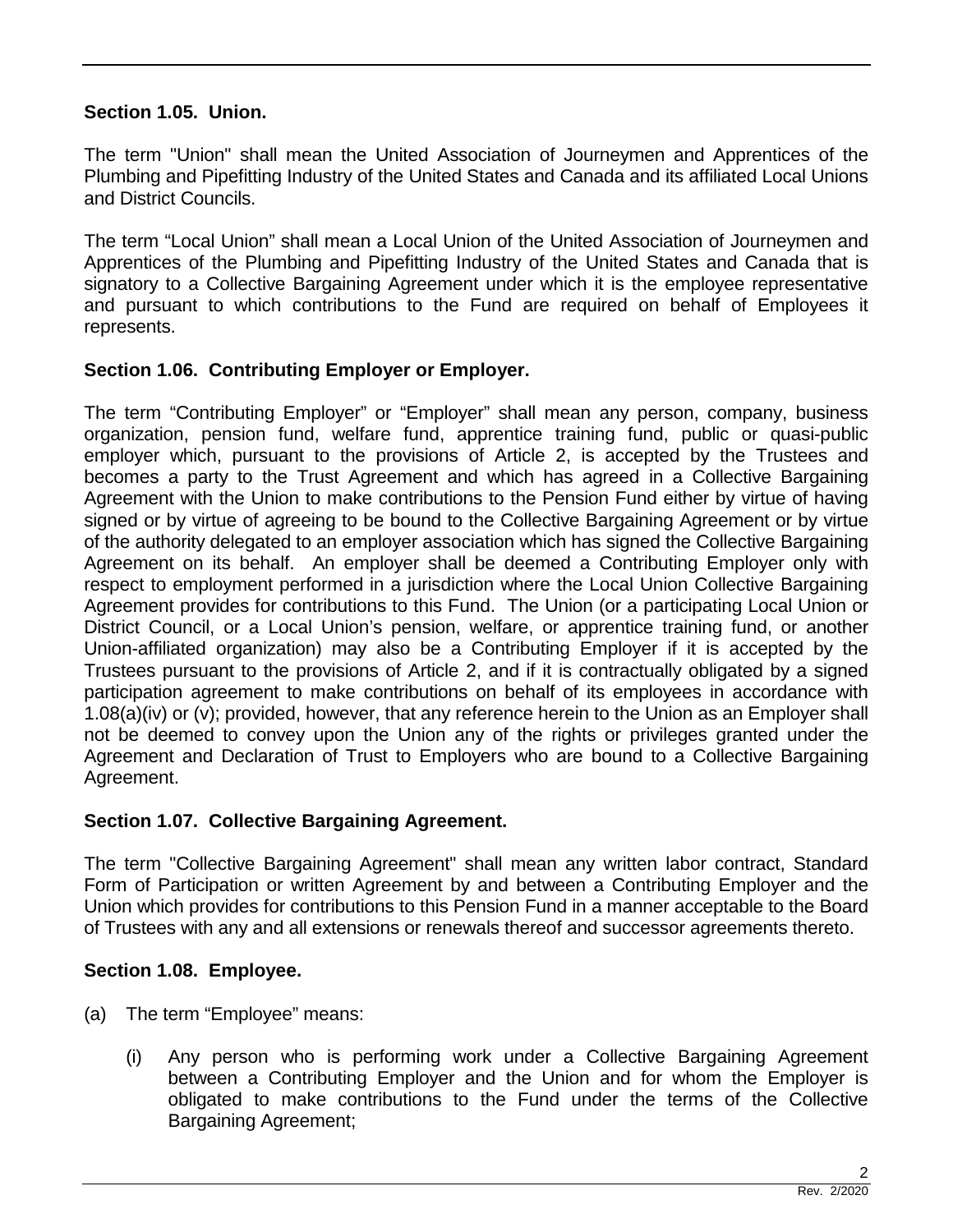### Section 1.05. Union.

The term "Union" shall mean the United Association of Journeymen and Apprentices of the Plumbing and Pipefitting Industry of the United States and Canada and its affiliated Local Unions and District Councils.

The term "Local Union" shall mean a Local Union of the United Association of Journeymen and Apprentices of the Plumbing and Pipefitting Industry of the United States and Canada that is signatory to a Collective Bargaining Agreement under which it is the employee representative and pursuant to which contributions to the Fund are required on behalf of Employees it represents.

### Section 1.06. Contributing Employer or Employer.

The term "Contributing Employer" or "Employer" shall mean any person, company, business organization, pension fund, welfare fund, apprentice training fund, public or quasi-public employer which, pursuant to the provisions of Article 2, is accepted by the Trustees and becomes a party to the Trust Agreement and which has agreed in a Collective Bargaining Agreement with the Union to make contributions to the Pension Fund either by virtue of having signed or by virtue of agreeing to be bound to the Collective Bargaining Agreement or by virtue of the authority delegated to an employer association which has signed the Collective Bargaining Agreement on its behalf. An employer shall be deemed a Contributing Employer only with respect to employment performed in a jurisdiction where the Local Union Collective Bargaining Agreement provides for contributions to this Fund. The Union (or a participating Local Union or District Council, or a Local Union's pension, welfare, or apprentice training fund, or another Union-affiliated organization) may also be a Contributing Employer if it is accepted by the Trustees pursuant to the provisions of Article 2, and if it is contractually obligated by a signed participation agreement to make contributions on behalf of its employees in accordance with 1.08(a)(iv) or (v); provided, however, that any reference herein to the Union as an Employer shall not be deemed to convey upon the Union any of the rights or privileges granted under the Agreement and Declaration of Trust to Employers who are bound to a Collective Bargaining Agreement.

### Section 1.07. Collective Bargaining Agreement.

The term "Collective Bargaining Agreement" shall mean any written labor contract, Standard Form of Participation or written Agreement by and between a Contributing Employer and the Union which provides for contributions to this Pension Fund in a manner acceptable to the Board of Trustees with any and all extensions or renewals thereof and successor agreements thereto.

### Section 1.08. Employee.

(a) The term "Employee" means:

(i) Any person who is performing work under a Collective Bargaining Agreement between a Contributing Employer and the Union and for whom the Employer is obligated to make contributions to the Fund under the terms of the Collective Bargaining Agreement;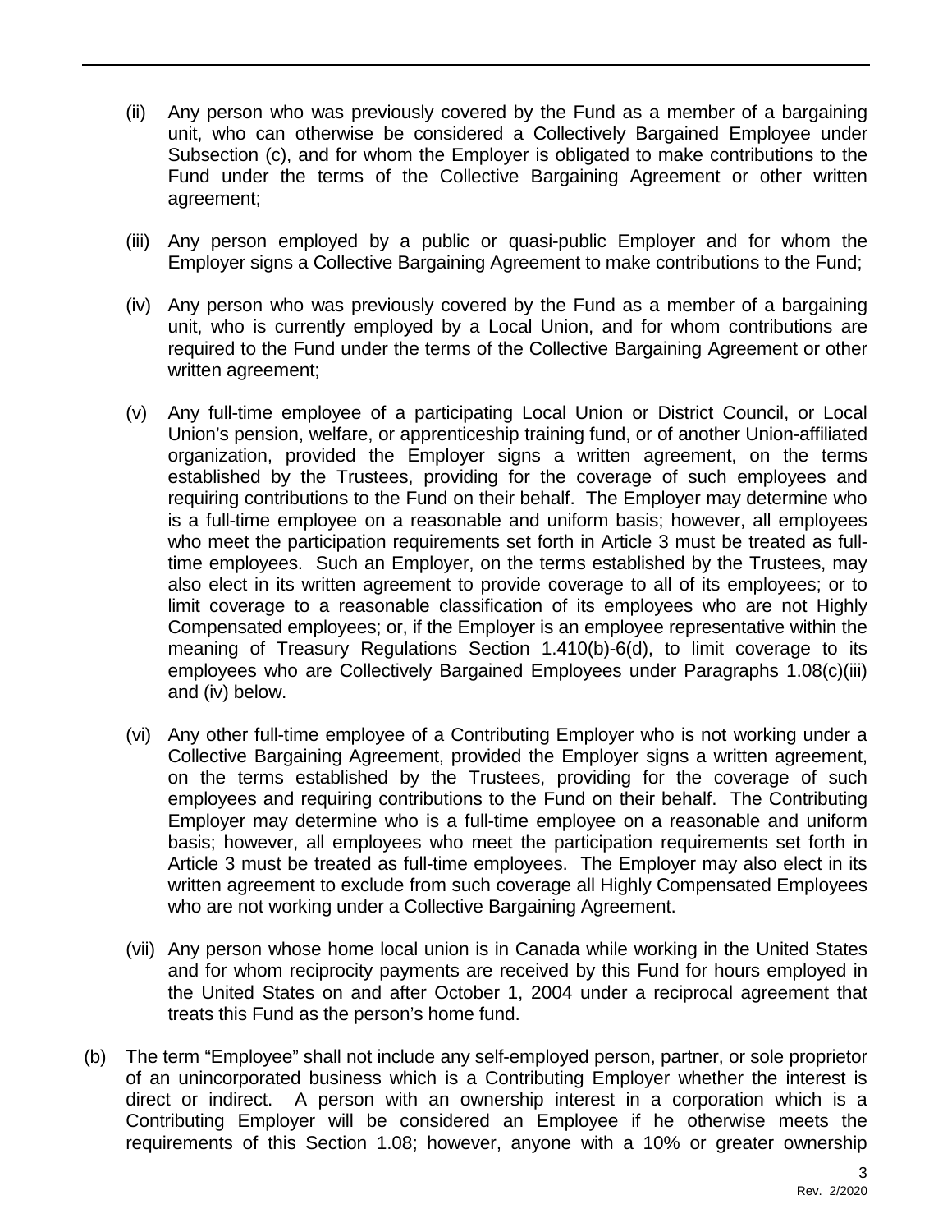(ii) Any person who was previously covered by the Fund as a member of a bargaining unit, who can otherwise be considered a Collectively Bargained Employee under Subsection (c), and for whom the Employer is obligated to make contributions to the Fund under the terms of the Collective Bargaining Agreement or other written agreement;

(iii) Any person employed by a public or quasi-public Employer and for whom the Employer signs a Collective Bargaining Agreement to make contributions to the Fund;

(iv) Any person who was previously covered by the Fund as a member of a bargaining unit, who is currently employed by a Local Union, and for whom contributions are required to the Fund under the terms of the Collective Bargaining Agreement or other written agreement;

(v) Any full-time employee of a participating Local Union or District Council, or Local Union's pension, welfare, or apprenticeship training fund, or of another Union-affiliated organization, provided the Employer signs a written agreement, on the terms established by the Trustees, providing for the coverage of such employees and requiring contributions to the Fund on their behalf. The Employer may determine who is a full-time employee on a reasonable and uniform basis; however, all employees who meet the participation requirements set forth in Article 3 must be treated as full-time employees. Such an Employer, on the terms established by the Trustees, may also elect in its written agreement to provide coverage to all of its employees; or to limit coverage to a reasonable classification of its employees who are not Highly Compensated employees; or, if the Employer is an employee representative within the meaning of Treasury Regulations Section 1.410(b)-6(d), to limit coverage to its employees who are Collectively Bargained Employees under Paragraphs 1.08(c)(iii) and (iv) below.

(vi) Any other full-time employee of a Contributing Employer who is not working under a Collective Bargaining Agreement, provided the Employer signs a written agreement, on the terms established by the Trustees, providing for the coverage of such employees and requiring contributions to the Fund on their behalf. The Contributing Employer may determine who is a full-time employee on a reasonable and uniform basis; however, all employees who meet the participation requirements set forth in Article 3 must be treated as full-time employees. The Employer may also elect in its written agreement to exclude from such coverage all Highly Compensated Employees who are not working under a Collective Bargaining Agreement.

(vii) Any person whose home local union is in Canada while working in the United States and for whom reciprocity payments are received by this Fund for hours employed in the United States on and after October 1, 2004 under a reciprocal agreement that treats this Fund as the person's home fund.

(b) The term "Employee" shall not include any self-employed person, partner, or sole proprietor of an unincorporated business which is a Contributing Employer whether the interest is direct or indirect. A person with an ownership interest in a corporation which is a Contributing Employer will be considered an Employee if he otherwise meets the requirements of this Section 1.08; however, anyone with a 10% or greater ownership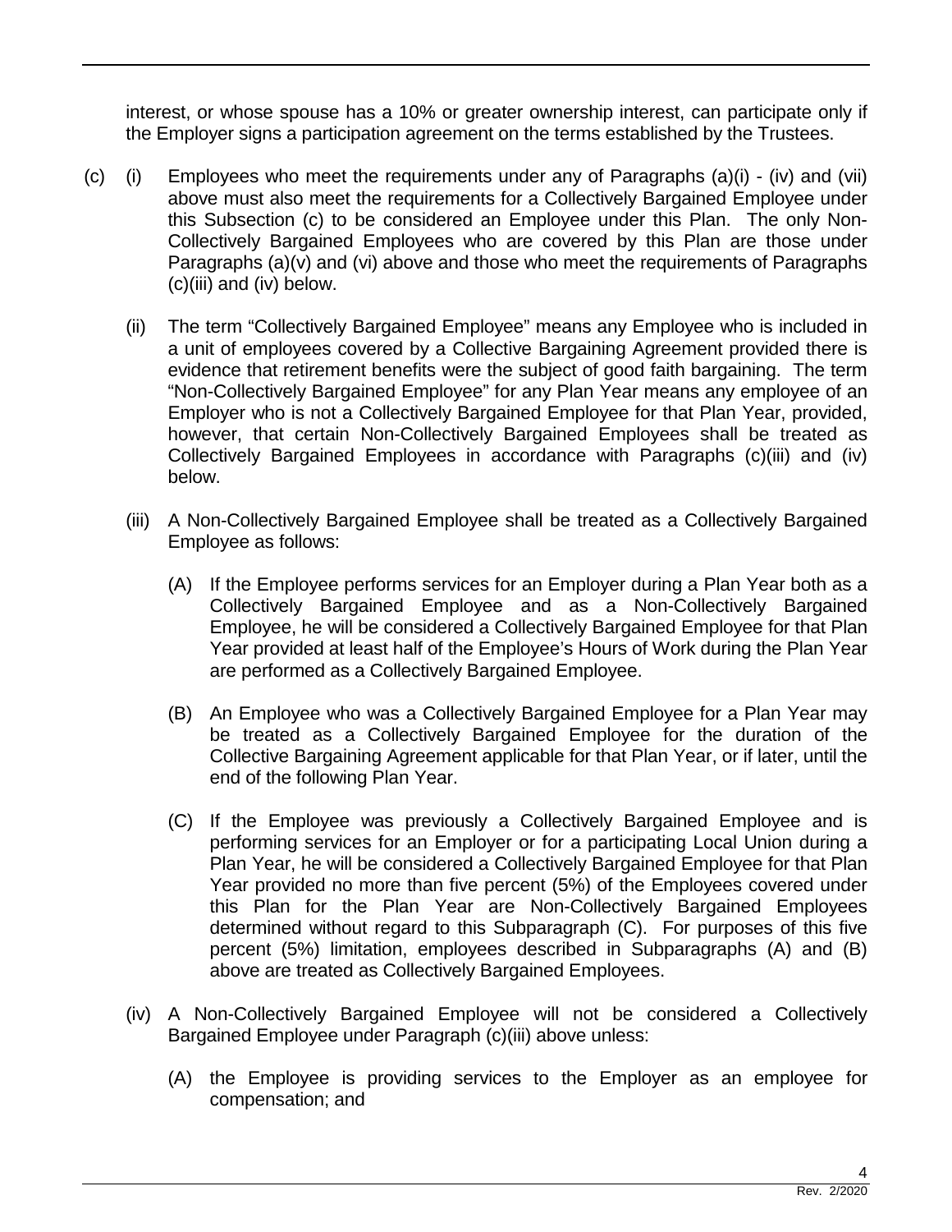interest, or whose spouse has a 10% or greater ownership interest, can participate only if the Employer signs a participation agreement on the terms established by the Trustees.

(c) (i) Employees who meet the requirements under any of Paragraphs (a)(i) - (iv) and (vii) above must also meet the requirements for a Collectively Bargained Employee under this Subsection (c) to be considered an Employee under this Plan. The only Non-Collectively Bargained Employees who are covered by this Plan are those under Paragraphs (a)(v) and (vi) above and those who meet the requirements of Paragraphs (c)(iii) and (iv) below.

(ii) The term "Collectively Bargained Employee" means any Employee who is included in a unit of employees covered by a Collective Bargaining Agreement provided there is evidence that retirement benefits were the subject of good faith bargaining. The term "Non-Collectively Bargained Employee" for any Plan Year means any employee of an Employer who is not a Collectively Bargained Employee for that Plan Year, provided, however, that certain Non-Collectively Bargained Employees shall be treated as Collectively Bargained Employees in accordance with Paragraphs (c)(iii) and (iv) below.

(iii) A Non-Collectively Bargained Employee shall be treated as a Collectively Bargained Employee as follows:

(A) If the Employee performs services for an Employer during a Plan Year both as a Collectively Bargained Employee and as a Non-Collectively Bargained Employee, he will be considered a Collectively Bargained Employee for that Plan Year provided at least half of the Employee's Hours of Work during the Plan Year are performed as a Collectively Bargained Employee.

(B) An Employee who was a Collectively Bargained Employee for a Plan Year may be treated as a Collectively Bargained Employee for the duration of the Collective Bargaining Agreement applicable for that Plan Year, or if later, until the end of the following Plan Year.

(C) If the Employee was previously a Collectively Bargained Employee and is performing services for an Employer or for a participating Local Union during a Plan Year, he will be considered a Collectively Bargained Employee for that Plan Year provided no more than five percent (5%) of the Employees covered under this Plan for the Plan Year are Non-Collectively Bargained Employees determined without regard to this Subparagraph (C). For purposes of this five percent (5%) limitation, employees described in Subparagraphs (A) and (B) above are treated as Collectively Bargained Employees.

(iv) A Non-Collectively Bargained Employee will not be considered a Collectively Bargained Employee under Paragraph (c)(iii) above unless:

(A) the Employee is providing services to the Employer as an employee for compensation; and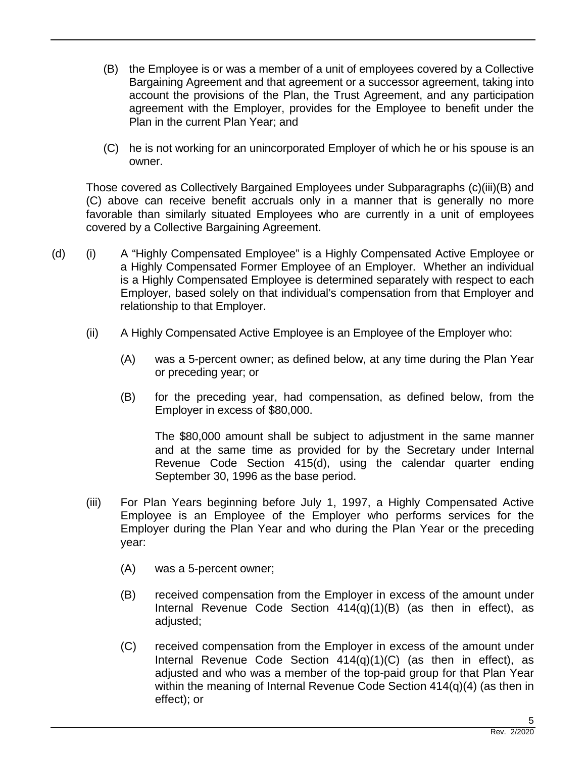(B) the Employee is or was a member of a unit of employees covered by a Collective Bargaining Agreement and that agreement or a successor agreement, taking into account the provisions of the Plan, the Trust Agreement, and any participation agreement with the Employer, provides for the Employee to benefit under the Plan in the current Plan Year; and

(C) he is not working for an unincorporated Employer of which he or his spouse is an owner.

Those covered as Collectively Bargained Employees under Subparagraphs (c)(iii)(B) and (C) above can receive benefit accruals only in a manner that is generally no more favorable than similarly situated Employees who are currently in a unit of employees covered by a Collective Bargaining Agreement.

(d) (i) A "Highly Compensated Employee" is a Highly Compensated Active Employee or a Highly Compensated Former Employee of an Employer. Whether an individual is a Highly Compensated Employee is determined separately with respect to each Employer, based solely on that individual's compensation from that Employer and relationship to that Employer.

(ii) A Highly Compensated Active Employee is an Employee of the Employer who:

(A) was a 5-percent owner; as defined below, at any time during the Plan Year or preceding year; or

(B) for the preceding year, had compensation, as defined below, from the Employer in excess of $80,000.

The $80,000 amount shall be subject to adjustment in the same manner and at the same time as provided for by the Secretary under Internal Revenue Code Section 415(d), using the calendar quarter ending September 30, 1996 as the base period.

(iii) For Plan Years beginning before July 1, 1997, a Highly Compensated Active Employee is an Employee of the Employer who performs services for the Employer during the Plan Year and who during the Plan Year or the preceding year:

(A) was a 5-percent owner;

(B) received compensation from the Employer in excess of the amount under Internal Revenue Code Section 414(q)(1)(B) (as then in effect), as adjusted;

(C) received compensation from the Employer in excess of the amount under Internal Revenue Code Section 414(q)(1)(C) (as then in effect), as adjusted and who was a member of the top-paid group for that Plan Year within the meaning of Internal Revenue Code Section 414(q)(4) (as then in effect); or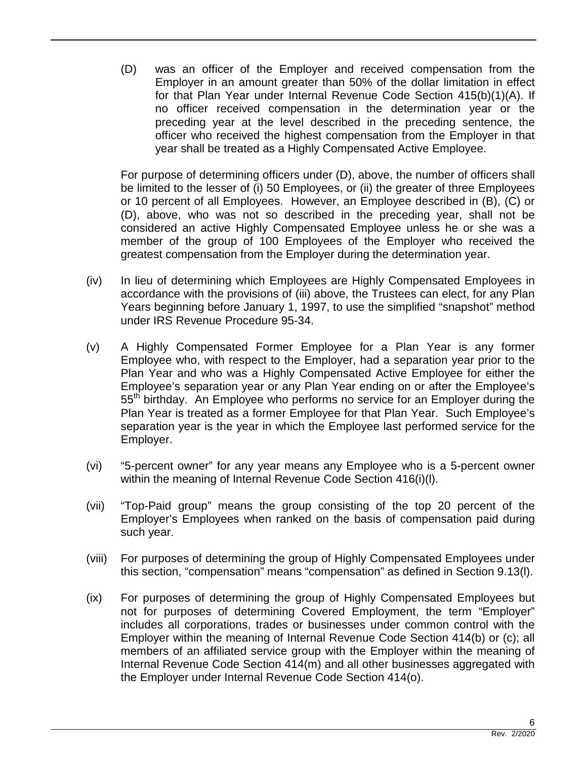(D) was an officer of the Employer and received compensation from the Employer in an amount greater than 50% of the dollar limitation in effect for that Plan Year under Internal Revenue Code Section 415(b)(1)(A). If no officer received compensation in the determination year or the preceding year at the level described in the preceding sentence, the officer who received the highest compensation from the Employer in that year shall be treated as a Highly Compensated Active Employee.

For purpose of determining officers under (D), above, the number of officers shall be limited to the lesser of (i) 50 Employees, or (ii) the greater of three Employees or 10 percent of all Employees. However, an Employee described in (B), (C) or (D), above, who was not so described in the preceding year, shall not be considered an active Highly Compensated Employee unless he or she was a member of the group of 100 Employees of the Employer who received the greatest compensation from the Employer during the determination year.

(iv) In lieu of determining which Employees are Highly Compensated Employees in accordance with the provisions of (iii) above, the Trustees can elect, for any Plan Years beginning before January 1, 1997, to use the simplified "snapshot" method under IRS Revenue Procedure 95-34.

(v) A Highly Compensated Former Employee for a Plan Year is any former Employee who, with respect to the Employer, had a separation year prior to the Plan Year and who was a Highly Compensated Active Employee for either the Employee's separation year or any Plan Year ending on or after the Employee's 55th birthday. An Employee who performs no service for an Employer during the Plan Year is treated as a former Employee for that Plan Year. Such Employee's separation year is the year in which the Employee last performed service for the Employer.

(vi) "5-percent owner" for any year means any Employee who is a 5-percent owner within the meaning of Internal Revenue Code Section 416(i)(l).

(vii) "Top-Paid group" means the group consisting of the top 20 percent of the Employer's Employees when ranked on the basis of compensation paid during such year.

(viii) For purposes of determining the group of Highly Compensated Employees under this section, "compensation" means "compensation" as defined in Section 9.13(l).

(ix) For purposes of determining the group of Highly Compensated Employees but not for purposes of determining Covered Employment, the term "Employer" includes all corporations, trades or businesses under common control with the Employer within the meaning of Internal Revenue Code Section 414(b) or (c); all members of an affiliated service group with the Employer within the meaning of Internal Revenue Code Section 414(m) and all other businesses aggregated with the Employer under Internal Revenue Code Section 414(o).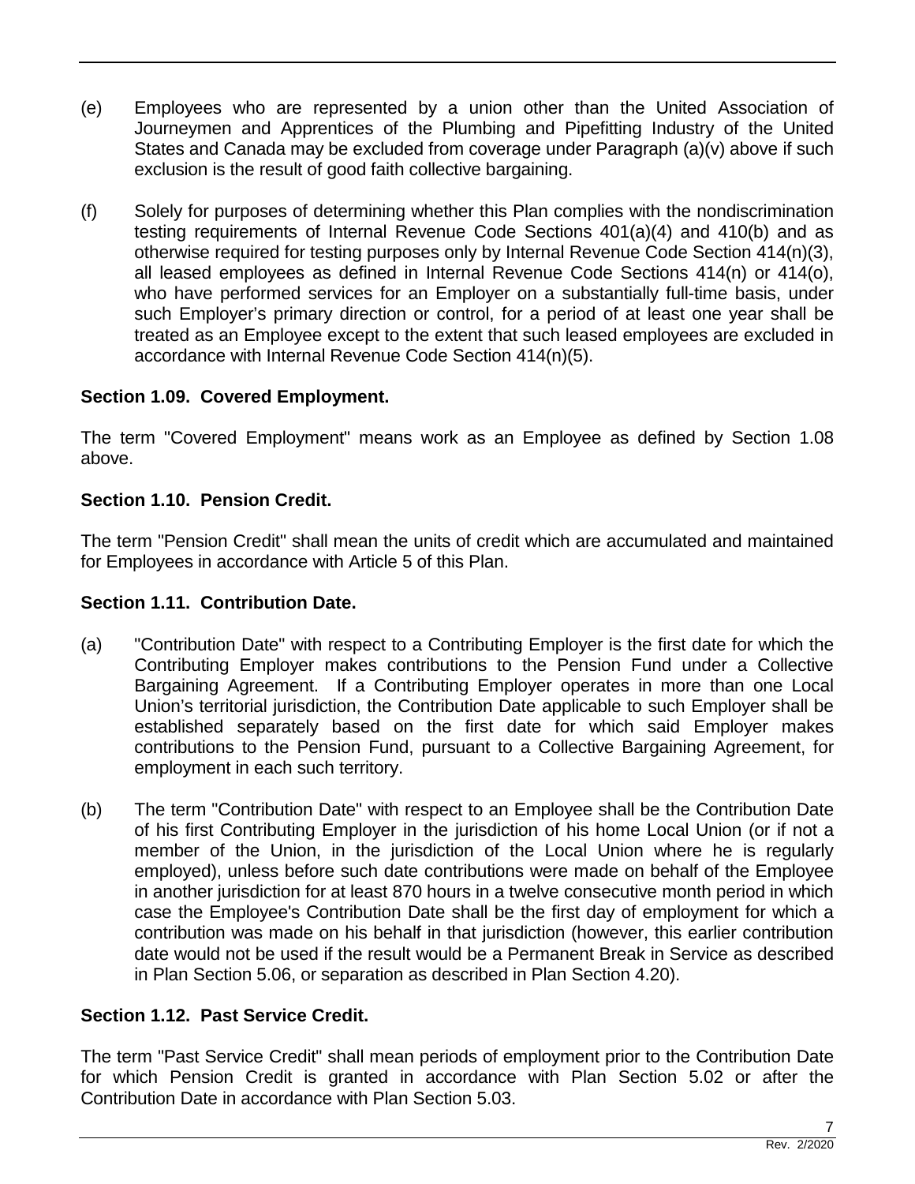(e) Employees who are represented by a union other than the United Association of Journeymen and Apprentices of the Plumbing and Pipefitting Industry of the United States and Canada may be excluded from coverage under Paragraph (a)(v) above if such exclusion is the result of good faith collective bargaining.

(f) Solely for purposes of determining whether this Plan complies with the nondiscrimination testing requirements of Internal Revenue Code Sections 401(a)(4) and 410(b) and as otherwise required for testing purposes only by Internal Revenue Code Section 414(n)(3), all leased employees as defined in Internal Revenue Code Sections 414(n) or 414(o), who have performed services for an Employer on a substantially full-time basis, under such Employer's primary direction or control, for a period of at least one year shall be treated as an Employee except to the extent that such leased employees are excluded in accordance with Internal Revenue Code Section 414(n)(5).

**Section 1.09. Covered Employment.**

The term "Covered Employment" means work as an Employee as defined by Section 1.08 above.

**Section 1.10. Pension Credit.**

The term "Pension Credit" shall mean the units of credit which are accumulated and maintained for Employees in accordance with Article 5 of this Plan.

**Section 1.11. Contribution Date.**

(a) "Contribution Date" with respect to a Contributing Employer is the first date for which the Contributing Employer makes contributions to the Pension Fund under a Collective Bargaining Agreement. If a Contributing Employer operates in more than one Local Union's territorial jurisdiction, the Contribution Date applicable to such Employer shall be established separately based on the first date for which said Employer makes contributions to the Pension Fund, pursuant to a Collective Bargaining Agreement, for employment in each such territory.

(b) The term "Contribution Date" with respect to an Employee shall be the Contribution Date of his first Contributing Employer in the jurisdiction of his home Local Union (or if not a member of the Union, in the jurisdiction of the Local Union where he is regularly employed), unless before such date contributions were made on behalf of the Employee in another jurisdiction for at least 870 hours in a twelve consecutive month period in which case the Employee's Contribution Date shall be the first day of employment for which a contribution was made on his behalf in that jurisdiction (however, this earlier contribution date would not be used if the result would be a Permanent Break in Service as described in Plan Section 5.06, or separation as described in Plan Section 4.20).

**Section 1.12. Past Service Credit.**

The term "Past Service Credit" shall mean periods of employment prior to the Contribution Date for which Pension Credit is granted in accordance with Plan Section 5.02 or after the Contribution Date in accordance with Plan Section 5.03.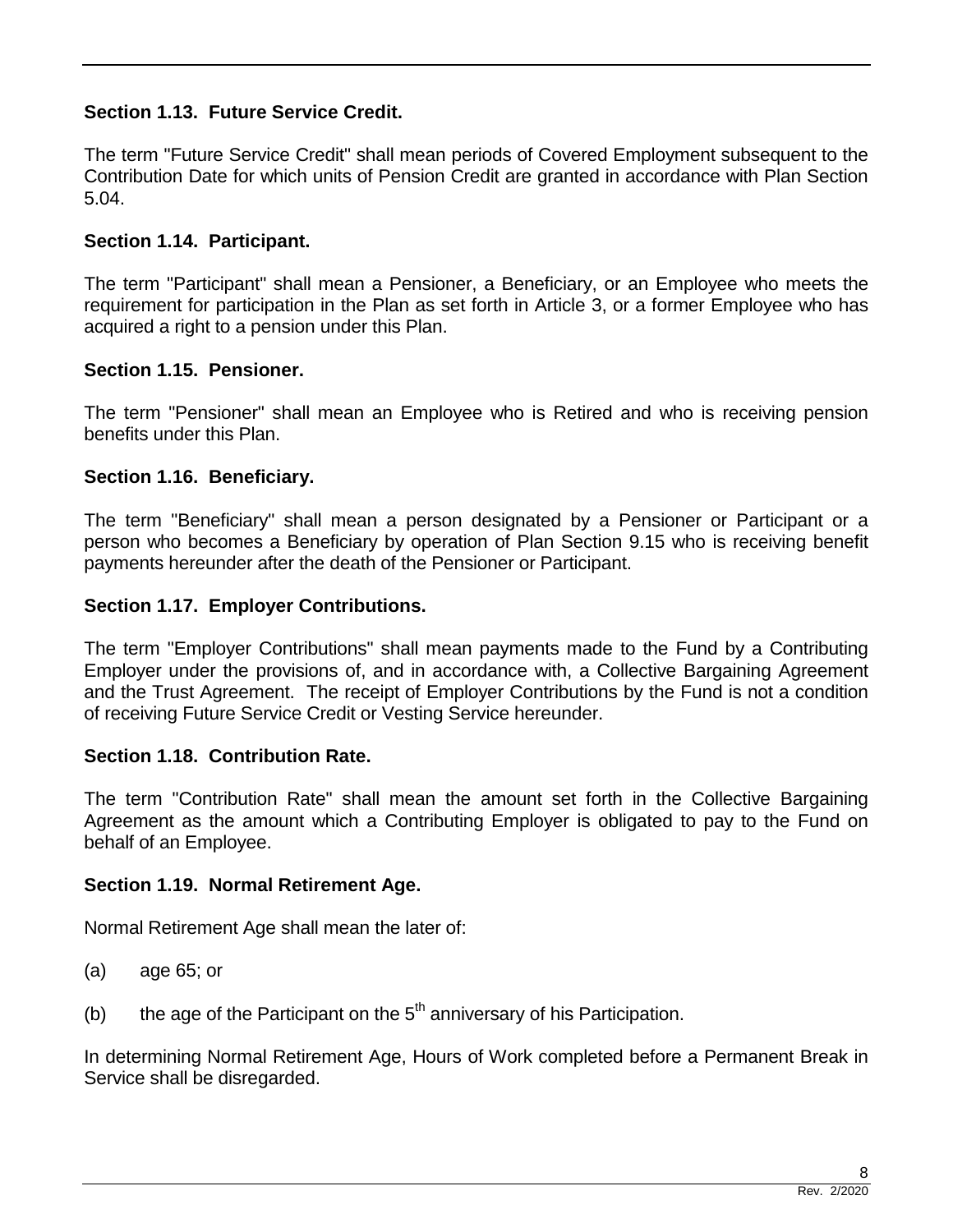**Section 1.13. Future Service Credit.**

The term "Future Service Credit" shall mean periods of Covered Employment subsequent to the Contribution Date for which units of Pension Credit are granted in accordance with Plan Section 5.04.

**Section 1.14. Participant.**

The term "Participant" shall mean a Pensioner, a Beneficiary, or an Employee who meets the requirement for participation in the Plan as set forth in Article 3, or a former Employee who has acquired a right to a pension under this Plan.

**Section 1.15. Pensioner.**

The term "Pensioner" shall mean an Employee who is Retired and who is receiving pension benefits under this Plan.

**Section 1.16. Beneficiary.**

The term "Beneficiary" shall mean a person designated by a Pensioner or Participant or a person who becomes a Beneficiary by operation of Plan Section 9.15 who is receiving benefit payments hereunder after the death of the Pensioner or Participant.

**Section 1.17. Employer Contributions.**

The term "Employer Contributions" shall mean payments made to the Fund by a Contributing Employer under the provisions of, and in accordance with, a Collective Bargaining Agreement and the Trust Agreement. The receipt of Employer Contributions by the Fund is not a condition of receiving Future Service Credit or Vesting Service hereunder.

**Section 1.18. Contribution Rate.**

The term "Contribution Rate" shall mean the amount set forth in the Collective Bargaining Agreement as the amount which a Contributing Employer is obligated to pay to the Fund on behalf of an Employee.

**Section 1.19. Normal Retirement Age.**

Normal Retirement Age shall mean the later of:

(a) age 65; or

(b) the age of the Participant on the 5th anniversary of his Participation.

In determining Normal Retirement Age, Hours of Work completed before a Permanent Break in Service shall be disregarded.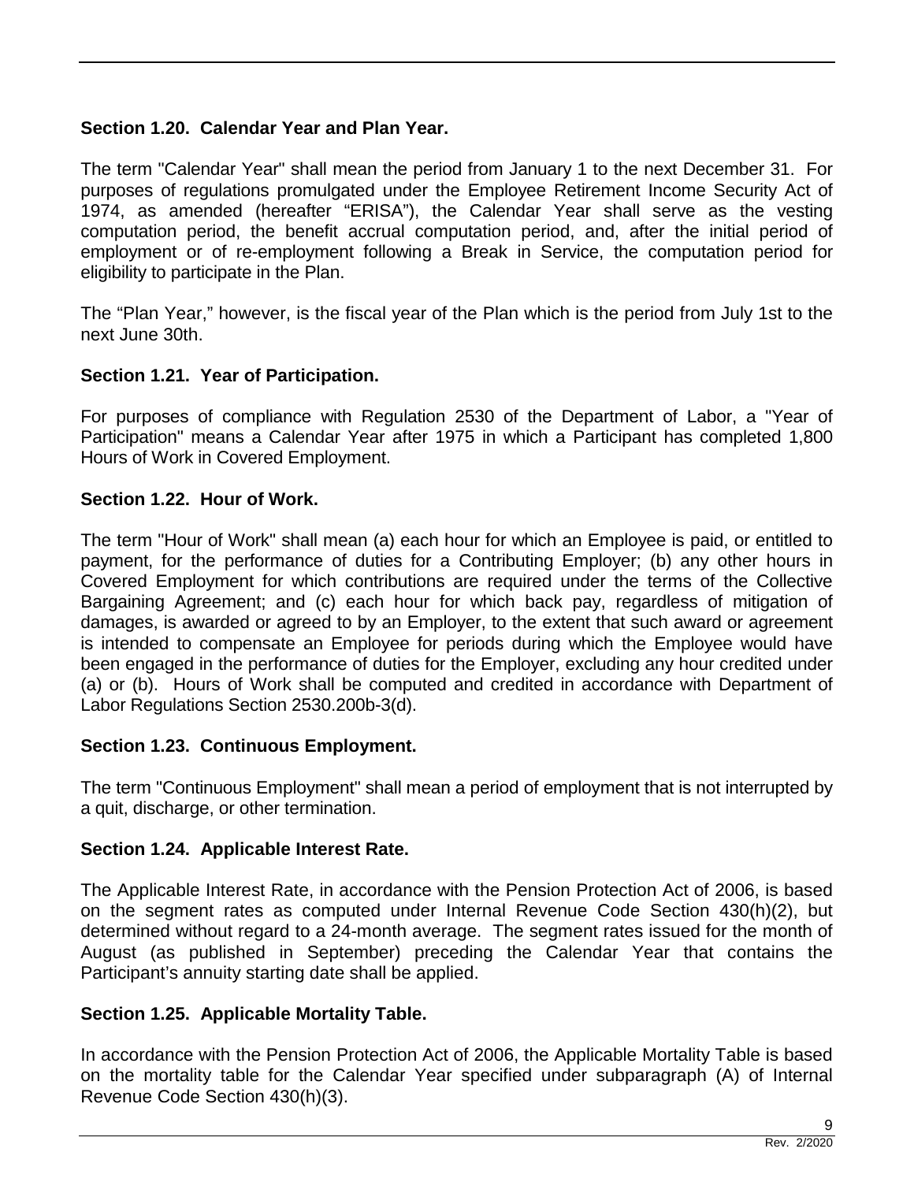### Section 1.20. Calendar Year and Plan Year.

The term "Calendar Year" shall mean the period from January 1 to the next December 31. For purposes of regulations promulgated under the Employee Retirement Income Security Act of 1974, as amended (hereafter "ERISA"), the Calendar Year shall serve as the vesting computation period, the benefit accrual computation period, and, after the initial period of employment or of re-employment following a Break in Service, the computation period for eligibility to participate in the Plan.

The "Plan Year," however, is the fiscal year of the Plan which is the period from July 1st to the next June 30th.

### Section 1.21. Year of Participation.

For purposes of compliance with Regulation 2530 of the Department of Labor, a "Year of Participation" means a Calendar Year after 1975 in which a Participant has completed 1,800 Hours of Work in Covered Employment.

### Section 1.22. Hour of Work.

The term "Hour of Work" shall mean (a) each hour for which an Employee is paid, or entitled to payment, for the performance of duties for a Contributing Employer; (b) any other hours in Covered Employment for which contributions are required under the terms of the Collective Bargaining Agreement; and (c) each hour for which back pay, regardless of mitigation of damages, is awarded or agreed to by an Employer, to the extent that such award or agreement is intended to compensate an Employee for periods during which the Employee would have been engaged in the performance of duties for the Employer, excluding any hour credited under (a) or (b). Hours of Work shall be computed and credited in accordance with Department of Labor Regulations Section 2530.200b-3(d).

### Section 1.23. Continuous Employment.

The term "Continuous Employment" shall mean a period of employment that is not interrupted by a quit, discharge, or other termination.

### Section 1.24. Applicable Interest Rate.

The Applicable Interest Rate, in accordance with the Pension Protection Act of 2006, is based on the segment rates as computed under Internal Revenue Code Section 430(h)(2), but determined without regard to a 24-month average. The segment rates issued for the month of August (as published in September) preceding the Calendar Year that contains the Participant's annuity starting date shall be applied.

### Section 1.25. Applicable Mortality Table.

In accordance with the Pension Protection Act of 2006, the Applicable Mortality Table is based on the mortality table for the Calendar Year specified under subparagraph (A) of Internal Revenue Code Section 430(h)(3).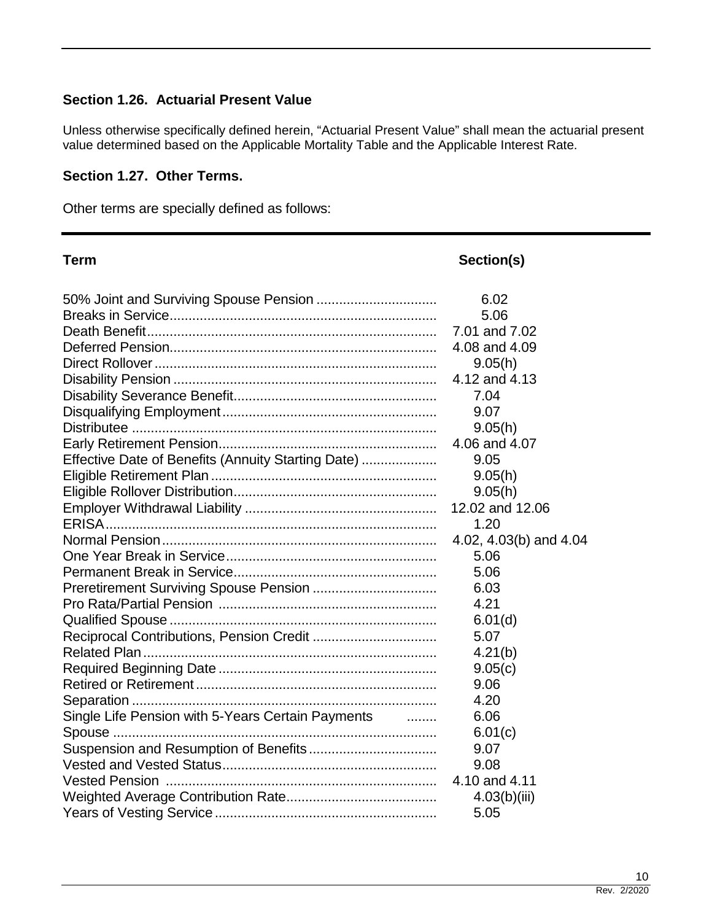### Section 1.26. Actuarial Present Value

Unless otherwise specifically defined herein, "Actuarial Present Value" shall mean the actuarial present value determined based on the Applicable Mortality Table and the Applicable Interest Rate.

### Section 1.27. Other Terms.

Other terms are specially defined as follows:

| Term | Section(s) |
|---|---|
| 50% Joint and Surviving Spouse Pension | 6.02 |
| Breaks in Service | 5.06 |
| Death Benefit | 7.01 and 7.02 |
| Deferred Pension | 4.08 and 4.09 |
| Direct Rollover | 9.05(h) |
| Disability Pension | 4.12 and 4.13 |
| Disability Severance Benefit | 7.04 |
| Disqualifying Employment | 9.07 |
| Distributee | 9.05(h) |
| Early Retirement Pension | 4.06 and 4.07 |
| Effective Date of Benefits (Annuity Starting Date) | 9.05 |
| Eligible Retirement Plan | 9.05(h) |
| Eligible Rollover Distribution | 9.05(h) |
| Employer Withdrawal Liability | 12.02 and 12.06 |
| ERISA | 1.20 |
| Normal Pension | 4.02, 4.03(b) and 4.04 |
| One Year Break in Service | 5.06 |
| Permanent Break in Service | 5.06 |
| Preretirement Surviving Spouse Pension | 6.03 |
| Pro Rata/Partial Pension | 4.21 |
| Qualified Spouse | 6.01(d) |
| Reciprocal Contributions, Pension Credit | 5.07 |
| Related Plan | 4.21(b) |
| Required Beginning Date | 9.05(c) |
| Retired or Retirement | 9.06 |
| Separation | 4.20 |
| Single Life Pension with 5-Years Certain Payments | 6.06 |
| Spouse | 6.01(c) |
| Suspension and Resumption of Benefits | 9.07 |
| Vested and Vested Status | 9.08 |
| Vested Pension | 4.10 and 4.11 |
| Weighted Average Contribution Rate | 4.03(b)(iii) |
| Years of Vesting Service | 5.05 |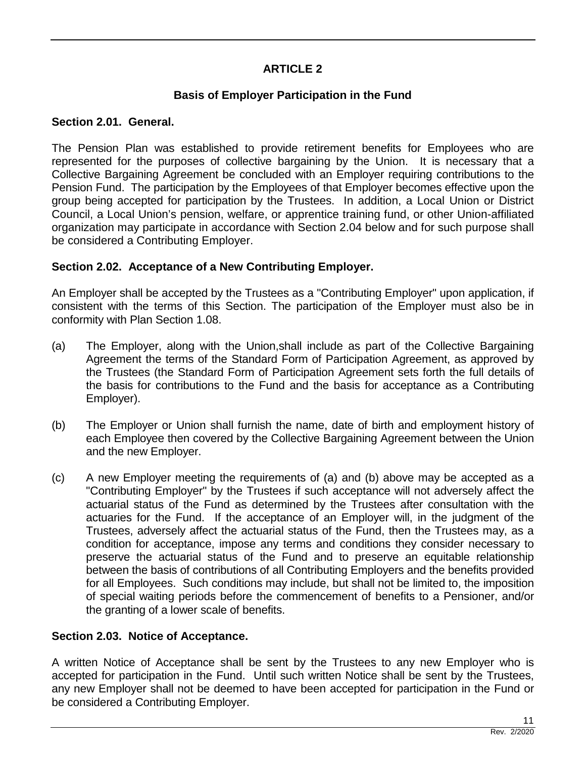# ARTICLE 2

## Basis of Employer Participation in the Fund

### Section 2.01. General.

The Pension Plan was established to provide retirement benefits for Employees who are represented for the purposes of collective bargaining by the Union. It is necessary that a Collective Bargaining Agreement be concluded with an Employer requiring contributions to the Pension Fund. The participation by the Employees of that Employer becomes effective upon the group being accepted for participation by the Trustees. In addition, a Local Union or District Council, a Local Union's pension, welfare, or apprentice training fund, or other Union-affiliated organization may participate in accordance with Section 2.04 below and for such purpose shall be considered a Contributing Employer.

### Section 2.02. Acceptance of a New Contributing Employer.

An Employer shall be accepted by the Trustees as a "Contributing Employer" upon application, if consistent with the terms of this Section. The participation of the Employer must also be in conformity with Plan Section 1.08.

(a) The Employer, along with the Union,shall include as part of the Collective Bargaining Agreement the terms of the Standard Form of Participation Agreement, as approved by the Trustees (the Standard Form of Participation Agreement sets forth the full details of the basis for contributions to the Fund and the basis for acceptance as a Contributing Employer).

(b) The Employer or Union shall furnish the name, date of birth and employment history of each Employee then covered by the Collective Bargaining Agreement between the Union and the new Employer.

(c) A new Employer meeting the requirements of (a) and (b) above may be accepted as a "Contributing Employer" by the Trustees if such acceptance will not adversely affect the actuarial status of the Fund as determined by the Trustees after consultation with the actuaries for the Fund. If the acceptance of an Employer will, in the judgment of the Trustees, adversely affect the actuarial status of the Fund, then the Trustees may, as a condition for acceptance, impose any terms and conditions they consider necessary to preserve the actuarial status of the Fund and to preserve an equitable relationship between the basis of contributions of all Contributing Employers and the benefits provided for all Employees. Such conditions may include, but shall not be limited to, the imposition of special waiting periods before the commencement of benefits to a Pensioner, and/or the granting of a lower scale of benefits.

### Section 2.03. Notice of Acceptance.

A written Notice of Acceptance shall be sent by the Trustees to any new Employer who is accepted for participation in the Fund. Until such written Notice shall be sent by the Trustees, any new Employer shall not be deemed to have been accepted for participation in the Fund or be considered a Contributing Employer.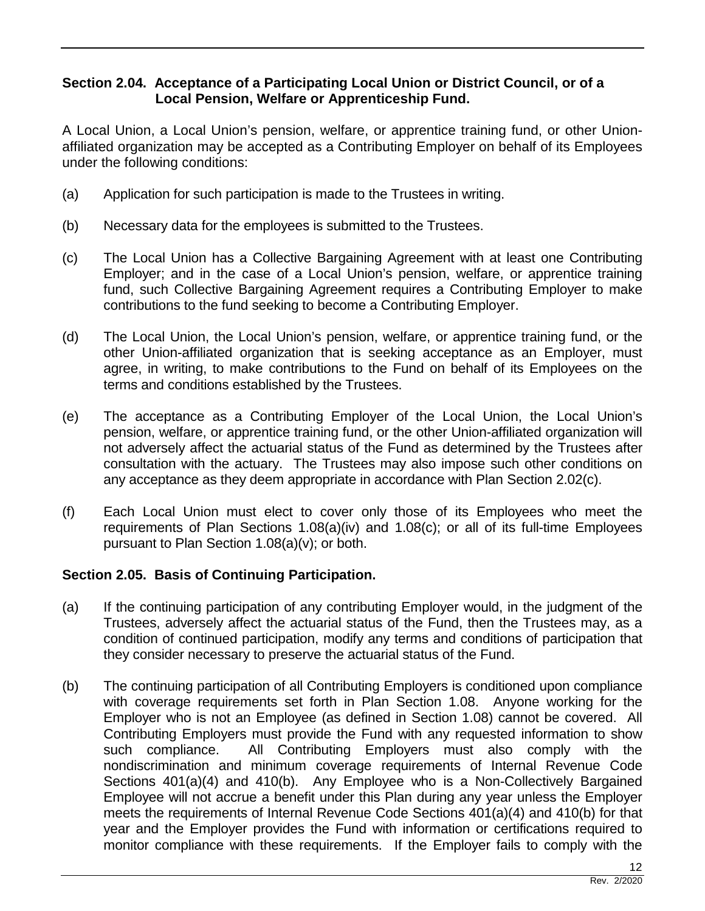### Section 2.04. Acceptance of a Participating Local Union or District Council, or of a Local Pension, Welfare or Apprenticeship Fund.

A Local Union, a Local Union's pension, welfare, or apprentice training fund, or other Union-affiliated organization may be accepted as a Contributing Employer on behalf of its Employees under the following conditions:

(a) Application for such participation is made to the Trustees in writing.

(b) Necessary data for the employees is submitted to the Trustees.

(c) The Local Union has a Collective Bargaining Agreement with at least one Contributing Employer; and in the case of a Local Union's pension, welfare, or apprentice training fund, such Collective Bargaining Agreement requires a Contributing Employer to make contributions to the fund seeking to become a Contributing Employer.

(d) The Local Union, the Local Union's pension, welfare, or apprentice training fund, or the other Union-affiliated organization that is seeking acceptance as an Employer, must agree, in writing, to make contributions to the Fund on behalf of its Employees on the terms and conditions established by the Trustees.

(e) The acceptance as a Contributing Employer of the Local Union, the Local Union's pension, welfare, or apprentice training fund, or the other Union-affiliated organization will not adversely affect the actuarial status of the Fund as determined by the Trustees after consultation with the actuary. The Trustees may also impose such other conditions on any acceptance as they deem appropriate in accordance with Plan Section 2.02(c).

(f) Each Local Union must elect to cover only those of its Employees who meet the requirements of Plan Sections 1.08(a)(iv) and 1.08(c); or all of its full-time Employees pursuant to Plan Section 1.08(a)(v); or both.

### Section 2.05. Basis of Continuing Participation.

(a) If the continuing participation of any contributing Employer would, in the judgment of the Trustees, adversely affect the actuarial status of the Fund, then the Trustees may, as a condition of continued participation, modify any terms and conditions of participation that they consider necessary to preserve the actuarial status of the Fund.

(b) The continuing participation of all Contributing Employers is conditioned upon compliance with coverage requirements set forth in Plan Section 1.08. Anyone working for the Employer who is not an Employee (as defined in Section 1.08) cannot be covered. All Contributing Employers must provide the Fund with any requested information to show such compliance. All Contributing Employers must also comply with the nondiscrimination and minimum coverage requirements of Internal Revenue Code Sections 401(a)(4) and 410(b). Any Employee who is a Non-Collectively Bargained Employee will not accrue a benefit under this Plan during any year unless the Employer meets the requirements of Internal Revenue Code Sections 401(a)(4) and 410(b) for that year and the Employer provides the Fund with information or certifications required to monitor compliance with these requirements. If the Employer fails to comply with the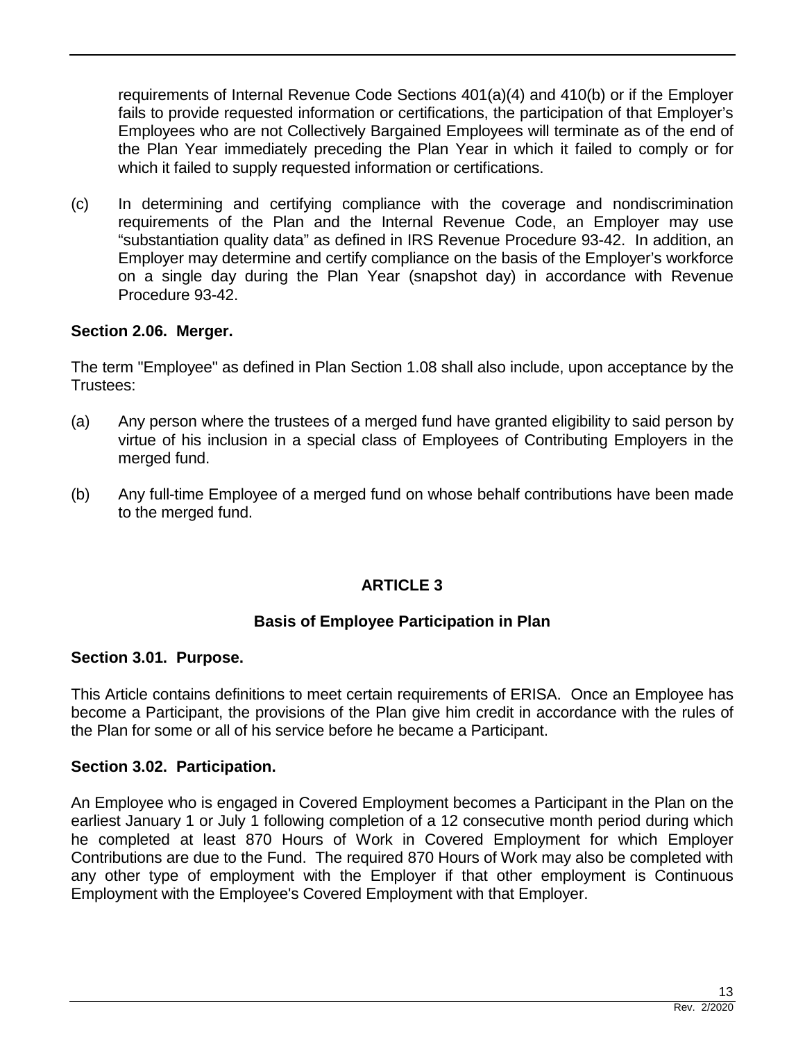requirements of Internal Revenue Code Sections 401(a)(4) and 410(b) or if the Employer fails to provide requested information or certifications, the participation of that Employer's Employees who are not Collectively Bargained Employees will terminate as of the end of the Plan Year immediately preceding the Plan Year in which it failed to comply or for which it failed to supply requested information or certifications.

(c) In determining and certifying compliance with the coverage and nondiscrimination requirements of the Plan and the Internal Revenue Code, an Employer may use "substantiation quality data" as defined in IRS Revenue Procedure 93-42. In addition, an Employer may determine and certify compliance on the basis of the Employer's workforce on a single day during the Plan Year (snapshot day) in accordance with Revenue Procedure 93-42.

**Section 2.06. Merger.**

The term "Employee" as defined in Plan Section 1.08 shall also include, upon acceptance by the Trustees:

(a) Any person where the trustees of a merged fund have granted eligibility to said person by virtue of his inclusion in a special class of Employees of Contributing Employers in the merged fund.

(b) Any full-time Employee of a merged fund on whose behalf contributions have been made to the merged fund.

## ARTICLE 3

### Basis of Employee Participation in Plan

**Section 3.01. Purpose.**

This Article contains definitions to meet certain requirements of ERISA. Once an Employee has become a Participant, the provisions of the Plan give him credit in accordance with the rules of the Plan for some or all of his service before he became a Participant.

**Section 3.02. Participation.**

An Employee who is engaged in Covered Employment becomes a Participant in the Plan on the earliest January 1 or July 1 following completion of a 12 consecutive month period during which he completed at least 870 Hours of Work in Covered Employment for which Employer Contributions are due to the Fund. The required 870 Hours of Work may also be completed with any other type of employment with the Employer if that other employment is Continuous Employment with the Employee's Covered Employment with that Employer.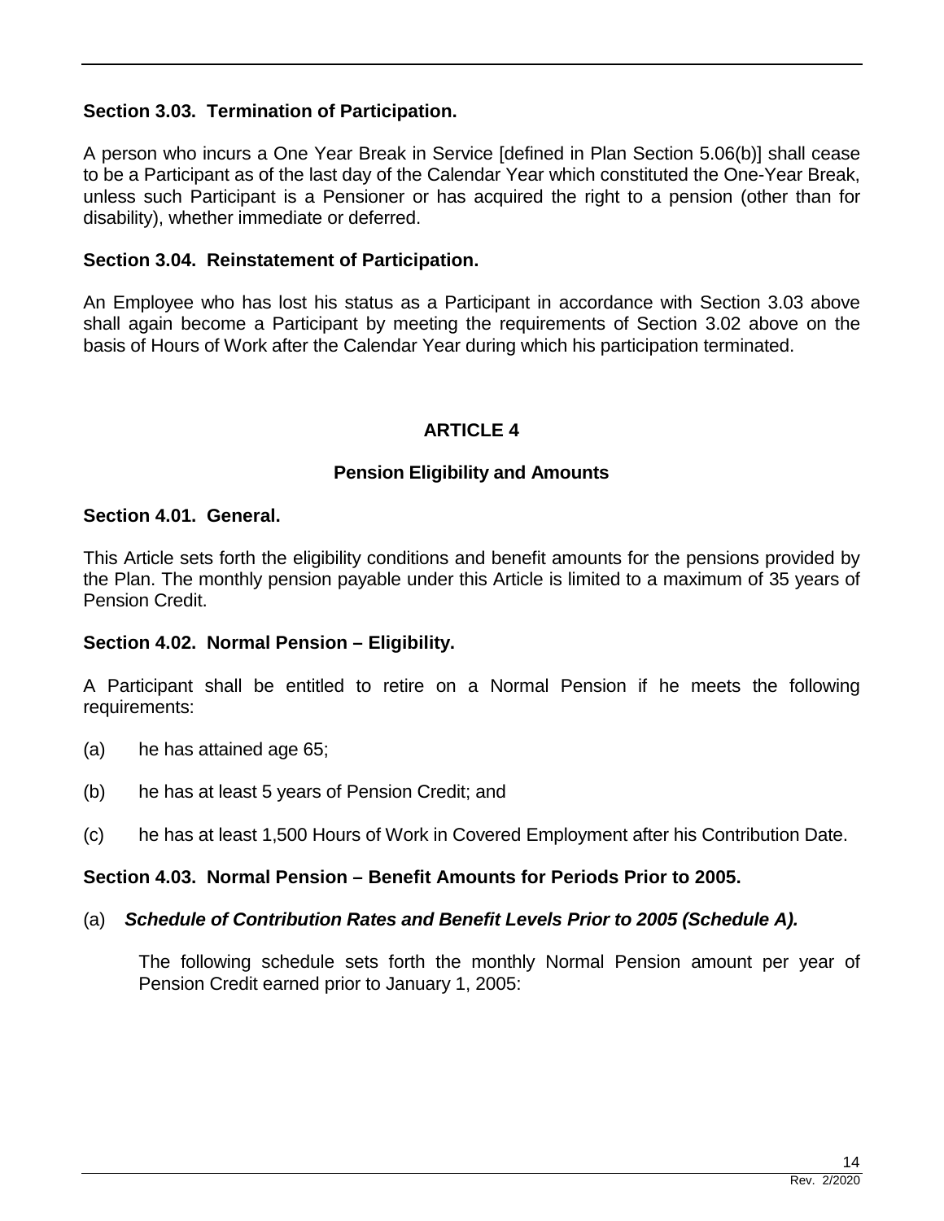### Section 3.03. Termination of Participation.

A person who incurs a One Year Break in Service [defined in Plan Section 5.06(b)] shall cease to be a Participant as of the last day of the Calendar Year which constituted the One-Year Break, unless such Participant is a Pensioner or has acquired the right to a pension (other than for disability), whether immediate or deferred.

### Section 3.04. Reinstatement of Participation.

An Employee who has lost his status as a Participant in accordance with Section 3.03 above shall again become a Participant by meeting the requirements of Section 3.02 above on the basis of Hours of Work after the Calendar Year during which his participation terminated.

## ARTICLE 4

## Pension Eligibility and Amounts

### Section 4.01. General.

This Article sets forth the eligibility conditions and benefit amounts for the pensions provided by the Plan. The monthly pension payable under this Article is limited to a maximum of 35 years of Pension Credit.

### Section 4.02. Normal Pension – Eligibility.

A Participant shall be entitled to retire on a Normal Pension if he meets the following requirements:

(a) he has attained age 65;

(b) he has at least 5 years of Pension Credit; and

(c) he has at least 1,500 Hours of Work in Covered Employment after his Contribution Date.

### Section 4.03. Normal Pension – Benefit Amounts for Periods Prior to 2005.

(a) ***Schedule of Contribution Rates and Benefit Levels Prior to 2005 (Schedule A).***

The following schedule sets forth the monthly Normal Pension amount per year of Pension Credit earned prior to January 1, 2005: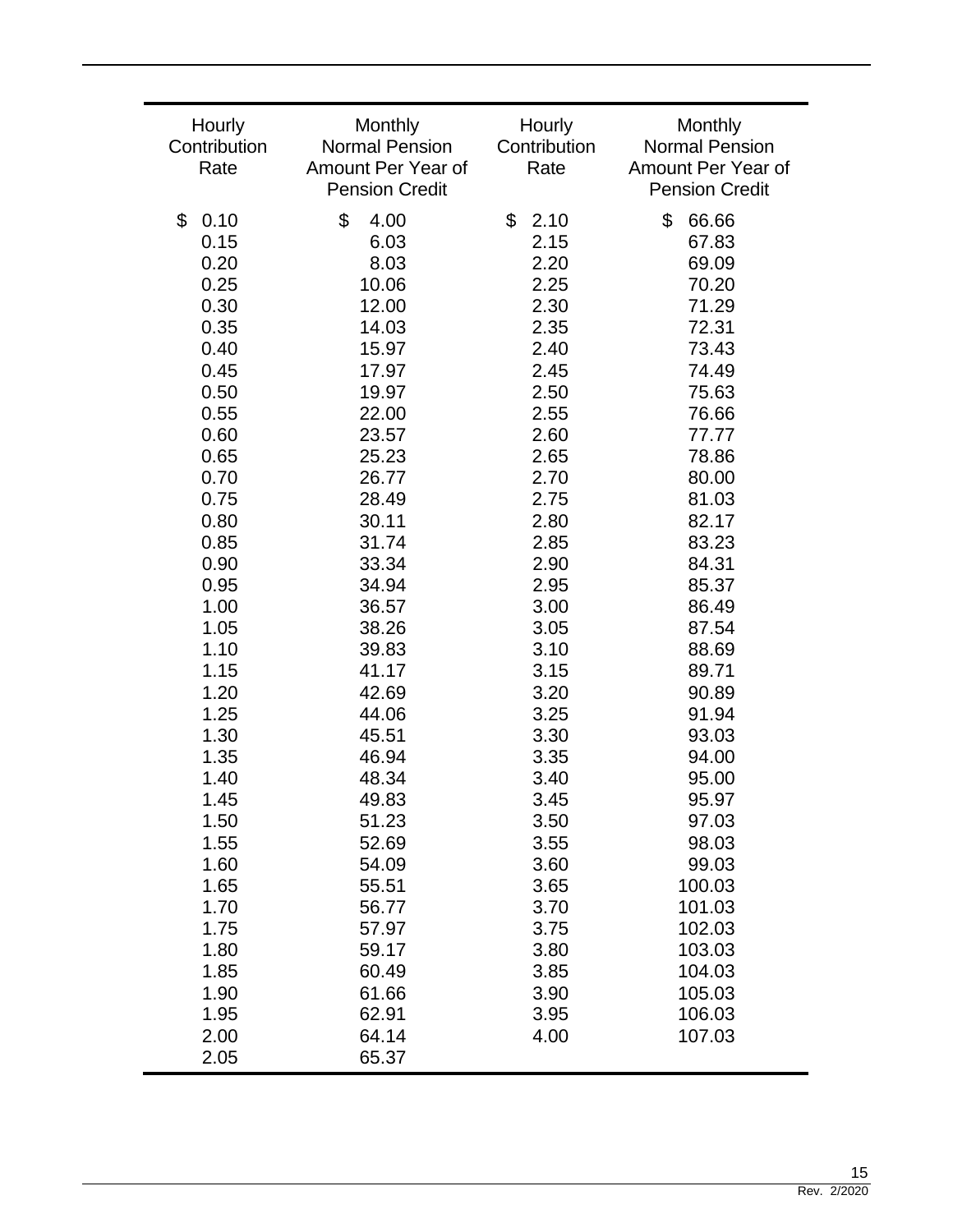| Hourly Contribution Rate | Monthly Normal Pension Amount Per Year of Pension Credit | Hourly Contribution Rate | Monthly Normal Pension Amount Per Year of Pension Credit |
|---|---|---|---|
| $ 0.10 | $ 4.00 | $ 2.10 | $ 66.66 |
| 0.15 | 6.03 | 2.15 | 67.83 |
| 0.20 | 8.03 | 2.20 | 69.09 |
| 0.25 | 10.06 | 2.25 | 70.20 |
| 0.30 | 12.00 | 2.30 | 71.29 |
| 0.35 | 14.03 | 2.35 | 72.31 |
| 0.40 | 15.97 | 2.40 | 73.43 |
| 0.45 | 17.97 | 2.45 | 74.49 |
| 0.50 | 19.97 | 2.50 | 75.63 |
| 0.55 | 22.00 | 2.55 | 76.66 |
| 0.60 | 23.57 | 2.60 | 77.77 |
| 0.65 | 25.23 | 2.65 | 78.86 |
| 0.70 | 26.77 | 2.70 | 80.00 |
| 0.75 | 28.49 | 2.75 | 81.03 |
| 0.80 | 30.11 | 2.80 | 82.17 |
| 0.85 | 31.74 | 2.85 | 83.23 |
| 0.90 | 33.34 | 2.90 | 84.31 |
| 0.95 | 34.94 | 2.95 | 85.37 |
| 1.00 | 36.57 | 3.00 | 86.49 |
| 1.05 | 38.26 | 3.05 | 87.54 |
| 1.10 | 39.83 | 3.10 | 88.69 |
| 1.15 | 41.17 | 3.15 | 89.71 |
| 1.20 | 42.69 | 3.20 | 90.89 |
| 1.25 | 44.06 | 3.25 | 91.94 |
| 1.30 | 45.51 | 3.30 | 93.03 |
| 1.35 | 46.94 | 3.35 | 94.00 |
| 1.40 | 48.34 | 3.40 | 95.00 |
| 1.45 | 49.83 | 3.45 | 95.97 |
| 1.50 | 51.23 | 3.50 | 97.03 |
| 1.55 | 52.69 | 3.55 | 98.03 |
| 1.60 | 54.09 | 3.60 | 99.03 |
| 1.65 | 55.51 | 3.65 | 100.03 |
| 1.70 | 56.77 | 3.70 | 101.03 |
| 1.75 | 57.97 | 3.75 | 102.03 |
| 1.80 | 59.17 | 3.80 | 103.03 |
| 1.85 | 60.49 | 3.85 | 104.03 |
| 1.90 | 61.66 | 3.90 | 105.03 |
| 1.95 | 62.91 | 3.95 | 106.03 |
| 2.00 | 64.14 | 4.00 | 107.03 |
| 2.05 | 65.37 | | |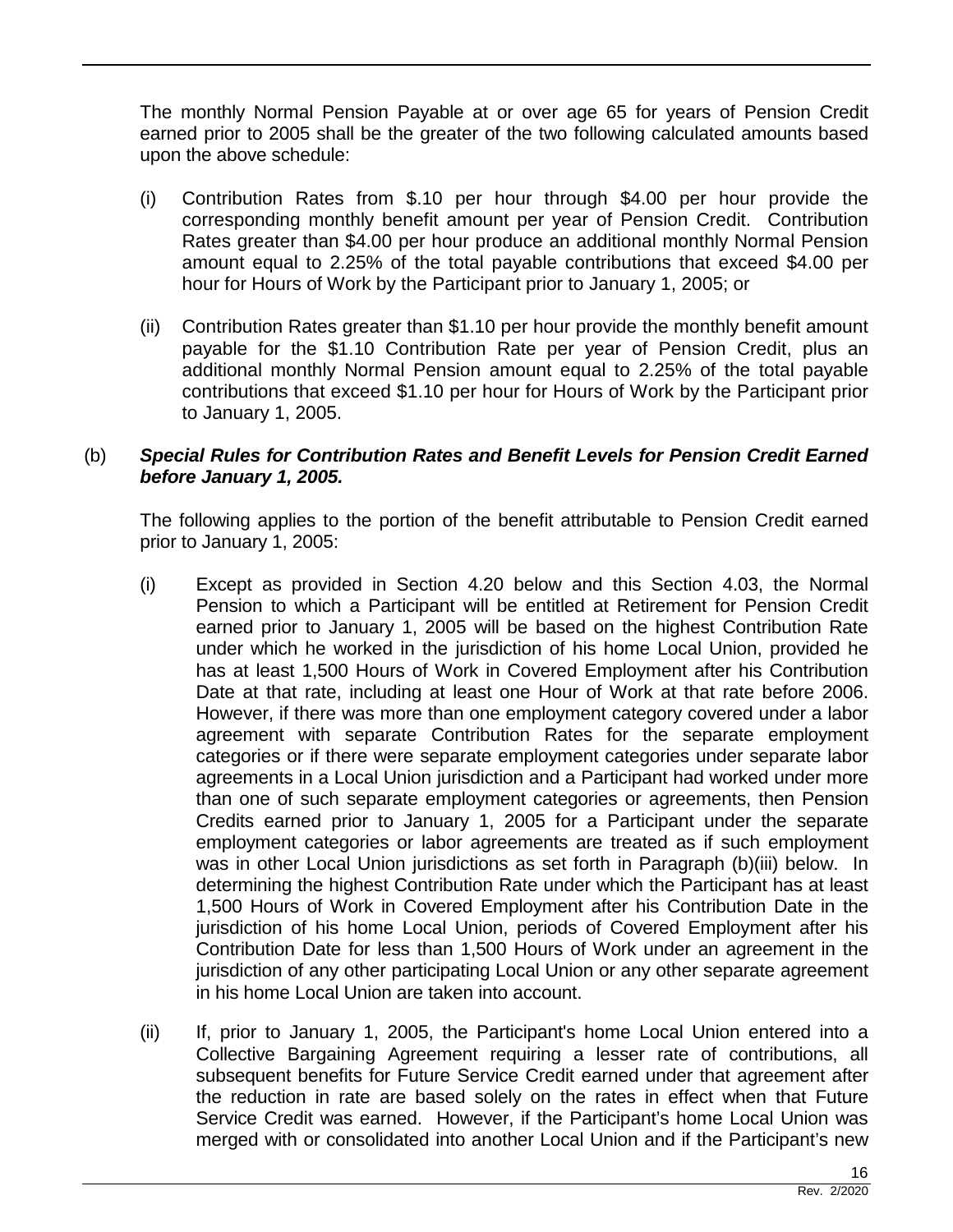The monthly Normal Pension Payable at or over age 65 for years of Pension Credit earned prior to 2005 shall be the greater of the two following calculated amounts based upon the above schedule:

(i) Contribution Rates from $.10 per hour through $4.00 per hour provide the corresponding monthly benefit amount per year of Pension Credit. Contribution Rates greater than $4.00 per hour produce an additional monthly Normal Pension amount equal to 2.25% of the total payable contributions that exceed $4.00 per hour for Hours of Work by the Participant prior to January 1, 2005; or

(ii) Contribution Rates greater than $1.10 per hour provide the monthly benefit amount payable for the $1.10 Contribution Rate per year of Pension Credit, plus an additional monthly Normal Pension amount equal to 2.25% of the total payable contributions that exceed $1.10 per hour for Hours of Work by the Participant prior to January 1, 2005.

(b) ***Special Rules for Contribution Rates and Benefit Levels for Pension Credit Earned before January 1, 2005.***

The following applies to the portion of the benefit attributable to Pension Credit earned prior to January 1, 2005:

(i) Except as provided in Section 4.20 below and this Section 4.03, the Normal Pension to which a Participant will be entitled at Retirement for Pension Credit earned prior to January 1, 2005 will be based on the highest Contribution Rate under which he worked in the jurisdiction of his home Local Union, provided he has at least 1,500 Hours of Work in Covered Employment after his Contribution Date at that rate, including at least one Hour of Work at that rate before 2006. However, if there was more than one employment category covered under a labor agreement with separate Contribution Rates for the separate employment categories or if there were separate employment categories under separate labor agreements in a Local Union jurisdiction and a Participant had worked under more than one of such separate employment categories or agreements, then Pension Credits earned prior to January 1, 2005 for a Participant under the separate employment categories or labor agreements are treated as if such employment was in other Local Union jurisdictions as set forth in Paragraph (b)(iii) below. In determining the highest Contribution Rate under which the Participant has at least 1,500 Hours of Work in Covered Employment after his Contribution Date in the jurisdiction of his home Local Union, periods of Covered Employment after his Contribution Date for less than 1,500 Hours of Work under an agreement in the jurisdiction of any other participating Local Union or any other separate agreement in his home Local Union are taken into account.

(ii) If, prior to January 1, 2005, the Participant's home Local Union entered into a Collective Bargaining Agreement requiring a lesser rate of contributions, all subsequent benefits for Future Service Credit earned under that agreement after the reduction in rate are based solely on the rates in effect when that Future Service Credit was earned. However, if the Participant's home Local Union was merged with or consolidated into another Local Union and if the Participant's new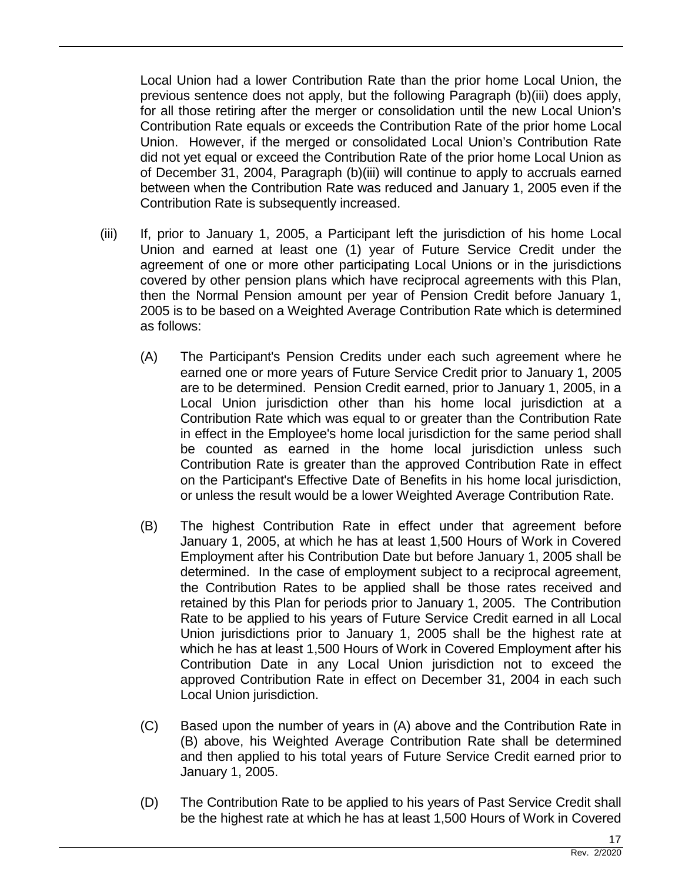Local Union had a lower Contribution Rate than the prior home Local Union, the previous sentence does not apply, but the following Paragraph (b)(iii) does apply, for all those retiring after the merger or consolidation until the new Local Union's Contribution Rate equals or exceeds the Contribution Rate of the prior home Local Union. However, if the merged or consolidated Local Union's Contribution Rate did not yet equal or exceed the Contribution Rate of the prior home Local Union as of December 31, 2004, Paragraph (b)(iii) will continue to apply to accruals earned between when the Contribution Rate was reduced and January 1, 2005 even if the Contribution Rate is subsequently increased.

(iii) If, prior to January 1, 2005, a Participant left the jurisdiction of his home Local Union and earned at least one (1) year of Future Service Credit under the agreement of one or more other participating Local Unions or in the jurisdictions covered by other pension plans which have reciprocal agreements with this Plan, then the Normal Pension amount per year of Pension Credit before January 1, 2005 is to be based on a Weighted Average Contribution Rate which is determined as follows:

(A) The Participant's Pension Credits under each such agreement where he earned one or more years of Future Service Credit prior to January 1, 2005 are to be determined. Pension Credit earned, prior to January 1, 2005, in a Local Union jurisdiction other than his home local jurisdiction at a Contribution Rate which was equal to or greater than the Contribution Rate in effect in the Employee's home local jurisdiction for the same period shall be counted as earned in the home local jurisdiction unless such Contribution Rate is greater than the approved Contribution Rate in effect on the Participant's Effective Date of Benefits in his home local jurisdiction, or unless the result would be a lower Weighted Average Contribution Rate.

(B) The highest Contribution Rate in effect under that agreement before January 1, 2005, at which he has at least 1,500 Hours of Work in Covered Employment after his Contribution Date but before January 1, 2005 shall be determined. In the case of employment subject to a reciprocal agreement, the Contribution Rates to be applied shall be those rates received and retained by this Plan for periods prior to January 1, 2005. The Contribution Rate to be applied to his years of Future Service Credit earned in all Local Union jurisdictions prior to January 1, 2005 shall be the highest rate at which he has at least 1,500 Hours of Work in Covered Employment after his Contribution Date in any Local Union jurisdiction not to exceed the approved Contribution Rate in effect on December 31, 2004 in each such Local Union jurisdiction.

(C) Based upon the number of years in (A) above and the Contribution Rate in (B) above, his Weighted Average Contribution Rate shall be determined and then applied to his total years of Future Service Credit earned prior to January 1, 2005.

(D) The Contribution Rate to be applied to his years of Past Service Credit shall be the highest rate at which he has at least 1,500 Hours of Work in Covered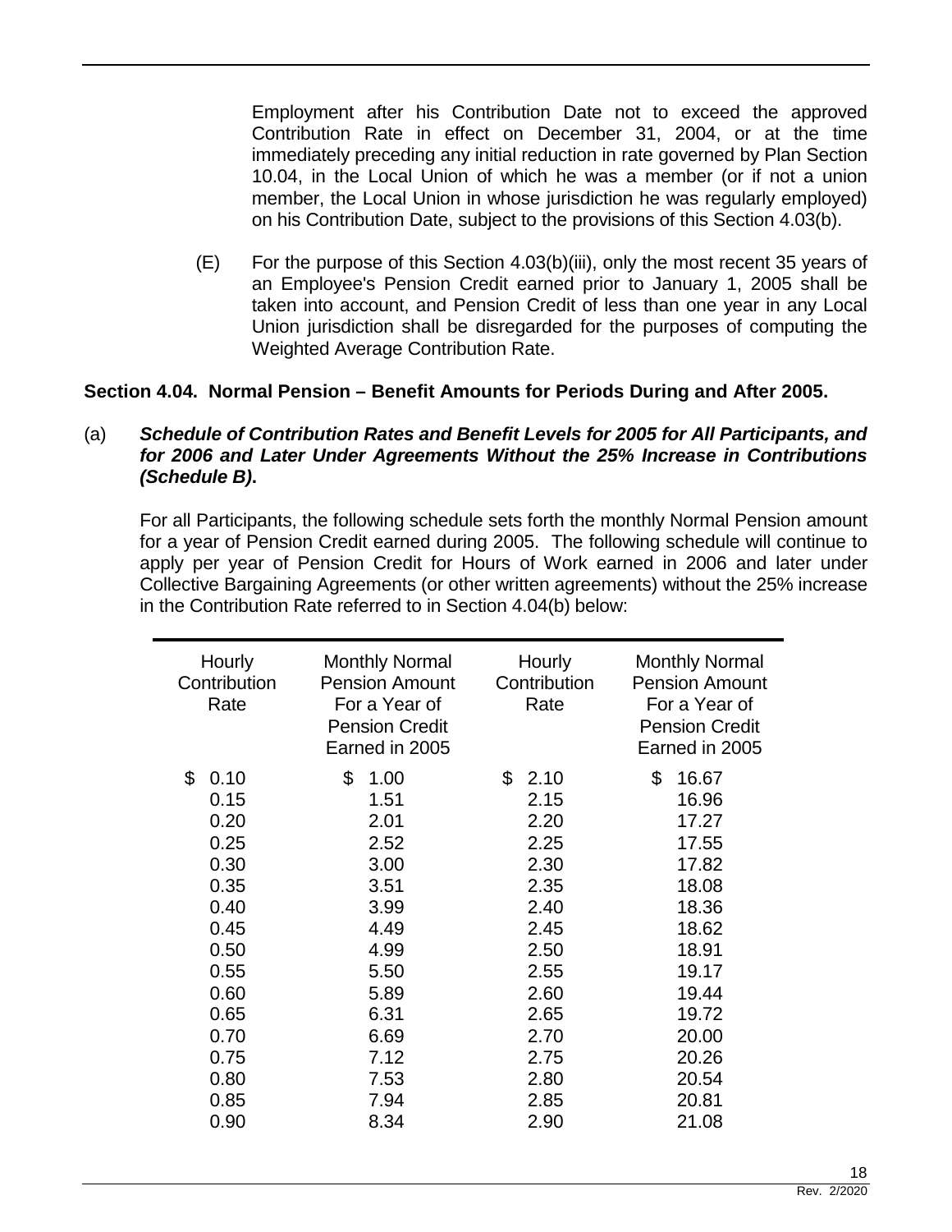Employment after his Contribution Date not to exceed the approved Contribution Rate in effect on December 31, 2004, or at the time immediately preceding any initial reduction in rate governed by Plan Section 10.04, in the Local Union of which he was a member (or if not a union member, the Local Union in whose jurisdiction he was regularly employed) on his Contribution Date, subject to the provisions of this Section 4.03(b).

(E) For the purpose of this Section 4.03(b)(iii), only the most recent 35 years of an Employee's Pension Credit earned prior to January 1, 2005 shall be taken into account, and Pension Credit of less than one year in any Local Union jurisdiction shall be disregarded for the purposes of computing the Weighted Average Contribution Rate.

## Section 4.04. Normal Pension – Benefit Amounts for Periods During and After 2005.

(a) ***Schedule of Contribution Rates and Benefit Levels for 2005 for All Participants, and for 2006 and Later Under Agreements Without the 25% Increase in Contributions (Schedule B).***

For all Participants, the following schedule sets forth the monthly Normal Pension amount for a year of Pension Credit earned during 2005. The following schedule will continue to apply per year of Pension Credit for Hours of Work earned in 2006 and later under Collective Bargaining Agreements (or other written agreements) without the 25% increase in the Contribution Rate referred to in Section 4.04(b) below:

| Hourly Contribution Rate | Monthly Normal Pension Amount For a Year of Pension Credit Earned in 2005 | Hourly Contribution Rate | Monthly Normal Pension Amount For a Year of Pension Credit Earned in 2005 |
|---|---|---|---|
| $ 0.10 | $ 1.00 | $ 2.10 | $ 16.67 |
| 0.15 | 1.51 | 2.15 | 16.96 |
| 0.20 | 2.01 | 2.20 | 17.27 |
| 0.25 | 2.52 | 2.25 | 17.55 |
| 0.30 | 3.00 | 2.30 | 17.82 |
| 0.35 | 3.51 | 2.35 | 18.08 |
| 0.40 | 3.99 | 2.40 | 18.36 |
| 0.45 | 4.49 | 2.45 | 18.62 |
| 0.50 | 4.99 | 2.50 | 18.91 |
| 0.55 | 5.50 | 2.55 | 19.17 |
| 0.60 | 5.89 | 2.60 | 19.44 |
| 0.65 | 6.31 | 2.65 | 19.72 |
| 0.70 | 6.69 | 2.70 | 20.00 |
| 0.75 | 7.12 | 2.75 | 20.26 |
| 0.80 | 7.53 | 2.80 | 20.54 |
| 0.85 | 7.94 | 2.85 | 20.81 |
| 0.90 | 8.34 | 2.90 | 21.08 |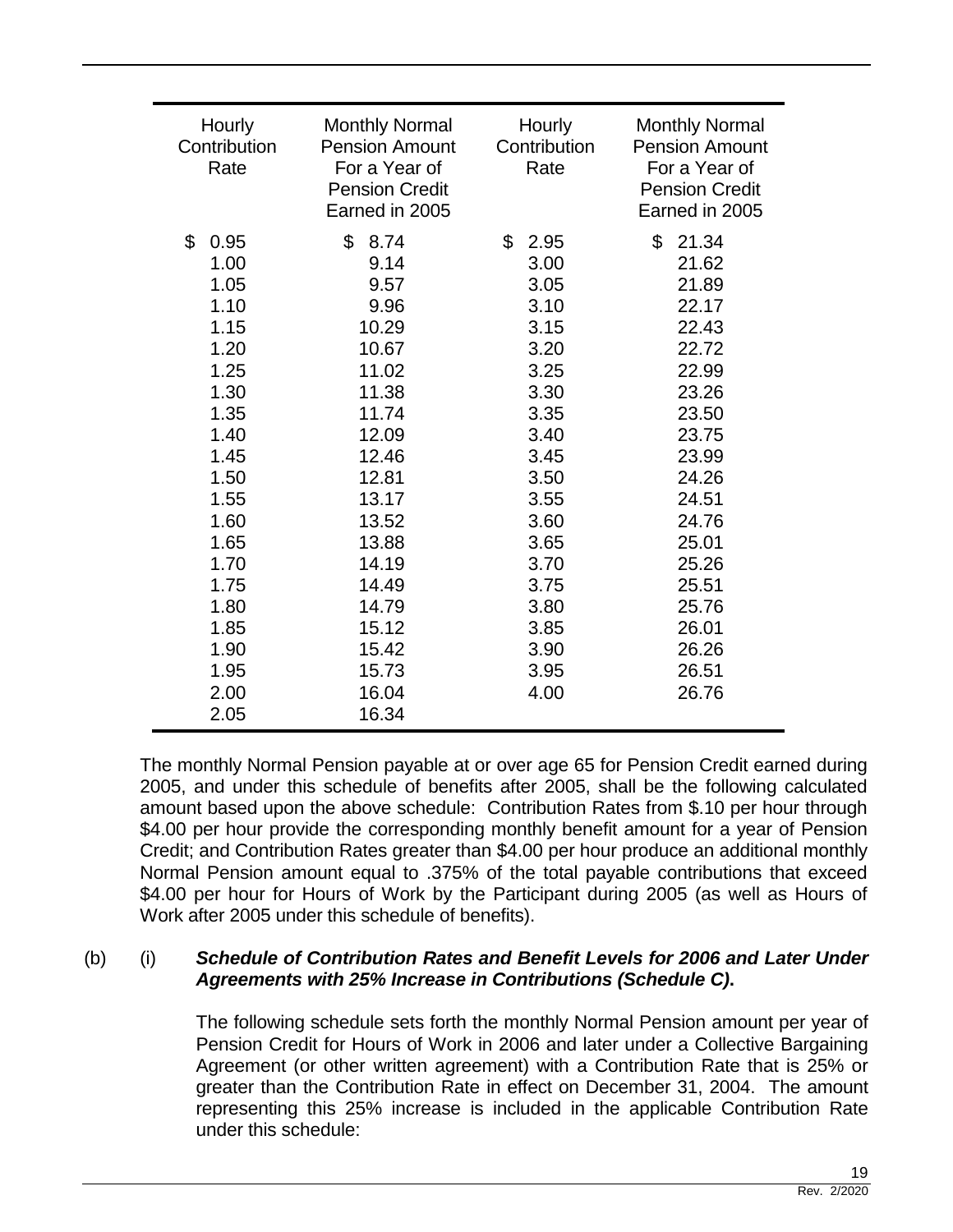| Hourly Contribution Rate | Monthly Normal Pension Amount For a Year of Pension Credit Earned in 2005 | Hourly Contribution Rate | Monthly Normal Pension Amount For a Year of Pension Credit Earned in 2005 |
|---|---|---|---|
| $ 0.95 | $ 8.74 | $ 2.95 | $ 21.34 |
| 1.00 | 9.14 | 3.00 | 21.62 |
| 1.05 | 9.57 | 3.05 | 21.89 |
| 1.10 | 9.96 | 3.10 | 22.17 |
| 1.15 | 10.29 | 3.15 | 22.43 |
| 1.20 | 10.67 | 3.20 | 22.72 |
| 1.25 | 11.02 | 3.25 | 22.99 |
| 1.30 | 11.38 | 3.30 | 23.26 |
| 1.35 | 11.74 | 3.35 | 23.50 |
| 1.40 | 12.09 | 3.40 | 23.75 |
| 1.45 | 12.46 | 3.45 | 23.99 |
| 1.50 | 12.81 | 3.50 | 24.26 |
| 1.55 | 13.17 | 3.55 | 24.51 |
| 1.60 | 13.52 | 3.60 | 24.76 |
| 1.65 | 13.88 | 3.65 | 25.01 |
| 1.70 | 14.19 | 3.70 | 25.26 |
| 1.75 | 14.49 | 3.75 | 25.51 |
| 1.80 | 14.79 | 3.80 | 25.76 |
| 1.85 | 15.12 | 3.85 | 26.01 |
| 1.90 | 15.42 | 3.90 | 26.26 |
| 1.95 | 15.73 | 3.95 | 26.51 |
| 2.00 | 16.04 | 4.00 | 26.76 |
| 2.05 | 16.34 | | |

The monthly Normal Pension payable at or over age 65 for Pension Credit earned during 2005, and under this schedule of benefits after 2005, shall be the following calculated amount based upon the above schedule: Contribution Rates from $.10 per hour through $4.00 per hour provide the corresponding monthly benefit amount for a year of Pension Credit; and Contribution Rates greater than $4.00 per hour produce an additional monthly Normal Pension amount equal to .375% of the total payable contributions that exceed $4.00 per hour for Hours of Work by the Participant during 2005 (as well as Hours of Work after 2005 under this schedule of benefits).

(b) (i) ***Schedule of Contribution Rates and Benefit Levels for 2006 and Later Under Agreements with 25% Increase in Contributions (Schedule C).***

The following schedule sets forth the monthly Normal Pension amount per year of Pension Credit for Hours of Work in 2006 and later under a Collective Bargaining Agreement (or other written agreement) with a Contribution Rate that is 25% or greater than the Contribution Rate in effect on December 31, 2004. The amount representing this 25% increase is included in the applicable Contribution Rate under this schedule: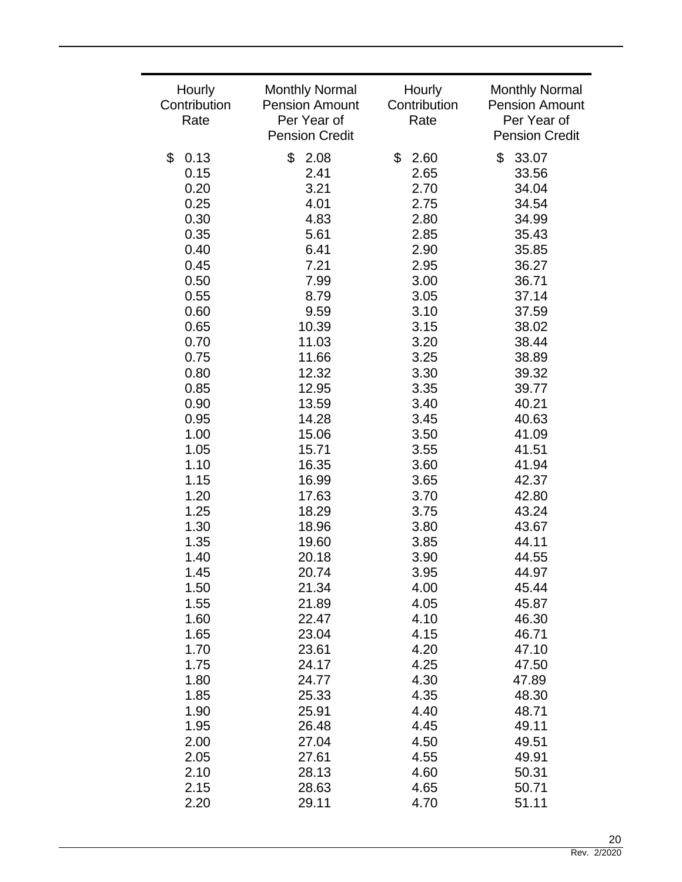| Hourly Contribution Rate | Monthly Normal Pension Amount Per Year of Pension Credit | Hourly Contribution Rate | Monthly Normal Pension Amount Per Year of Pension Credit |
|---|---|---|---|
| $ 0.13 | $ 2.08 | $ 2.60 | $ 33.07 |
| 0.15 | 2.41 | 2.65 | 33.56 |
| 0.20 | 3.21 | 2.70 | 34.04 |
| 0.25 | 4.01 | 2.75 | 34.54 |
| 0.30 | 4.83 | 2.80 | 34.99 |
| 0.35 | 5.61 | 2.85 | 35.43 |
| 0.40 | 6.41 | 2.90 | 35.85 |
| 0.45 | 7.21 | 2.95 | 36.27 |
| 0.50 | 7.99 | 3.00 | 36.71 |
| 0.55 | 8.79 | 3.05 | 37.14 |
| 0.60 | 9.59 | 3.10 | 37.59 |
| 0.65 | 10.39 | 3.15 | 38.02 |
| 0.70 | 11.03 | 3.20 | 38.44 |
| 0.75 | 11.66 | 3.25 | 38.89 |
| 0.80 | 12.32 | 3.30 | 39.32 |
| 0.85 | 12.95 | 3.35 | 39.77 |
| 0.90 | 13.59 | 3.40 | 40.21 |
| 0.95 | 14.28 | 3.45 | 40.63 |
| 1.00 | 15.06 | 3.50 | 41.09 |
| 1.05 | 15.71 | 3.55 | 41.51 |
| 1.10 | 16.35 | 3.60 | 41.94 |
| 1.15 | 16.99 | 3.65 | 42.37 |
| 1.20 | 17.63 | 3.70 | 42.80 |
| 1.25 | 18.29 | 3.75 | 43.24 |
| 1.30 | 18.96 | 3.80 | 43.67 |
| 1.35 | 19.60 | 3.85 | 44.11 |
| 1.40 | 20.18 | 3.90 | 44.55 |
| 1.45 | 20.74 | 3.95 | 44.97 |
| 1.50 | 21.34 | 4.00 | 45.44 |
| 1.55 | 21.89 | 4.05 | 45.87 |
| 1.60 | 22.47 | 4.10 | 46.30 |
| 1.65 | 23.04 | 4.15 | 46.71 |
| 1.70 | 23.61 | 4.20 | 47.10 |
| 1.75 | 24.17 | 4.25 | 47.50 |
| 1.80 | 24.77 | 4.30 | 47.89 |
| 1.85 | 25.33 | 4.35 | 48.30 |
| 1.90 | 25.91 | 4.40 | 48.71 |
| 1.95 | 26.48 | 4.45 | 49.11 |
| 2.00 | 27.04 | 4.50 | 49.51 |
| 2.05 | 27.61 | 4.55 | 49.91 |
| 2.10 | 28.13 | 4.60 | 50.31 |
| 2.15 | 28.63 | 4.65 | 50.71 |
| 2.20 | 29.11 | 4.70 | 51.11 |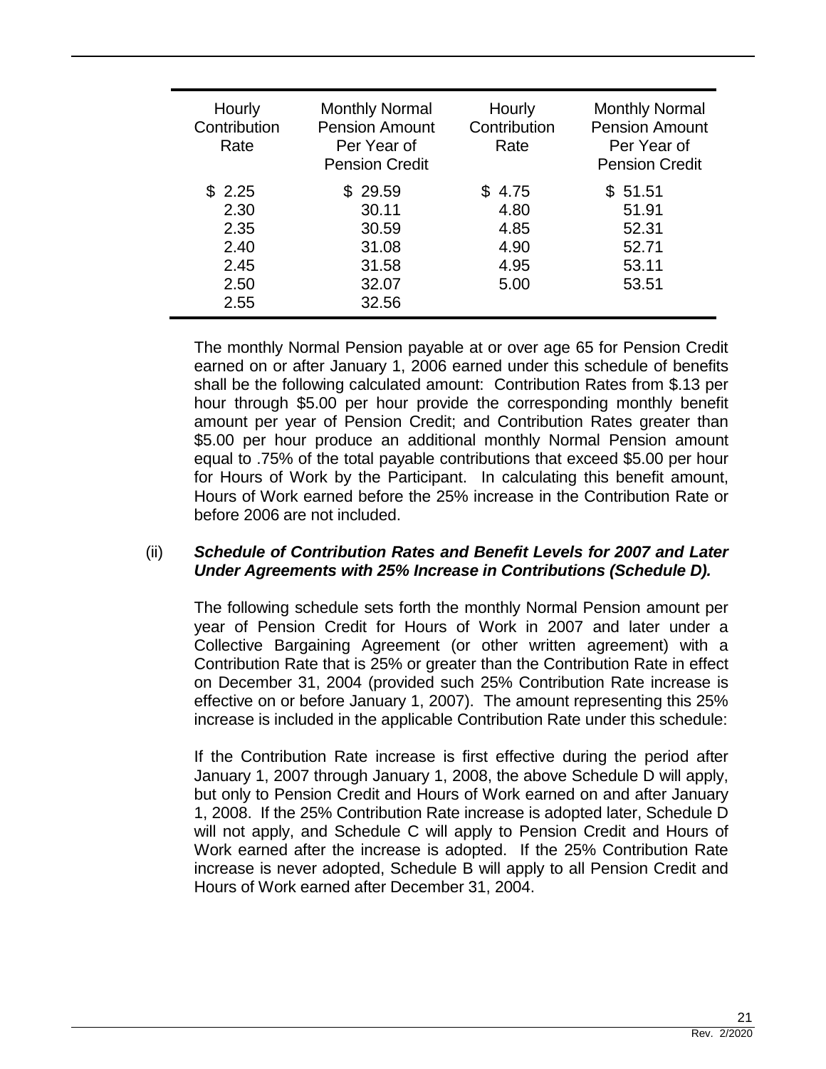| Hourly Contribution Rate | Monthly Normal Pension Amount Per Year of Pension Credit | Hourly Contribution Rate | Monthly Normal Pension Amount Per Year of Pension Credit |
|---|---|---|---|
| $ 2.25 | $ 29.59 | $ 4.75 | $ 51.51 |
| 2.30 | 30.11 | 4.80 | 51.91 |
| 2.35 | 30.59 | 4.85 | 52.31 |
| 2.40 | 31.08 | 4.90 | 52.71 |
| 2.45 | 31.58 | 4.95 | 53.11 |
| 2.50 | 32.07 | 5.00 | 53.51 |
| 2.55 | 32.56 | | |

The monthly Normal Pension payable at or over age 65 for Pension Credit earned on or after January 1, 2006 earned under this schedule of benefits shall be the following calculated amount: Contribution Rates from $.13 per hour through $5.00 per hour provide the corresponding monthly benefit amount per year of Pension Credit; and Contribution Rates greater than $5.00 per hour produce an additional monthly Normal Pension amount equal to .75% of the total payable contributions that exceed $5.00 per hour for Hours of Work by the Participant. In calculating this benefit amount, Hours of Work earned before the 25% increase in the Contribution Rate or before 2006 are not included.

(ii) ***Schedule of Contribution Rates and Benefit Levels for 2007 and Later Under Agreements with 25% Increase in Contributions (Schedule D).***

The following schedule sets forth the monthly Normal Pension amount per year of Pension Credit for Hours of Work in 2007 and later under a Collective Bargaining Agreement (or other written agreement) with a Contribution Rate that is 25% or greater than the Contribution Rate in effect on December 31, 2004 (provided such 25% Contribution Rate increase is effective on or before January 1, 2007). The amount representing this 25% increase is included in the applicable Contribution Rate under this schedule:

If the Contribution Rate increase is first effective during the period after January 1, 2007 through January 1, 2008, the above Schedule D will apply, but only to Pension Credit and Hours of Work earned on and after January 1, 2008. If the 25% Contribution Rate increase is adopted later, Schedule D will not apply, and Schedule C will apply to Pension Credit and Hours of Work earned after the increase is adopted. If the 25% Contribution Rate increase is never adopted, Schedule B will apply to all Pension Credit and Hours of Work earned after December 31, 2004.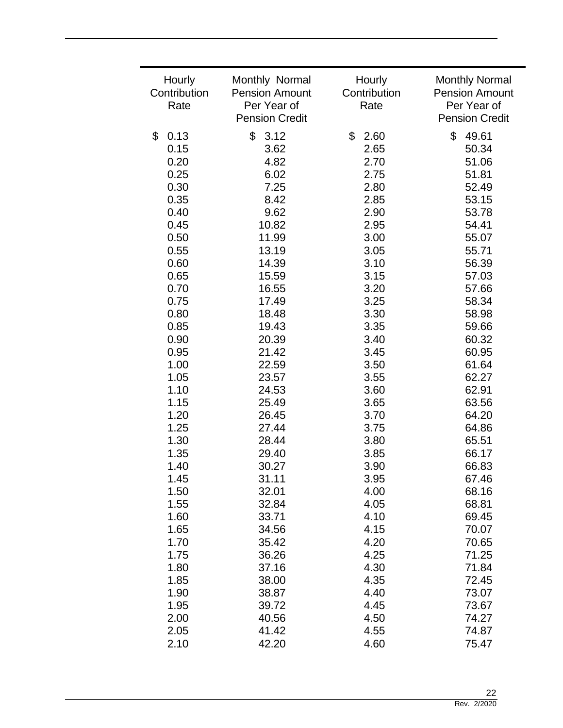| Hourly Contribution Rate | Monthly Normal Pension Amount Per Year of Pension Credit | Hourly Contribution Rate | Monthly Normal Pension Amount Per Year of Pension Credit |
|---|---|---|---|
| $ 0.13 | $ 3.12 | $ 2.60 | $ 49.61 |
| 0.15 | 3.62 | 2.65 | 50.34 |
| 0.20 | 4.82 | 2.70 | 51.06 |
| 0.25 | 6.02 | 2.75 | 51.81 |
| 0.30 | 7.25 | 2.80 | 52.49 |
| 0.35 | 8.42 | 2.85 | 53.15 |
| 0.40 | 9.62 | 2.90 | 53.78 |
| 0.45 | 10.82 | 2.95 | 54.41 |
| 0.50 | 11.99 | 3.00 | 55.07 |
| 0.55 | 13.19 | 3.05 | 55.71 |
| 0.60 | 14.39 | 3.10 | 56.39 |
| 0.65 | 15.59 | 3.15 | 57.03 |
| 0.70 | 16.55 | 3.20 | 57.66 |
| 0.75 | 17.49 | 3.25 | 58.34 |
| 0.80 | 18.48 | 3.30 | 58.98 |
| 0.85 | 19.43 | 3.35 | 59.66 |
| 0.90 | 20.39 | 3.40 | 60.32 |
| 0.95 | 21.42 | 3.45 | 60.95 |
| 1.00 | 22.59 | 3.50 | 61.64 |
| 1.05 | 23.57 | 3.55 | 62.27 |
| 1.10 | 24.53 | 3.60 | 62.91 |
| 1.15 | 25.49 | 3.65 | 63.56 |
| 1.20 | 26.45 | 3.70 | 64.20 |
| 1.25 | 27.44 | 3.75 | 64.86 |
| 1.30 | 28.44 | 3.80 | 65.51 |
| 1.35 | 29.40 | 3.85 | 66.17 |
| 1.40 | 30.27 | 3.90 | 66.83 |
| 1.45 | 31.11 | 3.95 | 67.46 |
| 1.50 | 32.01 | 4.00 | 68.16 |
| 1.55 | 32.84 | 4.05 | 68.81 |
| 1.60 | 33.71 | 4.10 | 69.45 |
| 1.65 | 34.56 | 4.15 | 70.07 |
| 1.70 | 35.42 | 4.20 | 70.65 |
| 1.75 | 36.26 | 4.25 | 71.25 |
| 1.80 | 37.16 | 4.30 | 71.84 |
| 1.85 | 38.00 | 4.35 | 72.45 |
| 1.90 | 38.87 | 4.40 | 73.07 |
| 1.95 | 39.72 | 4.45 | 73.67 |
| 2.00 | 40.56 | 4.50 | 74.27 |
| 2.05 | 41.42 | 4.55 | 74.87 |
| 2.10 | 42.20 | 4.60 | 75.47 |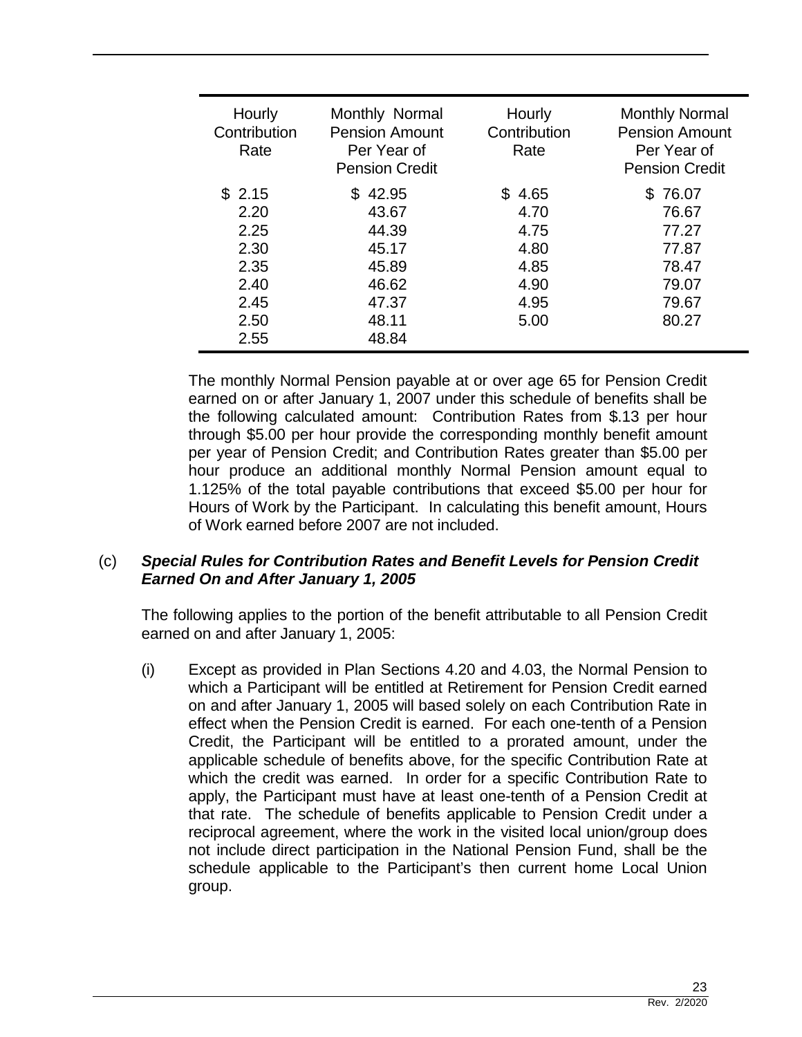| Hourly Contribution Rate | Monthly Normal Pension Amount Per Year of Pension Credit | Hourly Contribution Rate | Monthly Normal Pension Amount Per Year of Pension Credit |
|---|---|---|---|
| $ 2.15 | $ 42.95 | $ 4.65 | $ 76.07 |
| 2.20 | 43.67 | 4.70 | 76.67 |
| 2.25 | 44.39 | 4.75 | 77.27 |
| 2.30 | 45.17 | 4.80 | 77.87 |
| 2.35 | 45.89 | 4.85 | 78.47 |
| 2.40 | 46.62 | 4.90 | 79.07 |
| 2.45 | 47.37 | 4.95 | 79.67 |
| 2.50 | 48.11 | 5.00 | 80.27 |
| 2.55 | 48.84 | | |

The monthly Normal Pension payable at or over age 65 for Pension Credit earned on or after January 1, 2007 under this schedule of benefits shall be the following calculated amount: Contribution Rates from $.13 per hour through $5.00 per hour provide the corresponding monthly benefit amount per year of Pension Credit; and Contribution Rates greater than $5.00 per hour produce an additional monthly Normal Pension amount equal to 1.125% of the total payable contributions that exceed $5.00 per hour for Hours of Work by the Participant. In calculating this benefit amount, Hours of Work earned before 2007 are not included.

(c) ***Special Rules for Contribution Rates and Benefit Levels for Pension Credit Earned On and After January 1, 2005***

The following applies to the portion of the benefit attributable to all Pension Credit earned on and after January 1, 2005:

(i) Except as provided in Plan Sections 4.20 and 4.03, the Normal Pension to which a Participant will be entitled at Retirement for Pension Credit earned on and after January 1, 2005 will based solely on each Contribution Rate in effect when the Pension Credit is earned. For each one-tenth of a Pension Credit, the Participant will be entitled to a prorated amount, under the applicable schedule of benefits above, for the specific Contribution Rate at which the credit was earned. In order for a specific Contribution Rate to apply, the Participant must have at least one-tenth of a Pension Credit at that rate. The schedule of benefits applicable to Pension Credit under a reciprocal agreement, where the work in the visited local union/group does not include direct participation in the National Pension Fund, shall be the schedule applicable to the Participant's then current home Local Union group.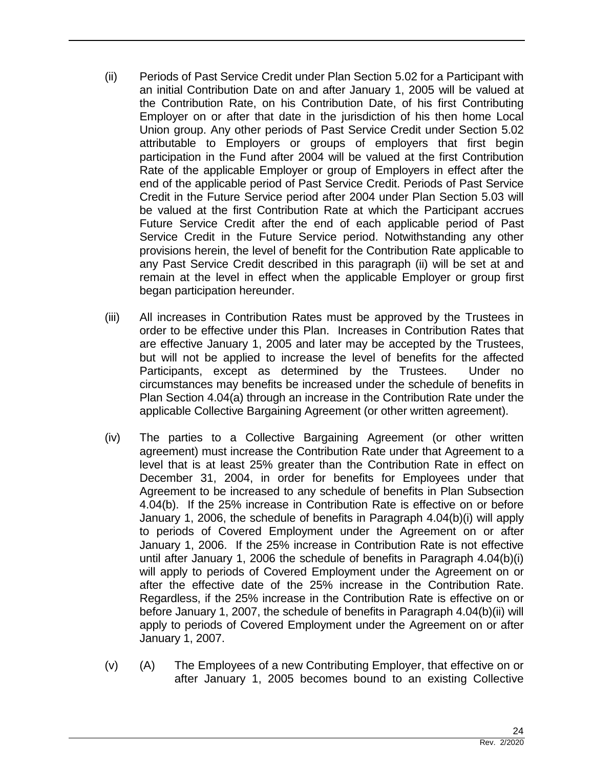(ii) Periods of Past Service Credit under Plan Section 5.02 for a Participant with an initial Contribution Date on and after January 1, 2005 will be valued at the Contribution Rate, on his Contribution Date, of his first Contributing Employer on or after that date in the jurisdiction of his then home Local Union group. Any other periods of Past Service Credit under Section 5.02 attributable to Employers or groups of employers that first begin participation in the Fund after 2004 will be valued at the first Contribution Rate of the applicable Employer or group of Employers in effect after the end of the applicable period of Past Service Credit. Periods of Past Service Credit in the Future Service period after 2004 under Plan Section 5.03 will be valued at the first Contribution Rate at which the Participant accrues Future Service Credit after the end of each applicable period of Past Service Credit in the Future Service period. Notwithstanding any other provisions herein, the level of benefit for the Contribution Rate applicable to any Past Service Credit described in this paragraph (ii) will be set at and remain at the level in effect when the applicable Employer or group first began participation hereunder.

(iii) All increases in Contribution Rates must be approved by the Trustees in order to be effective under this Plan. Increases in Contribution Rates that are effective January 1, 2005 and later may be accepted by the Trustees, but will not be applied to increase the level of benefits for the affected Participants, except as determined by the Trustees. Under no circumstances may benefits be increased under the schedule of benefits in Plan Section 4.04(a) through an increase in the Contribution Rate under the applicable Collective Bargaining Agreement (or other written agreement).

(iv) The parties to a Collective Bargaining Agreement (or other written agreement) must increase the Contribution Rate under that Agreement to a level that is at least 25% greater than the Contribution Rate in effect on December 31, 2004, in order for benefits for Employees under that Agreement to be increased to any schedule of benefits in Plan Subsection 4.04(b). If the 25% increase in Contribution Rate is effective on or before January 1, 2006, the schedule of benefits in Paragraph 4.04(b)(i) will apply to periods of Covered Employment under the Agreement on or after January 1, 2006. If the 25% increase in Contribution Rate is not effective until after January 1, 2006 the schedule of benefits in Paragraph 4.04(b)(i) will apply to periods of Covered Employment under the Agreement on or after the effective date of the 25% increase in the Contribution Rate. Regardless, if the 25% increase in the Contribution Rate is effective on or before January 1, 2007, the schedule of benefits in Paragraph 4.04(b)(ii) will apply to periods of Covered Employment under the Agreement on or after January 1, 2007.

(v) (A) The Employees of a new Contributing Employer, that effective on or after January 1, 2005 becomes bound to an existing Collective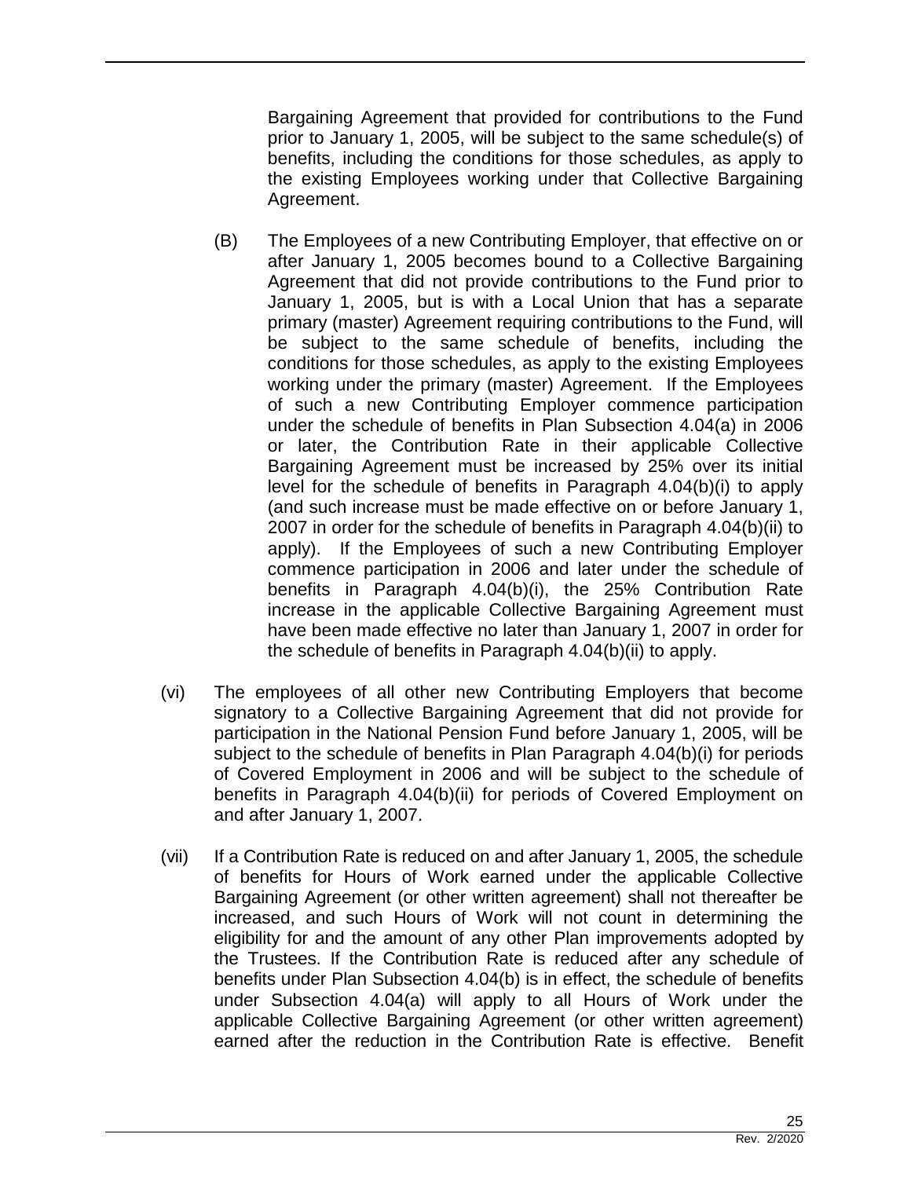Bargaining Agreement that provided for contributions to the Fund prior to January 1, 2005, will be subject to the same schedule(s) of benefits, including the conditions for those schedules, as apply to the existing Employees working under that Collective Bargaining Agreement.

(B) The Employees of a new Contributing Employer, that effective on or after January 1, 2005 becomes bound to a Collective Bargaining Agreement that did not provide contributions to the Fund prior to January 1, 2005, but is with a Local Union that has a separate primary (master) Agreement requiring contributions to the Fund, will be subject to the same schedule of benefits, including the conditions for those schedules, as apply to the existing Employees working under the primary (master) Agreement. If the Employees of such a new Contributing Employer commence participation under the schedule of benefits in Plan Subsection 4.04(a) in 2006 or later, the Contribution Rate in their applicable Collective Bargaining Agreement must be increased by 25% over its initial level for the schedule of benefits in Paragraph 4.04(b)(i) to apply (and such increase must be made effective on or before January 1, 2007 in order for the schedule of benefits in Paragraph 4.04(b)(ii) to apply). If the Employees of such a new Contributing Employer commence participation in 2006 and later under the schedule of benefits in Paragraph 4.04(b)(i), the 25% Contribution Rate increase in the applicable Collective Bargaining Agreement must have been made effective no later than January 1, 2007 in order for the schedule of benefits in Paragraph 4.04(b)(ii) to apply.

(vi) The employees of all other new Contributing Employers that become signatory to a Collective Bargaining Agreement that did not provide for participation in the National Pension Fund before January 1, 2005, will be subject to the schedule of benefits in Plan Paragraph 4.04(b)(i) for periods of Covered Employment in 2006 and will be subject to the schedule of benefits in Paragraph 4.04(b)(ii) for periods of Covered Employment on and after January 1, 2007.

(vii) If a Contribution Rate is reduced on and after January 1, 2005, the schedule of benefits for Hours of Work earned under the applicable Collective Bargaining Agreement (or other written agreement) shall not thereafter be increased, and such Hours of Work will not count in determining the eligibility for and the amount of any other Plan improvements adopted by the Trustees. If the Contribution Rate is reduced after any schedule of benefits under Plan Subsection 4.04(b) is in effect, the schedule of benefits under Subsection 4.04(a) will apply to all Hours of Work under the applicable Collective Bargaining Agreement (or other written agreement) earned after the reduction in the Contribution Rate is effective. Benefit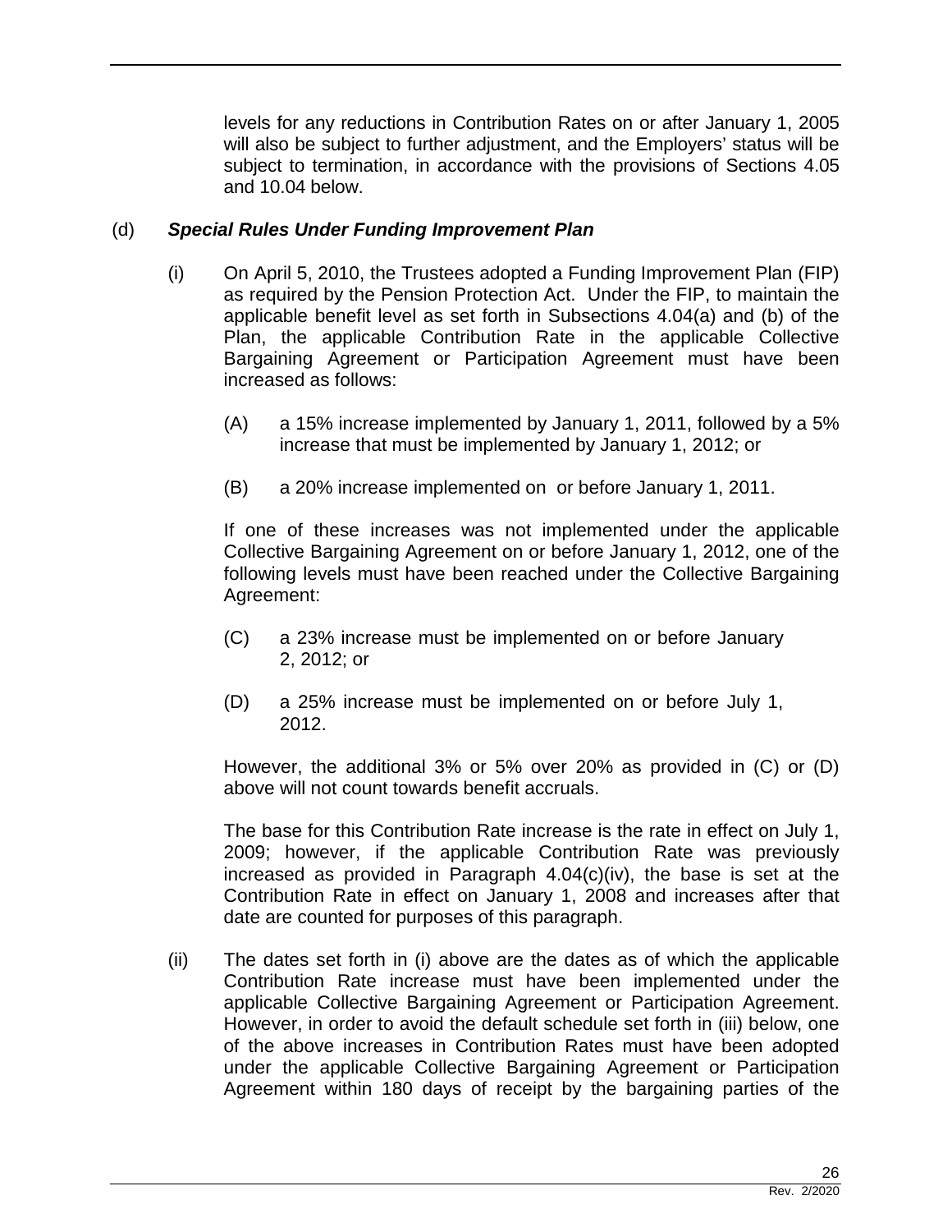levels for any reductions in Contribution Rates on or after January 1, 2005 will also be subject to further adjustment, and the Employers' status will be subject to termination, in accordance with the provisions of Sections 4.05 and 10.04 below.

(d) ***Special Rules Under Funding Improvement Plan***

(i) On April 5, 2010, the Trustees adopted a Funding Improvement Plan (FIP) as required by the Pension Protection Act. Under the FIP, to maintain the applicable benefit level as set forth in Subsections 4.04(a) and (b) of the Plan, the applicable Contribution Rate in the applicable Collective Bargaining Agreement or Participation Agreement must have been increased as follows:

(A) a 15% increase implemented by January 1, 2011, followed by a 5% increase that must be implemented by January 1, 2012; or

(B) a 20% increase implemented on or before January 1, 2011.

If one of these increases was not implemented under the applicable Collective Bargaining Agreement on or before January 1, 2012, one of the following levels must have been reached under the Collective Bargaining Agreement:

(C) a 23% increase must be implemented on or before January 2, 2012; or

(D) a 25% increase must be implemented on or before July 1, 2012.

However, the additional 3% or 5% over 20% as provided in (C) or (D) above will not count towards benefit accruals.

The base for this Contribution Rate increase is the rate in effect on July 1, 2009; however, if the applicable Contribution Rate was previously increased as provided in Paragraph 4.04(c)(iv), the base is set at the Contribution Rate in effect on January 1, 2008 and increases after that date are counted for purposes of this paragraph.

(ii) The dates set forth in (i) above are the dates as of which the applicable Contribution Rate increase must have been implemented under the applicable Collective Bargaining Agreement or Participation Agreement. However, in order to avoid the default schedule set forth in (iii) below, one of the above increases in Contribution Rates must have been adopted under the applicable Collective Bargaining Agreement or Participation Agreement within 180 days of receipt by the bargaining parties of the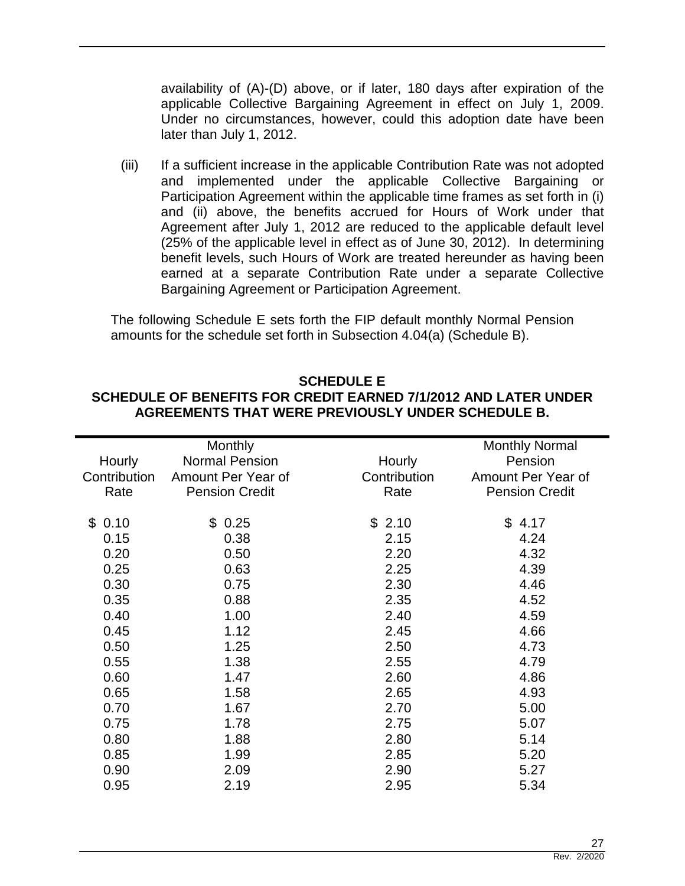availability of (A)-(D) above, or if later, 180 days after expiration of the applicable Collective Bargaining Agreement in effect on July 1, 2009. Under no circumstances, however, could this adoption date have been later than July 1, 2012.

(iii) If a sufficient increase in the applicable Contribution Rate was not adopted and implemented under the applicable Collective Bargaining or Participation Agreement within the applicable time frames as set forth in (i) and (ii) above, the benefits accrued for Hours of Work under that Agreement after July 1, 2012 are reduced to the applicable default level (25% of the applicable level in effect as of June 30, 2012). In determining benefit levels, such Hours of Work are treated hereunder as having been earned at a separate Contribution Rate under a separate Collective Bargaining Agreement or Participation Agreement.

The following Schedule E sets forth the FIP default monthly Normal Pension amounts for the schedule set forth in Subsection 4.04(a) (Schedule B).

**SCHEDULE E**
**SCHEDULE OF BENEFITS FOR CREDIT EARNED 7/1/2012 AND LATER UNDER AGREEMENTS THAT WERE PREVIOUSLY UNDER SCHEDULE B.**

| Hourly Contribution Rate | Monthly Normal Pension Amount Per Year of Pension Credit | Hourly Contribution Rate | Monthly Normal Pension Amount Per Year of Pension Credit |
|---|---|---|---|
| $ 0.10 | $ 0.25 | $ 2.10 | $ 4.17 |
| 0.15 | 0.38 | 2.15 | 4.24 |
| 0.20 | 0.50 | 2.20 | 4.32 |
| 0.25 | 0.63 | 2.25 | 4.39 |
| 0.30 | 0.75 | 2.30 | 4.46 |
| 0.35 | 0.88 | 2.35 | 4.52 |
| 0.40 | 1.00 | 2.40 | 4.59 |
| 0.45 | 1.12 | 2.45 | 4.66 |
| 0.50 | 1.25 | 2.50 | 4.73 |
| 0.55 | 1.38 | 2.55 | 4.79 |
| 0.60 | 1.47 | 2.60 | 4.86 |
| 0.65 | 1.58 | 2.65 | 4.93 |
| 0.70 | 1.67 | 2.70 | 5.00 |
| 0.75 | 1.78 | 2.75 | 5.07 |
| 0.80 | 1.88 | 2.80 | 5.14 |
| 0.85 | 1.99 | 2.85 | 5.20 |
| 0.90 | 2.09 | 2.90 | 5.27 |
| 0.95 | 2.19 | 2.95 | 5.34 |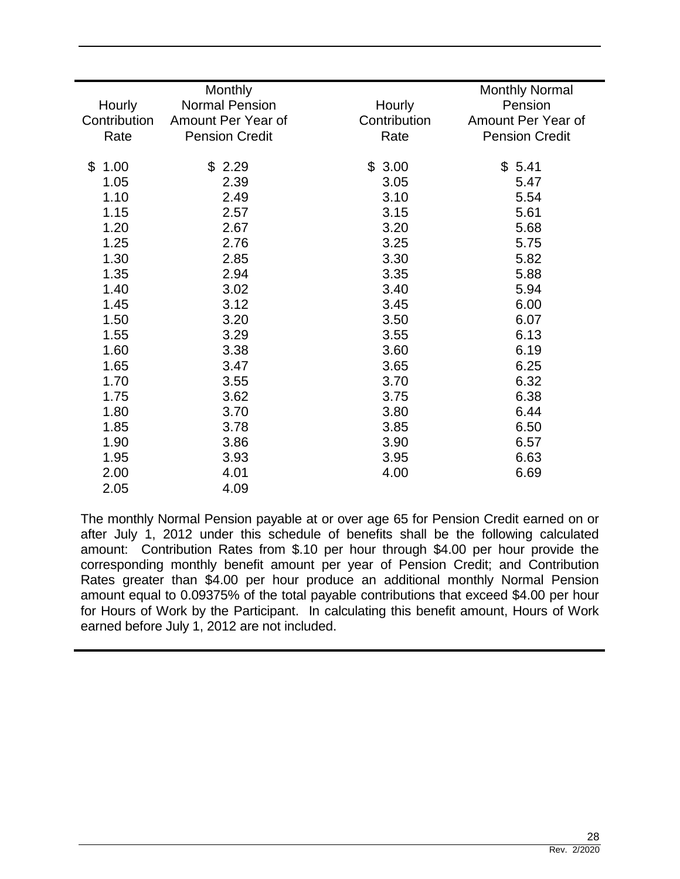| Hourly Contribution Rate | Monthly Normal Pension Amount Per Year of Pension Credit | Hourly Contribution Rate | Monthly Normal Pension Amount Per Year of Pension Credit |
|---|---|---|---|
| $ 1.00 | $ 2.29 | $ 3.00 | $ 5.41 |
| 1.05 | 2.39 | 3.05 | 5.47 |
| 1.10 | 2.49 | 3.10 | 5.54 |
| 1.15 | 2.57 | 3.15 | 5.61 |
| 1.20 | 2.67 | 3.20 | 5.68 |
| 1.25 | 2.76 | 3.25 | 5.75 |
| 1.30 | 2.85 | 3.30 | 5.82 |
| 1.35 | 2.94 | 3.35 | 5.88 |
| 1.40 | 3.02 | 3.40 | 5.94 |
| 1.45 | 3.12 | 3.45 | 6.00 |
| 1.50 | 3.20 | 3.50 | 6.07 |
| 1.55 | 3.29 | 3.55 | 6.13 |
| 1.60 | 3.38 | 3.60 | 6.19 |
| 1.65 | 3.47 | 3.65 | 6.25 |
| 1.70 | 3.55 | 3.70 | 6.32 |
| 1.75 | 3.62 | 3.75 | 6.38 |
| 1.80 | 3.70 | 3.80 | 6.44 |
| 1.85 | 3.78 | 3.85 | 6.50 |
| 1.90 | 3.86 | 3.90 | 6.57 |
| 1.95 | 3.93 | 3.95 | 6.63 |
| 2.00 | 4.01 | 4.00 | 6.69 |
| 2.05 | 4.09 | | |

The monthly Normal Pension payable at or over age 65 for Pension Credit earned on or after July 1, 2012 under this schedule of benefits shall be the following calculated amount: Contribution Rates from $.10 per hour through $4.00 per hour provide the corresponding monthly benefit amount per year of Pension Credit; and Contribution Rates greater than $4.00 per hour produce an additional monthly Normal Pension amount equal to 0.09375% of the total payable contributions that exceed $4.00 per hour for Hours of Work by the Participant. In calculating this benefit amount, Hours of Work earned before July 1, 2012 are not included.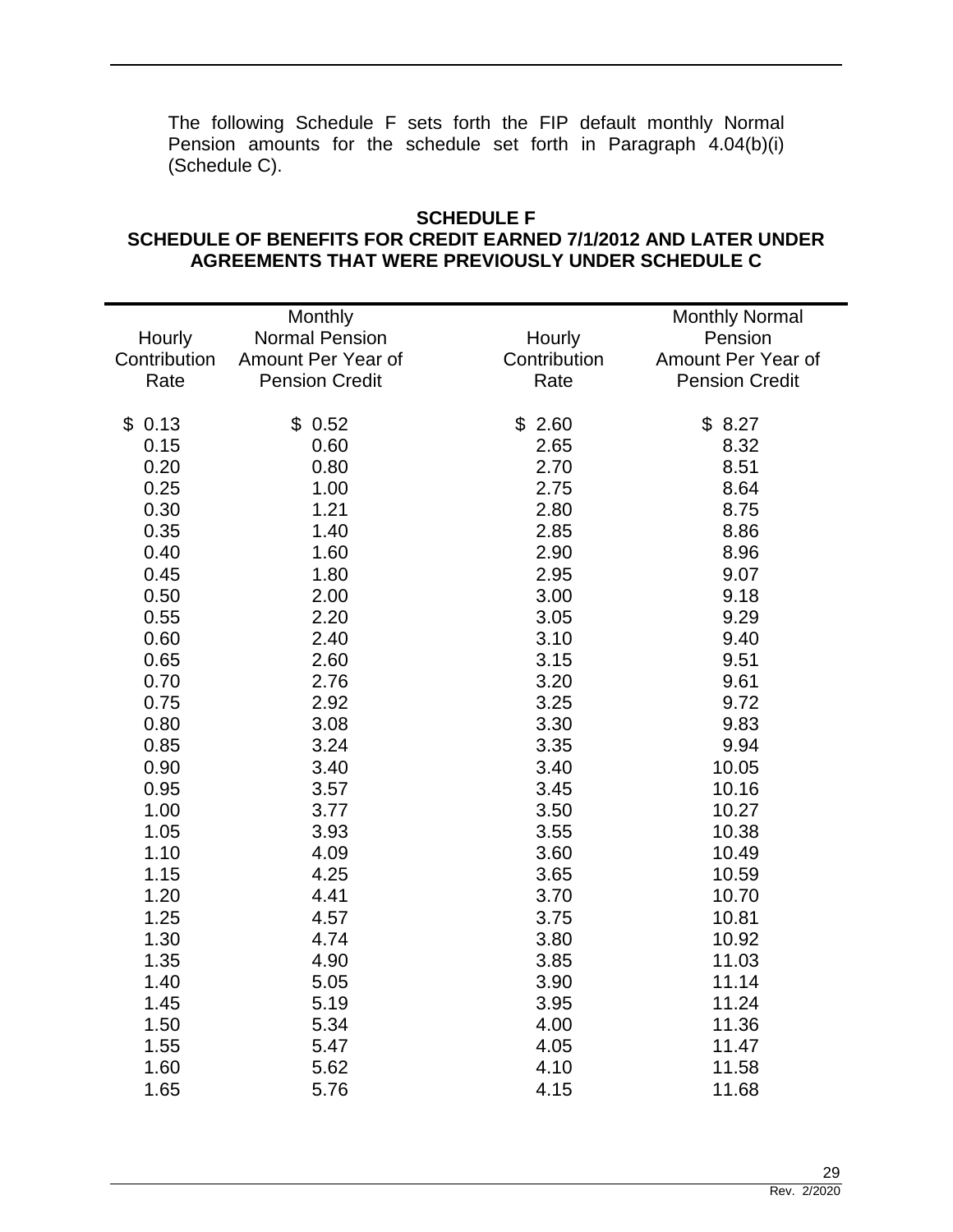The following Schedule F sets forth the FIP default monthly Normal Pension amounts for the schedule set forth in Paragraph 4.04(b)(i) (Schedule C).

**SCHEDULE F**
**SCHEDULE OF BENEFITS FOR CREDIT EARNED 7/1/2012 AND LATER UNDER AGREEMENTS THAT WERE PREVIOUSLY UNDER SCHEDULE C**

| Hourly Contribution Rate | Monthly Normal Pension Amount Per Year of Pension Credit | Hourly Contribution Rate | Monthly Normal Pension Amount Per Year of Pension Credit |
|---|---|---|---|
| $ 0.13 | $ 0.52 | $ 2.60 | $ 8.27 |
| 0.15 | 0.60 | 2.65 | 8.32 |
| 0.20 | 0.80 | 2.70 | 8.51 |
| 0.25 | 1.00 | 2.75 | 8.64 |
| 0.30 | 1.21 | 2.80 | 8.75 |
| 0.35 | 1.40 | 2.85 | 8.86 |
| 0.40 | 1.60 | 2.90 | 8.96 |
| 0.45 | 1.80 | 2.95 | 9.07 |
| 0.50 | 2.00 | 3.00 | 9.18 |
| 0.55 | 2.20 | 3.05 | 9.29 |
| 0.60 | 2.40 | 3.10 | 9.40 |
| 0.65 | 2.60 | 3.15 | 9.51 |
| 0.70 | 2.76 | 3.20 | 9.61 |
| 0.75 | 2.92 | 3.25 | 9.72 |
| 0.80 | 3.08 | 3.30 | 9.83 |
| 0.85 | 3.24 | 3.35 | 9.94 |
| 0.90 | 3.40 | 3.40 | 10.05 |
| 0.95 | 3.57 | 3.45 | 10.16 |
| 1.00 | 3.77 | 3.50 | 10.27 |
| 1.05 | 3.93 | 3.55 | 10.38 |
| 1.10 | 4.09 | 3.60 | 10.49 |
| 1.15 | 4.25 | 3.65 | 10.59 |
| 1.20 | 4.41 | 3.70 | 10.70 |
| 1.25 | 4.57 | 3.75 | 10.81 |
| 1.30 | 4.74 | 3.80 | 10.92 |
| 1.35 | 4.90 | 3.85 | 11.03 |
| 1.40 | 5.05 | 3.90 | 11.14 |
| 1.45 | 5.19 | 3.95 | 11.24 |
| 1.50 | 5.34 | 4.00 | 11.36 |
| 1.55 | 5.47 | 4.05 | 11.47 |
| 1.60 | 5.62 | 4.10 | 11.58 |
| 1.65 | 5.76 | 4.15 | 11.68 |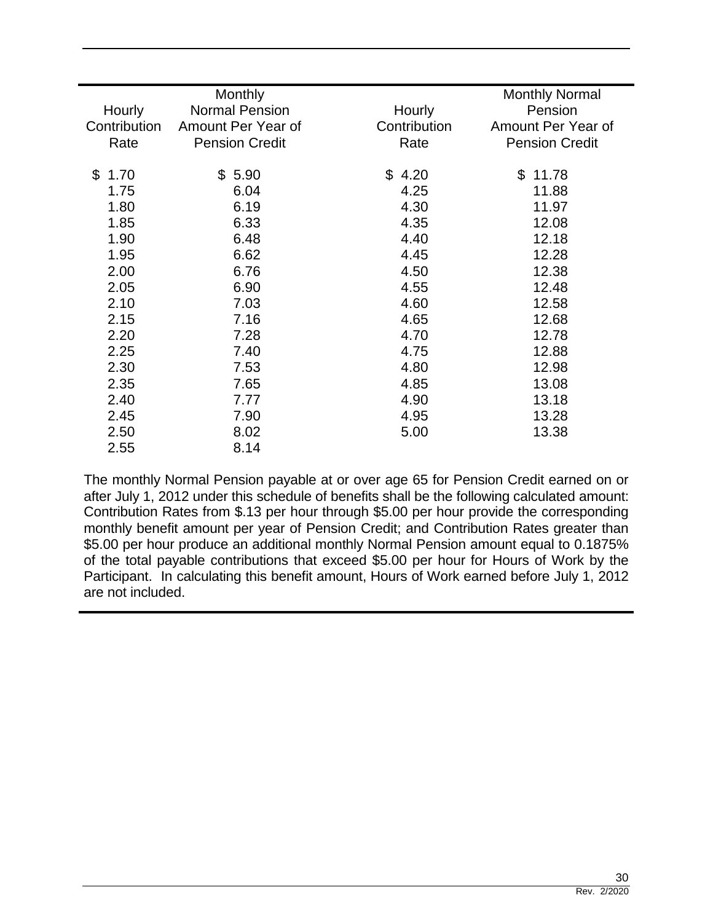| Hourly Contribution Rate | Monthly Normal Pension Amount Per Year of Pension Credit | Hourly Contribution Rate | Monthly Normal Pension Amount Per Year of Pension Credit |
|---|---|---|---|
| $ 1.70 | $ 5.90 | $ 4.20 | $ 11.78 |
| 1.75 | 6.04 | 4.25 | 11.88 |
| 1.80 | 6.19 | 4.30 | 11.97 |
| 1.85 | 6.33 | 4.35 | 12.08 |
| 1.90 | 6.48 | 4.40 | 12.18 |
| 1.95 | 6.62 | 4.45 | 12.28 |
| 2.00 | 6.76 | 4.50 | 12.38 |
| 2.05 | 6.90 | 4.55 | 12.48 |
| 2.10 | 7.03 | 4.60 | 12.58 |
| 2.15 | 7.16 | 4.65 | 12.68 |
| 2.20 | 7.28 | 4.70 | 12.78 |
| 2.25 | 7.40 | 4.75 | 12.88 |
| 2.30 | 7.53 | 4.80 | 12.98 |
| 2.35 | 7.65 | 4.85 | 13.08 |
| 2.40 | 7.77 | 4.90 | 13.18 |
| 2.45 | 7.90 | 4.95 | 13.28 |
| 2.50 | 8.02 | 5.00 | 13.38 |
| 2.55 | 8.14 | | |

The monthly Normal Pension payable at or over age 65 for Pension Credit earned on or after July 1, 2012 under this schedule of benefits shall be the following calculated amount: Contribution Rates from $.13 per hour through $5.00 per hour provide the corresponding monthly benefit amount per year of Pension Credit; and Contribution Rates greater than $5.00 per hour produce an additional monthly Normal Pension amount equal to 0.1875% of the total payable contributions that exceed $5.00 per hour for Hours of Work by the Participant. In calculating this benefit amount, Hours of Work earned before July 1, 2012 are not included.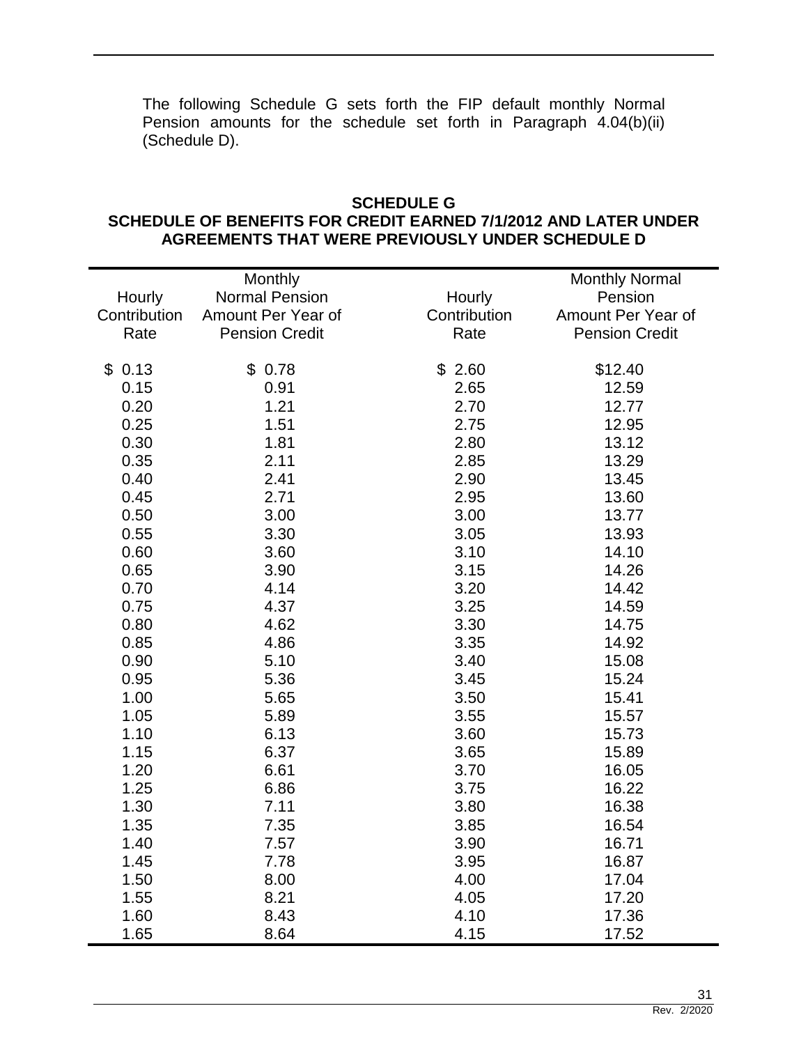The following Schedule G sets forth the FIP default monthly Normal Pension amounts for the schedule set forth in Paragraph 4.04(b)(ii) (Schedule D).

**SCHEDULE G**
**SCHEDULE OF BENEFITS FOR CREDIT EARNED 7/1/2012 AND LATER UNDER AGREEMENTS THAT WERE PREVIOUSLY UNDER SCHEDULE D**

| Hourly Contribution Rate | Monthly Normal Pension Amount Per Year of Pension Credit | Hourly Contribution Rate | Monthly Normal Pension Amount Per Year of Pension Credit |
|---|---|---|---|
| $ 0.13 | $ 0.78 | $ 2.60 | $12.40 |
| 0.15 | 0.91 | 2.65 | 12.59 |
| 0.20 | 1.21 | 2.70 | 12.77 |
| 0.25 | 1.51 | 2.75 | 12.95 |
| 0.30 | 1.81 | 2.80 | 13.12 |
| 0.35 | 2.11 | 2.85 | 13.29 |
| 0.40 | 2.41 | 2.90 | 13.45 |
| 0.45 | 2.71 | 2.95 | 13.60 |
| 0.50 | 3.00 | 3.00 | 13.77 |
| 0.55 | 3.30 | 3.05 | 13.93 |
| 0.60 | 3.60 | 3.10 | 14.10 |
| 0.65 | 3.90 | 3.15 | 14.26 |
| 0.70 | 4.14 | 3.20 | 14.42 |
| 0.75 | 4.37 | 3.25 | 14.59 |
| 0.80 | 4.62 | 3.30 | 14.75 |
| 0.85 | 4.86 | 3.35 | 14.92 |
| 0.90 | 5.10 | 3.40 | 15.08 |
| 0.95 | 5.36 | 3.45 | 15.24 |
| 1.00 | 5.65 | 3.50 | 15.41 |
| 1.05 | 5.89 | 3.55 | 15.57 |
| 1.10 | 6.13 | 3.60 | 15.73 |
| 1.15 | 6.37 | 3.65 | 15.89 |
| 1.20 | 6.61 | 3.70 | 16.05 |
| 1.25 | 6.86 | 3.75 | 16.22 |
| 1.30 | 7.11 | 3.80 | 16.38 |
| 1.35 | 7.35 | 3.85 | 16.54 |
| 1.40 | 7.57 | 3.90 | 16.71 |
| 1.45 | 7.78 | 3.95 | 16.87 |
| 1.50 | 8.00 | 4.00 | 17.04 |
| 1.55 | 8.21 | 4.05 | 17.20 |
| 1.60 | 8.43 | 4.10 | 17.36 |
| 1.65 | 8.64 | 4.15 | 17.52 |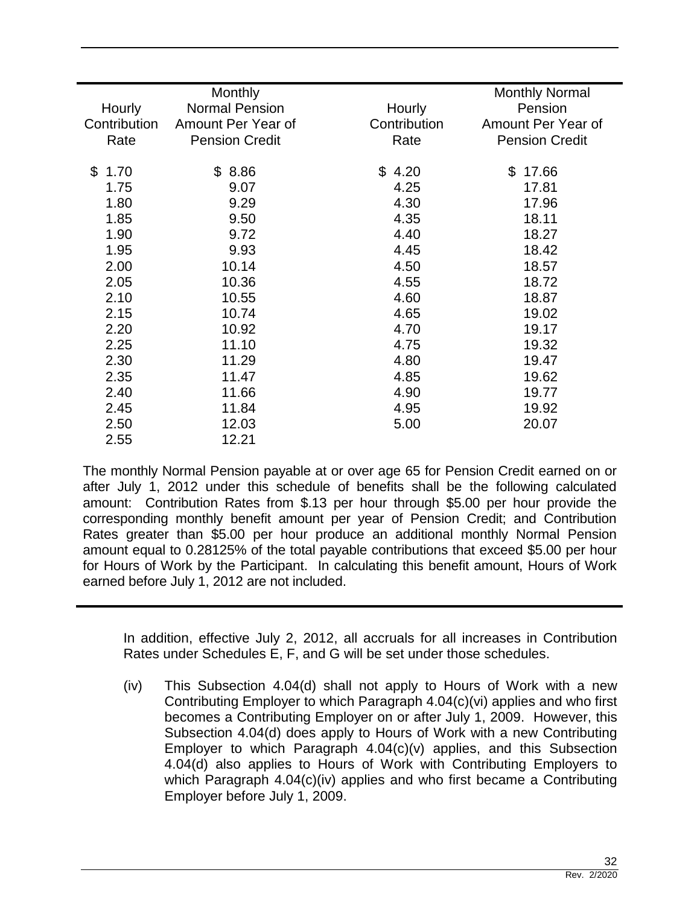| Hourly Contribution Rate | Monthly Normal Pension Amount Per Year of Pension Credit | Hourly Contribution Rate | Monthly Normal Pension Amount Per Year of Pension Credit |
|---|---|---|---|
| $ 1.70 | $ 8.86 | $ 4.20 | $ 17.66 |
| 1.75 | 9.07 | 4.25 | 17.81 |
| 1.80 | 9.29 | 4.30 | 17.96 |
| 1.85 | 9.50 | 4.35 | 18.11 |
| 1.90 | 9.72 | 4.40 | 18.27 |
| 1.95 | 9.93 | 4.45 | 18.42 |
| 2.00 | 10.14 | 4.50 | 18.57 |
| 2.05 | 10.36 | 4.55 | 18.72 |
| 2.10 | 10.55 | 4.60 | 18.87 |
| 2.15 | 10.74 | 4.65 | 19.02 |
| 2.20 | 10.92 | 4.70 | 19.17 |
| 2.25 | 11.10 | 4.75 | 19.32 |
| 2.30 | 11.29 | 4.80 | 19.47 |
| 2.35 | 11.47 | 4.85 | 19.62 |
| 2.40 | 11.66 | 4.90 | 19.77 |
| 2.45 | 11.84 | 4.95 | 19.92 |
| 2.50 | 12.03 | 5.00 | 20.07 |
| 2.55 | 12.21 | | |

The monthly Normal Pension payable at or over age 65 for Pension Credit earned on or after July 1, 2012 under this schedule of benefits shall be the following calculated amount: Contribution Rates from $.13 per hour through $5.00 per hour provide the corresponding monthly benefit amount per year of Pension Credit; and Contribution Rates greater than $5.00 per hour produce an additional monthly Normal Pension amount equal to 0.28125% of the total payable contributions that exceed $5.00 per hour for Hours of Work by the Participant. In calculating this benefit amount, Hours of Work earned before July 1, 2012 are not included.

In addition, effective July 2, 2012, all accruals for all increases in Contribution Rates under Schedules E, F, and G will be set under those schedules.

(iv) This Subsection 4.04(d) shall not apply to Hours of Work with a new Contributing Employer to which Paragraph 4.04(c)(vi) applies and who first becomes a Contributing Employer on or after July 1, 2009. However, this Subsection 4.04(d) does apply to Hours of Work with a new Contributing Employer to which Paragraph 4.04(c)(v) applies, and this Subsection 4.04(d) also applies to Hours of Work with Contributing Employers to which Paragraph 4.04(c)(iv) applies and who first became a Contributing Employer before July 1, 2009.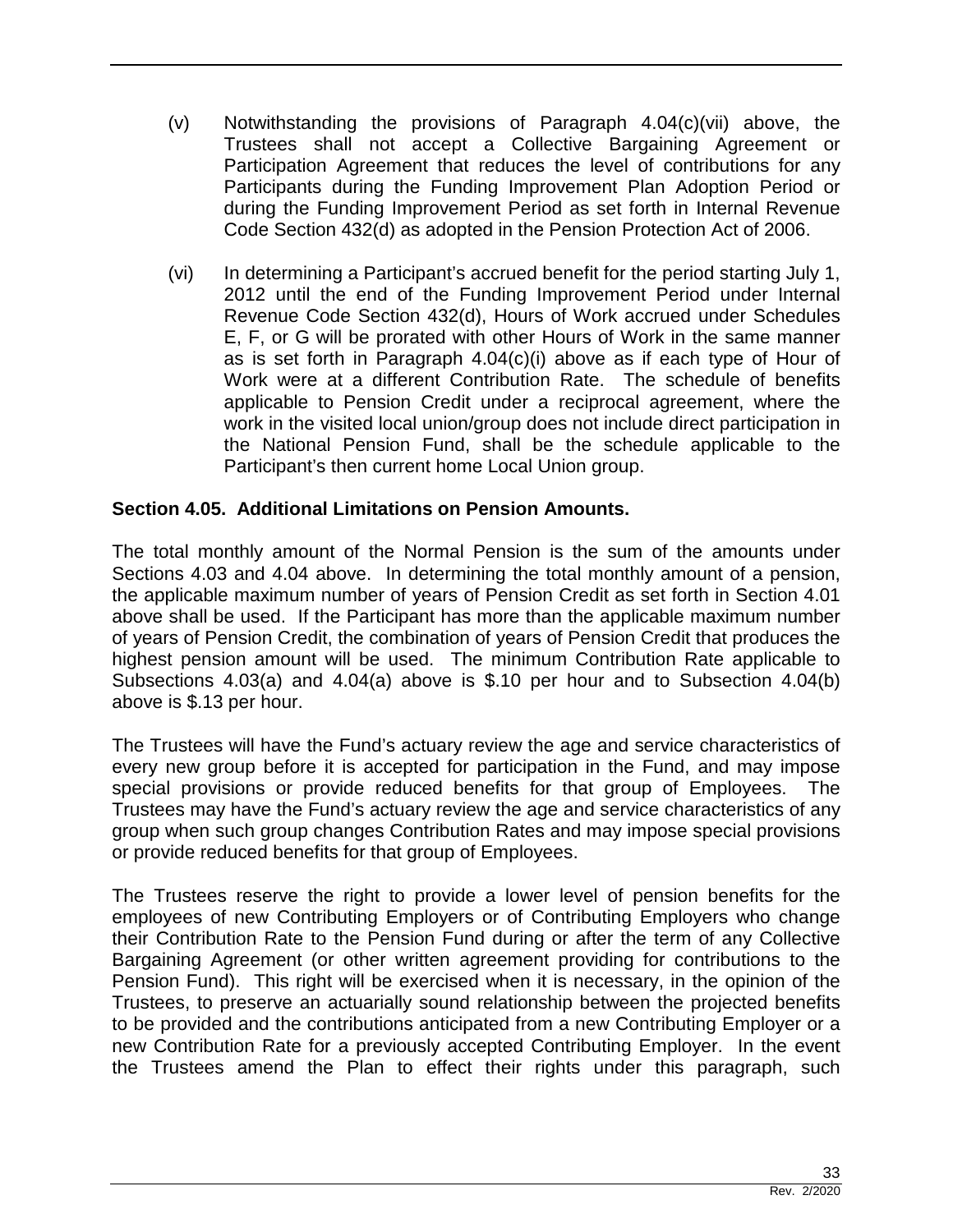(v) Notwithstanding the provisions of Paragraph 4.04(c)(vii) above, the Trustees shall not accept a Collective Bargaining Agreement or Participation Agreement that reduces the level of contributions for any Participants during the Funding Improvement Plan Adoption Period or during the Funding Improvement Period as set forth in Internal Revenue Code Section 432(d) as adopted in the Pension Protection Act of 2006.

(vi) In determining a Participant's accrued benefit for the period starting July 1, 2012 until the end of the Funding Improvement Period under Internal Revenue Code Section 432(d), Hours of Work accrued under Schedules E, F, or G will be prorated with other Hours of Work in the same manner as is set forth in Paragraph 4.04(c)(i) above as if each type of Hour of Work were at a different Contribution Rate. The schedule of benefits applicable to Pension Credit under a reciprocal agreement, where the work in the visited local union/group does not include direct participation in the National Pension Fund, shall be the schedule applicable to the Participant's then current home Local Union group.

### Section 4.05. Additional Limitations on Pension Amounts.

The total monthly amount of the Normal Pension is the sum of the amounts under Sections 4.03 and 4.04 above. In determining the total monthly amount of a pension, the applicable maximum number of years of Pension Credit as set forth in Section 4.01 above shall be used. If the Participant has more than the applicable maximum number of years of Pension Credit, the combination of years of Pension Credit that produces the highest pension amount will be used. The minimum Contribution Rate applicable to Subsections 4.03(a) and 4.04(a) above is $.10 per hour and to Subsection 4.04(b) above is $.13 per hour.

The Trustees will have the Fund's actuary review the age and service characteristics of every new group before it is accepted for participation in the Fund, and may impose special provisions or provide reduced benefits for that group of Employees. The Trustees may have the Fund's actuary review the age and service characteristics of any group when such group changes Contribution Rates and may impose special provisions or provide reduced benefits for that group of Employees.

The Trustees reserve the right to provide a lower level of pension benefits for the employees of new Contributing Employers or of Contributing Employers who change their Contribution Rate to the Pension Fund during or after the term of any Collective Bargaining Agreement (or other written agreement providing for contributions to the Pension Fund). This right will be exercised when it is necessary, in the opinion of the Trustees, to preserve an actuarially sound relationship between the projected benefits to be provided and the contributions anticipated from a new Contributing Employer or a new Contribution Rate for a previously accepted Contributing Employer. In the event the Trustees amend the Plan to effect their rights under this paragraph, such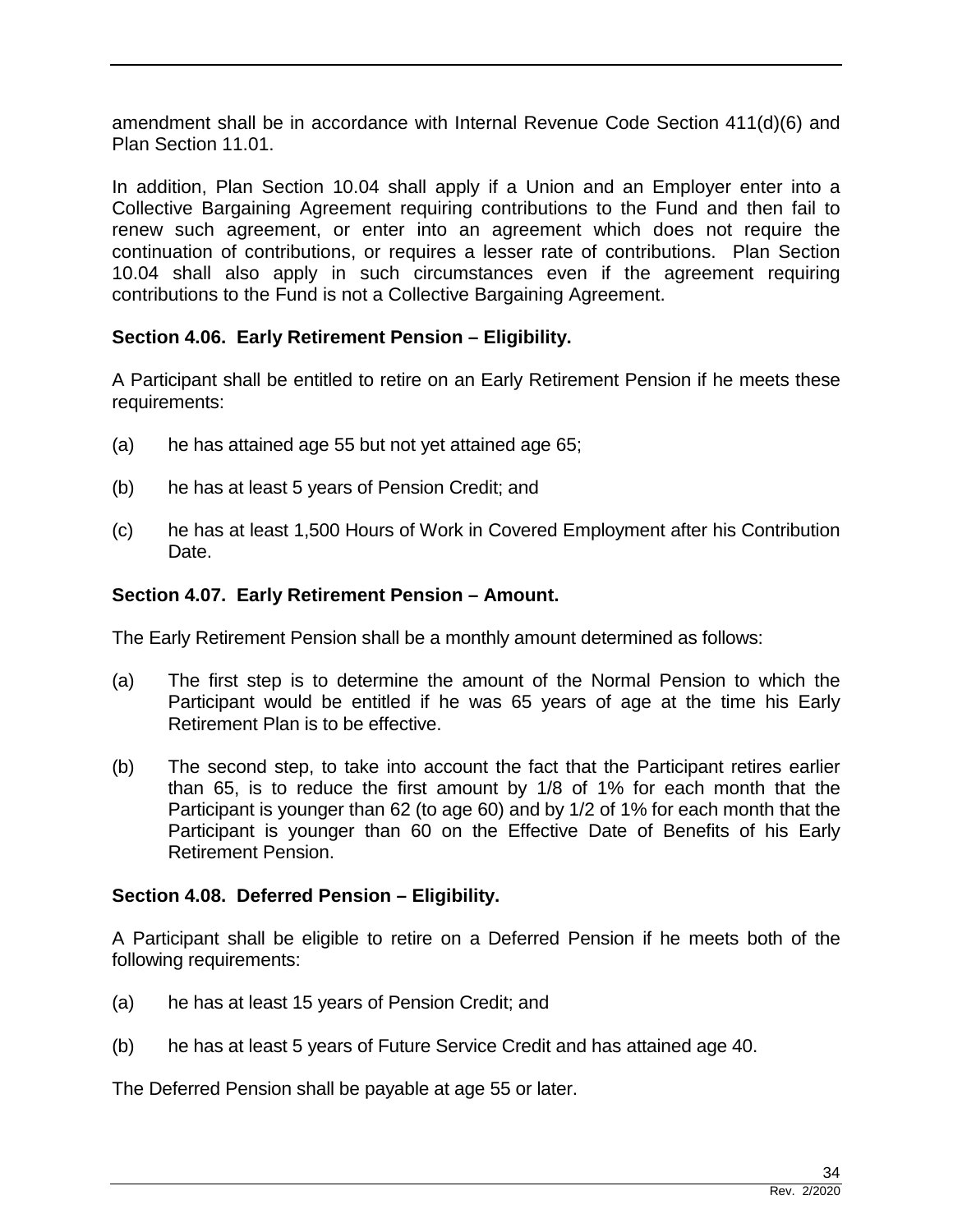amendment shall be in accordance with Internal Revenue Code Section 411(d)(6) and Plan Section 11.01.

In addition, Plan Section 10.04 shall apply if a Union and an Employer enter into a Collective Bargaining Agreement requiring contributions to the Fund and then fail to renew such agreement, or enter into an agreement which does not require the continuation of contributions, or requires a lesser rate of contributions. Plan Section 10.04 shall also apply in such circumstances even if the agreement requiring contributions to the Fund is not a Collective Bargaining Agreement.

**Section 4.06. Early Retirement Pension – Eligibility.**

A Participant shall be entitled to retire on an Early Retirement Pension if he meets these requirements:

(a) he has attained age 55 but not yet attained age 65;

(b) he has at least 5 years of Pension Credit; and

(c) he has at least 1,500 Hours of Work in Covered Employment after his Contribution Date.

**Section 4.07. Early Retirement Pension – Amount.**

The Early Retirement Pension shall be a monthly amount determined as follows:

(a) The first step is to determine the amount of the Normal Pension to which the Participant would be entitled if he was 65 years of age at the time his Early Retirement Plan is to be effective.

(b) The second step, to take into account the fact that the Participant retires earlier than 65, is to reduce the first amount by 1/8 of 1% for each month that the Participant is younger than 62 (to age 60) and by 1/2 of 1% for each month that the Participant is younger than 60 on the Effective Date of Benefits of his Early Retirement Pension.

**Section 4.08. Deferred Pension – Eligibility.**

A Participant shall be eligible to retire on a Deferred Pension if he meets both of the following requirements:

(a) he has at least 15 years of Pension Credit; and

(b) he has at least 5 years of Future Service Credit and has attained age 40.

The Deferred Pension shall be payable at age 55 or later.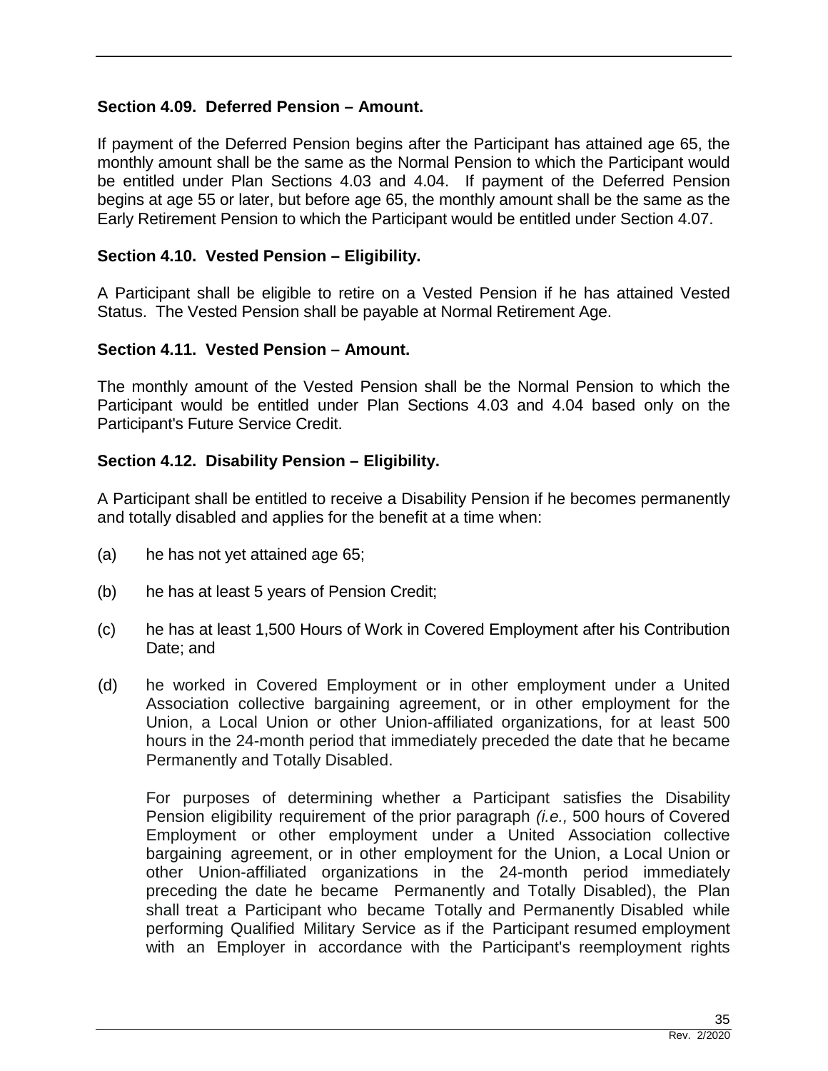**Section 4.09. Deferred Pension – Amount.**

If payment of the Deferred Pension begins after the Participant has attained age 65, the monthly amount shall be the same as the Normal Pension to which the Participant would be entitled under Plan Sections 4.03 and 4.04. If payment of the Deferred Pension begins at age 55 or later, but before age 65, the monthly amount shall be the same as the Early Retirement Pension to which the Participant would be entitled under Section 4.07.

**Section 4.10. Vested Pension – Eligibility.**

A Participant shall be eligible to retire on a Vested Pension if he has attained Vested Status. The Vested Pension shall be payable at Normal Retirement Age.

**Section 4.11. Vested Pension – Amount.**

The monthly amount of the Vested Pension shall be the Normal Pension to which the Participant would be entitled under Plan Sections 4.03 and 4.04 based only on the Participant's Future Service Credit.

**Section 4.12. Disability Pension – Eligibility.**

A Participant shall be entitled to receive a Disability Pension if he becomes permanently and totally disabled and applies for the benefit at a time when:

(a) he has not yet attained age 65;

(b) he has at least 5 years of Pension Credit;

(c) he has at least 1,500 Hours of Work in Covered Employment after his Contribution Date; and

(d) he worked in Covered Employment or in other employment under a United Association collective bargaining agreement, or in other employment for the Union, a Local Union or other Union-affiliated organizations, for at least 500 hours in the 24-month period that immediately preceded the date that he became Permanently and Totally Disabled.

For purposes of determining whether a Participant satisfies the Disability Pension eligibility requirement of the prior paragraph *(i.e.,* 500 hours of Covered Employment or other employment under a United Association collective bargaining agreement, or in other employment for the Union, a Local Union or other Union-affiliated organizations in the 24-month period immediately preceding the date he became Permanently and Totally Disabled), the Plan shall treat a Participant who became Totally and Permanently Disabled while performing Qualified Military Service as if the Participant resumed employment with an Employer in accordance with the Participant's reemployment rights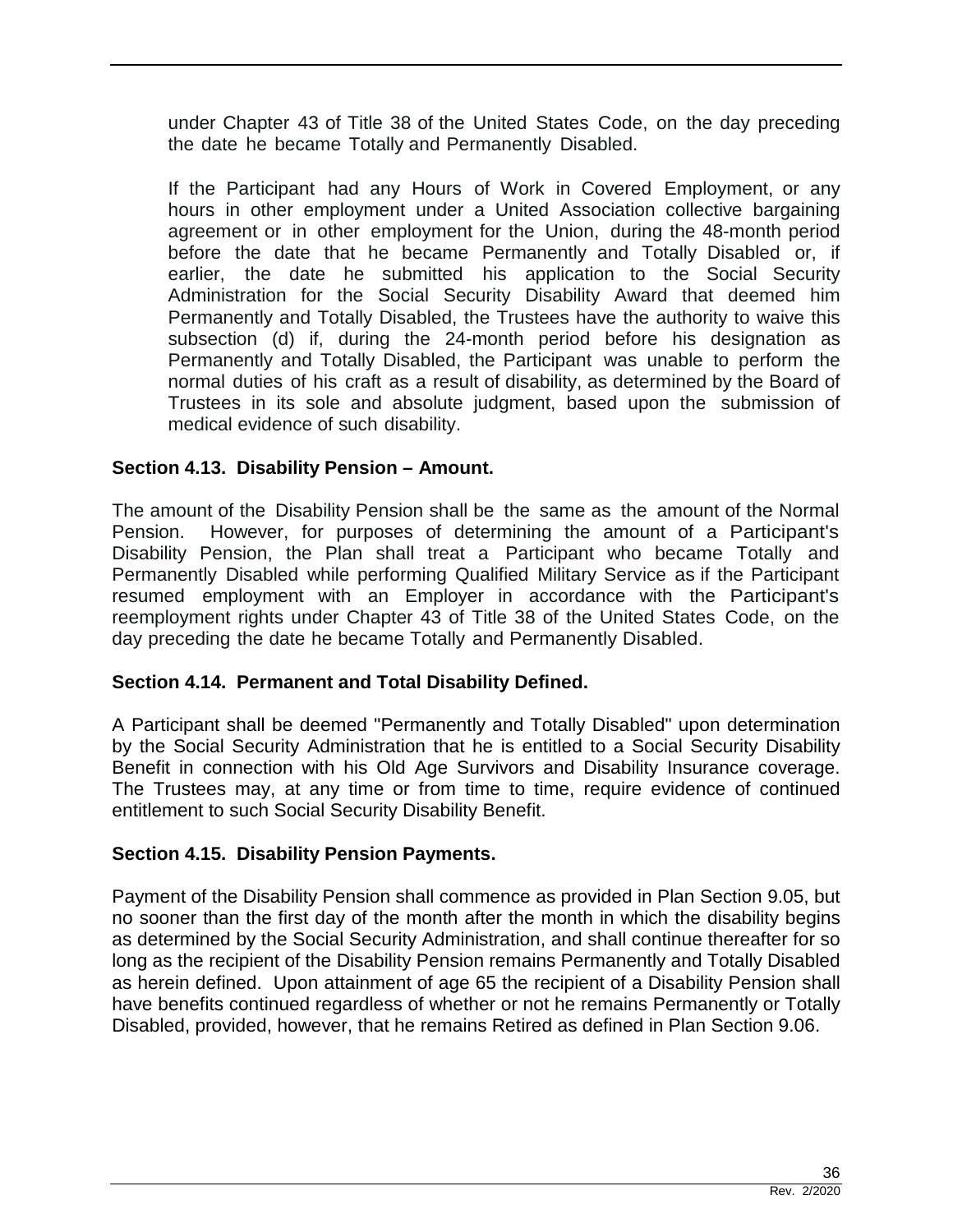under Chapter 43 of Title 38 of the United States Code, on the day preceding the date he became Totally and Permanently Disabled.

If the Participant had any Hours of Work in Covered Employment, or any hours in other employment under a United Association collective bargaining agreement or in other employment for the Union, during the 48-month period before the date that he became Permanently and Totally Disabled or, if earlier, the date he submitted his application to the Social Security Administration for the Social Security Disability Award that deemed him Permanently and Totally Disabled, the Trustees have the authority to waive this subsection (d) if, during the 24-month period before his designation as Permanently and Totally Disabled, the Participant was unable to perform the normal duties of his craft as a result of disability, as determined by the Board of Trustees in its sole and absolute judgment, based upon the submission of medical evidence of such disability.

### Section 4.13. Disability Pension – Amount.

The amount of the Disability Pension shall be the same as the amount of the Normal Pension. However, for purposes of determining the amount of a Participant's Disability Pension, the Plan shall treat a Participant who became Totally and Permanently Disabled while performing Qualified Military Service as if the Participant resumed employment with an Employer in accordance with the Participant's reemployment rights under Chapter 43 of Title 38 of the United States Code, on the day preceding the date he became Totally and Permanently Disabled.

### Section 4.14. Permanent and Total Disability Defined.

A Participant shall be deemed "Permanently and Totally Disabled" upon determination by the Social Security Administration that he is entitled to a Social Security Disability Benefit in connection with his Old Age Survivors and Disability Insurance coverage. The Trustees may, at any time or from time to time, require evidence of continued entitlement to such Social Security Disability Benefit.

### Section 4.15. Disability Pension Payments.

Payment of the Disability Pension shall commence as provided in Plan Section 9.05, but no sooner than the first day of the month after the month in which the disability begins as determined by the Social Security Administration, and shall continue thereafter for so long as the recipient of the Disability Pension remains Permanently and Totally Disabled as herein defined. Upon attainment of age 65 the recipient of a Disability Pension shall have benefits continued regardless of whether or not he remains Permanently or Totally Disabled, provided, however, that he remains Retired as defined in Plan Section 9.06.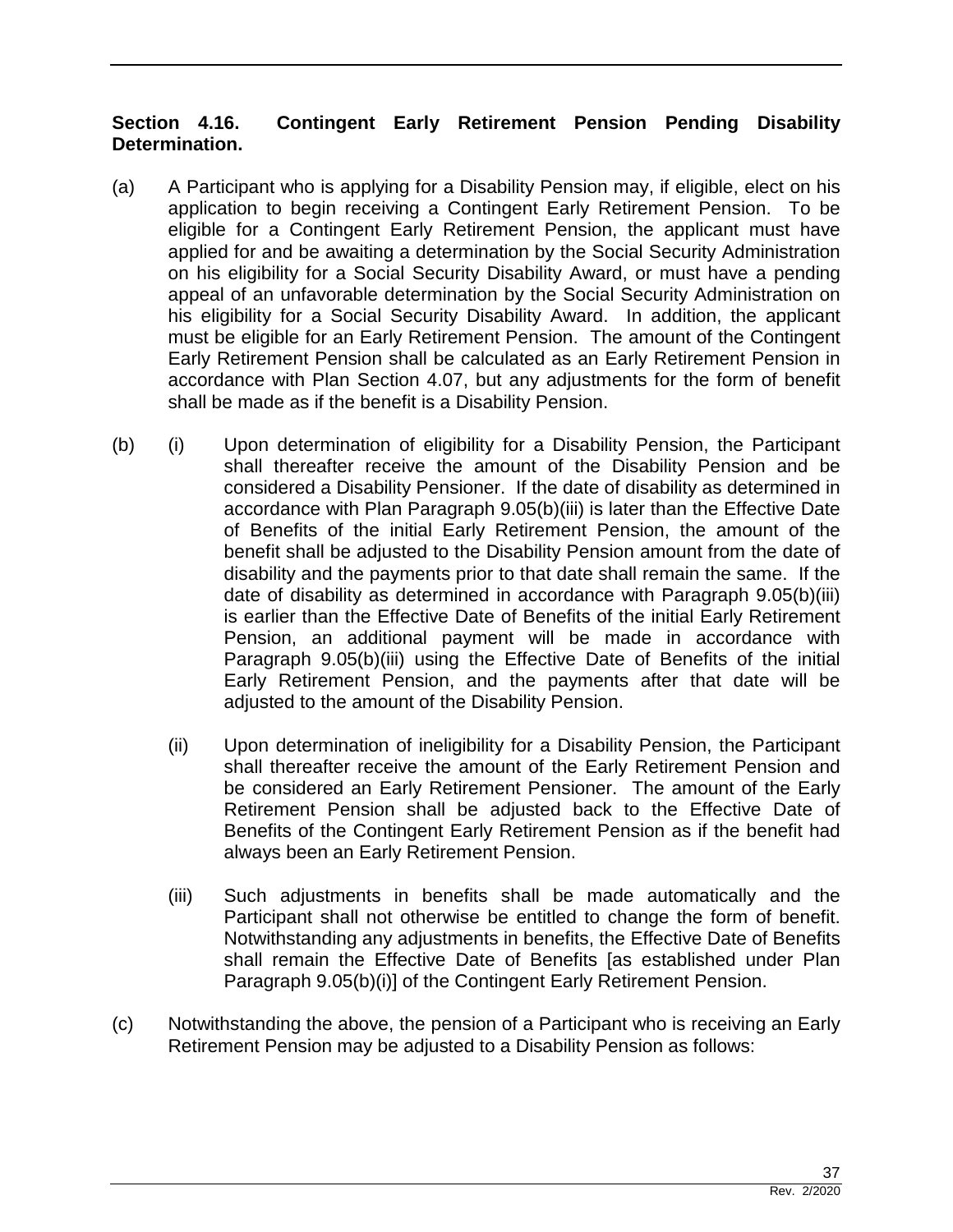**Section 4.16. Contingent Early Retirement Pension Pending Disability Determination.**

(a) A Participant who is applying for a Disability Pension may, if eligible, elect on his application to begin receiving a Contingent Early Retirement Pension. To be eligible for a Contingent Early Retirement Pension, the applicant must have applied for and be awaiting a determination by the Social Security Administration on his eligibility for a Social Security Disability Award, or must have a pending appeal of an unfavorable determination by the Social Security Administration on his eligibility for a Social Security Disability Award. In addition, the applicant must be eligible for an Early Retirement Pension. The amount of the Contingent Early Retirement Pension shall be calculated as an Early Retirement Pension in accordance with Plan Section 4.07, but any adjustments for the form of benefit shall be made as if the benefit is a Disability Pension.

(b) (i) Upon determination of eligibility for a Disability Pension, the Participant shall thereafter receive the amount of the Disability Pension and be considered a Disability Pensioner. If the date of disability as determined in accordance with Plan Paragraph 9.05(b)(iii) is later than the Effective Date of Benefits of the initial Early Retirement Pension, the amount of the benefit shall be adjusted to the Disability Pension amount from the date of disability and the payments prior to that date shall remain the same. If the date of disability as determined in accordance with Paragraph 9.05(b)(iii) is earlier than the Effective Date of Benefits of the initial Early Retirement Pension, an additional payment will be made in accordance with Paragraph 9.05(b)(iii) using the Effective Date of Benefits of the initial Early Retirement Pension, and the payments after that date will be adjusted to the amount of the Disability Pension.

(ii) Upon determination of ineligibility for a Disability Pension, the Participant shall thereafter receive the amount of the Early Retirement Pension and be considered an Early Retirement Pensioner. The amount of the Early Retirement Pension shall be adjusted back to the Effective Date of Benefits of the Contingent Early Retirement Pension as if the benefit had always been an Early Retirement Pension.

(iii) Such adjustments in benefits shall be made automatically and the Participant shall not otherwise be entitled to change the form of benefit. Notwithstanding any adjustments in benefits, the Effective Date of Benefits shall remain the Effective Date of Benefits [as established under Plan Paragraph 9.05(b)(i)] of the Contingent Early Retirement Pension.

(c) Notwithstanding the above, the pension of a Participant who is receiving an Early Retirement Pension may be adjusted to a Disability Pension as follows: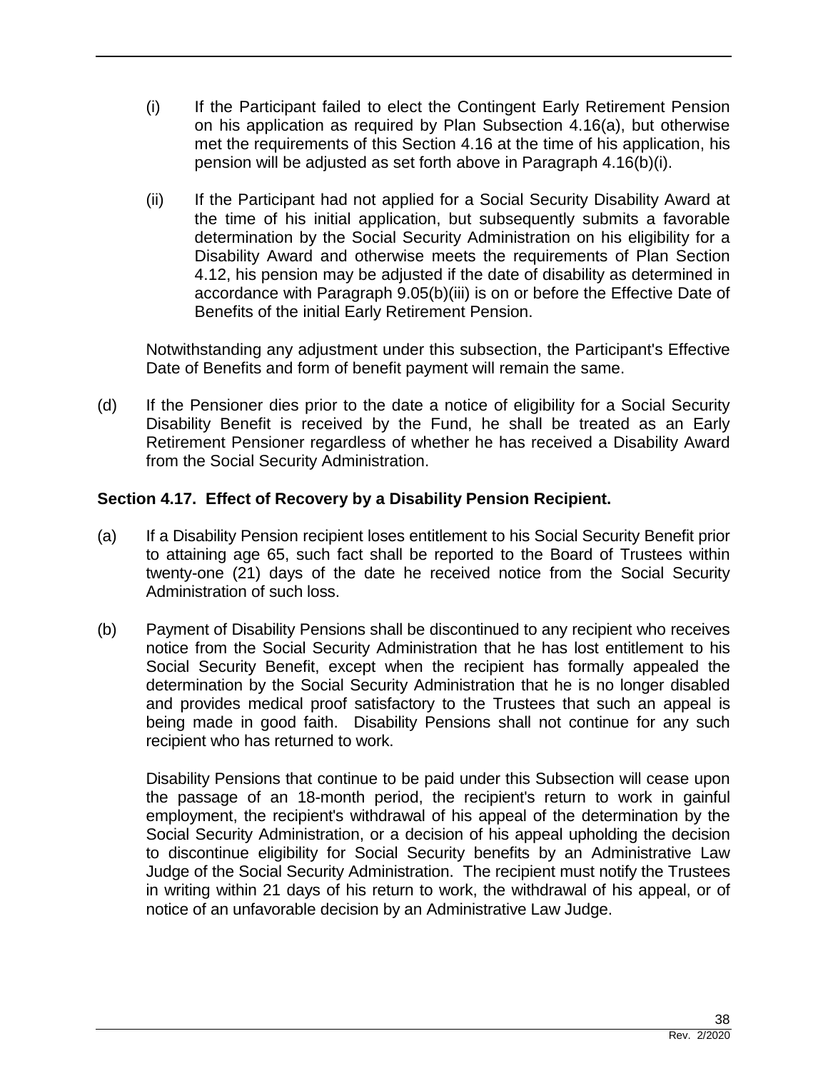(i) If the Participant failed to elect the Contingent Early Retirement Pension on his application as required by Plan Subsection 4.16(a), but otherwise met the requirements of this Section 4.16 at the time of his application, his pension will be adjusted as set forth above in Paragraph 4.16(b)(i).

(ii) If the Participant had not applied for a Social Security Disability Award at the time of his initial application, but subsequently submits a favorable determination by the Social Security Administration on his eligibility for a Disability Award and otherwise meets the requirements of Plan Section 4.12, his pension may be adjusted if the date of disability as determined in accordance with Paragraph 9.05(b)(iii) is on or before the Effective Date of Benefits of the initial Early Retirement Pension.

Notwithstanding any adjustment under this subsection, the Participant's Effective Date of Benefits and form of benefit payment will remain the same.

(d) If the Pensioner dies prior to the date a notice of eligibility for a Social Security Disability Benefit is received by the Fund, he shall be treated as an Early Retirement Pensioner regardless of whether he has received a Disability Award from the Social Security Administration.

**Section 4.17. Effect of Recovery by a Disability Pension Recipient.**

(a) If a Disability Pension recipient loses entitlement to his Social Security Benefit prior to attaining age 65, such fact shall be reported to the Board of Trustees within twenty-one (21) days of the date he received notice from the Social Security Administration of such loss.

(b) Payment of Disability Pensions shall be discontinued to any recipient who receives notice from the Social Security Administration that he has lost entitlement to his Social Security Benefit, except when the recipient has formally appealed the determination by the Social Security Administration that he is no longer disabled and provides medical proof satisfactory to the Trustees that such an appeal is being made in good faith. Disability Pensions shall not continue for any such recipient who has returned to work.

Disability Pensions that continue to be paid under this Subsection will cease upon the passage of an 18-month period, the recipient's return to work in gainful employment, the recipient's withdrawal of his appeal of the determination by the Social Security Administration, or a decision of his appeal upholding the decision to discontinue eligibility for Social Security benefits by an Administrative Law Judge of the Social Security Administration. The recipient must notify the Trustees in writing within 21 days of his return to work, the withdrawal of his appeal, or of notice of an unfavorable decision by an Administrative Law Judge.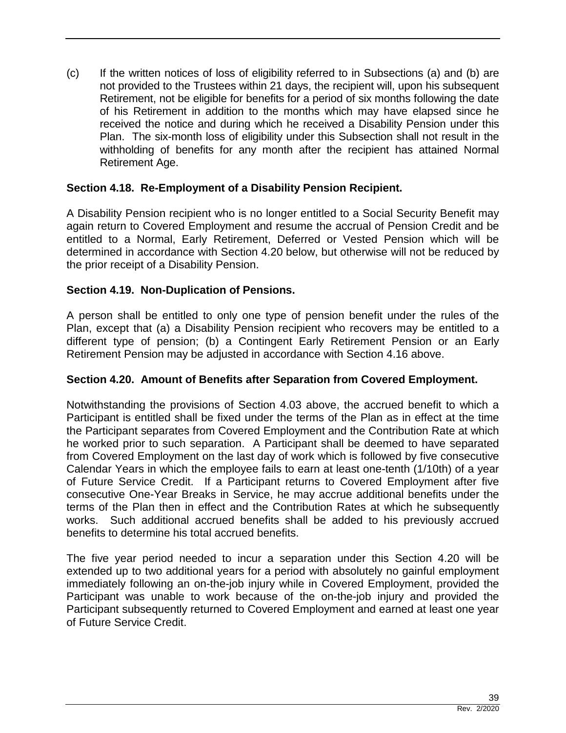(c) If the written notices of loss of eligibility referred to in Subsections (a) and (b) are not provided to the Trustees within 21 days, the recipient will, upon his subsequent Retirement, not be eligible for benefits for a period of six months following the date of his Retirement in addition to the months which may have elapsed since he received the notice and during which he received a Disability Pension under this Plan. The six-month loss of eligibility under this Subsection shall not result in the withholding of benefits for any month after the recipient has attained Normal Retirement Age.

### Section 4.18. Re-Employment of a Disability Pension Recipient.

A Disability Pension recipient who is no longer entitled to a Social Security Benefit may again return to Covered Employment and resume the accrual of Pension Credit and be entitled to a Normal, Early Retirement, Deferred or Vested Pension which will be determined in accordance with Section 4.20 below, but otherwise will not be reduced by the prior receipt of a Disability Pension.

### Section 4.19. Non-Duplication of Pensions.

A person shall be entitled to only one type of pension benefit under the rules of the Plan, except that (a) a Disability Pension recipient who recovers may be entitled to a different type of pension; (b) a Contingent Early Retirement Pension or an Early Retirement Pension may be adjusted in accordance with Section 4.16 above.

### Section 4.20. Amount of Benefits after Separation from Covered Employment.

Notwithstanding the provisions of Section 4.03 above, the accrued benefit to which a Participant is entitled shall be fixed under the terms of the Plan as in effect at the time the Participant separates from Covered Employment and the Contribution Rate at which he worked prior to such separation. A Participant shall be deemed to have separated from Covered Employment on the last day of work which is followed by five consecutive Calendar Years in which the employee fails to earn at least one-tenth (1/10th) of a year of Future Service Credit. If a Participant returns to Covered Employment after five consecutive One-Year Breaks in Service, he may accrue additional benefits under the terms of the Plan then in effect and the Contribution Rates at which he subsequently works. Such additional accrued benefits shall be added to his previously accrued benefits to determine his total accrued benefits.

The five year period needed to incur a separation under this Section 4.20 will be extended up to two additional years for a period with absolutely no gainful employment immediately following an on-the-job injury while in Covered Employment, provided the Participant was unable to work because of the on-the-job injury and provided the Participant subsequently returned to Covered Employment and earned at least one year of Future Service Credit.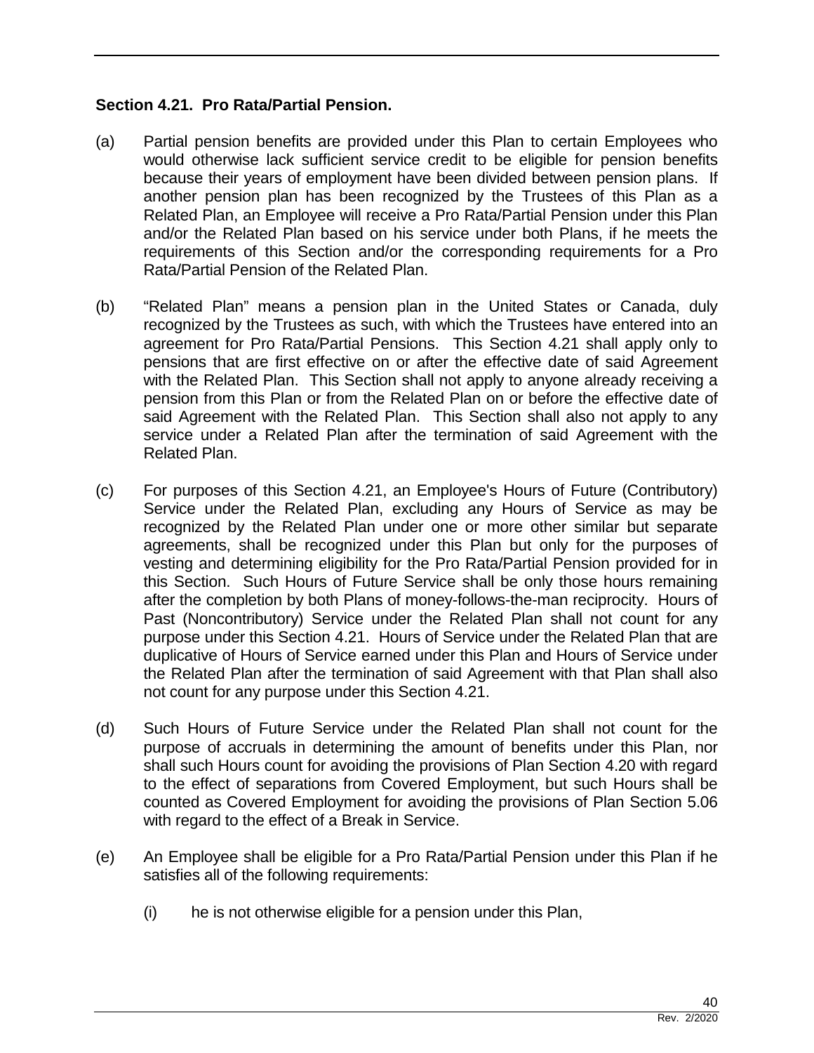### Section 4.21. Pro Rata/Partial Pension.

(a) Partial pension benefits are provided under this Plan to certain Employees who would otherwise lack sufficient service credit to be eligible for pension benefits because their years of employment have been divided between pension plans. If another pension plan has been recognized by the Trustees of this Plan as a Related Plan, an Employee will receive a Pro Rata/Partial Pension under this Plan and/or the Related Plan based on his service under both Plans, if he meets the requirements of this Section and/or the corresponding requirements for a Pro Rata/Partial Pension of the Related Plan.

(b) "Related Plan" means a pension plan in the United States or Canada, duly recognized by the Trustees as such, with which the Trustees have entered into an agreement for Pro Rata/Partial Pensions. This Section 4.21 shall apply only to pensions that are first effective on or after the effective date of said Agreement with the Related Plan. This Section shall not apply to anyone already receiving a pension from this Plan or from the Related Plan on or before the effective date of said Agreement with the Related Plan. This Section shall also not apply to any service under a Related Plan after the termination of said Agreement with the Related Plan.

(c) For purposes of this Section 4.21, an Employee's Hours of Future (Contributory) Service under the Related Plan, excluding any Hours of Service as may be recognized by the Related Plan under one or more other similar but separate agreements, shall be recognized under this Plan but only for the purposes of vesting and determining eligibility for the Pro Rata/Partial Pension provided for in this Section. Such Hours of Future Service shall be only those hours remaining after the completion by both Plans of money-follows-the-man reciprocity. Hours of Past (Noncontributory) Service under the Related Plan shall not count for any purpose under this Section 4.21. Hours of Service under the Related Plan that are duplicative of Hours of Service earned under this Plan and Hours of Service under the Related Plan after the termination of said Agreement with that Plan shall also not count for any purpose under this Section 4.21.

(d) Such Hours of Future Service under the Related Plan shall not count for the purpose of accruals in determining the amount of benefits under this Plan, nor shall such Hours count for avoiding the provisions of Plan Section 4.20 with regard to the effect of separations from Covered Employment, but such Hours shall be counted as Covered Employment for avoiding the provisions of Plan Section 5.06 with regard to the effect of a Break in Service.

(e) An Employee shall be eligible for a Pro Rata/Partial Pension under this Plan if he satisfies all of the following requirements:

 (i) he is not otherwise eligible for a pension under this Plan,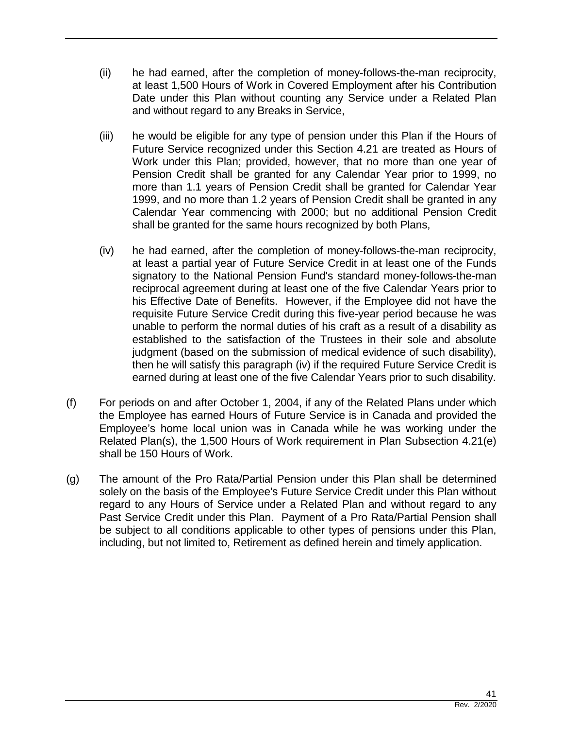(ii) he had earned, after the completion of money-follows-the-man reciprocity, at least 1,500 Hours of Work in Covered Employment after his Contribution Date under this Plan without counting any Service under a Related Plan and without regard to any Breaks in Service,

(iii) he would be eligible for any type of pension under this Plan if the Hours of Future Service recognized under this Section 4.21 are treated as Hours of Work under this Plan; provided, however, that no more than one year of Pension Credit shall be granted for any Calendar Year prior to 1999, no more than 1.1 years of Pension Credit shall be granted for Calendar Year 1999, and no more than 1.2 years of Pension Credit shall be granted in any Calendar Year commencing with 2000; but no additional Pension Credit shall be granted for the same hours recognized by both Plans,

(iv) he had earned, after the completion of money-follows-the-man reciprocity, at least a partial year of Future Service Credit in at least one of the Funds signatory to the National Pension Fund's standard money-follows-the-man reciprocal agreement during at least one of the five Calendar Years prior to his Effective Date of Benefits. However, if the Employee did not have the requisite Future Service Credit during this five-year period because he was unable to perform the normal duties of his craft as a result of a disability as established to the satisfaction of the Trustees in their sole and absolute judgment (based on the submission of medical evidence of such disability), then he will satisfy this paragraph (iv) if the required Future Service Credit is earned during at least one of the five Calendar Years prior to such disability.

(f) For periods on and after October 1, 2004, if any of the Related Plans under which the Employee has earned Hours of Future Service is in Canada and provided the Employee's home local union was in Canada while he was working under the Related Plan(s), the 1,500 Hours of Work requirement in Plan Subsection 4.21(e) shall be 150 Hours of Work.

(g) The amount of the Pro Rata/Partial Pension under this Plan shall be determined solely on the basis of the Employee's Future Service Credit under this Plan without regard to any Hours of Service under a Related Plan and without regard to any Past Service Credit under this Plan. Payment of a Pro Rata/Partial Pension shall be subject to all conditions applicable to other types of pensions under this Plan, including, but not limited to, Retirement as defined herein and timely application.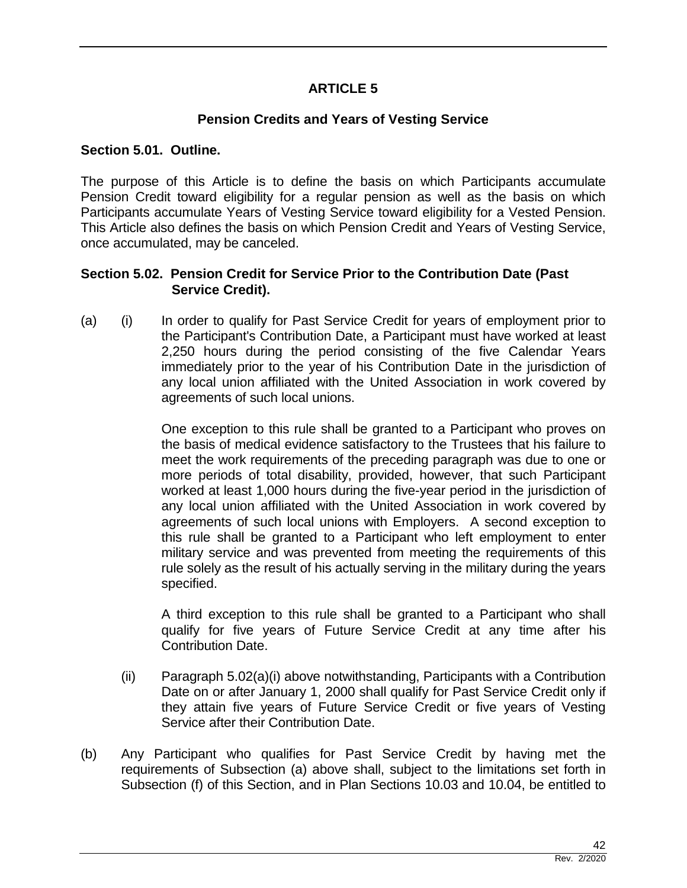# ARTICLE 5

## Pension Credits and Years of Vesting Service

### Section 5.01. Outline.

The purpose of this Article is to define the basis on which Participants accumulate Pension Credit toward eligibility for a regular pension as well as the basis on which Participants accumulate Years of Vesting Service toward eligibility for a Vested Pension. This Article also defines the basis on which Pension Credit and Years of Vesting Service, once accumulated, may be canceled.

### Section 5.02. Pension Credit for Service Prior to the Contribution Date (Past Service Credit).

(a) (i) In order to qualify for Past Service Credit for years of employment prior to the Participant's Contribution Date, a Participant must have worked at least 2,250 hours during the period consisting of the five Calendar Years immediately prior to the year of his Contribution Date in the jurisdiction of any local union affiliated with the United Association in work covered by agreements of such local unions.

One exception to this rule shall be granted to a Participant who proves on the basis of medical evidence satisfactory to the Trustees that his failure to meet the work requirements of the preceding paragraph was due to one or more periods of total disability, provided, however, that such Participant worked at least 1,000 hours during the five-year period in the jurisdiction of any local union affiliated with the United Association in work covered by agreements of such local unions with Employers. A second exception to this rule shall be granted to a Participant who left employment to enter military service and was prevented from meeting the requirements of this rule solely as the result of his actually serving in the military during the years specified.

A third exception to this rule shall be granted to a Participant who shall qualify for five years of Future Service Credit at any time after his Contribution Date.

(ii) Paragraph 5.02(a)(i) above notwithstanding, Participants with a Contribution Date on or after January 1, 2000 shall qualify for Past Service Credit only if they attain five years of Future Service Credit or five years of Vesting Service after their Contribution Date.

(b) Any Participant who qualifies for Past Service Credit by having met the requirements of Subsection (a) above shall, subject to the limitations set forth in Subsection (f) of this Section, and in Plan Sections 10.03 and 10.04, be entitled to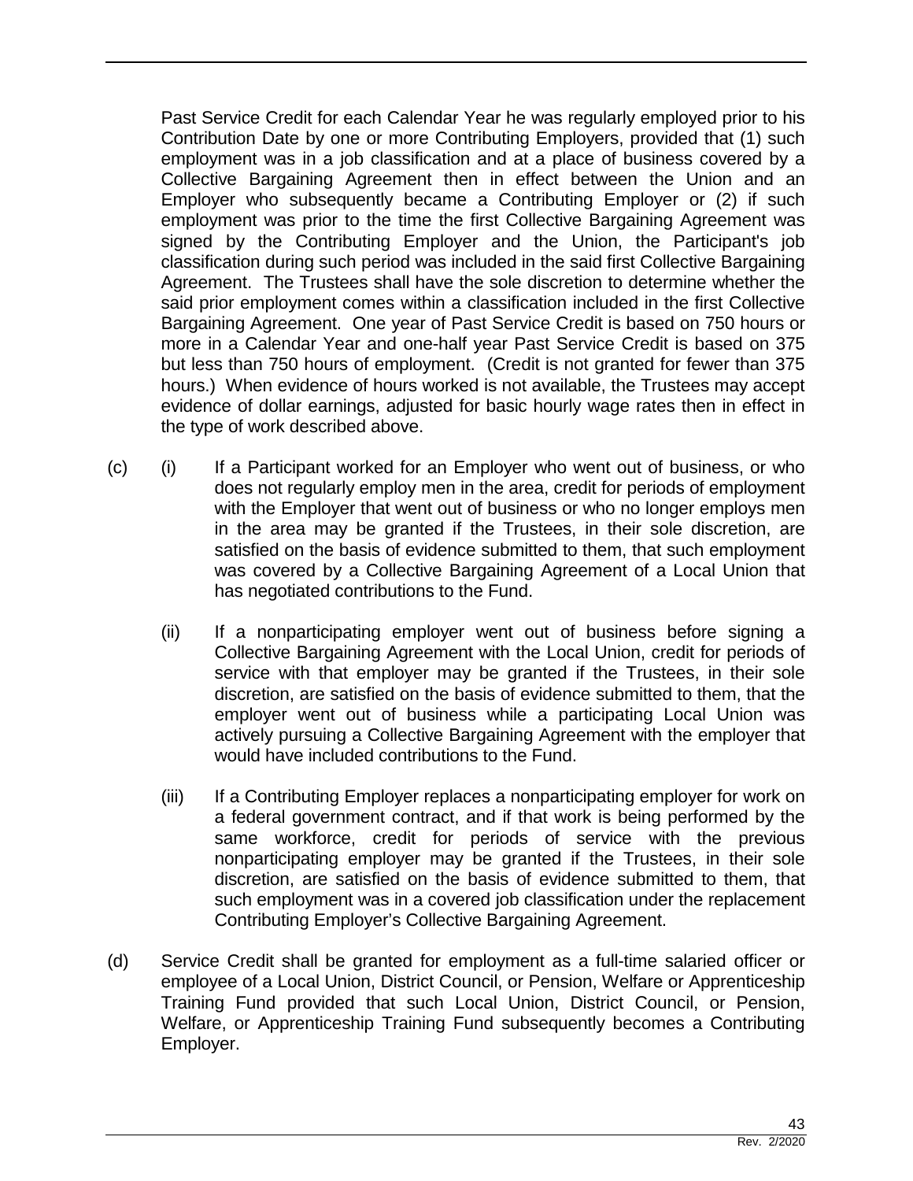Past Service Credit for each Calendar Year he was regularly employed prior to his Contribution Date by one or more Contributing Employers, provided that (1) such employment was in a job classification and at a place of business covered by a Collective Bargaining Agreement then in effect between the Union and an Employer who subsequently became a Contributing Employer or (2) if such employment was prior to the time the first Collective Bargaining Agreement was signed by the Contributing Employer and the Union, the Participant's job classification during such period was included in the said first Collective Bargaining Agreement. The Trustees shall have the sole discretion to determine whether the said prior employment comes within a classification included in the first Collective Bargaining Agreement. One year of Past Service Credit is based on 750 hours or more in a Calendar Year and one-half year Past Service Credit is based on 375 but less than 750 hours of employment. (Credit is not granted for fewer than 375 hours.) When evidence of hours worked is not available, the Trustees may accept evidence of dollar earnings, adjusted for basic hourly wage rates then in effect in the type of work described above.

(c) (i) If a Participant worked for an Employer who went out of business, or who does not regularly employ men in the area, credit for periods of employment with the Employer that went out of business or who no longer employs men in the area may be granted if the Trustees, in their sole discretion, are satisfied on the basis of evidence submitted to them, that such employment was covered by a Collective Bargaining Agreement of a Local Union that has negotiated contributions to the Fund.

(ii) If a nonparticipating employer went out of business before signing a Collective Bargaining Agreement with the Local Union, credit for periods of service with that employer may be granted if the Trustees, in their sole discretion, are satisfied on the basis of evidence submitted to them, that the employer went out of business while a participating Local Union was actively pursuing a Collective Bargaining Agreement with the employer that would have included contributions to the Fund.

(iii) If a Contributing Employer replaces a nonparticipating employer for work on a federal government contract, and if that work is being performed by the same workforce, credit for periods of service with the previous nonparticipating employer may be granted if the Trustees, in their sole discretion, are satisfied on the basis of evidence submitted to them, that such employment was in a covered job classification under the replacement Contributing Employer's Collective Bargaining Agreement.

(d) Service Credit shall be granted for employment as a full-time salaried officer or employee of a Local Union, District Council, or Pension, Welfare or Apprenticeship Training Fund provided that such Local Union, District Council, or Pension, Welfare, or Apprenticeship Training Fund subsequently becomes a Contributing Employer.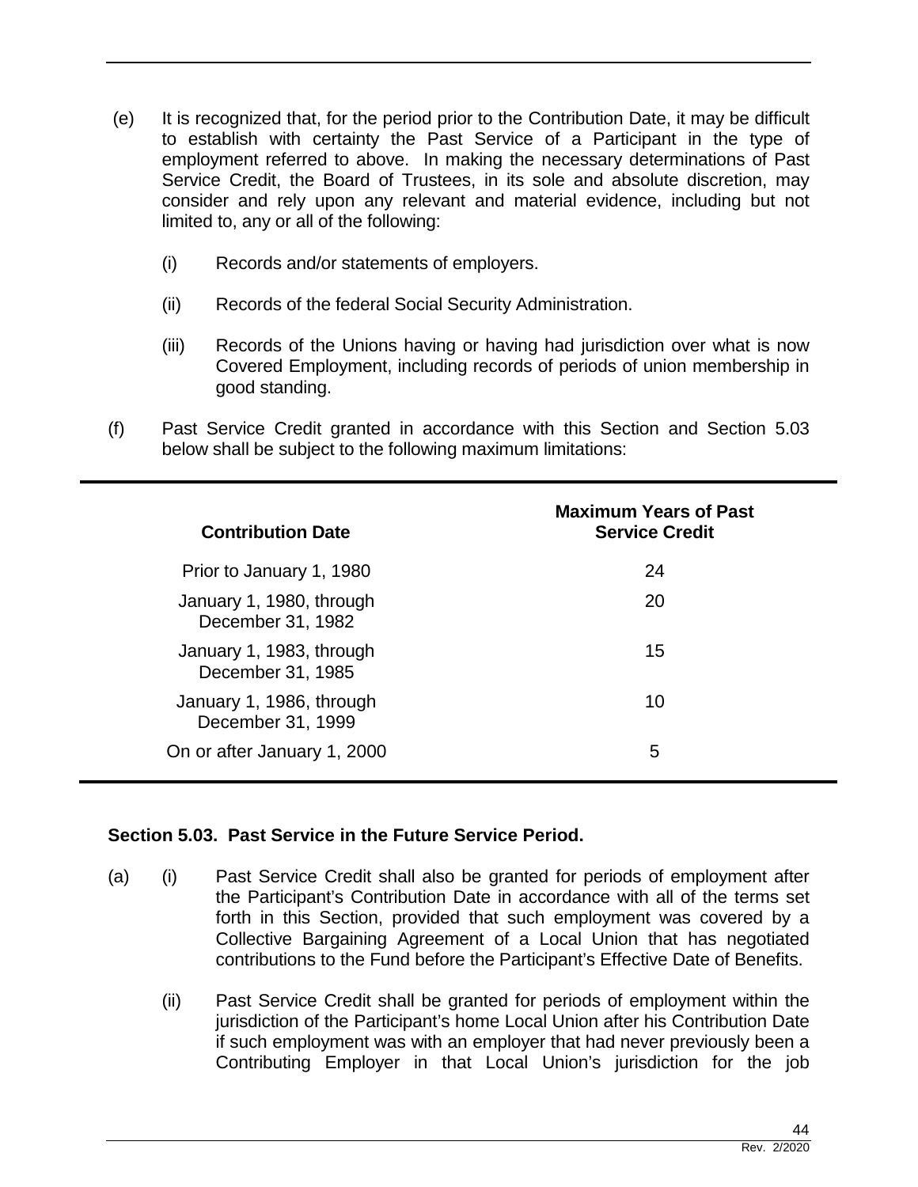(e) It is recognized that, for the period prior to the Contribution Date, it may be difficult to establish with certainty the Past Service of a Participant in the type of employment referred to above. In making the necessary determinations of Past Service Credit, the Board of Trustees, in its sole and absolute discretion, may consider and rely upon any relevant and material evidence, including but not limited to, any or all of the following:

(i) Records and/or statements of employers.

(ii) Records of the federal Social Security Administration.

(iii) Records of the Unions having or having had jurisdiction over what is now Covered Employment, including records of periods of union membership in good standing.

(f) Past Service Credit granted in accordance with this Section and Section 5.03 below shall be subject to the following maximum limitations:

| Contribution Date | Maximum Years of Past Service Credit |
|---|---|
| Prior to January 1, 1980 | 24 |
| January 1, 1980, through December 31, 1982 | 20 |
| January 1, 1983, through December 31, 1985 | 15 |
| January 1, 1986, through December 31, 1999 | 10 |
| On or after January 1, 2000 | 5 |

**Section 5.03. Past Service in the Future Service Period.**

(a) (i) Past Service Credit shall also be granted for periods of employment after the Participant's Contribution Date in accordance with all of the terms set forth in this Section, provided that such employment was covered by a Collective Bargaining Agreement of a Local Union that has negotiated contributions to the Fund before the Participant's Effective Date of Benefits.

(ii) Past Service Credit shall be granted for periods of employment within the jurisdiction of the Participant's home Local Union after his Contribution Date if such employment was with an employer that had never previously been a Contributing Employer in that Local Union's jurisdiction for the job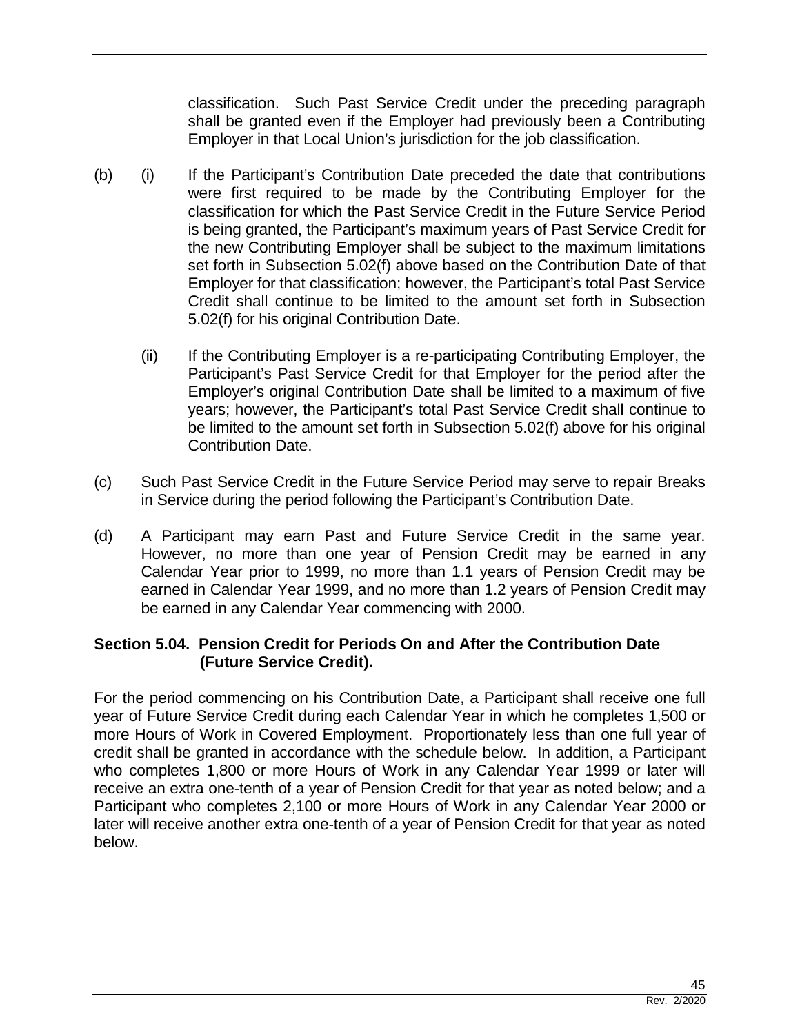classification. Such Past Service Credit under the preceding paragraph shall be granted even if the Employer had previously been a Contributing Employer in that Local Union's jurisdiction for the job classification.

(b) (i) If the Participant's Contribution Date preceded the date that contributions were first required to be made by the Contributing Employer for the classification for which the Past Service Credit in the Future Service Period is being granted, the Participant's maximum years of Past Service Credit for the new Contributing Employer shall be subject to the maximum limitations set forth in Subsection 5.02(f) above based on the Contribution Date of that Employer for that classification; however, the Participant's total Past Service Credit shall continue to be limited to the amount set forth in Subsection 5.02(f) for his original Contribution Date.

(ii) If the Contributing Employer is a re-participating Contributing Employer, the Participant's Past Service Credit for that Employer for the period after the Employer's original Contribution Date shall be limited to a maximum of five years; however, the Participant's total Past Service Credit shall continue to be limited to the amount set forth in Subsection 5.02(f) above for his original Contribution Date.

(c) Such Past Service Credit in the Future Service Period may serve to repair Breaks in Service during the period following the Participant's Contribution Date.

(d) A Participant may earn Past and Future Service Credit in the same year. However, no more than one year of Pension Credit may be earned in any Calendar Year prior to 1999, no more than 1.1 years of Pension Credit may be earned in Calendar Year 1999, and no more than 1.2 years of Pension Credit may be earned in any Calendar Year commencing with 2000.

**Section 5.04. Pension Credit for Periods On and After the Contribution Date (Future Service Credit).**

For the period commencing on his Contribution Date, a Participant shall receive one full year of Future Service Credit during each Calendar Year in which he completes 1,500 or more Hours of Work in Covered Employment. Proportionately less than one full year of credit shall be granted in accordance with the schedule below. In addition, a Participant who completes 1,800 or more Hours of Work in any Calendar Year 1999 or later will receive an extra one-tenth of a year of Pension Credit for that year as noted below; and a Participant who completes 2,100 or more Hours of Work in any Calendar Year 2000 or later will receive another extra one-tenth of a year of Pension Credit for that year as noted below.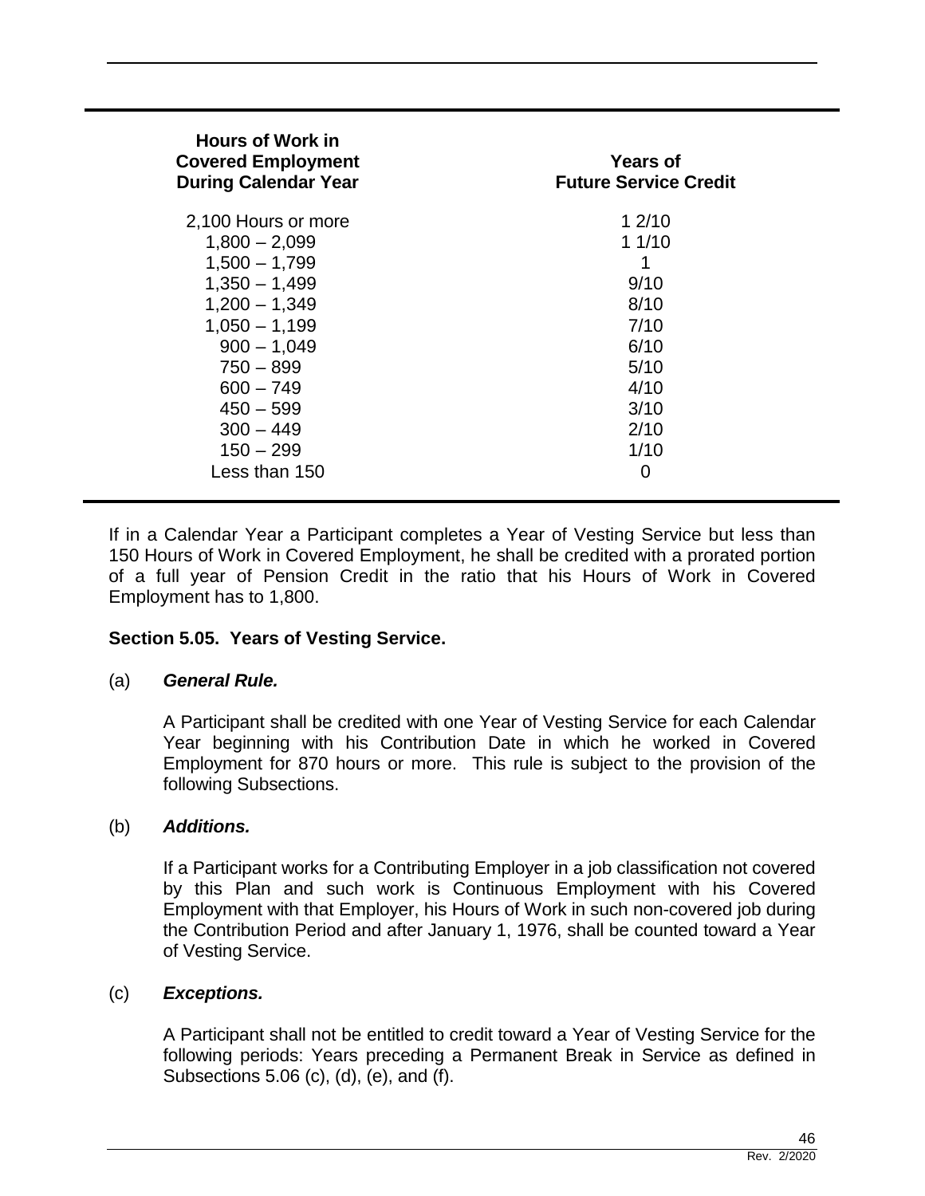| Hours of Work in Covered Employment During Calendar Year | Years of Future Service Credit |
|---|---|
| 2,100 Hours or more | 1 2/10 |
| 1,800 – 2,099 | 1 1/10 |
| 1,500 – 1,799 | 1 |
| 1,350 – 1,499 | 9/10 |
| 1,200 – 1,349 | 8/10 |
| 1,050 – 1,199 | 7/10 |
| 900 – 1,049 | 6/10 |
| 750 – 899 | 5/10 |
| 600 – 749 | 4/10 |
| 450 – 599 | 3/10 |
| 300 – 449 | 2/10 |
| 150 – 299 | 1/10 |
| Less than 150 | 0 |

If in a Calendar Year a Participant completes a Year of Vesting Service but less than 150 Hours of Work in Covered Employment, he shall be credited with a prorated portion of a full year of Pension Credit in the ratio that his Hours of Work in Covered Employment has to 1,800.

**Section 5.05. Years of Vesting Service.**

(a) ***General Rule.***

A Participant shall be credited with one Year of Vesting Service for each Calendar Year beginning with his Contribution Date in which he worked in Covered Employment for 870 hours or more. This rule is subject to the provision of the following Subsections.

(b) ***Additions.***

If a Participant works for a Contributing Employer in a job classification not covered by this Plan and such work is Continuous Employment with his Covered Employment with that Employer, his Hours of Work in such non-covered job during the Contribution Period and after January 1, 1976, shall be counted toward a Year of Vesting Service.

(c) ***Exceptions.***

A Participant shall not be entitled to credit toward a Year of Vesting Service for the following periods: Years preceding a Permanent Break in Service as defined in Subsections 5.06 (c), (d), (e), and (f).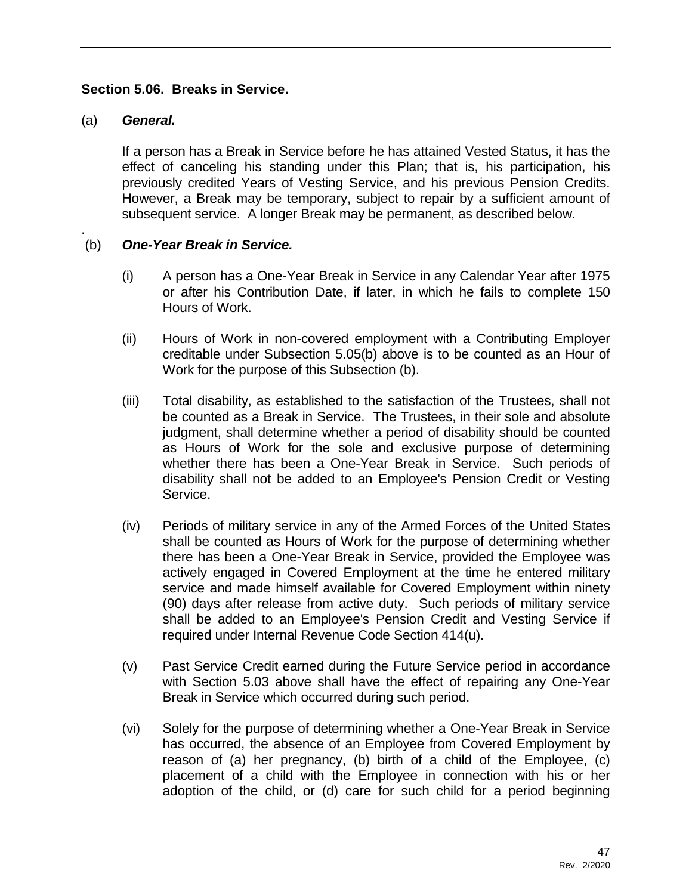## Section 5.06. Breaks in Service.

(a) ***General.***

If a person has a Break in Service before he has attained Vested Status, it has the effect of canceling his standing under this Plan; that is, his participation, his previously credited Years of Vesting Service, and his previous Pension Credits. However, a Break may be temporary, subject to repair by a sufficient amount of subsequent service. A longer Break may be permanent, as described below.

(b) ***One-Year Break in Service.***

(i) A person has a One-Year Break in Service in any Calendar Year after 1975 or after his Contribution Date, if later, in which he fails to complete 150 Hours of Work.

(ii) Hours of Work in non-covered employment with a Contributing Employer creditable under Subsection 5.05(b) above is to be counted as an Hour of Work for the purpose of this Subsection (b).

(iii) Total disability, as established to the satisfaction of the Trustees, shall not be counted as a Break in Service. The Trustees, in their sole and absolute judgment, shall determine whether a period of disability should be counted as Hours of Work for the sole and exclusive purpose of determining whether there has been a One-Year Break in Service. Such periods of disability shall not be added to an Employee's Pension Credit or Vesting Service.

(iv) Periods of military service in any of the Armed Forces of the United States shall be counted as Hours of Work for the purpose of determining whether there has been a One-Year Break in Service, provided the Employee was actively engaged in Covered Employment at the time he entered military service and made himself available for Covered Employment within ninety (90) days after release from active duty. Such periods of military service shall be added to an Employee's Pension Credit and Vesting Service if required under Internal Revenue Code Section 414(u).

(v) Past Service Credit earned during the Future Service period in accordance with Section 5.03 above shall have the effect of repairing any One-Year Break in Service which occurred during such period.

(vi) Solely for the purpose of determining whether a One-Year Break in Service has occurred, the absence of an Employee from Covered Employment by reason of (a) her pregnancy, (b) birth of a child of the Employee, (c) placement of a child with the Employee in connection with his or her adoption of the child, or (d) care for such child for a period beginning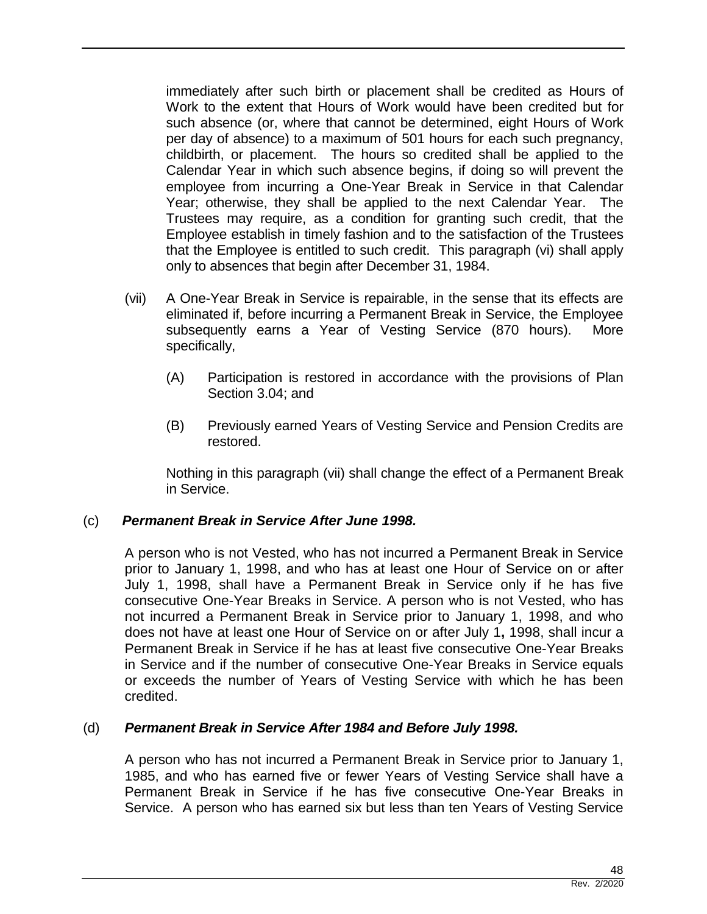immediately after such birth or placement shall be credited as Hours of Work to the extent that Hours of Work would have been credited but for such absence (or, where that cannot be determined, eight Hours of Work per day of absence) to a maximum of 501 hours for each such pregnancy, childbirth, or placement. The hours so credited shall be applied to the Calendar Year in which such absence begins, if doing so will prevent the employee from incurring a One-Year Break in Service in that Calendar Year; otherwise, they shall be applied to the next Calendar Year. The Trustees may require, as a condition for granting such credit, that the Employee establish in timely fashion and to the satisfaction of the Trustees that the Employee is entitled to such credit. This paragraph (vi) shall apply only to absences that begin after December 31, 1984.

(vii) A One-Year Break in Service is repairable, in the sense that its effects are eliminated if, before incurring a Permanent Break in Service, the Employee subsequently earns a Year of Vesting Service (870 hours). More specifically,

(A) Participation is restored in accordance with the provisions of Plan Section 3.04; and

(B) Previously earned Years of Vesting Service and Pension Credits are restored.

Nothing in this paragraph (vii) shall change the effect of a Permanent Break in Service.

(c) ***Permanent Break in Service After June 1998.***

A person who is not Vested, who has not incurred a Permanent Break in Service prior to January 1, 1998, and who has at least one Hour of Service on or after July 1, 1998, shall have a Permanent Break in Service only if he has five consecutive One-Year Breaks in Service. A person who is not Vested, who has not incurred a Permanent Break in Service prior to January 1, 1998, and who does not have at least one Hour of Service on or after July 1**,** 1998, shall incur a Permanent Break in Service if he has at least five consecutive One-Year Breaks in Service and if the number of consecutive One-Year Breaks in Service equals or exceeds the number of Years of Vesting Service with which he has been credited.

(d) ***Permanent Break in Service After 1984 and Before July 1998.***

A person who has not incurred a Permanent Break in Service prior to January 1, 1985, and who has earned five or fewer Years of Vesting Service shall have a Permanent Break in Service if he has five consecutive One-Year Breaks in Service. A person who has earned six but less than ten Years of Vesting Service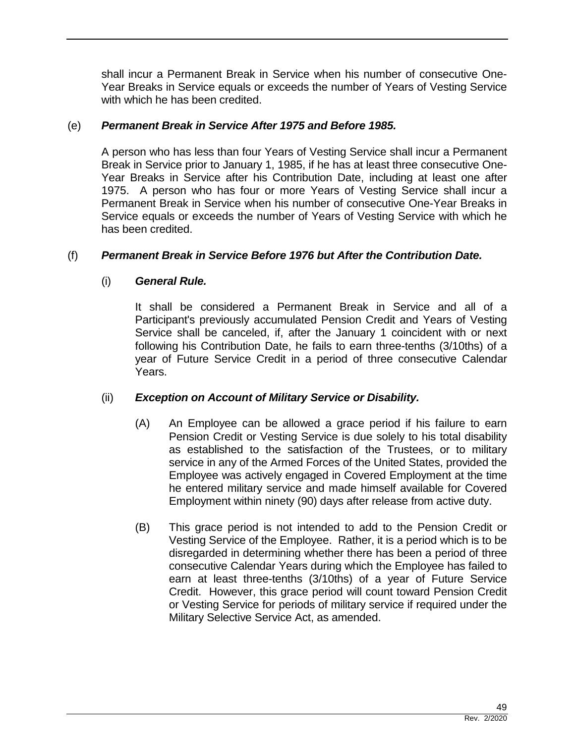shall incur a Permanent Break in Service when his number of consecutive One-Year Breaks in Service equals or exceeds the number of Years of Vesting Service with which he has been credited.

(e) ***Permanent Break in Service After 1975 and Before 1985.***

A person who has less than four Years of Vesting Service shall incur a Permanent Break in Service prior to January 1, 1985, if he has at least three consecutive One-Year Breaks in Service after his Contribution Date, including at least one after 1975. A person who has four or more Years of Vesting Service shall incur a Permanent Break in Service when his number of consecutive One-Year Breaks in Service equals or exceeds the number of Years of Vesting Service with which he has been credited.

(f) ***Permanent Break in Service Before 1976 but After the Contribution Date.***

(i) ***General Rule.***

It shall be considered a Permanent Break in Service and all of a Participant's previously accumulated Pension Credit and Years of Vesting Service shall be canceled, if, after the January 1 coincident with or next following his Contribution Date, he fails to earn three-tenths (3/10ths) of a year of Future Service Credit in a period of three consecutive Calendar Years.

(ii) ***Exception on Account of Military Service or Disability.***

(A) An Employee can be allowed a grace period if his failure to earn Pension Credit or Vesting Service is due solely to his total disability as established to the satisfaction of the Trustees, or to military service in any of the Armed Forces of the United States, provided the Employee was actively engaged in Covered Employment at the time he entered military service and made himself available for Covered Employment within ninety (90) days after release from active duty.

(B) This grace period is not intended to add to the Pension Credit or Vesting Service of the Employee. Rather, it is a period which is to be disregarded in determining whether there has been a period of three consecutive Calendar Years during which the Employee has failed to earn at least three-tenths (3/10ths) of a year of Future Service Credit. However, this grace period will count toward Pension Credit or Vesting Service for periods of military service if required under the Military Selective Service Act, as amended.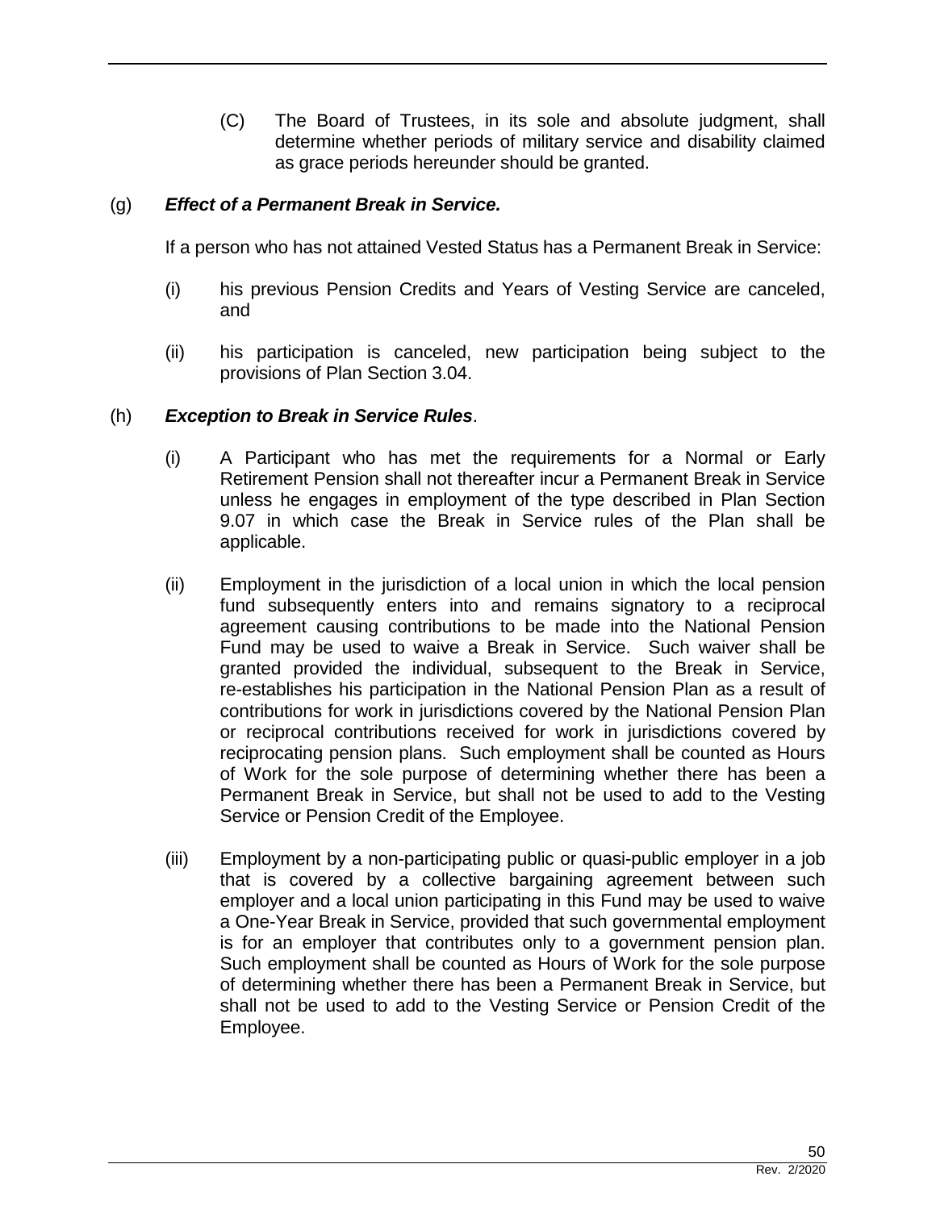(C) The Board of Trustees, in its sole and absolute judgment, shall determine whether periods of military service and disability claimed as grace periods hereunder should be granted.

(g) ***Effect of a Permanent Break in Service.***

If a person who has not attained Vested Status has a Permanent Break in Service:

(i) his previous Pension Credits and Years of Vesting Service are canceled, and

(ii) his participation is canceled, new participation being subject to the provisions of Plan Section 3.04.

(h) ***Exception to Break in Service Rules***.

(i) A Participant who has met the requirements for a Normal or Early Retirement Pension shall not thereafter incur a Permanent Break in Service unless he engages in employment of the type described in Plan Section 9.07 in which case the Break in Service rules of the Plan shall be applicable.

(ii) Employment in the jurisdiction of a local union in which the local pension fund subsequently enters into and remains signatory to a reciprocal agreement causing contributions to be made into the National Pension Fund may be used to waive a Break in Service. Such waiver shall be granted provided the individual, subsequent to the Break in Service, re-establishes his participation in the National Pension Plan as a result of contributions for work in jurisdictions covered by the National Pension Plan or reciprocal contributions received for work in jurisdictions covered by reciprocating pension plans. Such employment shall be counted as Hours of Work for the sole purpose of determining whether there has been a Permanent Break in Service, but shall not be used to add to the Vesting Service or Pension Credit of the Employee.

(iii) Employment by a non-participating public or quasi-public employer in a job that is covered by a collective bargaining agreement between such employer and a local union participating in this Fund may be used to waive a One-Year Break in Service, provided that such governmental employment is for an employer that contributes only to a government pension plan. Such employment shall be counted as Hours of Work for the sole purpose of determining whether there has been a Permanent Break in Service, but shall not be used to add to the Vesting Service or Pension Credit of the Employee.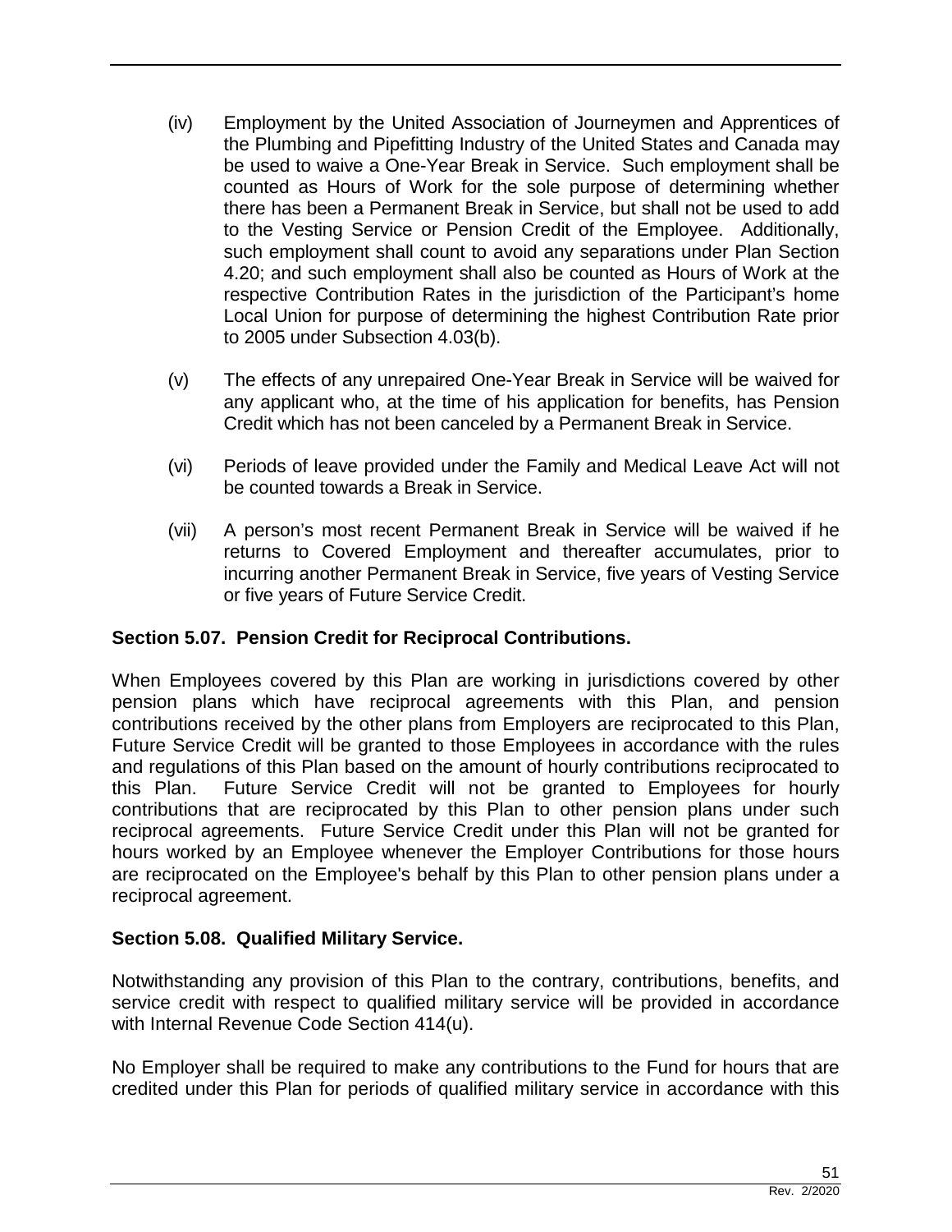(iv) Employment by the United Association of Journeymen and Apprentices of the Plumbing and Pipefitting Industry of the United States and Canada may be used to waive a One-Year Break in Service. Such employment shall be counted as Hours of Work for the sole purpose of determining whether there has been a Permanent Break in Service, but shall not be used to add to the Vesting Service or Pension Credit of the Employee. Additionally, such employment shall count to avoid any separations under Plan Section 4.20; and such employment shall also be counted as Hours of Work at the respective Contribution Rates in the jurisdiction of the Participant's home Local Union for purpose of determining the highest Contribution Rate prior to 2005 under Subsection 4.03(b).

(v) The effects of any unrepaired One-Year Break in Service will be waived for any applicant who, at the time of his application for benefits, has Pension Credit which has not been canceled by a Permanent Break in Service.

(vi) Periods of leave provided under the Family and Medical Leave Act will not be counted towards a Break in Service.

(vii) A person's most recent Permanent Break in Service will be waived if he returns to Covered Employment and thereafter accumulates, prior to incurring another Permanent Break in Service, five years of Vesting Service or five years of Future Service Credit.

**Section 5.07. Pension Credit for Reciprocal Contributions.**

When Employees covered by this Plan are working in jurisdictions covered by other pension plans which have reciprocal agreements with this Plan, and pension contributions received by the other plans from Employers are reciprocated to this Plan, Future Service Credit will be granted to those Employees in accordance with the rules and regulations of this Plan based on the amount of hourly contributions reciprocated to this Plan. Future Service Credit will not be granted to Employees for hourly contributions that are reciprocated by this Plan to other pension plans under such reciprocal agreements. Future Service Credit under this Plan will not be granted for hours worked by an Employee whenever the Employer Contributions for those hours are reciprocated on the Employee's behalf by this Plan to other pension plans under a reciprocal agreement.

**Section 5.08. Qualified Military Service.**

Notwithstanding any provision of this Plan to the contrary, contributions, benefits, and service credit with respect to qualified military service will be provided in accordance with Internal Revenue Code Section 414(u).

No Employer shall be required to make any contributions to the Fund for hours that are credited under this Plan for periods of qualified military service in accordance with this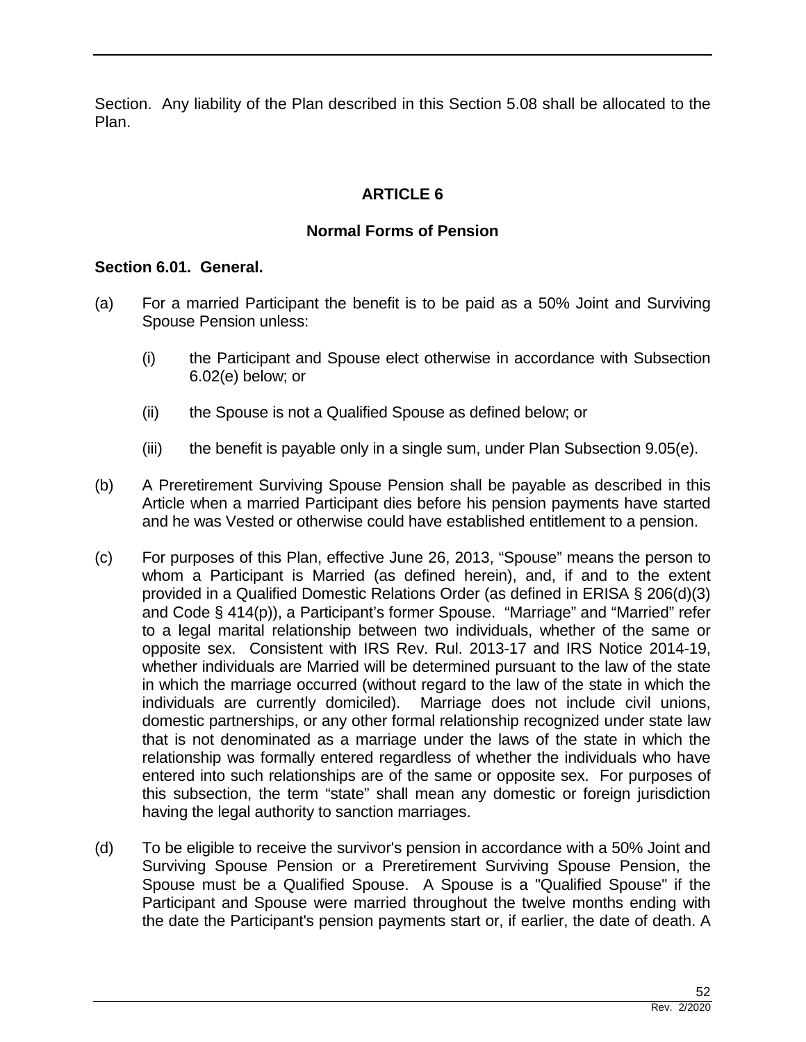Section. Any liability of the Plan described in this Section 5.08 shall be allocated to the Plan.

## ARTICLE 6

## Normal Forms of Pension

### Section 6.01. General.

(a) For a married Participant the benefit is to be paid as a 50% Joint and Surviving Spouse Pension unless:

  (i) the Participant and Spouse elect otherwise in accordance with Subsection 6.02(e) below; or

  (ii) the Spouse is not a Qualified Spouse as defined below; or

  (iii) the benefit is payable only in a single sum, under Plan Subsection 9.05(e).

(b) A Preretirement Surviving Spouse Pension shall be payable as described in this Article when a married Participant dies before his pension payments have started and he was Vested or otherwise could have established entitlement to a pension.

(c) For purposes of this Plan, effective June 26, 2013, "Spouse" means the person to whom a Participant is Married (as defined herein), and, if and to the extent provided in a Qualified Domestic Relations Order (as defined in ERISA § 206(d)(3) and Code § 414(p)), a Participant's former Spouse. "Marriage" and "Married" refer to a legal marital relationship between two individuals, whether of the same or opposite sex. Consistent with IRS Rev. Rul. 2013-17 and IRS Notice 2014-19, whether individuals are Married will be determined pursuant to the law of the state in which the marriage occurred (without regard to the law of the state in which the individuals are currently domiciled). Marriage does not include civil unions, domestic partnerships, or any other formal relationship recognized under state law that is not denominated as a marriage under the laws of the state in which the relationship was formally entered regardless of whether the individuals who have entered into such relationships are of the same or opposite sex. For purposes of this subsection, the term "state" shall mean any domestic or foreign jurisdiction having the legal authority to sanction marriages.

(d) To be eligible to receive the survivor's pension in accordance with a 50% Joint and Surviving Spouse Pension or a Preretirement Surviving Spouse Pension, the Spouse must be a Qualified Spouse. A Spouse is a "Qualified Spouse" if the Participant and Spouse were married throughout the twelve months ending with the date the Participant's pension payments start or, if earlier, the date of death. A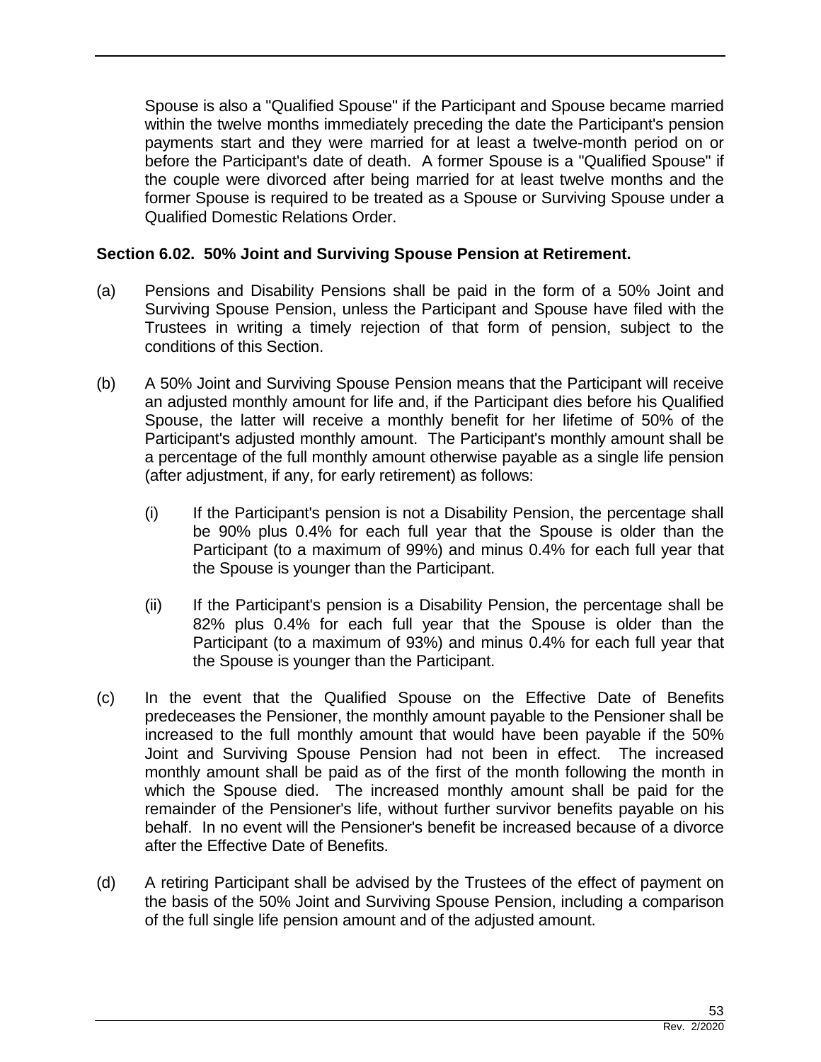Spouse is also a "Qualified Spouse" if the Participant and Spouse became married within the twelve months immediately preceding the date the Participant's pension payments start and they were married for at least a twelve-month period on or before the Participant's date of death. A former Spouse is a "Qualified Spouse" if the couple were divorced after being married for at least twelve months and the former Spouse is required to be treated as a Spouse or Surviving Spouse under a Qualified Domestic Relations Order.

**Section 6.02. 50% Joint and Surviving Spouse Pension at Retirement.**

(a) Pensions and Disability Pensions shall be paid in the form of a 50% Joint and Surviving Spouse Pension, unless the Participant and Spouse have filed with the Trustees in writing a timely rejection of that form of pension, subject to the conditions of this Section.

(b) A 50% Joint and Surviving Spouse Pension means that the Participant will receive an adjusted monthly amount for life and, if the Participant dies before his Qualified Spouse, the latter will receive a monthly benefit for her lifetime of 50% of the Participant's adjusted monthly amount. The Participant's monthly amount shall be a percentage of the full monthly amount otherwise payable as a single life pension (after adjustment, if any, for early retirement) as follows:

(i) If the Participant's pension is not a Disability Pension, the percentage shall be 90% plus 0.4% for each full year that the Spouse is older than the Participant (to a maximum of 99%) and minus 0.4% for each full year that the Spouse is younger than the Participant.

(ii) If the Participant's pension is a Disability Pension, the percentage shall be 82% plus 0.4% for each full year that the Spouse is older than the Participant (to a maximum of 93%) and minus 0.4% for each full year that the Spouse is younger than the Participant.

(c) In the event that the Qualified Spouse on the Effective Date of Benefits predeceases the Pensioner, the monthly amount payable to the Pensioner shall be increased to the full monthly amount that would have been payable if the 50% Joint and Surviving Spouse Pension had not been in effect. The increased monthly amount shall be paid as of the first of the month following the month in which the Spouse died. The increased monthly amount shall be paid for the remainder of the Pensioner's life, without further survivor benefits payable on his behalf. In no event will the Pensioner's benefit be increased because of a divorce after the Effective Date of Benefits.

(d) A retiring Participant shall be advised by the Trustees of the effect of payment on the basis of the 50% Joint and Surviving Spouse Pension, including a comparison of the full single life pension amount and of the adjusted amount.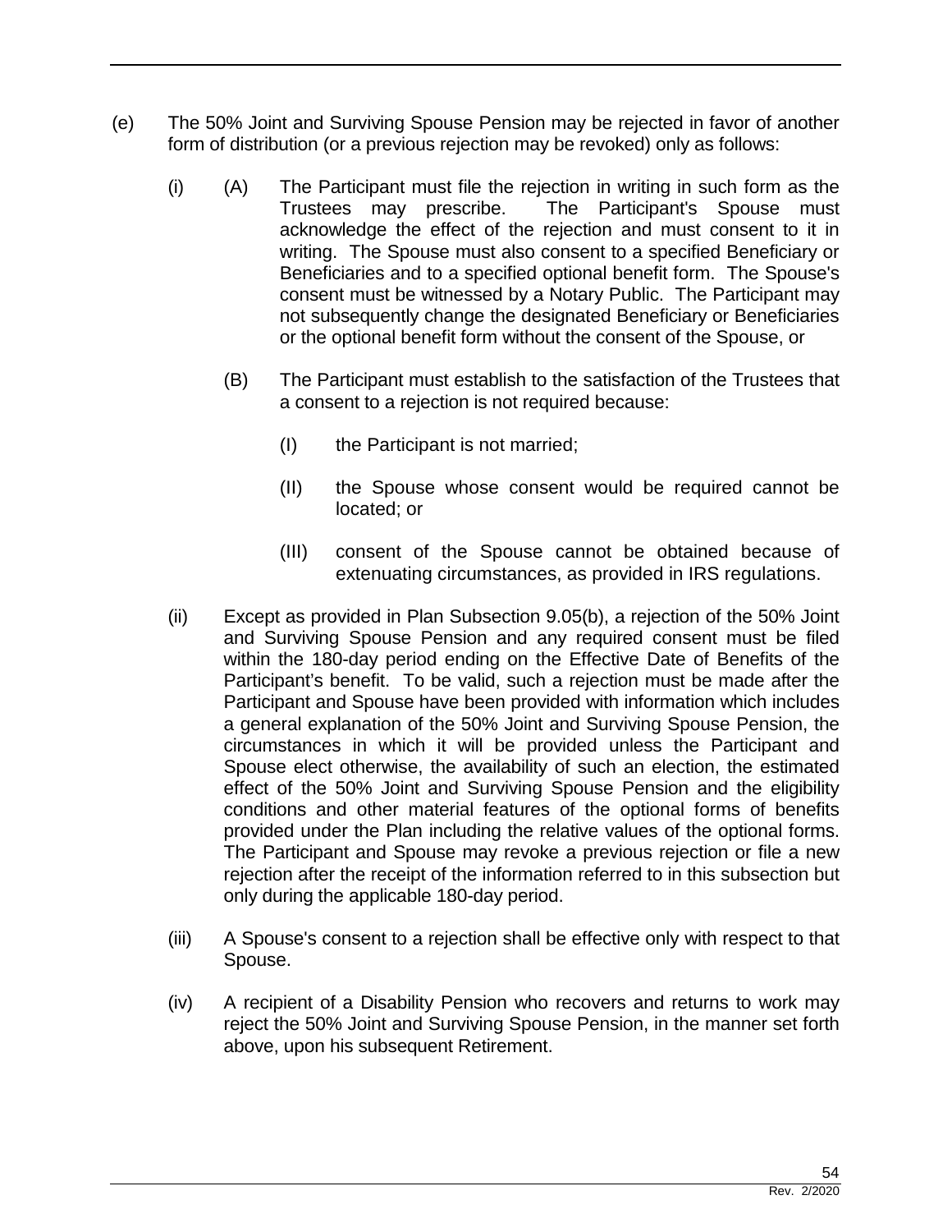(e) The 50% Joint and Surviving Spouse Pension may be rejected in favor of another form of distribution (or a previous rejection may be revoked) only as follows:

- (i)
  - (A) The Participant must file the rejection in writing in such form as the Trustees may prescribe. The Participant's Spouse must acknowledge the effect of the rejection and must consent to it in writing. The Spouse must also consent to a specified Beneficiary or Beneficiaries and to a specified optional benefit form. The Spouse's consent must be witnessed by a Notary Public. The Participant may not subsequently change the designated Beneficiary or Beneficiaries or the optional benefit form without the consent of the Spouse, or
  - (B) The Participant must establish to the satisfaction of the Trustees that a consent to a rejection is not required because:
    - (I) the Participant is not married;
    - (II) the Spouse whose consent would be required cannot be located; or
    - (III) consent of the Spouse cannot be obtained because of extenuating circumstances, as provided in IRS regulations.

- (ii) Except as provided in Plan Subsection 9.05(b), a rejection of the 50% Joint and Surviving Spouse Pension and any required consent must be filed within the 180-day period ending on the Effective Date of Benefits of the Participant's benefit. To be valid, such a rejection must be made after the Participant and Spouse have been provided with information which includes a general explanation of the 50% Joint and Surviving Spouse Pension, the circumstances in which it will be provided unless the Participant and Spouse elect otherwise, the availability of such an election, the estimated effect of the 50% Joint and Surviving Spouse Pension and the eligibility conditions and other material features of the optional forms of benefits provided under the Plan including the relative values of the optional forms. The Participant and Spouse may revoke a previous rejection or file a new rejection after the receipt of the information referred to in this subsection but only during the applicable 180-day period.

- (iii) A Spouse's consent to a rejection shall be effective only with respect to that Spouse.

- (iv) A recipient of a Disability Pension who recovers and returns to work may reject the 50% Joint and Surviving Spouse Pension, in the manner set forth above, upon his subsequent Retirement.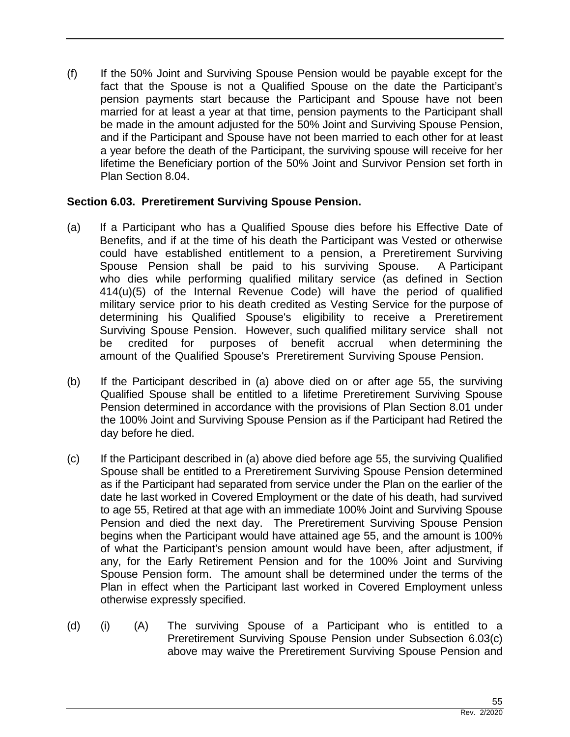(f) If the 50% Joint and Surviving Spouse Pension would be payable except for the fact that the Spouse is not a Qualified Spouse on the date the Participant's pension payments start because the Participant and Spouse have not been married for at least a year at that time, pension payments to the Participant shall be made in the amount adjusted for the 50% Joint and Surviving Spouse Pension, and if the Participant and Spouse have not been married to each other for at least a year before the death of the Participant, the surviving spouse will receive for her lifetime the Beneficiary portion of the 50% Joint and Survivor Pension set forth in Plan Section 8.04.

**Section 6.03. Preretirement Surviving Spouse Pension.**

(a) If a Participant who has a Qualified Spouse dies before his Effective Date of Benefits, and if at the time of his death the Participant was Vested or otherwise could have established entitlement to a pension, a Preretirement Surviving Spouse Pension shall be paid to his surviving Spouse. A Participant who dies while performing qualified military service (as defined in Section 414(u)(5) of the Internal Revenue Code) will have the period of qualified military service prior to his death credited as Vesting Service for the purpose of determining his Qualified Spouse's eligibility to receive a Preretirement Surviving Spouse Pension. However, such qualified military service shall not be credited for purposes of benefit accrual when determining the amount of the Qualified Spouse's Preretirement Surviving Spouse Pension.

(b) If the Participant described in (a) above died on or after age 55, the surviving Qualified Spouse shall be entitled to a lifetime Preretirement Surviving Spouse Pension determined in accordance with the provisions of Plan Section 8.01 under the 100% Joint and Surviving Spouse Pension as if the Participant had Retired the day before he died.

(c) If the Participant described in (a) above died before age 55, the surviving Qualified Spouse shall be entitled to a Preretirement Surviving Spouse Pension determined as if the Participant had separated from service under the Plan on the earlier of the date he last worked in Covered Employment or the date of his death, had survived to age 55, Retired at that age with an immediate 100% Joint and Surviving Spouse Pension and died the next day. The Preretirement Surviving Spouse Pension begins when the Participant would have attained age 55, and the amount is 100% of what the Participant's pension amount would have been, after adjustment, if any, for the Early Retirement Pension and for the 100% Joint and Surviving Spouse Pension form. The amount shall be determined under the terms of the Plan in effect when the Participant last worked in Covered Employment unless otherwise expressly specified.

(d) (i) (A) The surviving Spouse of a Participant who is entitled to a Preretirement Surviving Spouse Pension under Subsection 6.03(c) above may waive the Preretirement Surviving Spouse Pension and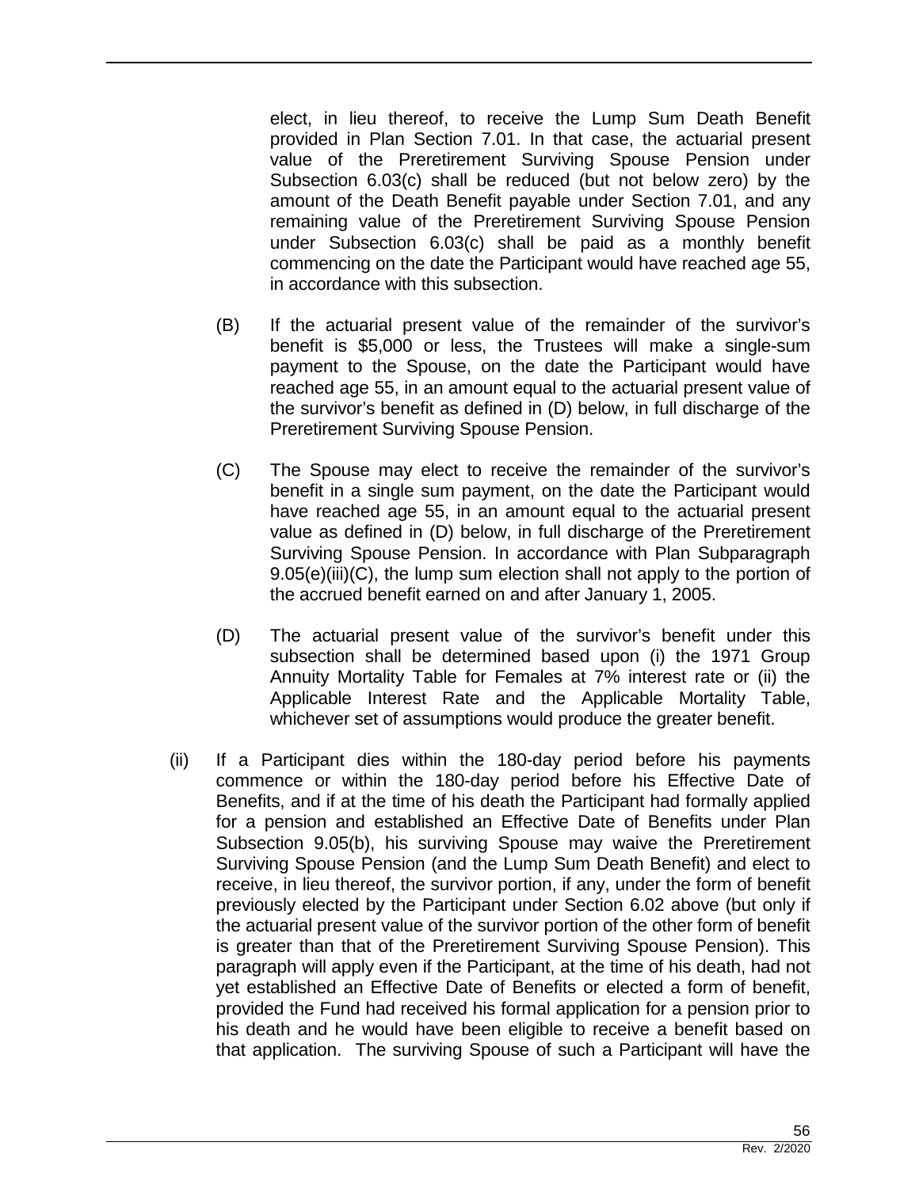elect, in lieu thereof, to receive the Lump Sum Death Benefit provided in Plan Section 7.01. In that case, the actuarial present value of the Preretirement Surviving Spouse Pension under Subsection 6.03(c) shall be reduced (but not below zero) by the amount of the Death Benefit payable under Section 7.01, and any remaining value of the Preretirement Surviving Spouse Pension under Subsection 6.03(c) shall be paid as a monthly benefit commencing on the date the Participant would have reached age 55, in accordance with this subsection.

(B) If the actuarial present value of the remainder of the survivor's benefit is $5,000 or less, the Trustees will make a single-sum payment to the Spouse, on the date the Participant would have reached age 55, in an amount equal to the actuarial present value of the survivor's benefit as defined in (D) below, in full discharge of the Preretirement Surviving Spouse Pension.

(C) The Spouse may elect to receive the remainder of the survivor's benefit in a single sum payment, on the date the Participant would have reached age 55, in an amount equal to the actuarial present value as defined in (D) below, in full discharge of the Preretirement Surviving Spouse Pension. In accordance with Plan Subparagraph 9.05(e)(iii)(C), the lump sum election shall not apply to the portion of the accrued benefit earned on and after January 1, 2005.

(D) The actuarial present value of the survivor's benefit under this subsection shall be determined based upon (i) the 1971 Group Annuity Mortality Table for Females at 7% interest rate or (ii) the Applicable Interest Rate and the Applicable Mortality Table, whichever set of assumptions would produce the greater benefit.

(ii) If a Participant dies within the 180-day period before his payments commence or within the 180-day period before his Effective Date of Benefits, and if at the time of his death the Participant had formally applied for a pension and established an Effective Date of Benefits under Plan Subsection 9.05(b), his surviving Spouse may waive the Preretirement Surviving Spouse Pension (and the Lump Sum Death Benefit) and elect to receive, in lieu thereof, the survivor portion, if any, under the form of benefit previously elected by the Participant under Section 6.02 above (but only if the actuarial present value of the survivor portion of the other form of benefit is greater than that of the Preretirement Surviving Spouse Pension). This paragraph will apply even if the Participant, at the time of his death, had not yet established an Effective Date of Benefits or elected a form of benefit, provided the Fund had received his formal application for a pension prior to his death and he would have been eligible to receive a benefit based on that application. The surviving Spouse of such a Participant will have the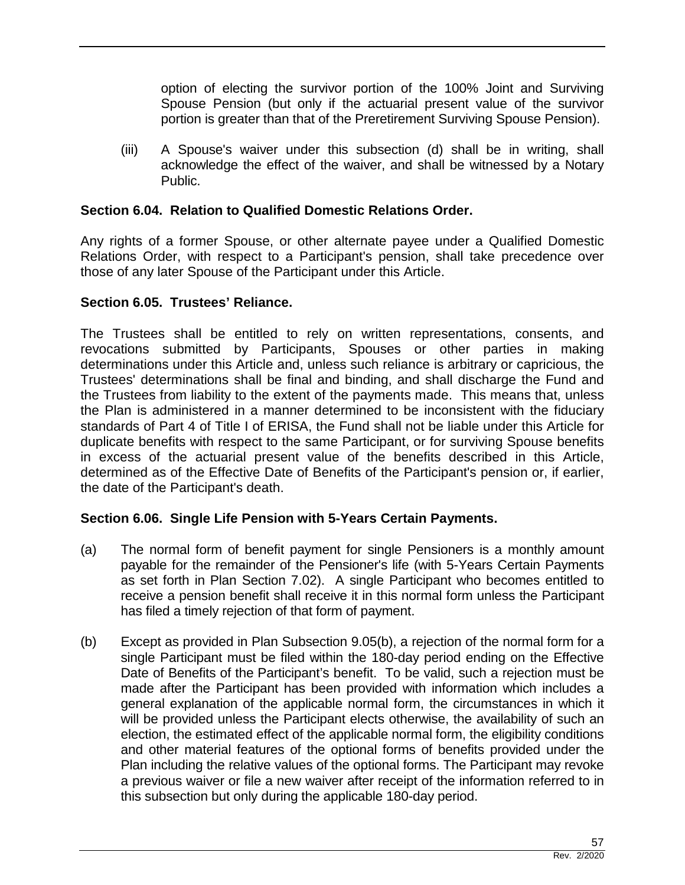option of electing the survivor portion of the 100% Joint and Surviving Spouse Pension (but only if the actuarial present value of the survivor portion is greater than that of the Preretirement Surviving Spouse Pension).

(iii) A Spouse's waiver under this subsection (d) shall be in writing, shall acknowledge the effect of the waiver, and shall be witnessed by a Notary Public.

**Section 6.04. Relation to Qualified Domestic Relations Order.**

Any rights of a former Spouse, or other alternate payee under a Qualified Domestic Relations Order, with respect to a Participant's pension, shall take precedence over those of any later Spouse of the Participant under this Article.

**Section 6.05. Trustees' Reliance.**

The Trustees shall be entitled to rely on written representations, consents, and revocations submitted by Participants, Spouses or other parties in making determinations under this Article and, unless such reliance is arbitrary or capricious, the Trustees' determinations shall be final and binding, and shall discharge the Fund and the Trustees from liability to the extent of the payments made. This means that, unless the Plan is administered in a manner determined to be inconsistent with the fiduciary standards of Part 4 of Title I of ERISA, the Fund shall not be liable under this Article for duplicate benefits with respect to the same Participant, or for surviving Spouse benefits in excess of the actuarial present value of the benefits described in this Article, determined as of the Effective Date of Benefits of the Participant's pension or, if earlier, the date of the Participant's death.

**Section 6.06. Single Life Pension with 5-Years Certain Payments.**

(a) The normal form of benefit payment for single Pensioners is a monthly amount payable for the remainder of the Pensioner's life (with 5-Years Certain Payments as set forth in Plan Section 7.02). A single Participant who becomes entitled to receive a pension benefit shall receive it in this normal form unless the Participant has filed a timely rejection of that form of payment.

(b) Except as provided in Plan Subsection 9.05(b), a rejection of the normal form for a single Participant must be filed within the 180-day period ending on the Effective Date of Benefits of the Participant's benefit. To be valid, such a rejection must be made after the Participant has been provided with information which includes a general explanation of the applicable normal form, the circumstances in which it will be provided unless the Participant elects otherwise, the availability of such an election, the estimated effect of the applicable normal form, the eligibility conditions and other material features of the optional forms of benefits provided under the Plan including the relative values of the optional forms. The Participant may revoke a previous waiver or file a new waiver after receipt of the information referred to in this subsection but only during the applicable 180-day period.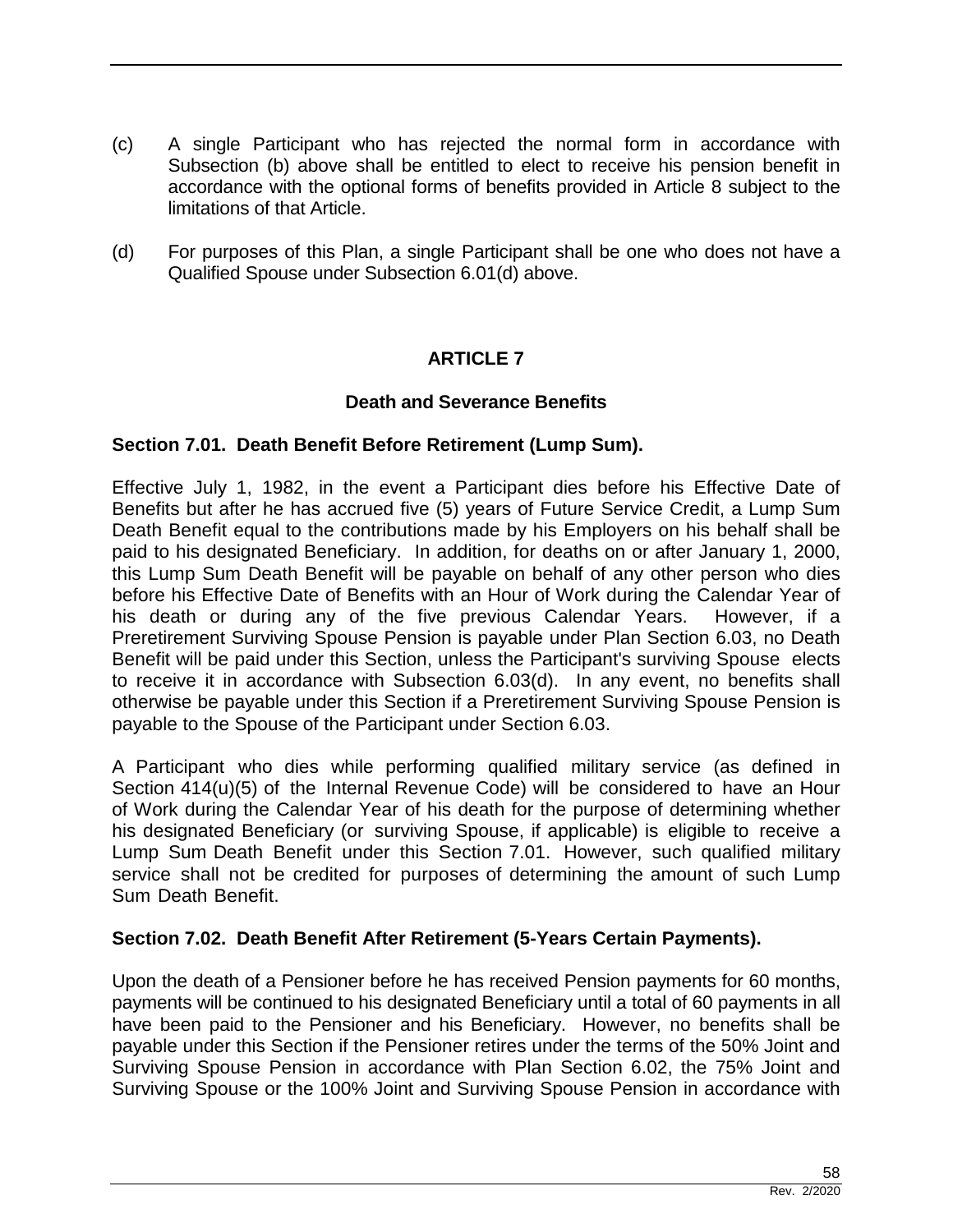(c) A single Participant who has rejected the normal form in accordance with Subsection (b) above shall be entitled to elect to receive his pension benefit in accordance with the optional forms of benefits provided in Article 8 subject to the limitations of that Article.

(d) For purposes of this Plan, a single Participant shall be one who does not have a Qualified Spouse under Subsection 6.01(d) above.

## ARTICLE 7

### Death and Severance Benefits

**Section 7.01. Death Benefit Before Retirement (Lump Sum).**

Effective July 1, 1982, in the event a Participant dies before his Effective Date of Benefits but after he has accrued five (5) years of Future Service Credit, a Lump Sum Death Benefit equal to the contributions made by his Employers on his behalf shall be paid to his designated Beneficiary. In addition, for deaths on or after January 1, 2000, this Lump Sum Death Benefit will be payable on behalf of any other person who dies before his Effective Date of Benefits with an Hour of Work during the Calendar Year of his death or during any of the five previous Calendar Years. However, if a Preretirement Surviving Spouse Pension is payable under Plan Section 6.03, no Death Benefit will be paid under this Section, unless the Participant's surviving Spouse elects to receive it in accordance with Subsection 6.03(d). In any event, no benefits shall otherwise be payable under this Section if a Preretirement Surviving Spouse Pension is payable to the Spouse of the Participant under Section 6.03.

A Participant who dies while performing qualified military service (as defined in Section 414(u)(5) of the Internal Revenue Code) will be considered to have an Hour of Work during the Calendar Year of his death for the purpose of determining whether his designated Beneficiary (or surviving Spouse, if applicable) is eligible to receive a Lump Sum Death Benefit under this Section 7.01. However, such qualified military service shall not be credited for purposes of determining the amount of such Lump Sum Death Benefit.

**Section 7.02. Death Benefit After Retirement (5-Years Certain Payments).**

Upon the death of a Pensioner before he has received Pension payments for 60 months, payments will be continued to his designated Beneficiary until a total of 60 payments in all have been paid to the Pensioner and his Beneficiary. However, no benefits shall be payable under this Section if the Pensioner retires under the terms of the 50% Joint and Surviving Spouse Pension in accordance with Plan Section 6.02, the 75% Joint and Surviving Spouse or the 100% Joint and Surviving Spouse Pension in accordance with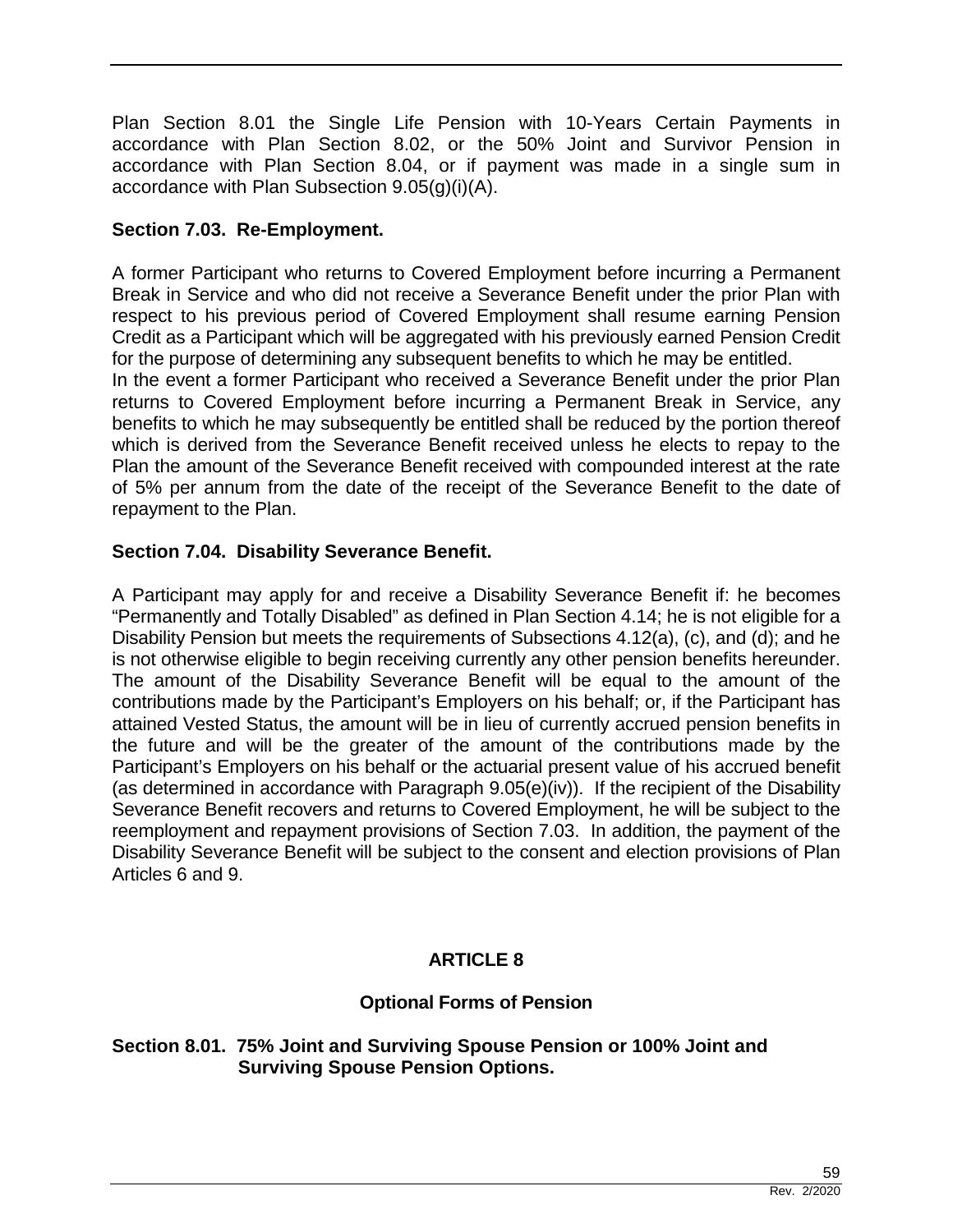Plan Section 8.01 the Single Life Pension with 10-Years Certain Payments in accordance with Plan Section 8.02, or the 50% Joint and Survivor Pension in accordance with Plan Section 8.04, or if payment was made in a single sum in accordance with Plan Subsection 9.05(g)(i)(A).

### Section 7.03. Re-Employment.

A former Participant who returns to Covered Employment before incurring a Permanent Break in Service and who did not receive a Severance Benefit under the prior Plan with respect to his previous period of Covered Employment shall resume earning Pension Credit as a Participant which will be aggregated with his previously earned Pension Credit for the purpose of determining any subsequent benefits to which he may be entitled.

In the event a former Participant who received a Severance Benefit under the prior Plan returns to Covered Employment before incurring a Permanent Break in Service, any benefits to which he may subsequently be entitled shall be reduced by the portion thereof which is derived from the Severance Benefit received unless he elects to repay to the Plan the amount of the Severance Benefit received with compounded interest at the rate of 5% per annum from the date of the receipt of the Severance Benefit to the date of repayment to the Plan.

### Section 7.04. Disability Severance Benefit.

A Participant may apply for and receive a Disability Severance Benefit if: he becomes "Permanently and Totally Disabled" as defined in Plan Section 4.14; he is not eligible for a Disability Pension but meets the requirements of Subsections 4.12(a), (c), and (d); and he is not otherwise eligible to begin receiving currently any other pension benefits hereunder. The amount of the Disability Severance Benefit will be equal to the amount of the contributions made by the Participant's Employers on his behalf; or, if the Participant has attained Vested Status, the amount will be in lieu of currently accrued pension benefits in the future and will be the greater of the amount of the contributions made by the Participant's Employers on his behalf or the actuarial present value of his accrued benefit (as determined in accordance with Paragraph 9.05(e)(iv)). If the recipient of the Disability Severance Benefit recovers and returns to Covered Employment, he will be subject to the reemployment and repayment provisions of Section 7.03. In addition, the payment of the Disability Severance Benefit will be subject to the consent and election provisions of Plan Articles 6 and 9.

## ARTICLE 8

## Optional Forms of Pension

### Section 8.01. 75% Joint and Surviving Spouse Pension or 100% Joint and Surviving Spouse Pension Options.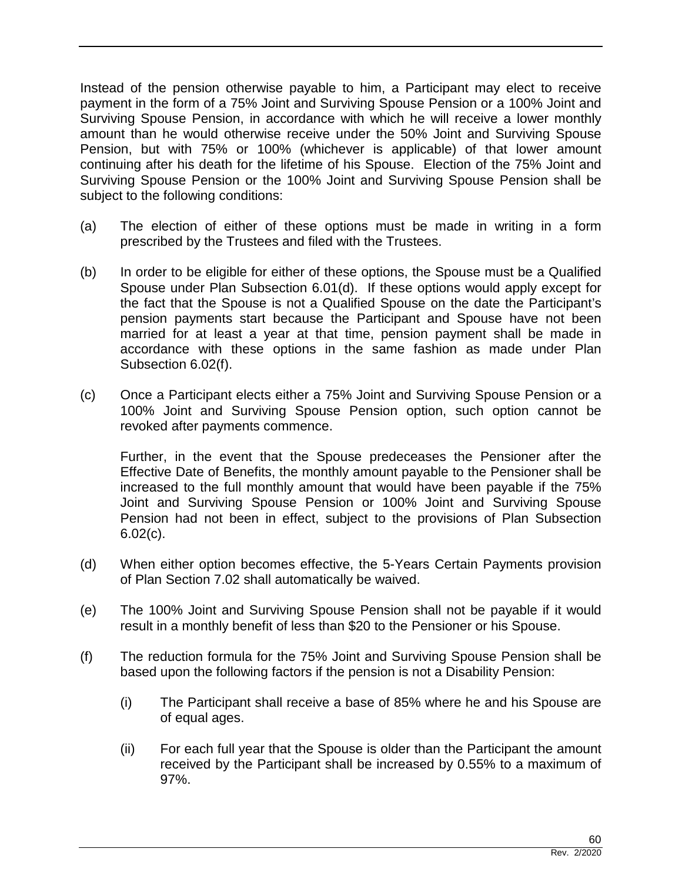Instead of the pension otherwise payable to him, a Participant may elect to receive payment in the form of a 75% Joint and Surviving Spouse Pension or a 100% Joint and Surviving Spouse Pension, in accordance with which he will receive a lower monthly amount than he would otherwise receive under the 50% Joint and Surviving Spouse Pension, but with 75% or 100% (whichever is applicable) of that lower amount continuing after his death for the lifetime of his Spouse. Election of the 75% Joint and Surviving Spouse Pension or the 100% Joint and Surviving Spouse Pension shall be subject to the following conditions:

(a) The election of either of these options must be made in writing in a form prescribed by the Trustees and filed with the Trustees.

(b) In order to be eligible for either of these options, the Spouse must be a Qualified Spouse under Plan Subsection 6.01(d). If these options would apply except for the fact that the Spouse is not a Qualified Spouse on the date the Participant's pension payments start because the Participant and Spouse have not been married for at least a year at that time, pension payment shall be made in accordance with these options in the same fashion as made under Plan Subsection 6.02(f).

(c) Once a Participant elects either a 75% Joint and Surviving Spouse Pension or a 100% Joint and Surviving Spouse Pension option, such option cannot be revoked after payments commence.

    Further, in the event that the Spouse predeceases the Pensioner after the Effective Date of Benefits, the monthly amount payable to the Pensioner shall be increased to the full monthly amount that would have been payable if the 75% Joint and Surviving Spouse Pension or 100% Joint and Surviving Spouse Pension had not been in effect, subject to the provisions of Plan Subsection 6.02(c).

(d) When either option becomes effective, the 5-Years Certain Payments provision of Plan Section 7.02 shall automatically be waived.

(e) The 100% Joint and Surviving Spouse Pension shall not be payable if it would result in a monthly benefit of less than $20 to the Pensioner or his Spouse.

(f) The reduction formula for the 75% Joint and Surviving Spouse Pension shall be based upon the following factors if the pension is not a Disability Pension:

    (i) The Participant shall receive a base of 85% where he and his Spouse are of equal ages.

    (ii) For each full year that the Spouse is older than the Participant the amount received by the Participant shall be increased by 0.55% to a maximum of 97%.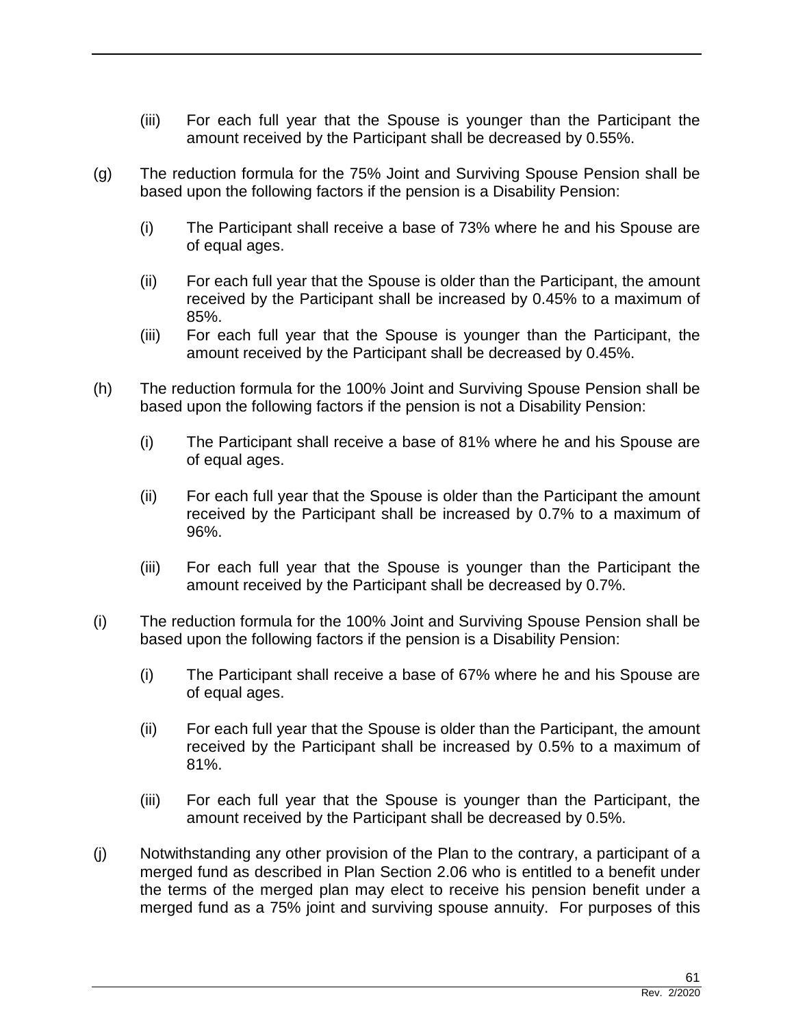(iii) For each full year that the Spouse is younger than the Participant the amount received by the Participant shall be decreased by 0.55%.

(g) The reduction formula for the 75% Joint and Surviving Spouse Pension shall be based upon the following factors if the pension is a Disability Pension:

(i) The Participant shall receive a base of 73% where he and his Spouse are of equal ages.

(ii) For each full year that the Spouse is older than the Participant, the amount received by the Participant shall be increased by 0.45% to a maximum of 85%.

(iii) For each full year that the Spouse is younger than the Participant, the amount received by the Participant shall be decreased by 0.45%.

(h) The reduction formula for the 100% Joint and Surviving Spouse Pension shall be based upon the following factors if the pension is not a Disability Pension:

(i) The Participant shall receive a base of 81% where he and his Spouse are of equal ages.

(ii) For each full year that the Spouse is older than the Participant the amount received by the Participant shall be increased by 0.7% to a maximum of 96%.

(iii) For each full year that the Spouse is younger than the Participant the amount received by the Participant shall be decreased by 0.7%.

(i) The reduction formula for the 100% Joint and Surviving Spouse Pension shall be based upon the following factors if the pension is a Disability Pension:

(i) The Participant shall receive a base of 67% where he and his Spouse are of equal ages.

(ii) For each full year that the Spouse is older than the Participant, the amount received by the Participant shall be increased by 0.5% to a maximum of 81%.

(iii) For each full year that the Spouse is younger than the Participant, the amount received by the Participant shall be decreased by 0.5%.

(j) Notwithstanding any other provision of the Plan to the contrary, a participant of a merged fund as described in Plan Section 2.06 who is entitled to a benefit under the terms of the merged plan may elect to receive his pension benefit under a merged fund as a 75% joint and surviving spouse annuity. For purposes of this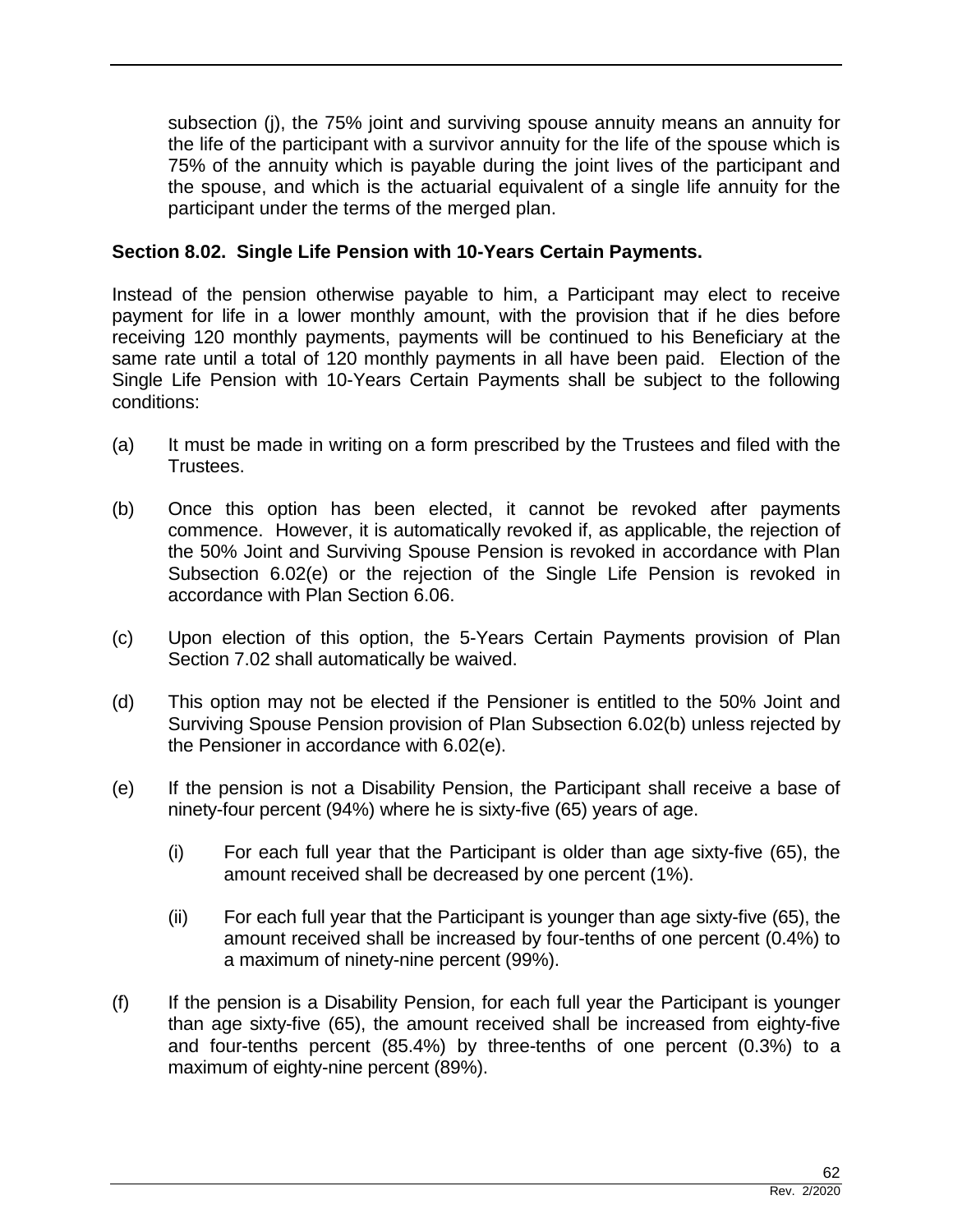subsection (j), the 75% joint and surviving spouse annuity means an annuity for the life of the participant with a survivor annuity for the life of the spouse which is 75% of the annuity which is payable during the joint lives of the participant and the spouse, and which is the actuarial equivalent of a single life annuity for the participant under the terms of the merged plan.

**Section 8.02. Single Life Pension with 10-Years Certain Payments.**

Instead of the pension otherwise payable to him, a Participant may elect to receive payment for life in a lower monthly amount, with the provision that if he dies before receiving 120 monthly payments, payments will be continued to his Beneficiary at the same rate until a total of 120 monthly payments in all have been paid. Election of the Single Life Pension with 10-Years Certain Payments shall be subject to the following conditions:

(a) It must be made in writing on a form prescribed by the Trustees and filed with the Trustees.

(b) Once this option has been elected, it cannot be revoked after payments commence. However, it is automatically revoked if, as applicable, the rejection of the 50% Joint and Surviving Spouse Pension is revoked in accordance with Plan Subsection 6.02(e) or the rejection of the Single Life Pension is revoked in accordance with Plan Section 6.06.

(c) Upon election of this option, the 5-Years Certain Payments provision of Plan Section 7.02 shall automatically be waived.

(d) This option may not be elected if the Pensioner is entitled to the 50% Joint and Surviving Spouse Pension provision of Plan Subsection 6.02(b) unless rejected by the Pensioner in accordance with 6.02(e).

(e) If the pension is not a Disability Pension, the Participant shall receive a base of ninety-four percent (94%) where he is sixty-five (65) years of age.

    (i) For each full year that the Participant is older than age sixty-five (65), the amount received shall be decreased by one percent (1%).

    (ii) For each full year that the Participant is younger than age sixty-five (65), the amount received shall be increased by four-tenths of one percent (0.4%) to a maximum of ninety-nine percent (99%).

(f) If the pension is a Disability Pension, for each full year the Participant is younger than age sixty-five (65), the amount received shall be increased from eighty-five and four-tenths percent (85.4%) by three-tenths of one percent (0.3%) to a maximum of eighty-nine percent (89%).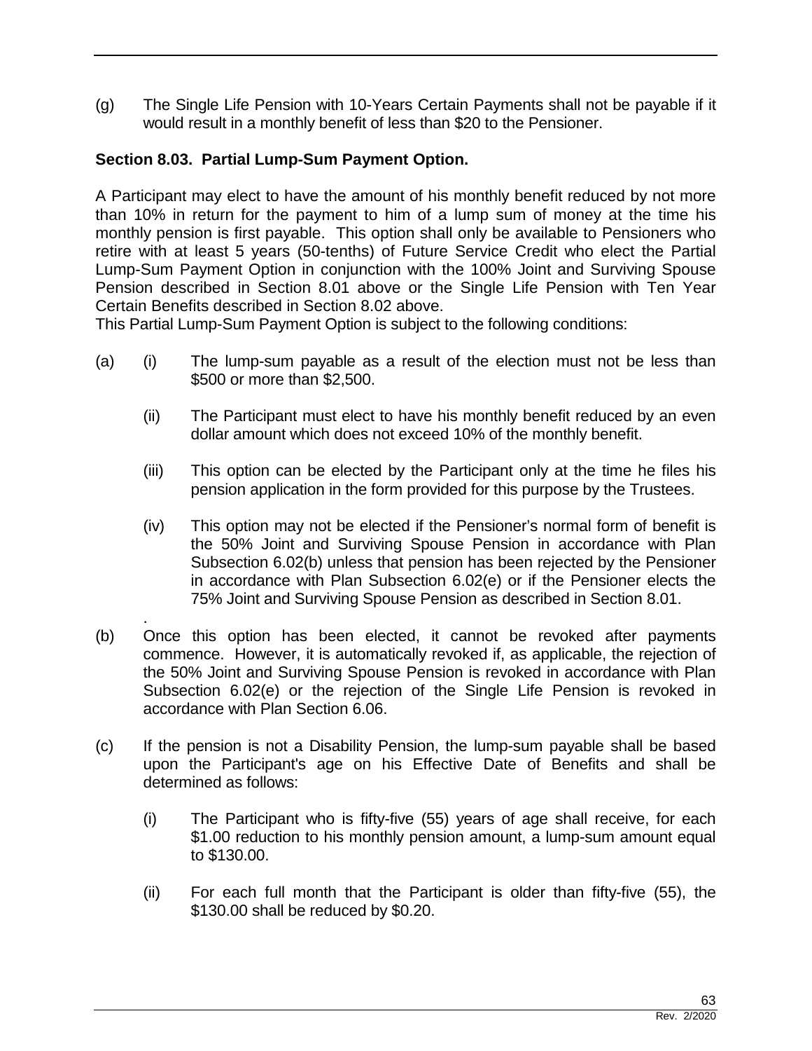(g) The Single Life Pension with 10-Years Certain Payments shall not be payable if it would result in a monthly benefit of less than $20 to the Pensioner.

### Section 8.03. Partial Lump-Sum Payment Option.

A Participant may elect to have the amount of his monthly benefit reduced by not more than 10% in return for the payment to him of a lump sum of money at the time his monthly pension is first payable. This option shall only be available to Pensioners who retire with at least 5 years (50-tenths) of Future Service Credit who elect the Partial Lump-Sum Payment Option in conjunction with the 100% Joint and Surviving Spouse Pension described in Section 8.01 above or the Single Life Pension with Ten Year Certain Benefits described in Section 8.02 above.

This Partial Lump-Sum Payment Option is subject to the following conditions:

(a) (i) The lump-sum payable as a result of the election must not be less than $500 or more than $2,500.

(ii) The Participant must elect to have his monthly benefit reduced by an even dollar amount which does not exceed 10% of the monthly benefit.

(iii) This option can be elected by the Participant only at the time he files his pension application in the form provided for this purpose by the Trustees.

(iv) This option may not be elected if the Pensioner's normal form of benefit is the 50% Joint and Surviving Spouse Pension in accordance with Plan Subsection 6.02(b) unless that pension has been rejected by the Pensioner in accordance with Plan Subsection 6.02(e) or if the Pensioner elects the 75% Joint and Surviving Spouse Pension as described in Section 8.01.

(b) Once this option has been elected, it cannot be revoked after payments commence. However, it is automatically revoked if, as applicable, the rejection of the 50% Joint and Surviving Spouse Pension is revoked in accordance with Plan Subsection 6.02(e) or the rejection of the Single Life Pension is revoked in accordance with Plan Section 6.06.

(c) If the pension is not a Disability Pension, the lump-sum payable shall be based upon the Participant's age on his Effective Date of Benefits and shall be determined as follows:

(i) The Participant who is fifty-five (55) years of age shall receive, for each $1.00 reduction to his monthly pension amount, a lump-sum amount equal to $130.00.

(ii) For each full month that the Participant is older than fifty-five (55), the $130.00 shall be reduced by $0.20.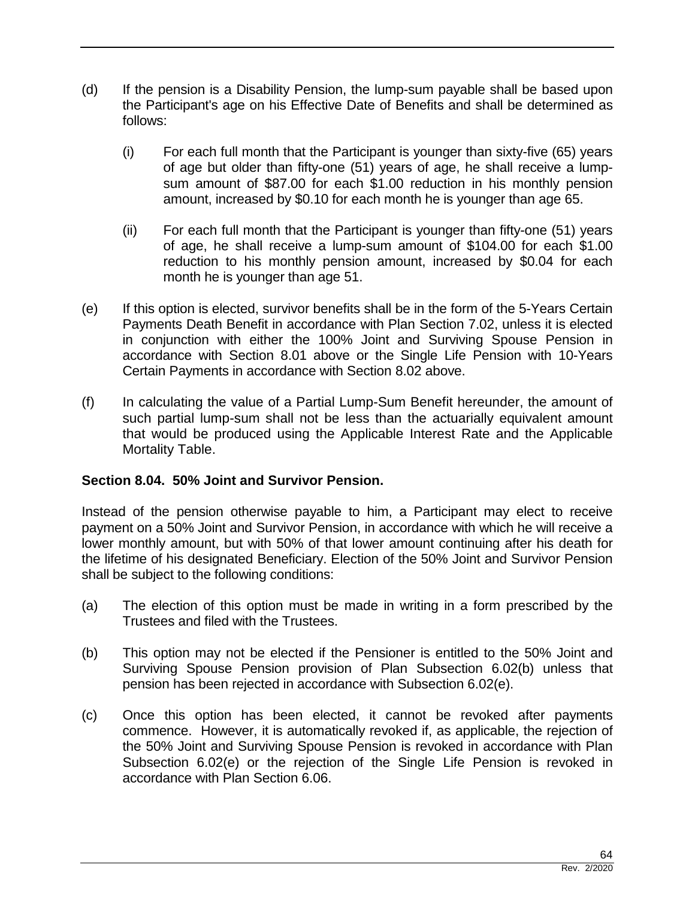(d) If the pension is a Disability Pension, the lump-sum payable shall be based upon the Participant's age on his Effective Date of Benefits and shall be determined as follows:

   (i) For each full month that the Participant is younger than sixty-five (65) years of age but older than fifty-one (51) years of age, he shall receive a lump-sum amount of $87.00 for each $1.00 reduction in his monthly pension amount, increased by $0.10 for each month he is younger than age 65.

   (ii) For each full month that the Participant is younger than fifty-one (51) years of age, he shall receive a lump-sum amount of $104.00 for each $1.00 reduction to his monthly pension amount, increased by $0.04 for each month he is younger than age 51.

(e) If this option is elected, survivor benefits shall be in the form of the 5-Years Certain Payments Death Benefit in accordance with Plan Section 7.02, unless it is elected in conjunction with either the 100% Joint and Surviving Spouse Pension in accordance with Section 8.01 above or the Single Life Pension with 10-Years Certain Payments in accordance with Section 8.02 above.

(f) In calculating the value of a Partial Lump-Sum Benefit hereunder, the amount of such partial lump-sum shall not be less than the actuarially equivalent amount that would be produced using the Applicable Interest Rate and the Applicable Mortality Table.

**Section 8.04. 50% Joint and Survivor Pension.**

Instead of the pension otherwise payable to him, a Participant may elect to receive payment on a 50% Joint and Survivor Pension, in accordance with which he will receive a lower monthly amount, but with 50% of that lower amount continuing after his death for the lifetime of his designated Beneficiary. Election of the 50% Joint and Survivor Pension shall be subject to the following conditions:

(a) The election of this option must be made in writing in a form prescribed by the Trustees and filed with the Trustees.

(b) This option may not be elected if the Pensioner is entitled to the 50% Joint and Surviving Spouse Pension provision of Plan Subsection 6.02(b) unless that pension has been rejected in accordance with Subsection 6.02(e).

(c) Once this option has been elected, it cannot be revoked after payments commence. However, it is automatically revoked if, as applicable, the rejection of the 50% Joint and Surviving Spouse Pension is revoked in accordance with Plan Subsection 6.02(e) or the rejection of the Single Life Pension is revoked in accordance with Plan Section 6.06.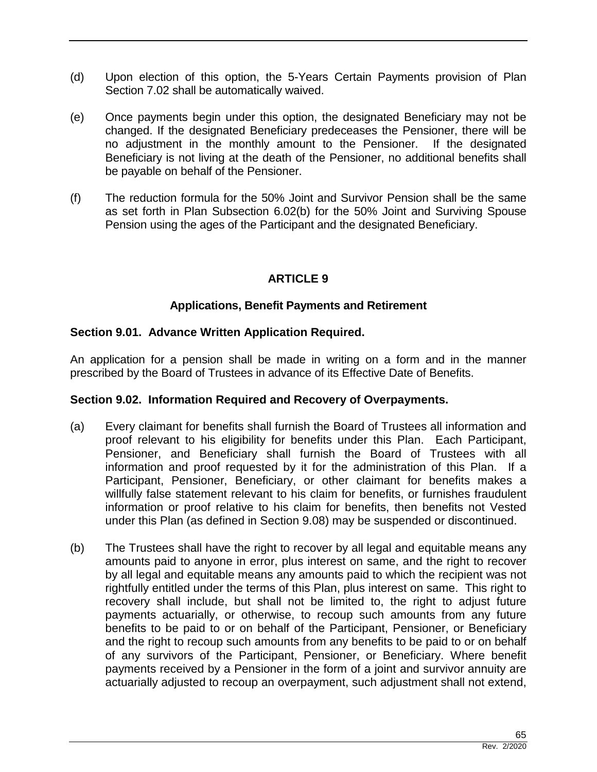(d) Upon election of this option, the 5-Years Certain Payments provision of Plan Section 7.02 shall be automatically waived.

(e) Once payments begin under this option, the designated Beneficiary may not be changed. If the designated Beneficiary predeceases the Pensioner, there will be no adjustment in the monthly amount to the Pensioner. If the designated Beneficiary is not living at the death of the Pensioner, no additional benefits shall be payable on behalf of the Pensioner.

(f) The reduction formula for the 50% Joint and Survivor Pension shall be the same as set forth in Plan Subsection 6.02(b) for the 50% Joint and Surviving Spouse Pension using the ages of the Participant and the designated Beneficiary.

# ARTICLE 9

## Applications, Benefit Payments and Retirement

### Section 9.01. Advance Written Application Required.

An application for a pension shall be made in writing on a form and in the manner prescribed by the Board of Trustees in advance of its Effective Date of Benefits.

### Section 9.02. Information Required and Recovery of Overpayments.

(a) Every claimant for benefits shall furnish the Board of Trustees all information and proof relevant to his eligibility for benefits under this Plan. Each Participant, Pensioner, and Beneficiary shall furnish the Board of Trustees with all information and proof requested by it for the administration of this Plan. If a Participant, Pensioner, Beneficiary, or other claimant for benefits makes a willfully false statement relevant to his claim for benefits, or furnishes fraudulent information or proof relative to his claim for benefits, then benefits not Vested under this Plan (as defined in Section 9.08) may be suspended or discontinued.

(b) The Trustees shall have the right to recover by all legal and equitable means any amounts paid to anyone in error, plus interest on same, and the right to recover by all legal and equitable means any amounts paid to which the recipient was not rightfully entitled under the terms of this Plan, plus interest on same. This right to recovery shall include, but shall not be limited to, the right to adjust future payments actuarially, or otherwise, to recoup such amounts from any future benefits to be paid to or on behalf of the Participant, Pensioner, or Beneficiary and the right to recoup such amounts from any benefits to be paid to or on behalf of any survivors of the Participant, Pensioner, or Beneficiary. Where benefit payments received by a Pensioner in the form of a joint and survivor annuity are actuarially adjusted to recoup an overpayment, such adjustment shall not extend,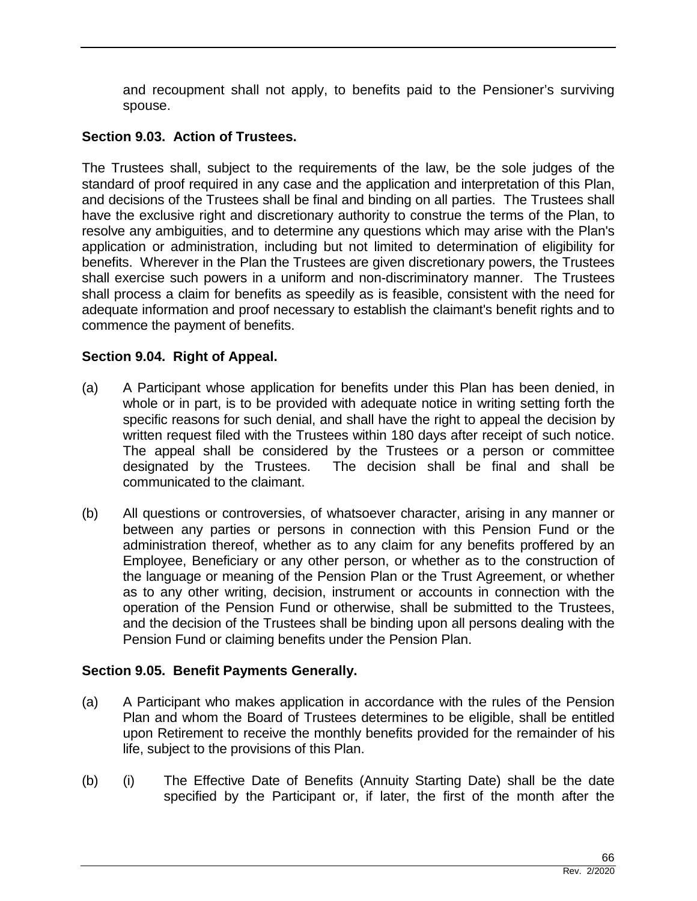and recoupment shall not apply, to benefits paid to the Pensioner's surviving spouse.

**Section 9.03. Action of Trustees.**

The Trustees shall, subject to the requirements of the law, be the sole judges of the standard of proof required in any case and the application and interpretation of this Plan, and decisions of the Trustees shall be final and binding on all parties. The Trustees shall have the exclusive right and discretionary authority to construe the terms of the Plan, to resolve any ambiguities, and to determine any questions which may arise with the Plan's application or administration, including but not limited to determination of eligibility for benefits. Wherever in the Plan the Trustees are given discretionary powers, the Trustees shall exercise such powers in a uniform and non-discriminatory manner. The Trustees shall process a claim for benefits as speedily as is feasible, consistent with the need for adequate information and proof necessary to establish the claimant's benefit rights and to commence the payment of benefits.

**Section 9.04. Right of Appeal.**

(a) A Participant whose application for benefits under this Plan has been denied, in whole or in part, is to be provided with adequate notice in writing setting forth the specific reasons for such denial, and shall have the right to appeal the decision by written request filed with the Trustees within 180 days after receipt of such notice. The appeal shall be considered by the Trustees or a person or committee designated by the Trustees. The decision shall be final and shall be communicated to the claimant.

(b) All questions or controversies, of whatsoever character, arising in any manner or between any parties or persons in connection with this Pension Fund or the administration thereof, whether as to any claim for any benefits proffered by an Employee, Beneficiary or any other person, or whether as to the construction of the language or meaning of the Pension Plan or the Trust Agreement, or whether as to any other writing, decision, instrument or accounts in connection with the operation of the Pension Fund or otherwise, shall be submitted to the Trustees, and the decision of the Trustees shall be binding upon all persons dealing with the Pension Fund or claiming benefits under the Pension Plan.

**Section 9.05. Benefit Payments Generally.**

(a) A Participant who makes application in accordance with the rules of the Pension Plan and whom the Board of Trustees determines to be eligible, shall be entitled upon Retirement to receive the monthly benefits provided for the remainder of his life, subject to the provisions of this Plan.

(b) (i) The Effective Date of Benefits (Annuity Starting Date) shall be the date specified by the Participant or, if later, the first of the month after the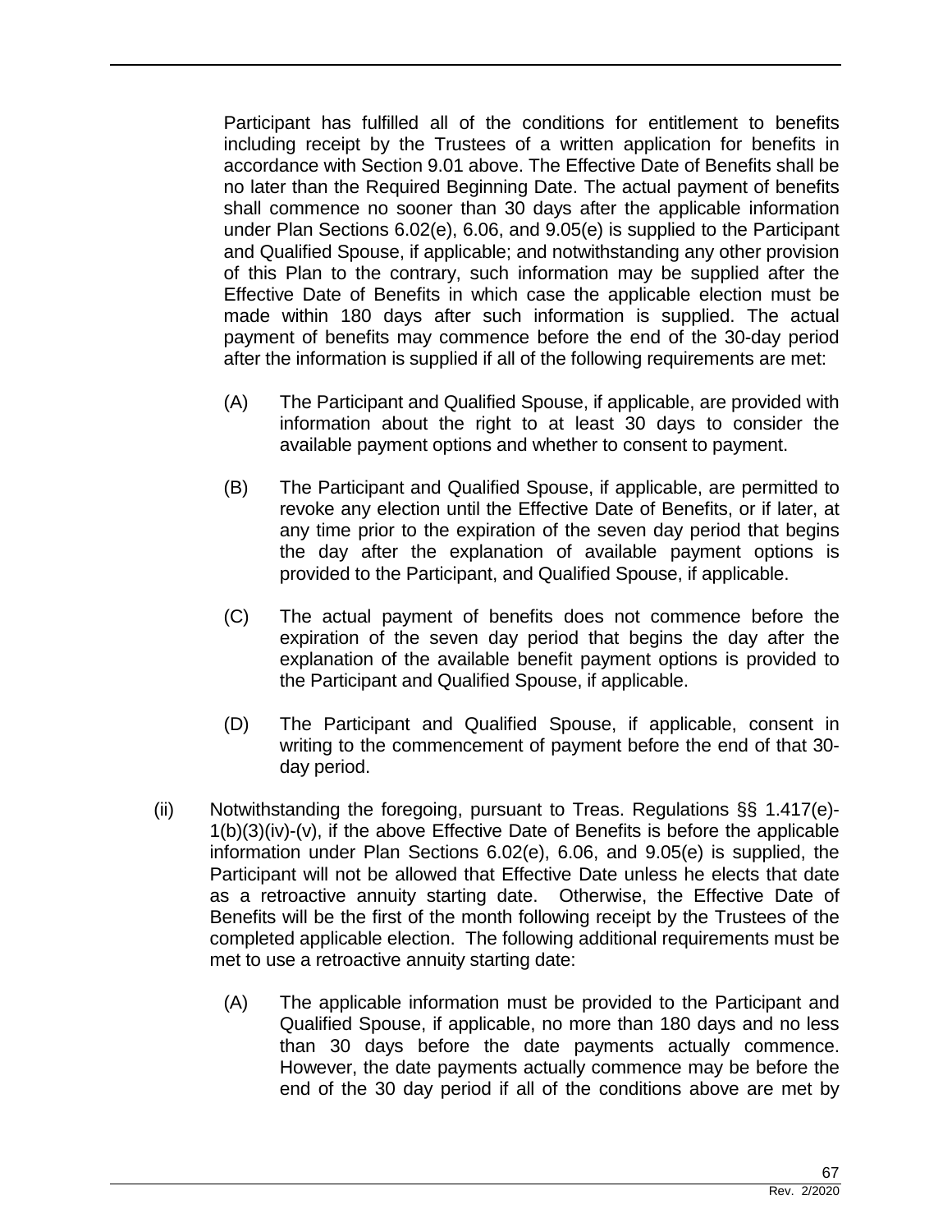Participant has fulfilled all of the conditions for entitlement to benefits including receipt by the Trustees of a written application for benefits in accordance with Section 9.01 above. The Effective Date of Benefits shall be no later than the Required Beginning Date. The actual payment of benefits shall commence no sooner than 30 days after the applicable information under Plan Sections 6.02(e), 6.06, and 9.05(e) is supplied to the Participant and Qualified Spouse, if applicable; and notwithstanding any other provision of this Plan to the contrary, such information may be supplied after the Effective Date of Benefits in which case the applicable election must be made within 180 days after such information is supplied. The actual payment of benefits may commence before the end of the 30-day period after the information is supplied if all of the following requirements are met:

(A) The Participant and Qualified Spouse, if applicable, are provided with information about the right to at least 30 days to consider the available payment options and whether to consent to payment.

(B) The Participant and Qualified Spouse, if applicable, are permitted to revoke any election until the Effective Date of Benefits, or if later, at any time prior to the expiration of the seven day period that begins the day after the explanation of available payment options is provided to the Participant, and Qualified Spouse, if applicable.

(C) The actual payment of benefits does not commence before the expiration of the seven day period that begins the day after the explanation of the available benefit payment options is provided to the Participant and Qualified Spouse, if applicable.

(D) The Participant and Qualified Spouse, if applicable, consent in writing to the commencement of payment before the end of that 30-day period.

(ii) Notwithstanding the foregoing, pursuant to Treas. Regulations §§ 1.417(e)-1(b)(3)(iv)-(v), if the above Effective Date of Benefits is before the applicable information under Plan Sections 6.02(e), 6.06, and 9.05(e) is supplied, the Participant will not be allowed that Effective Date unless he elects that date as a retroactive annuity starting date. Otherwise, the Effective Date of Benefits will be the first of the month following receipt by the Trustees of the completed applicable election. The following additional requirements must be met to use a retroactive annuity starting date:

(A) The applicable information must be provided to the Participant and Qualified Spouse, if applicable, no more than 180 days and no less than 30 days before the date payments actually commence. However, the date payments actually commence may be before the end of the 30 day period if all of the conditions above are met by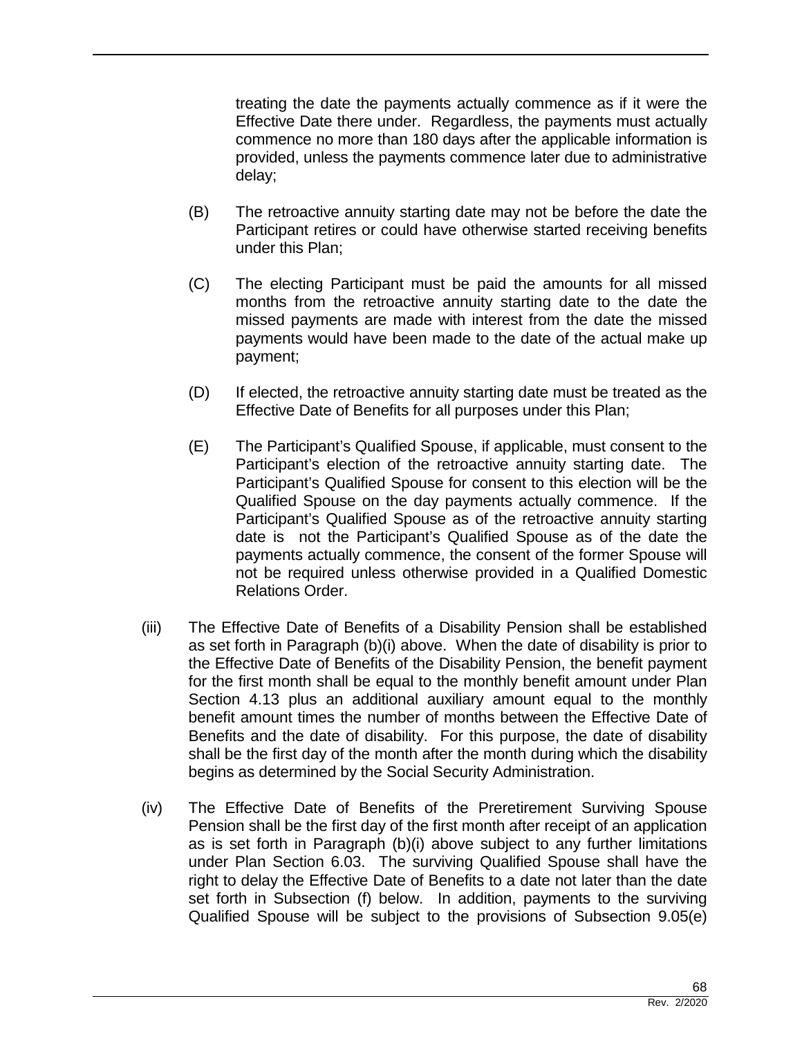treating the date the payments actually commence as if it were the Effective Date there under. Regardless, the payments must actually commence no more than 180 days after the applicable information is provided, unless the payments commence later due to administrative delay;

(B) The retroactive annuity starting date may not be before the date the Participant retires or could have otherwise started receiving benefits under this Plan;

(C) The electing Participant must be paid the amounts for all missed months from the retroactive annuity starting date to the date the missed payments are made with interest from the date the missed payments would have been made to the date of the actual make up payment;

(D) If elected, the retroactive annuity starting date must be treated as the Effective Date of Benefits for all purposes under this Plan;

(E) The Participant's Qualified Spouse, if applicable, must consent to the Participant's election of the retroactive annuity starting date. The Participant's Qualified Spouse for consent to this election will be the Qualified Spouse on the day payments actually commence. If the Participant's Qualified Spouse as of the retroactive annuity starting date is not the Participant's Qualified Spouse as of the date the payments actually commence, the consent of the former Spouse will not be required unless otherwise provided in a Qualified Domestic Relations Order.

(iii) The Effective Date of Benefits of a Disability Pension shall be established as set forth in Paragraph (b)(i) above. When the date of disability is prior to the Effective Date of Benefits of the Disability Pension, the benefit payment for the first month shall be equal to the monthly benefit amount under Plan Section 4.13 plus an additional auxiliary amount equal to the monthly benefit amount times the number of months between the Effective Date of Benefits and the date of disability. For this purpose, the date of disability shall be the first day of the month after the month during which the disability begins as determined by the Social Security Administration.

(iv) The Effective Date of Benefits of the Preretirement Surviving Spouse Pension shall be the first day of the first month after receipt of an application as is set forth in Paragraph (b)(i) above subject to any further limitations under Plan Section 6.03. The surviving Qualified Spouse shall have the right to delay the Effective Date of Benefits to a date not later than the date set forth in Subsection (f) below. In addition, payments to the surviving Qualified Spouse will be subject to the provisions of Subsection 9.05(e)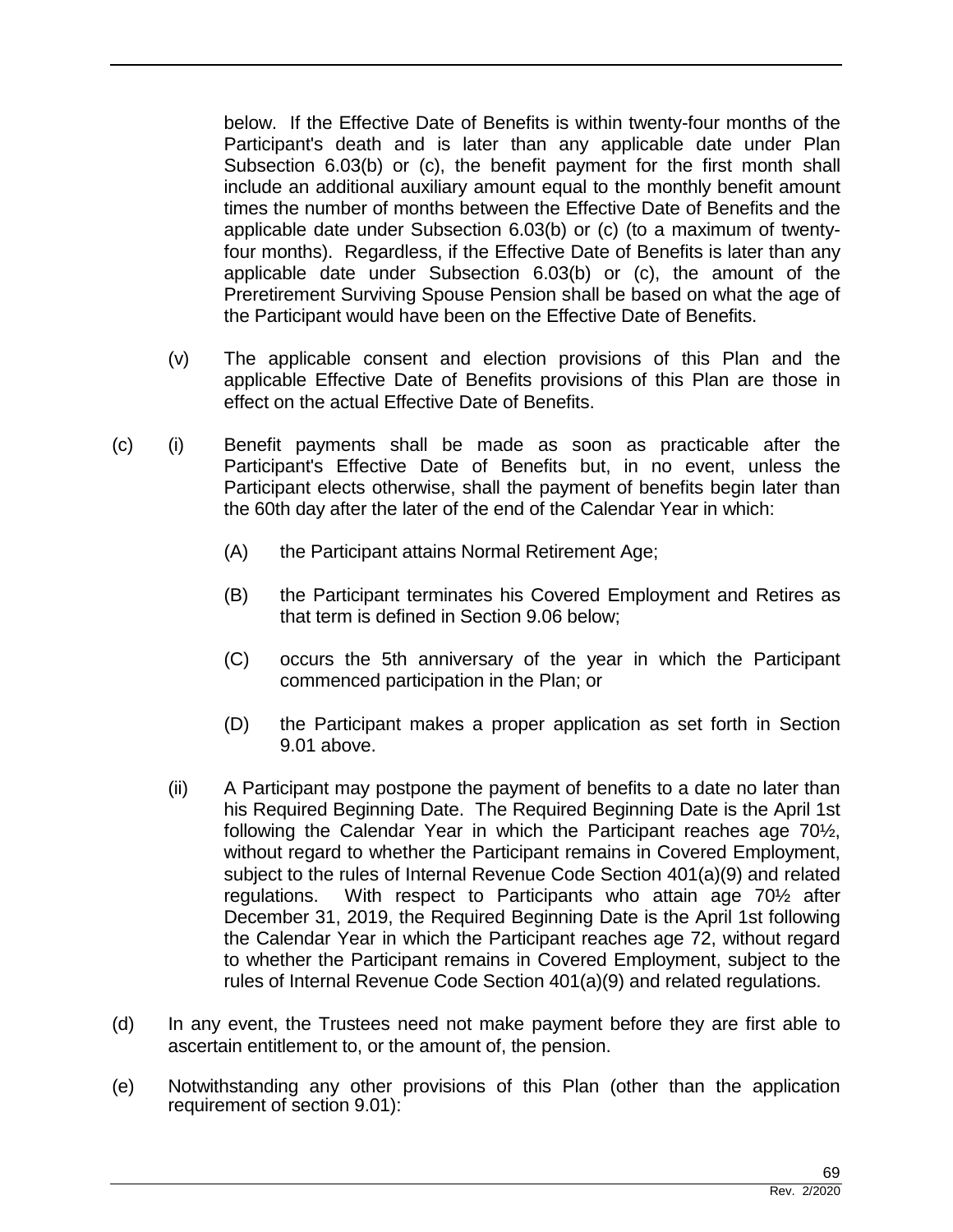below. If the Effective Date of Benefits is within twenty-four months of the Participant's death and is later than any applicable date under Plan Subsection 6.03(b) or (c), the benefit payment for the first month shall include an additional auxiliary amount equal to the monthly benefit amount times the number of months between the Effective Date of Benefits and the applicable date under Subsection 6.03(b) or (c) (to a maximum of twenty-four months). Regardless, if the Effective Date of Benefits is later than any applicable date under Subsection 6.03(b) or (c), the amount of the Preretirement Surviving Spouse Pension shall be based on what the age of the Participant would have been on the Effective Date of Benefits.

(v) The applicable consent and election provisions of this Plan and the applicable Effective Date of Benefits provisions of this Plan are those in effect on the actual Effective Date of Benefits.

(c) (i) Benefit payments shall be made as soon as practicable after the Participant's Effective Date of Benefits but, in no event, unless the Participant elects otherwise, shall the payment of benefits begin later than the 60th day after the later of the end of the Calendar Year in which:

(A) the Participant attains Normal Retirement Age;

(B) the Participant terminates his Covered Employment and Retires as that term is defined in Section 9.06 below;

(C) occurs the 5th anniversary of the year in which the Participant commenced participation in the Plan; or

(D) the Participant makes a proper application as set forth in Section 9.01 above.

(ii) A Participant may postpone the payment of benefits to a date no later than his Required Beginning Date. The Required Beginning Date is the April 1st following the Calendar Year in which the Participant reaches age 70½, without regard to whether the Participant remains in Covered Employment, subject to the rules of Internal Revenue Code Section 401(a)(9) and related regulations. With respect to Participants who attain age 70½ after December 31, 2019, the Required Beginning Date is the April 1st following the Calendar Year in which the Participant reaches age 72, without regard to whether the Participant remains in Covered Employment, subject to the rules of Internal Revenue Code Section 401(a)(9) and related regulations.

(d) In any event, the Trustees need not make payment before they are first able to ascertain entitlement to, or the amount of, the pension.

(e) Notwithstanding any other provisions of this Plan (other than the application requirement of section 9.01):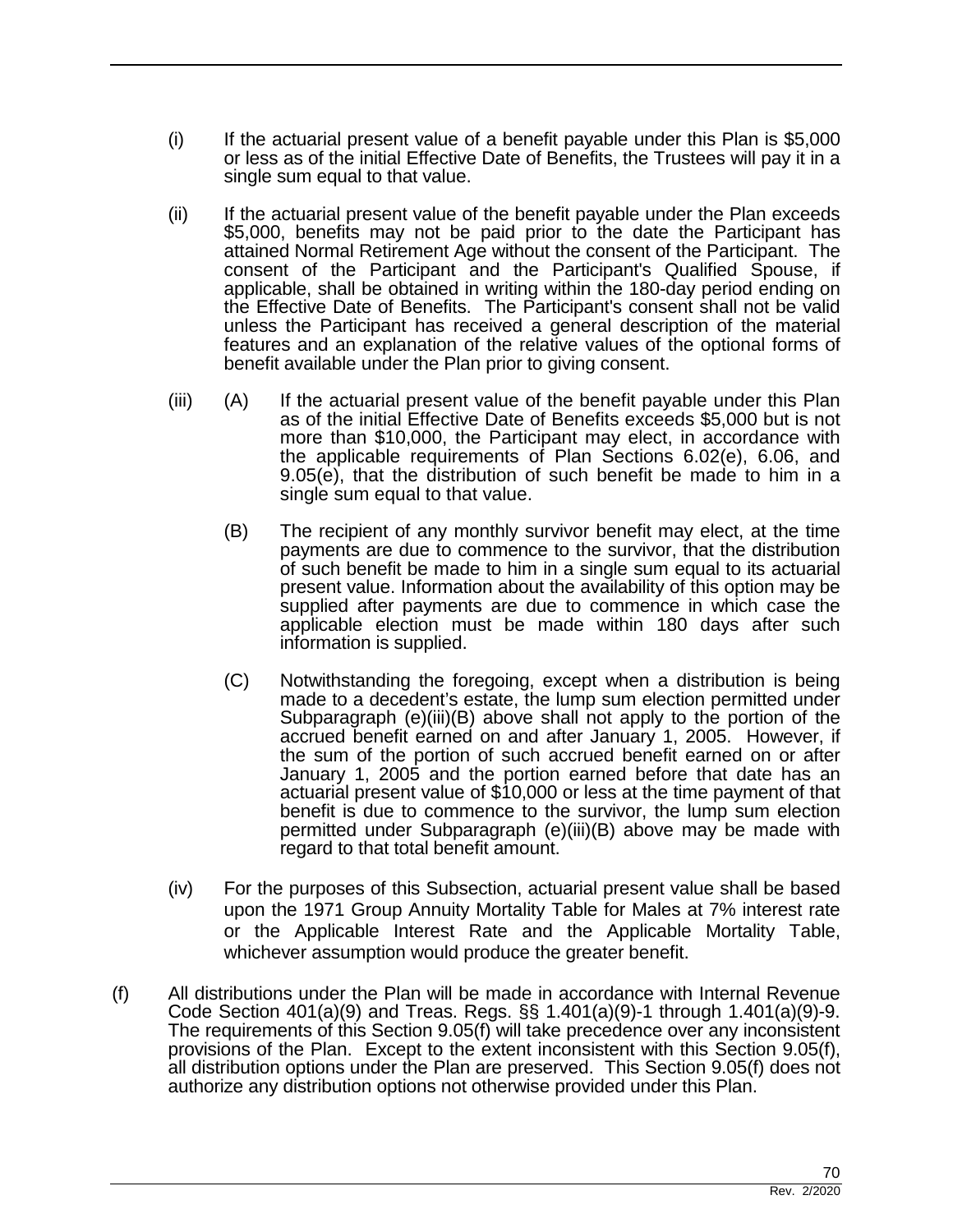(i) If the actuarial present value of a benefit payable under this Plan is $5,000 or less as of the initial Effective Date of Benefits, the Trustees will pay it in a single sum equal to that value.

(ii) If the actuarial present value of the benefit payable under the Plan exceeds $5,000, benefits may not be paid prior to the date the Participant has attained Normal Retirement Age without the consent of the Participant. The consent of the Participant and the Participant's Qualified Spouse, if applicable, shall be obtained in writing within the 180-day period ending on the Effective Date of Benefits. The Participant's consent shall not be valid unless the Participant has received a general description of the material features and an explanation of the relative values of the optional forms of benefit available under the Plan prior to giving consent.

(iii) (A) If the actuarial present value of the benefit payable under this Plan as of the initial Effective Date of Benefits exceeds $5,000 but is not more than $10,000, the Participant may elect, in accordance with the applicable requirements of Plan Sections 6.02(e), 6.06, and 9.05(e), that the distribution of such benefit be made to him in a single sum equal to that value.

(B) The recipient of any monthly survivor benefit may elect, at the time payments are due to commence to the survivor, that the distribution of such benefit be made to him in a single sum equal to its actuarial present value. Information about the availability of this option may be supplied after payments are due to commence in which case the applicable election must be made within 180 days after such information is supplied.

(C) Notwithstanding the foregoing, except when a distribution is being made to a decedent's estate, the lump sum election permitted under Subparagraph (e)(iii)(B) above shall not apply to the portion of the accrued benefit earned on and after January 1, 2005. However, if the sum of the portion of such accrued benefit earned on or after January 1, 2005 and the portion earned before that date has an actuarial present value of $10,000 or less at the time payment of that benefit is due to commence to the survivor, the lump sum election permitted under Subparagraph (e)(iii)(B) above may be made with regard to that total benefit amount.

(iv) For the purposes of this Subsection, actuarial present value shall be based upon the 1971 Group Annuity Mortality Table for Males at 7% interest rate or the Applicable Interest Rate and the Applicable Mortality Table, whichever assumption would produce the greater benefit.

(f) All distributions under the Plan will be made in accordance with Internal Revenue Code Section 401(a)(9) and Treas. Regs. §§ 1.401(a)(9)-1 through 1.401(a)(9)-9. The requirements of this Section 9.05(f) will take precedence over any inconsistent provisions of the Plan. Except to the extent inconsistent with this Section 9.05(f), all distribution options under the Plan are preserved. This Section 9.05(f) does not authorize any distribution options not otherwise provided under this Plan.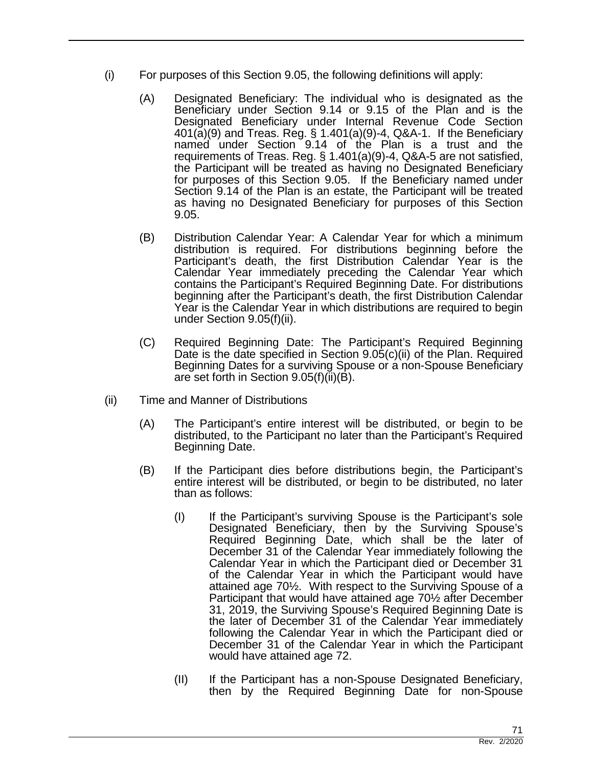(i) For purposes of this Section 9.05, the following definitions will apply:

   (A) Designated Beneficiary: The individual who is designated as the Beneficiary under Section 9.14 or 9.15 of the Plan and is the Designated Beneficiary under Internal Revenue Code Section 401(a)(9) and Treas. Reg. § 1.401(a)(9)-4, Q&A-1. If the Beneficiary named under Section 9.14 of the Plan is a trust and the requirements of Treas. Reg. § 1.401(a)(9)-4, Q&A-5 are not satisfied, the Participant will be treated as having no Designated Beneficiary for purposes of this Section 9.05. If the Beneficiary named under Section 9.14 of the Plan is an estate, the Participant will be treated as having no Designated Beneficiary for purposes of this Section 9.05.

   (B) Distribution Calendar Year: A Calendar Year for which a minimum distribution is required. For distributions beginning before the Participant's death, the first Distribution Calendar Year is the Calendar Year immediately preceding the Calendar Year which contains the Participant's Required Beginning Date. For distributions beginning after the Participant's death, the first Distribution Calendar Year is the Calendar Year in which distributions are required to begin under Section 9.05(f)(ii).

   (C) Required Beginning Date: The Participant's Required Beginning Date is the date specified in Section 9.05(c)(ii) of the Plan. Required Beginning Dates for a surviving Spouse or a non-Spouse Beneficiary are set forth in Section 9.05(f)(ii)(B).

(ii) Time and Manner of Distributions

   (A) The Participant's entire interest will be distributed, or begin to be distributed, to the Participant no later than the Participant's Required Beginning Date.

   (B) If the Participant dies before distributions begin, the Participant's entire interest will be distributed, or begin to be distributed, no later than as follows:

      (I) If the Participant's surviving Spouse is the Participant's sole Designated Beneficiary, then by the Surviving Spouse's Required Beginning Date, which shall be the later of December 31 of the Calendar Year immediately following the Calendar Year in which the Participant died or December 31 of the Calendar Year in which the Participant would have attained age 70½. With respect to the Surviving Spouse of a Participant that would have attained age 70½ after December 31, 2019, the Surviving Spouse's Required Beginning Date is the later of December 31 of the Calendar Year immediately following the Calendar Year in which the Participant died or December 31 of the Calendar Year in which the Participant would have attained age 72.

      (II) If the Participant has a non-Spouse Designated Beneficiary, then by the Required Beginning Date for non-Spouse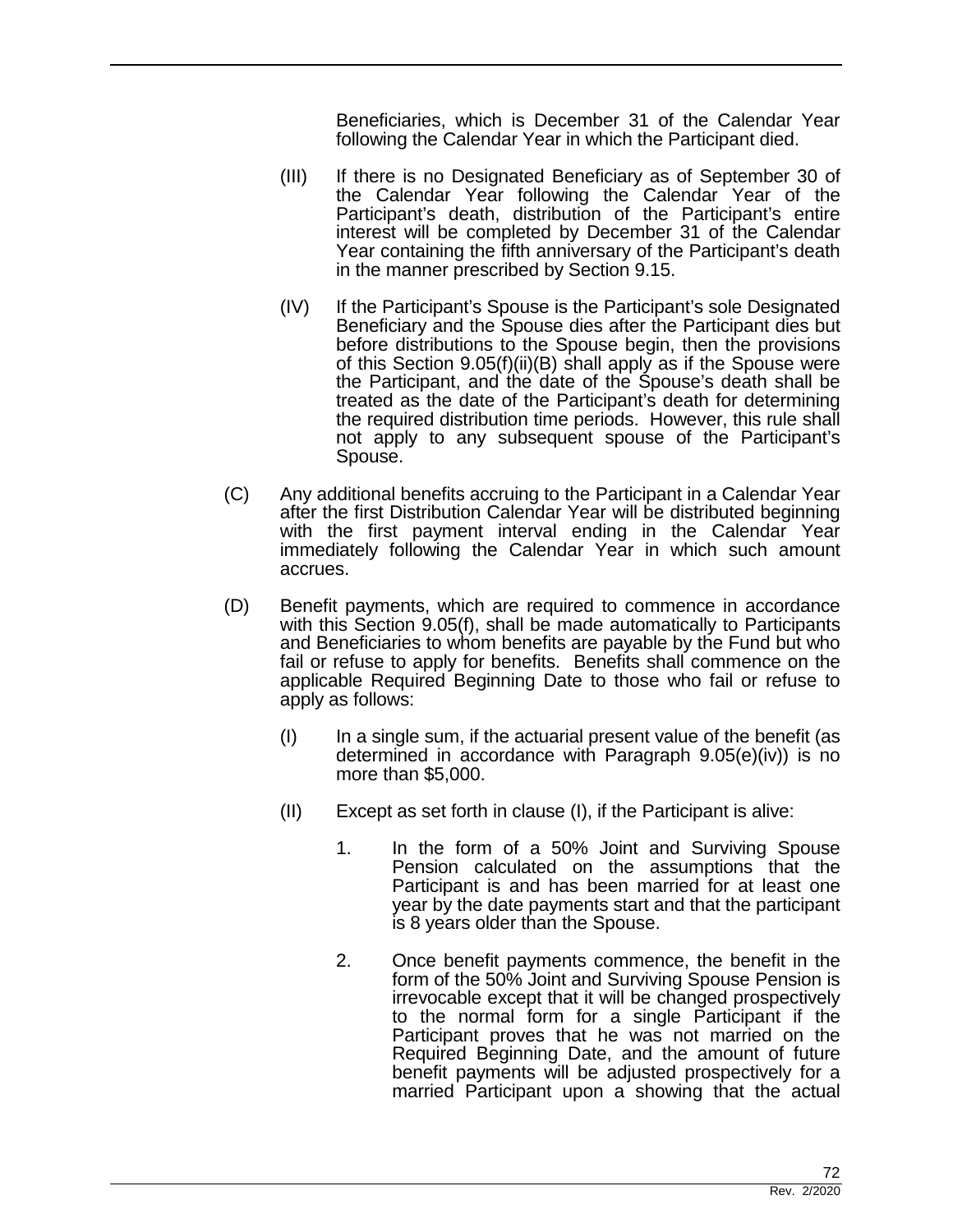Beneficiaries, which is December 31 of the Calendar Year following the Calendar Year in which the Participant died.

(III) If there is no Designated Beneficiary as of September 30 of the Calendar Year following the Calendar Year of the Participant's death, distribution of the Participant's entire interest will be completed by December 31 of the Calendar Year containing the fifth anniversary of the Participant's death in the manner prescribed by Section 9.15.

(IV) If the Participant's Spouse is the Participant's sole Designated Beneficiary and the Spouse dies after the Participant dies but before distributions to the Spouse begin, then the provisions of this Section 9.05(f)(ii)(B) shall apply as if the Spouse were the Participant, and the date of the Spouse's death shall be treated as the date of the Participant's death for determining the required distribution time periods. However, this rule shall not apply to any subsequent spouse of the Participant's Spouse.

(C) Any additional benefits accruing to the Participant in a Calendar Year after the first Distribution Calendar Year will be distributed beginning with the first payment interval ending in the Calendar Year immediately following the Calendar Year in which such amount accrues.

(D) Benefit payments, which are required to commence in accordance with this Section 9.05(f), shall be made automatically to Participants and Beneficiaries to whom benefits are payable by the Fund but who fail or refuse to apply for benefits. Benefits shall commence on the applicable Required Beginning Date to those who fail or refuse to apply as follows:

(I) In a single sum, if the actuarial present value of the benefit (as determined in accordance with Paragraph 9.05(e)(iv)) is no more than $5,000.

(II) Except as set forth in clause (I), if the Participant is alive:

1. In the form of a 50% Joint and Surviving Spouse Pension calculated on the assumptions that the Participant is and has been married for at least one year by the date payments start and that the participant is 8 years older than the Spouse.

2. Once benefit payments commence, the benefit in the form of the 50% Joint and Surviving Spouse Pension is irrevocable except that it will be changed prospectively to the normal form for a single Participant if the Participant proves that he was not married on the Required Beginning Date, and the amount of future benefit payments will be adjusted prospectively for a married Participant upon a showing that the actual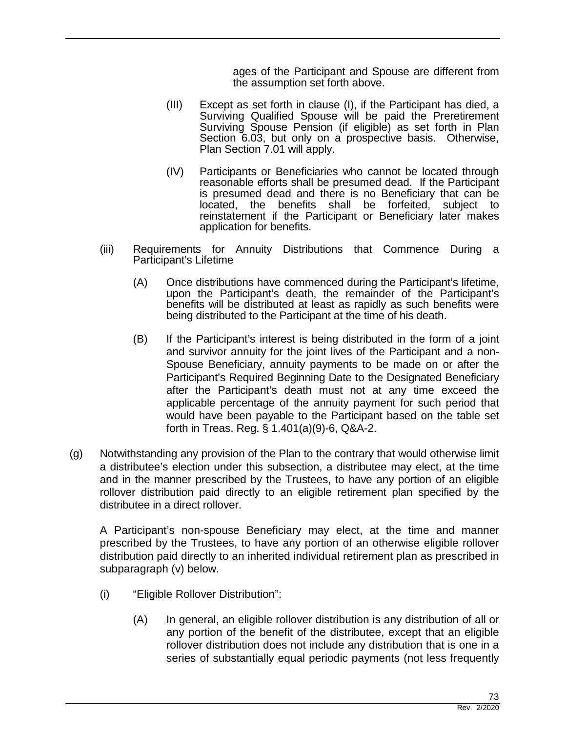ages of the Participant and Spouse are different from the assumption set forth above.

(III) Except as set forth in clause (I), if the Participant has died, a Surviving Qualified Spouse will be paid the Preretirement Surviving Spouse Pension (if eligible) as set forth in Plan Section 6.03, but only on a prospective basis. Otherwise, Plan Section 7.01 will apply.

(IV) Participants or Beneficiaries who cannot be located through reasonable efforts shall be presumed dead. If the Participant is presumed dead and there is no Beneficiary that can be located, the benefits shall be forfeited, subject to reinstatement if the Participant or Beneficiary later makes application for benefits.

(iii) Requirements for Annuity Distributions that Commence During a Participant's Lifetime

(A) Once distributions have commenced during the Participant's lifetime, upon the Participant's death, the remainder of the Participant's benefits will be distributed at least as rapidly as such benefits were being distributed to the Participant at the time of his death.

(B) If the Participant's interest is being distributed in the form of a joint and survivor annuity for the joint lives of the Participant and a non-Spouse Beneficiary, annuity payments to be made on or after the Participant's Required Beginning Date to the Designated Beneficiary after the Participant's death must not at any time exceed the applicable percentage of the annuity payment for such period that would have been payable to the Participant based on the table set forth in Treas. Reg. § 1.401(a)(9)-6, Q&A-2.

(g) Notwithstanding any provision of the Plan to the contrary that would otherwise limit a distributee's election under this subsection, a distributee may elect, at the time and in the manner prescribed by the Trustees, to have any portion of an eligible rollover distribution paid directly to an eligible retirement plan specified by the distributee in a direct rollover.

A Participant's non-spouse Beneficiary may elect, at the time and manner prescribed by the Trustees, to have any portion of an otherwise eligible rollover distribution paid directly to an inherited individual retirement plan as prescribed in subparagraph (v) below.

(i) "Eligible Rollover Distribution":

(A) In general, an eligible rollover distribution is any distribution of all or any portion of the benefit of the distributee, except that an eligible rollover distribution does not include any distribution that is one in a series of substantially equal periodic payments (not less frequently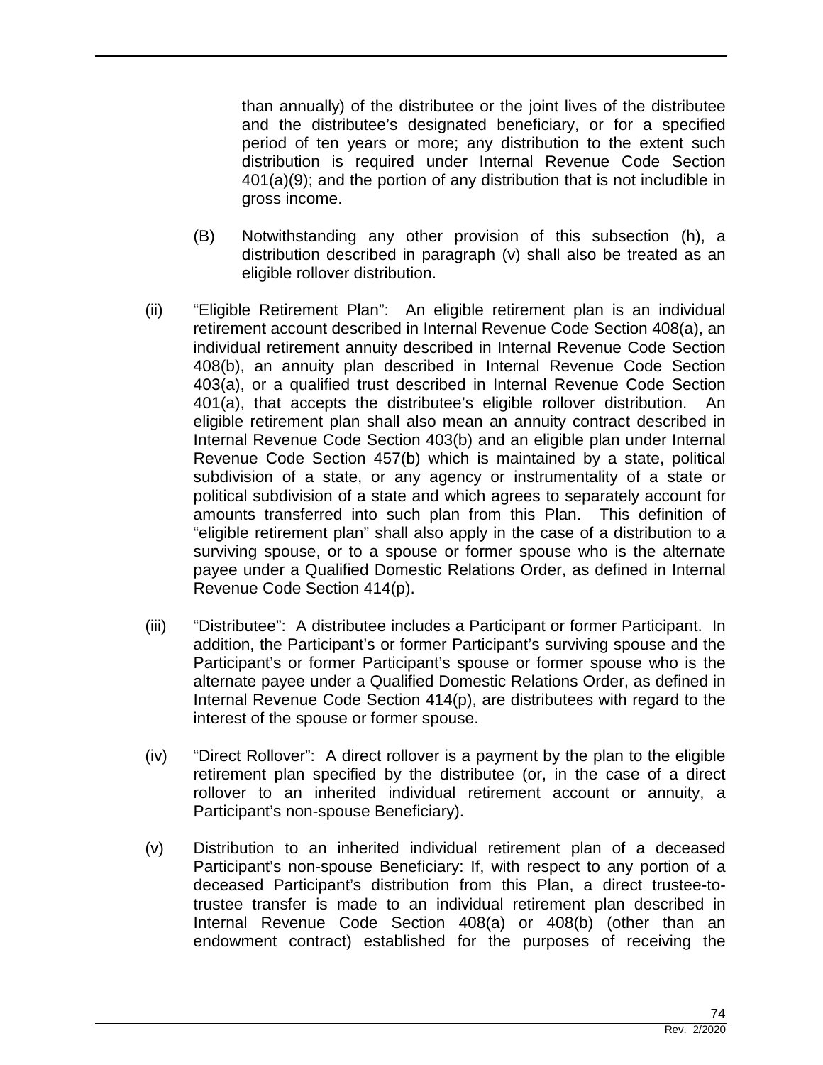than annually) of the distributee or the joint lives of the distributee and the distributee's designated beneficiary, or for a specified period of ten years or more; any distribution to the extent such distribution is required under Internal Revenue Code Section 401(a)(9); and the portion of any distribution that is not includible in gross income.

(B) Notwithstanding any other provision of this subsection (h), a distribution described in paragraph (v) shall also be treated as an eligible rollover distribution.

(ii) "Eligible Retirement Plan": An eligible retirement plan is an individual retirement account described in Internal Revenue Code Section 408(a), an individual retirement annuity described in Internal Revenue Code Section 408(b), an annuity plan described in Internal Revenue Code Section 403(a), or a qualified trust described in Internal Revenue Code Section 401(a), that accepts the distributee's eligible rollover distribution. An eligible retirement plan shall also mean an annuity contract described in Internal Revenue Code Section 403(b) and an eligible plan under Internal Revenue Code Section 457(b) which is maintained by a state, political subdivision of a state, or any agency or instrumentality of a state or political subdivision of a state and which agrees to separately account for amounts transferred into such plan from this Plan. This definition of "eligible retirement plan" shall also apply in the case of a distribution to a surviving spouse, or to a spouse or former spouse who is the alternate payee under a Qualified Domestic Relations Order, as defined in Internal Revenue Code Section 414(p).

(iii) "Distributee": A distributee includes a Participant or former Participant. In addition, the Participant's or former Participant's surviving spouse and the Participant's or former Participant's spouse or former spouse who is the alternate payee under a Qualified Domestic Relations Order, as defined in Internal Revenue Code Section 414(p), are distributees with regard to the interest of the spouse or former spouse.

(iv) "Direct Rollover": A direct rollover is a payment by the plan to the eligible retirement plan specified by the distributee (or, in the case of a direct rollover to an inherited individual retirement account or annuity, a Participant's non-spouse Beneficiary).

(v) Distribution to an inherited individual retirement plan of a deceased Participant's non-spouse Beneficiary: If, with respect to any portion of a deceased Participant's distribution from this Plan, a direct trustee-to-trustee transfer is made to an individual retirement plan described in Internal Revenue Code Section 408(a) or 408(b) (other than an endowment contract) established for the purposes of receiving the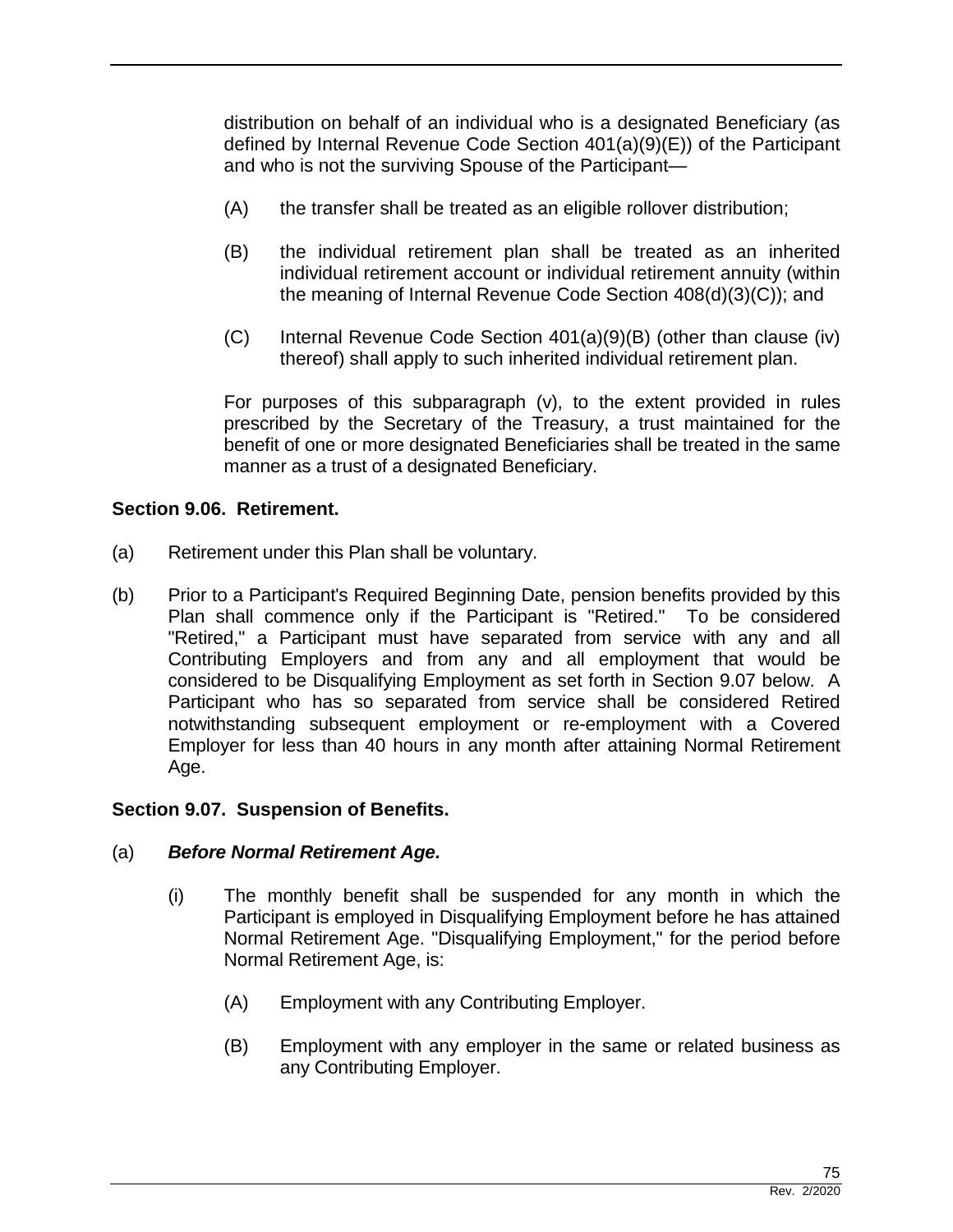distribution on behalf of an individual who is a designated Beneficiary (as defined by Internal Revenue Code Section 401(a)(9)(E)) of the Participant and who is not the surviving Spouse of the Participant—

(A) the transfer shall be treated as an eligible rollover distribution;

(B) the individual retirement plan shall be treated as an inherited individual retirement account or individual retirement annuity (within the meaning of Internal Revenue Code Section 408(d)(3)(C)); and

(C) Internal Revenue Code Section 401(a)(9)(B) (other than clause (iv) thereof) shall apply to such inherited individual retirement plan.

For purposes of this subparagraph (v), to the extent provided in rules prescribed by the Secretary of the Treasury, a trust maintained for the benefit of one or more designated Beneficiaries shall be treated in the same manner as a trust of a designated Beneficiary.

**Section 9.06. Retirement.**

(a) Retirement under this Plan shall be voluntary.

(b) Prior to a Participant's Required Beginning Date, pension benefits provided by this Plan shall commence only if the Participant is "Retired." To be considered "Retired," a Participant must have separated from service with any and all Contributing Employers and from any and all employment that would be considered to be Disqualifying Employment as set forth in Section 9.07 below. A Participant who has so separated from service shall be considered Retired notwithstanding subsequent employment or re-employment with a Covered Employer for less than 40 hours in any month after attaining Normal Retirement Age.

**Section 9.07. Suspension of Benefits.**

(a) ***Before Normal Retirement Age.***

(i) The monthly benefit shall be suspended for any month in which the Participant is employed in Disqualifying Employment before he has attained Normal Retirement Age. "Disqualifying Employment," for the period before Normal Retirement Age, is:

(A) Employment with any Contributing Employer.

(B) Employment with any employer in the same or related business as any Contributing Employer.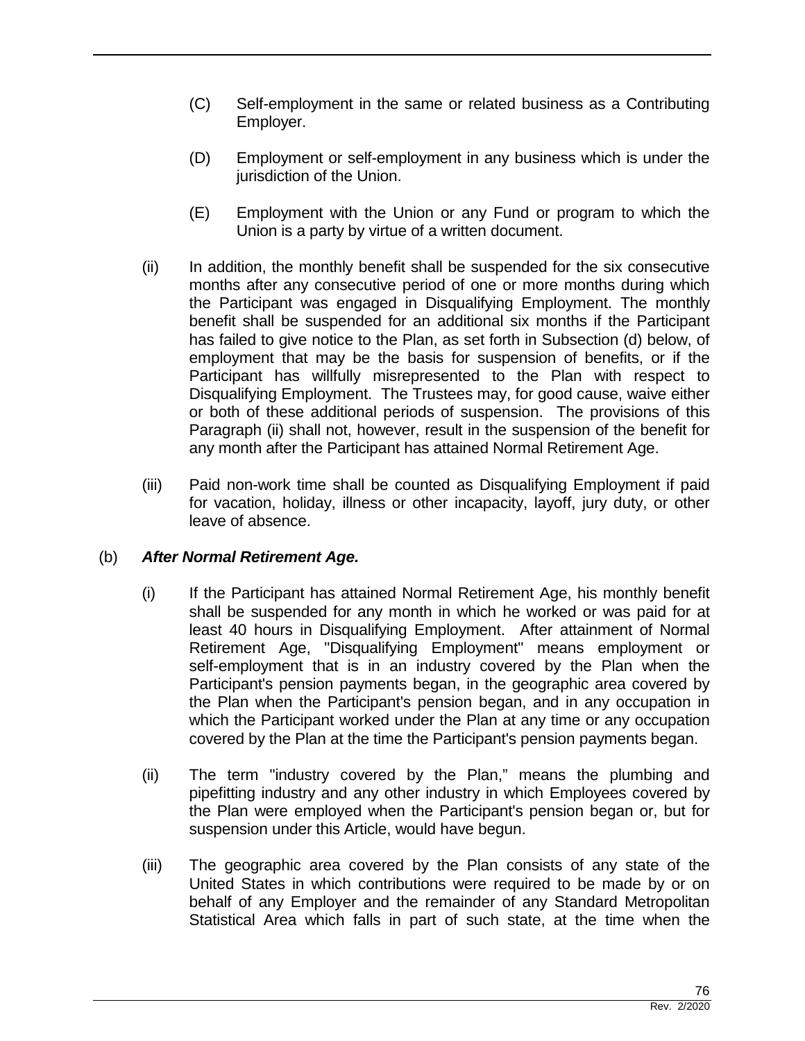(C) Self-employment in the same or related business as a Contributing Employer.

(D) Employment or self-employment in any business which is under the jurisdiction of the Union.

(E) Employment with the Union or any Fund or program to which the Union is a party by virtue of a written document.

(ii) In addition, the monthly benefit shall be suspended for the six consecutive months after any consecutive period of one or more months during which the Participant was engaged in Disqualifying Employment. The monthly benefit shall be suspended for an additional six months if the Participant has failed to give notice to the Plan, as set forth in Subsection (d) below, of employment that may be the basis for suspension of benefits, or if the Participant has willfully misrepresented to the Plan with respect to Disqualifying Employment. The Trustees may, for good cause, waive either or both of these additional periods of suspension. The provisions of this Paragraph (ii) shall not, however, result in the suspension of the benefit for any month after the Participant has attained Normal Retirement Age.

(iii) Paid non-work time shall be counted as Disqualifying Employment if paid for vacation, holiday, illness or other incapacity, layoff, jury duty, or other leave of absence.

(b) ***After Normal Retirement Age.***

(i) If the Participant has attained Normal Retirement Age, his monthly benefit shall be suspended for any month in which he worked or was paid for at least 40 hours in Disqualifying Employment. After attainment of Normal Retirement Age, "Disqualifying Employment" means employment or self-employment that is in an industry covered by the Plan when the Participant's pension payments began, in the geographic area covered by the Plan when the Participant's pension began, and in any occupation in which the Participant worked under the Plan at any time or any occupation covered by the Plan at the time the Participant's pension payments began.

(ii) The term "industry covered by the Plan," means the plumbing and pipefitting industry and any other industry in which Employees covered by the Plan were employed when the Participant's pension began or, but for suspension under this Article, would have begun.

(iii) The geographic area covered by the Plan consists of any state of the United States in which contributions were required to be made by or on behalf of any Employer and the remainder of any Standard Metropolitan Statistical Area which falls in part of such state, at the time when the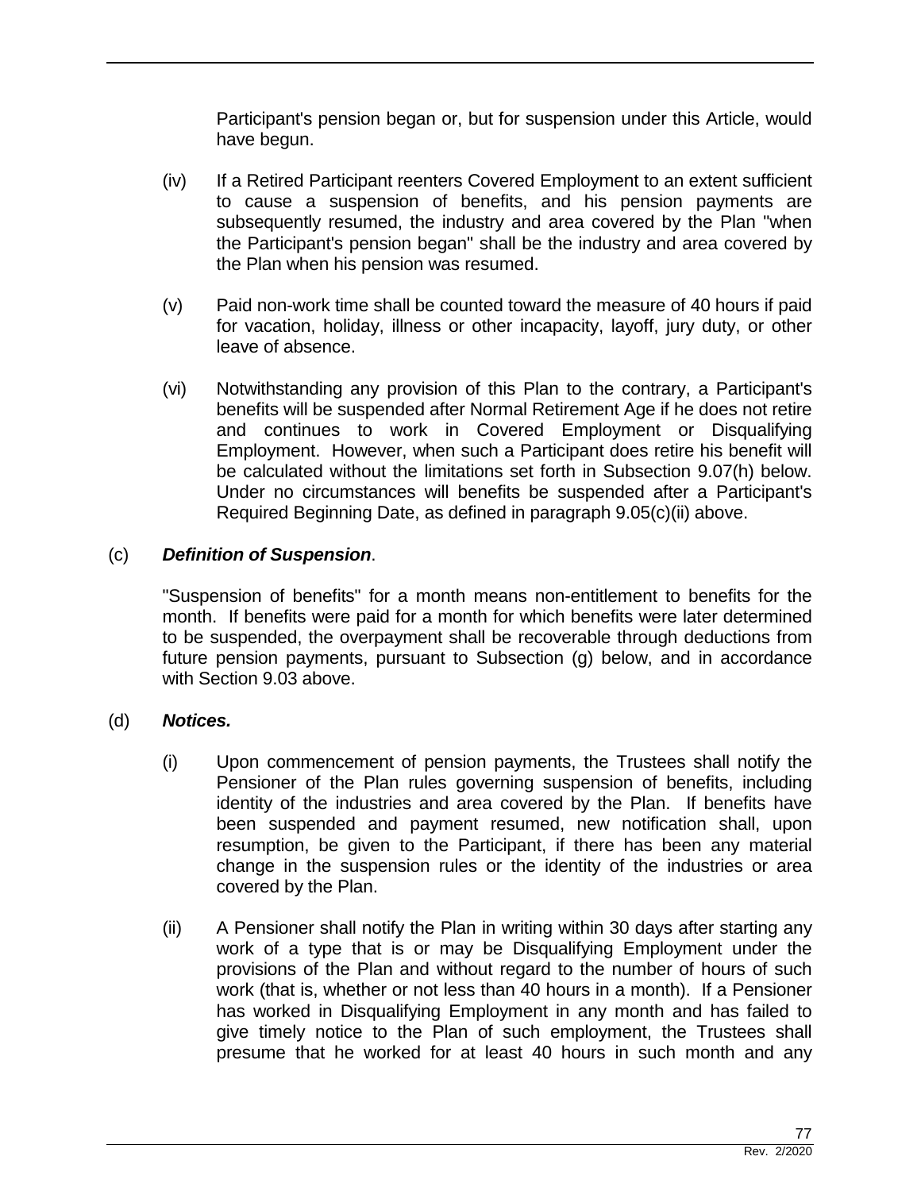Participant's pension began or, but for suspension under this Article, would have begun.

(iv) If a Retired Participant reenters Covered Employment to an extent sufficient to cause a suspension of benefits, and his pension payments are subsequently resumed, the industry and area covered by the Plan "when the Participant's pension began" shall be the industry and area covered by the Plan when his pension was resumed.

(v) Paid non-work time shall be counted toward the measure of 40 hours if paid for vacation, holiday, illness or other incapacity, layoff, jury duty, or other leave of absence.

(vi) Notwithstanding any provision of this Plan to the contrary, a Participant's benefits will be suspended after Normal Retirement Age if he does not retire and continues to work in Covered Employment or Disqualifying Employment. However, when such a Participant does retire his benefit will be calculated without the limitations set forth in Subsection 9.07(h) below. Under no circumstances will benefits be suspended after a Participant's Required Beginning Date, as defined in paragraph 9.05(c)(ii) above.

(c) ***Definition of Suspension***.

"Suspension of benefits" for a month means non-entitlement to benefits for the month. If benefits were paid for a month for which benefits were later determined to be suspended, the overpayment shall be recoverable through deductions from future pension payments, pursuant to Subsection (g) below, and in accordance with Section 9.03 above.

(d) ***Notices.***

(i) Upon commencement of pension payments, the Trustees shall notify the Pensioner of the Plan rules governing suspension of benefits, including identity of the industries and area covered by the Plan. If benefits have been suspended and payment resumed, new notification shall, upon resumption, be given to the Participant, if there has been any material change in the suspension rules or the identity of the industries or area covered by the Plan.

(ii) A Pensioner shall notify the Plan in writing within 30 days after starting any work of a type that is or may be Disqualifying Employment under the provisions of the Plan and without regard to the number of hours of such work (that is, whether or not less than 40 hours in a month). If a Pensioner has worked in Disqualifying Employment in any month and has failed to give timely notice to the Plan of such employment, the Trustees shall presume that he worked for at least 40 hours in such month and any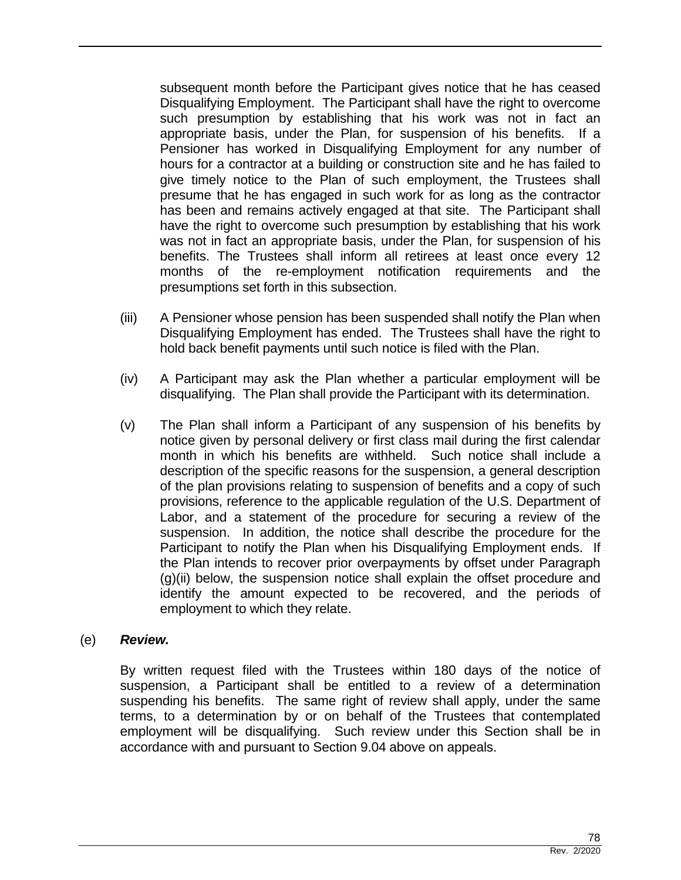subsequent month before the Participant gives notice that he has ceased Disqualifying Employment. The Participant shall have the right to overcome such presumption by establishing that his work was not in fact an appropriate basis, under the Plan, for suspension of his benefits. If a Pensioner has worked in Disqualifying Employment for any number of hours for a contractor at a building or construction site and he has failed to give timely notice to the Plan of such employment, the Trustees shall presume that he has engaged in such work for as long as the contractor has been and remains actively engaged at that site. The Participant shall have the right to overcome such presumption by establishing that his work was not in fact an appropriate basis, under the Plan, for suspension of his benefits. The Trustees shall inform all retirees at least once every 12 months of the re-employment notification requirements and the presumptions set forth in this subsection.

(iii) A Pensioner whose pension has been suspended shall notify the Plan when Disqualifying Employment has ended. The Trustees shall have the right to hold back benefit payments until such notice is filed with the Plan.

(iv) A Participant may ask the Plan whether a particular employment will be disqualifying. The Plan shall provide the Participant with its determination.

(v) The Plan shall inform a Participant of any suspension of his benefits by notice given by personal delivery or first class mail during the first calendar month in which his benefits are withheld. Such notice shall include a description of the specific reasons for the suspension, a general description of the plan provisions relating to suspension of benefits and a copy of such provisions, reference to the applicable regulation of the U.S. Department of Labor, and a statement of the procedure for securing a review of the suspension. In addition, the notice shall describe the procedure for the Participant to notify the Plan when his Disqualifying Employment ends. If the Plan intends to recover prior overpayments by offset under Paragraph (g)(ii) below, the suspension notice shall explain the offset procedure and identify the amount expected to be recovered, and the periods of employment to which they relate.

(e) ***Review.***

By written request filed with the Trustees within 180 days of the notice of suspension, a Participant shall be entitled to a review of a determination suspending his benefits. The same right of review shall apply, under the same terms, to a determination by or on behalf of the Trustees that contemplated employment will be disqualifying. Such review under this Section shall be in accordance with and pursuant to Section 9.04 above on appeals.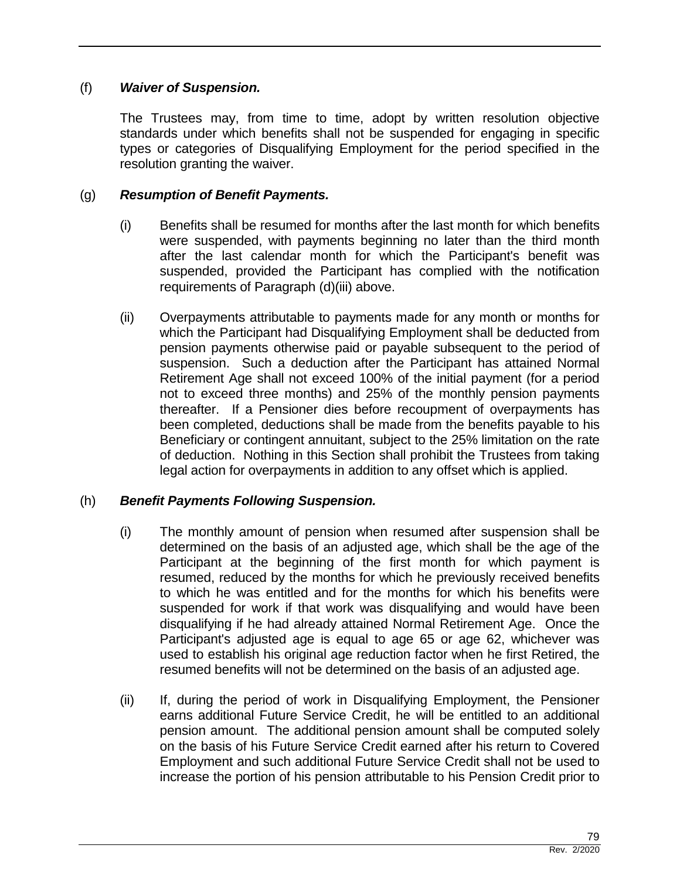(f) ***Waiver of Suspension.***

The Trustees may, from time to time, adopt by written resolution objective standards under which benefits shall not be suspended for engaging in specific types or categories of Disqualifying Employment for the period specified in the resolution granting the waiver.

(g) ***Resumption of Benefit Payments.***

(i) Benefits shall be resumed for months after the last month for which benefits were suspended, with payments beginning no later than the third month after the last calendar month for which the Participant's benefit was suspended, provided the Participant has complied with the notification requirements of Paragraph (d)(iii) above.

(ii) Overpayments attributable to payments made for any month or months for which the Participant had Disqualifying Employment shall be deducted from pension payments otherwise paid or payable subsequent to the period of suspension. Such a deduction after the Participant has attained Normal Retirement Age shall not exceed 100% of the initial payment (for a period not to exceed three months) and 25% of the monthly pension payments thereafter. If a Pensioner dies before recoupment of overpayments has been completed, deductions shall be made from the benefits payable to his Beneficiary or contingent annuitant, subject to the 25% limitation on the rate of deduction. Nothing in this Section shall prohibit the Trustees from taking legal action for overpayments in addition to any offset which is applied.

(h) ***Benefit Payments Following Suspension.***

(i) The monthly amount of pension when resumed after suspension shall be determined on the basis of an adjusted age, which shall be the age of the Participant at the beginning of the first month for which payment is resumed, reduced by the months for which he previously received benefits to which he was entitled and for the months for which his benefits were suspended for work if that work was disqualifying and would have been disqualifying if he had already attained Normal Retirement Age. Once the Participant's adjusted age is equal to age 65 or age 62, whichever was used to establish his original age reduction factor when he first Retired, the resumed benefits will not be determined on the basis of an adjusted age.

(ii) If, during the period of work in Disqualifying Employment, the Pensioner earns additional Future Service Credit, he will be entitled to an additional pension amount. The additional pension amount shall be computed solely on the basis of his Future Service Credit earned after his return to Covered Employment and such additional Future Service Credit shall not be used to increase the portion of his pension attributable to his Pension Credit prior to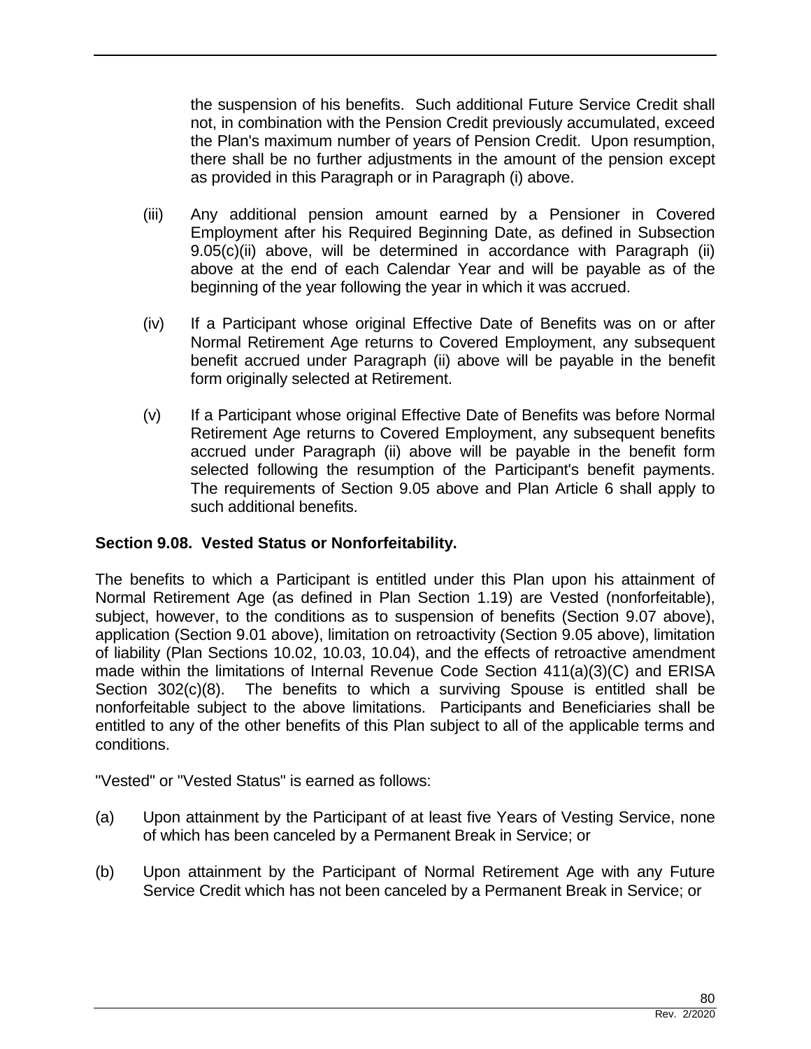the suspension of his benefits. Such additional Future Service Credit shall not, in combination with the Pension Credit previously accumulated, exceed the Plan's maximum number of years of Pension Credit. Upon resumption, there shall be no further adjustments in the amount of the pension except as provided in this Paragraph or in Paragraph (i) above.

(iii) Any additional pension amount earned by a Pensioner in Covered Employment after his Required Beginning Date, as defined in Subsection 9.05(c)(ii) above, will be determined in accordance with Paragraph (ii) above at the end of each Calendar Year and will be payable as of the beginning of the year following the year in which it was accrued.

(iv) If a Participant whose original Effective Date of Benefits was on or after Normal Retirement Age returns to Covered Employment, any subsequent benefit accrued under Paragraph (ii) above will be payable in the benefit form originally selected at Retirement.

(v) If a Participant whose original Effective Date of Benefits was before Normal Retirement Age returns to Covered Employment, any subsequent benefits accrued under Paragraph (ii) above will be payable in the benefit form selected following the resumption of the Participant's benefit payments. The requirements of Section 9.05 above and Plan Article 6 shall apply to such additional benefits.

**Section 9.08. Vested Status or Nonforfeitability.**

The benefits to which a Participant is entitled under this Plan upon his attainment of Normal Retirement Age (as defined in Plan Section 1.19) are Vested (nonforfeitable), subject, however, to the conditions as to suspension of benefits (Section 9.07 above), application (Section 9.01 above), limitation on retroactivity (Section 9.05 above), limitation of liability (Plan Sections 10.02, 10.03, 10.04), and the effects of retroactive amendment made within the limitations of Internal Revenue Code Section 411(a)(3)(C) and ERISA Section 302(c)(8). The benefits to which a surviving Spouse is entitled shall be nonforfeitable subject to the above limitations. Participants and Beneficiaries shall be entitled to any of the other benefits of this Plan subject to all of the applicable terms and conditions.

"Vested" or "Vested Status" is earned as follows:

(a) Upon attainment by the Participant of at least five Years of Vesting Service, none of which has been canceled by a Permanent Break in Service; or

(b) Upon attainment by the Participant of Normal Retirement Age with any Future Service Credit which has not been canceled by a Permanent Break in Service; or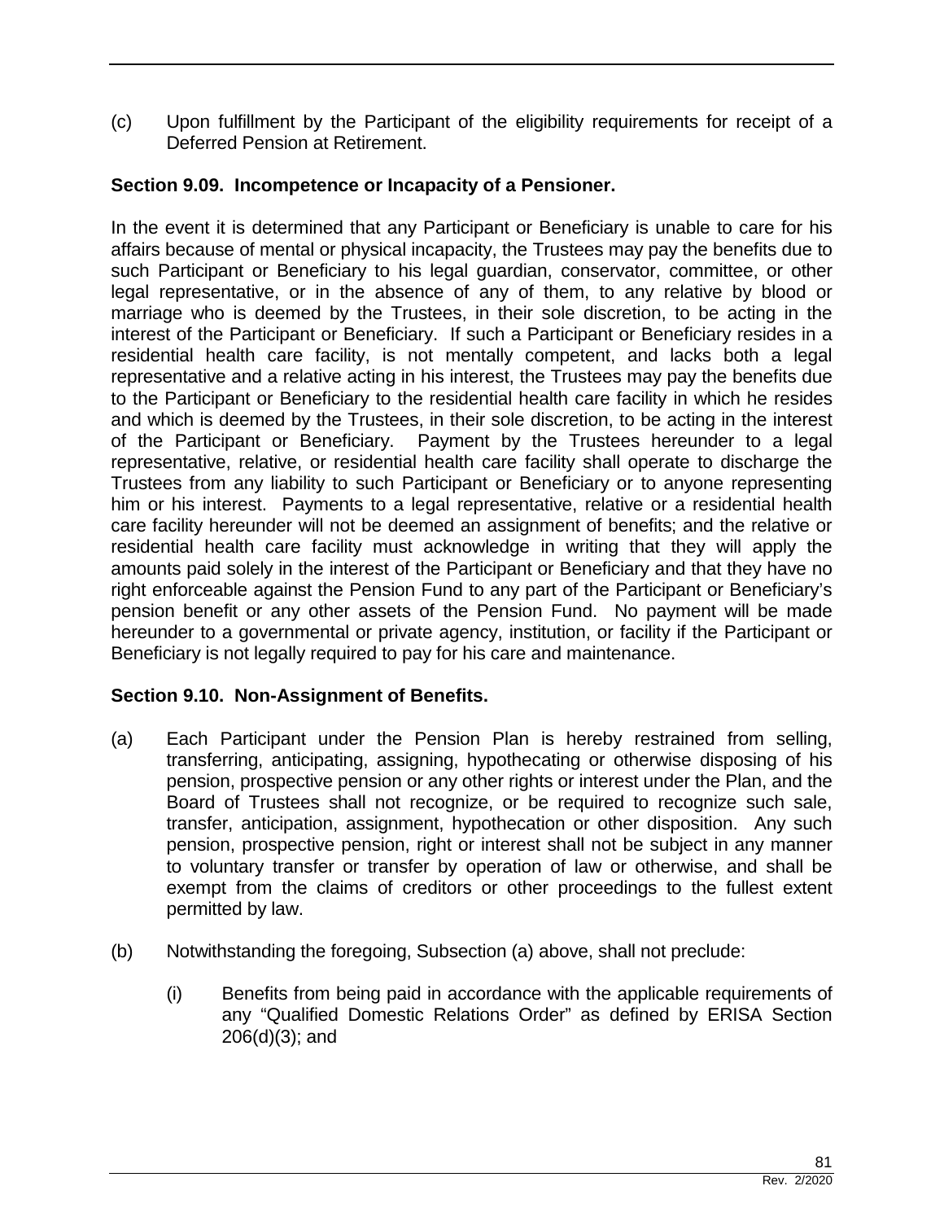(c) Upon fulfillment by the Participant of the eligibility requirements for receipt of a Deferred Pension at Retirement.

**Section 9.09. Incompetence or Incapacity of a Pensioner.**

In the event it is determined that any Participant or Beneficiary is unable to care for his affairs because of mental or physical incapacity, the Trustees may pay the benefits due to such Participant or Beneficiary to his legal guardian, conservator, committee, or other legal representative, or in the absence of any of them, to any relative by blood or marriage who is deemed by the Trustees, in their sole discretion, to be acting in the interest of the Participant or Beneficiary. If such a Participant or Beneficiary resides in a residential health care facility, is not mentally competent, and lacks both a legal representative and a relative acting in his interest, the Trustees may pay the benefits due to the Participant or Beneficiary to the residential health care facility in which he resides and which is deemed by the Trustees, in their sole discretion, to be acting in the interest of the Participant or Beneficiary. Payment by the Trustees hereunder to a legal representative, relative, or residential health care facility shall operate to discharge the Trustees from any liability to such Participant or Beneficiary or to anyone representing him or his interest. Payments to a legal representative, relative or a residential health care facility hereunder will not be deemed an assignment of benefits; and the relative or residential health care facility must acknowledge in writing that they will apply the amounts paid solely in the interest of the Participant or Beneficiary and that they have no right enforceable against the Pension Fund to any part of the Participant or Beneficiary's pension benefit or any other assets of the Pension Fund. No payment will be made hereunder to a governmental or private agency, institution, or facility if the Participant or Beneficiary is not legally required to pay for his care and maintenance.

**Section 9.10. Non-Assignment of Benefits.**

(a) Each Participant under the Pension Plan is hereby restrained from selling, transferring, anticipating, assigning, hypothecating or otherwise disposing of his pension, prospective pension or any other rights or interest under the Plan, and the Board of Trustees shall not recognize, or be required to recognize such sale, transfer, anticipation, assignment, hypothecation or other disposition. Any such pension, prospective pension, right or interest shall not be subject in any manner to voluntary transfer or transfer by operation of law or otherwise, and shall be exempt from the claims of creditors or other proceedings to the fullest extent permitted by law.

(b) Notwithstanding the foregoing, Subsection (a) above, shall not preclude:

    (i) Benefits from being paid in accordance with the applicable requirements of any "Qualified Domestic Relations Order" as defined by ERISA Section 206(d)(3); and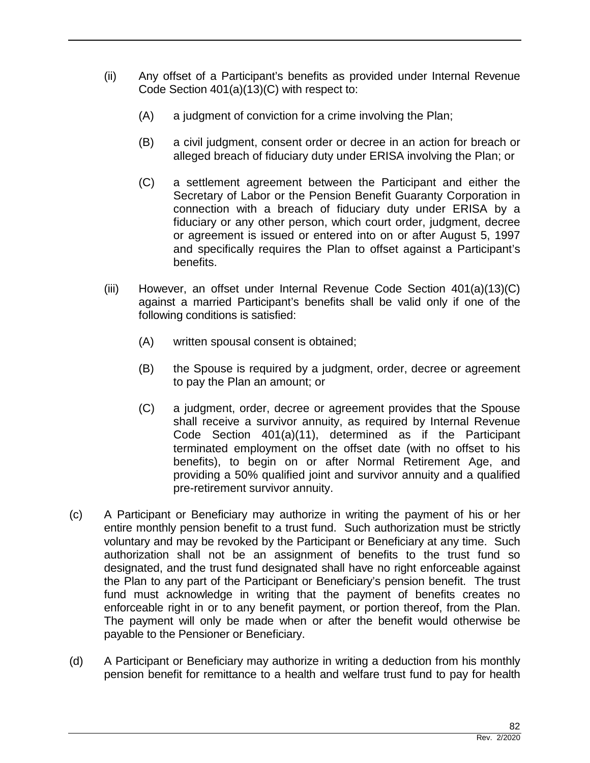(ii) Any offset of a Participant's benefits as provided under Internal Revenue Code Section 401(a)(13)(C) with respect to:

(A) a judgment of conviction for a crime involving the Plan;

(B) a civil judgment, consent order or decree in an action for breach or alleged breach of fiduciary duty under ERISA involving the Plan; or

(C) a settlement agreement between the Participant and either the Secretary of Labor or the Pension Benefit Guaranty Corporation in connection with a breach of fiduciary duty under ERISA by a fiduciary or any other person, which court order, judgment, decree or agreement is issued or entered into on or after August 5, 1997 and specifically requires the Plan to offset against a Participant's benefits.

(iii) However, an offset under Internal Revenue Code Section 401(a)(13)(C) against a married Participant's benefits shall be valid only if one of the following conditions is satisfied:

(A) written spousal consent is obtained;

(B) the Spouse is required by a judgment, order, decree or agreement to pay the Plan an amount; or

(C) a judgment, order, decree or agreement provides that the Spouse shall receive a survivor annuity, as required by Internal Revenue Code Section 401(a)(11), determined as if the Participant terminated employment on the offset date (with no offset to his benefits), to begin on or after Normal Retirement Age, and providing a 50% qualified joint and survivor annuity and a qualified pre-retirement survivor annuity.

(c) A Participant or Beneficiary may authorize in writing the payment of his or her entire monthly pension benefit to a trust fund. Such authorization must be strictly voluntary and may be revoked by the Participant or Beneficiary at any time. Such authorization shall not be an assignment of benefits to the trust fund so designated, and the trust fund designated shall have no right enforceable against the Plan to any part of the Participant or Beneficiary's pension benefit. The trust fund must acknowledge in writing that the payment of benefits creates no enforceable right in or to any benefit payment, or portion thereof, from the Plan. The payment will only be made when or after the benefit would otherwise be payable to the Pensioner or Beneficiary.

(d) A Participant or Beneficiary may authorize in writing a deduction from his monthly pension benefit for remittance to a health and welfare trust fund to pay for health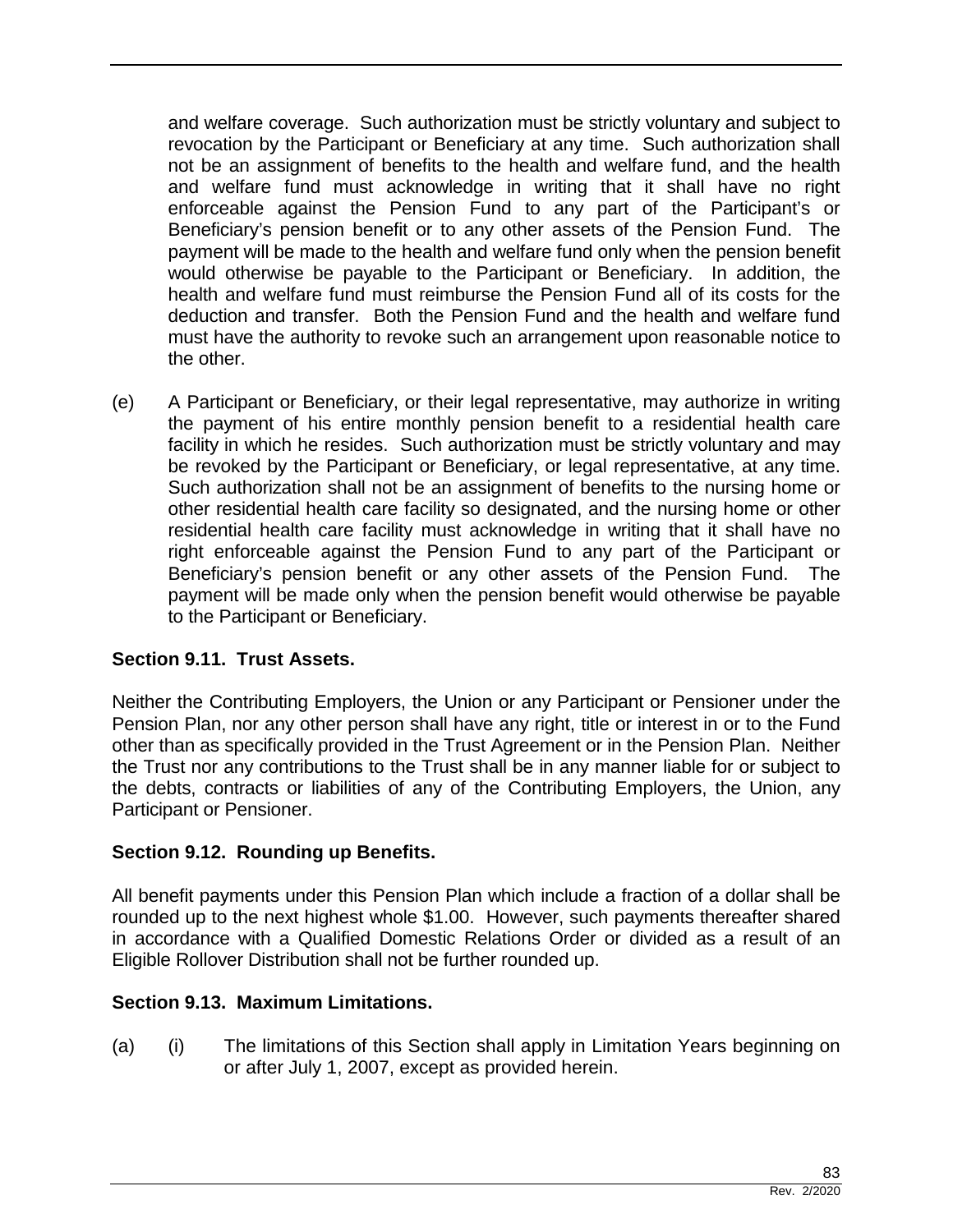and welfare coverage. Such authorization must be strictly voluntary and subject to revocation by the Participant or Beneficiary at any time. Such authorization shall not be an assignment of benefits to the health and welfare fund, and the health and welfare fund must acknowledge in writing that it shall have no right enforceable against the Pension Fund to any part of the Participant's or Beneficiary's pension benefit or to any other assets of the Pension Fund. The payment will be made to the health and welfare fund only when the pension benefit would otherwise be payable to the Participant or Beneficiary. In addition, the health and welfare fund must reimburse the Pension Fund all of its costs for the deduction and transfer. Both the Pension Fund and the health and welfare fund must have the authority to revoke such an arrangement upon reasonable notice to the other.

(e) A Participant or Beneficiary, or their legal representative, may authorize in writing the payment of his entire monthly pension benefit to a residential health care facility in which he resides. Such authorization must be strictly voluntary and may be revoked by the Participant or Beneficiary, or legal representative, at any time. Such authorization shall not be an assignment of benefits to the nursing home or other residential health care facility so designated, and the nursing home or other residential health care facility must acknowledge in writing that it shall have no right enforceable against the Pension Fund to any part of the Participant or Beneficiary's pension benefit or any other assets of the Pension Fund. The payment will be made only when the pension benefit would otherwise be payable to the Participant or Beneficiary.

### Section 9.11. Trust Assets.

Neither the Contributing Employers, the Union or any Participant or Pensioner under the Pension Plan, nor any other person shall have any right, title or interest in or to the Fund other than as specifically provided in the Trust Agreement or in the Pension Plan. Neither the Trust nor any contributions to the Trust shall be in any manner liable for or subject to the debts, contracts or liabilities of any of the Contributing Employers, the Union, any Participant or Pensioner.

### Section 9.12. Rounding up Benefits.

All benefit payments under this Pension Plan which include a fraction of a dollar shall be rounded up to the next highest whole \$1.00. However, such payments thereafter shared in accordance with a Qualified Domestic Relations Order or divided as a result of an Eligible Rollover Distribution shall not be further rounded up.

### Section 9.13. Maximum Limitations.

(a) (i) The limitations of this Section shall apply in Limitation Years beginning on or after July 1, 2007, except as provided herein.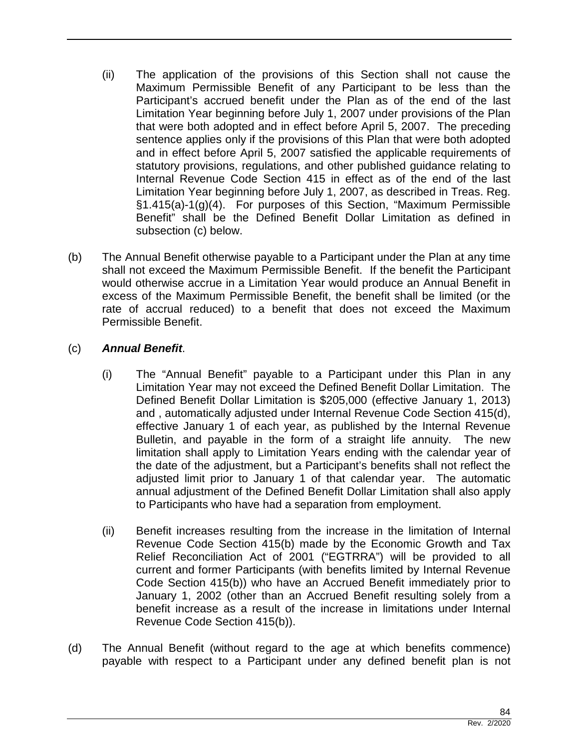(ii) The application of the provisions of this Section shall not cause the Maximum Permissible Benefit of any Participant to be less than the Participant's accrued benefit under the Plan as of the end of the last Limitation Year beginning before July 1, 2007 under provisions of the Plan that were both adopted and in effect before April 5, 2007. The preceding sentence applies only if the provisions of this Plan that were both adopted and in effect before April 5, 2007 satisfied the applicable requirements of statutory provisions, regulations, and other published guidance relating to Internal Revenue Code Section 415 in effect as of the end of the last Limitation Year beginning before July 1, 2007, as described in Treas. Reg. §1.415(a)-1(g)(4). For purposes of this Section, "Maximum Permissible Benefit" shall be the Defined Benefit Dollar Limitation as defined in subsection (c) below.

(b) The Annual Benefit otherwise payable to a Participant under the Plan at any time shall not exceed the Maximum Permissible Benefit. If the benefit the Participant would otherwise accrue in a Limitation Year would produce an Annual Benefit in excess of the Maximum Permissible Benefit, the benefit shall be limited (or the rate of accrual reduced) to a benefit that does not exceed the Maximum Permissible Benefit.

(c) ***Annual Benefit***.

(i) The "Annual Benefit" payable to a Participant under this Plan in any Limitation Year may not exceed the Defined Benefit Dollar Limitation. The Defined Benefit Dollar Limitation is $205,000 (effective January 1, 2013) and , automatically adjusted under Internal Revenue Code Section 415(d), effective January 1 of each year, as published by the Internal Revenue Bulletin, and payable in the form of a straight life annuity. The new limitation shall apply to Limitation Years ending with the calendar year of the date of the adjustment, but a Participant's benefits shall not reflect the adjusted limit prior to January 1 of that calendar year. The automatic annual adjustment of the Defined Benefit Dollar Limitation shall also apply to Participants who have had a separation from employment.

(ii) Benefit increases resulting from the increase in the limitation of Internal Revenue Code Section 415(b) made by the Economic Growth and Tax Relief Reconciliation Act of 2001 ("EGTRRA") will be provided to all current and former Participants (with benefits limited by Internal Revenue Code Section 415(b)) who have an Accrued Benefit immediately prior to January 1, 2002 (other than an Accrued Benefit resulting solely from a benefit increase as a result of the increase in limitations under Internal Revenue Code Section 415(b)).

(d) The Annual Benefit (without regard to the age at which benefits commence) payable with respect to a Participant under any defined benefit plan is not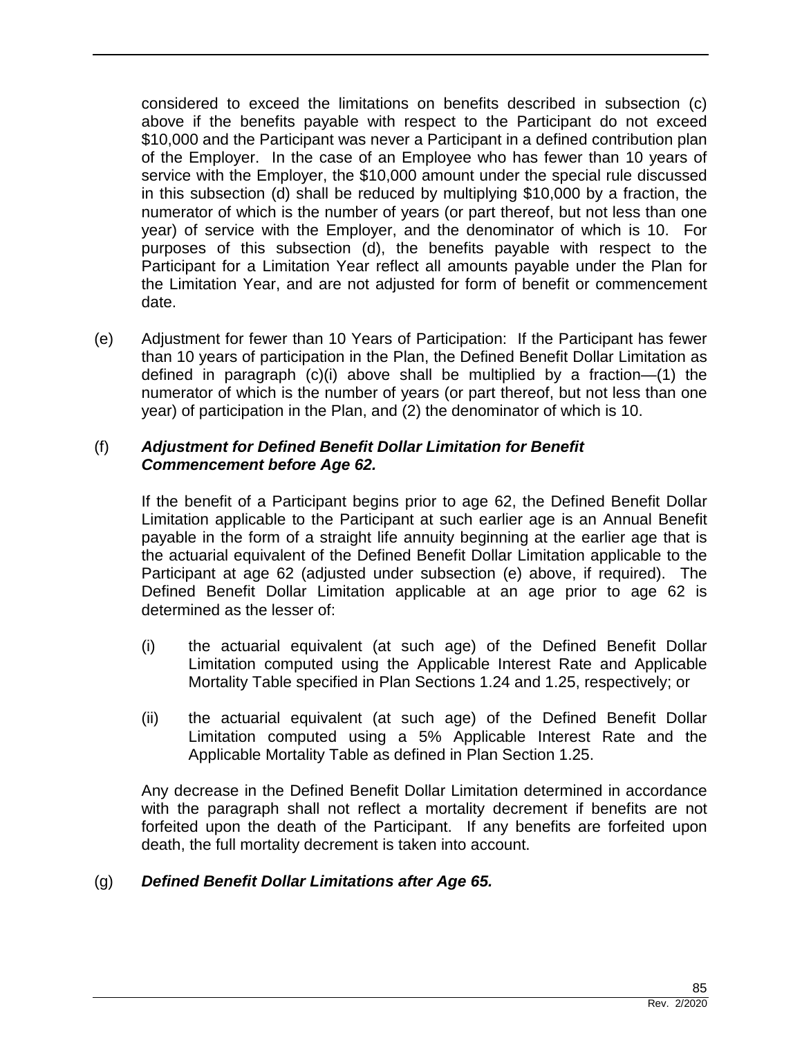considered to exceed the limitations on benefits described in subsection (c) above if the benefits payable with respect to the Participant do not exceed $10,000 and the Participant was never a Participant in a defined contribution plan of the Employer. In the case of an Employee who has fewer than 10 years of service with the Employer, the $10,000 amount under the special rule discussed in this subsection (d) shall be reduced by multiplying $10,000 by a fraction, the numerator of which is the number of years (or part thereof, but not less than one year) of service with the Employer, and the denominator of which is 10. For purposes of this subsection (d), the benefits payable with respect to the Participant for a Limitation Year reflect all amounts payable under the Plan for the Limitation Year, and are not adjusted for form of benefit or commencement date.

(e) Adjustment for fewer than 10 Years of Participation: If the Participant has fewer than 10 years of participation in the Plan, the Defined Benefit Dollar Limitation as defined in paragraph (c)(i) above shall be multiplied by a fraction—(1) the numerator of which is the number of years (or part thereof, but not less than one year) of participation in the Plan, and (2) the denominator of which is 10.

(f) ***Adjustment for Defined Benefit Dollar Limitation for Benefit Commencement before Age 62.***

If the benefit of a Participant begins prior to age 62, the Defined Benefit Dollar Limitation applicable to the Participant at such earlier age is an Annual Benefit payable in the form of a straight life annuity beginning at the earlier age that is the actuarial equivalent of the Defined Benefit Dollar Limitation applicable to the Participant at age 62 (adjusted under subsection (e) above, if required). The Defined Benefit Dollar Limitation applicable at an age prior to age 62 is determined as the lesser of:

(i) the actuarial equivalent (at such age) of the Defined Benefit Dollar Limitation computed using the Applicable Interest Rate and Applicable Mortality Table specified in Plan Sections 1.24 and 1.25, respectively; or

(ii) the actuarial equivalent (at such age) of the Defined Benefit Dollar Limitation computed using a 5% Applicable Interest Rate and the Applicable Mortality Table as defined in Plan Section 1.25.

Any decrease in the Defined Benefit Dollar Limitation determined in accordance with the paragraph shall not reflect a mortality decrement if benefits are not forfeited upon the death of the Participant. If any benefits are forfeited upon death, the full mortality decrement is taken into account.

(g) ***Defined Benefit Dollar Limitations after Age 65.***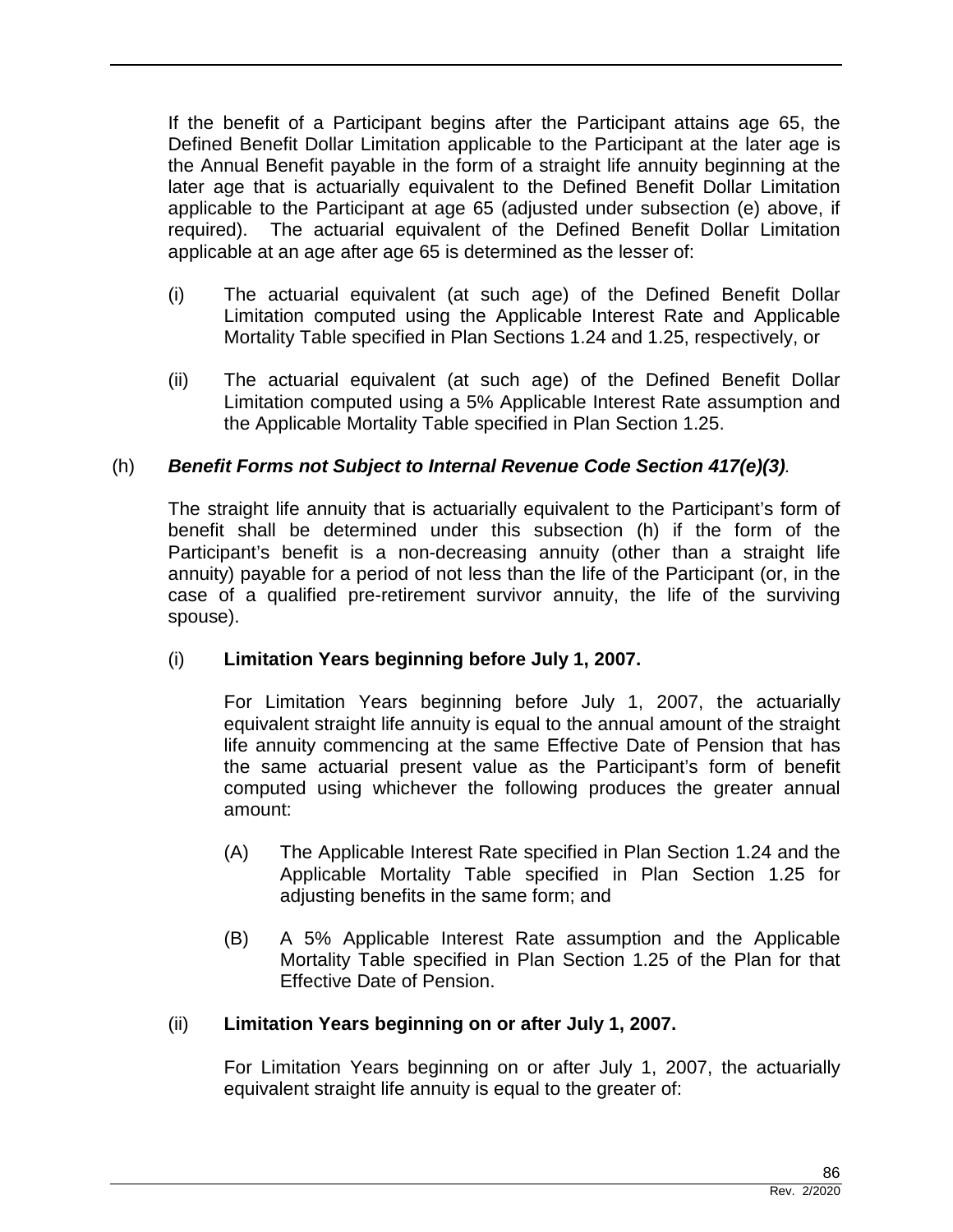If the benefit of a Participant begins after the Participant attains age 65, the Defined Benefit Dollar Limitation applicable to the Participant at the later age is the Annual Benefit payable in the form of a straight life annuity beginning at the later age that is actuarially equivalent to the Defined Benefit Dollar Limitation applicable to the Participant at age 65 (adjusted under subsection (e) above, if required). The actuarial equivalent of the Defined Benefit Dollar Limitation applicable at an age after age 65 is determined as the lesser of:

(i) The actuarial equivalent (at such age) of the Defined Benefit Dollar Limitation computed using the Applicable Interest Rate and Applicable Mortality Table specified in Plan Sections 1.24 and 1.25, respectively, or

(ii) The actuarial equivalent (at such age) of the Defined Benefit Dollar Limitation computed using a 5% Applicable Interest Rate assumption and the Applicable Mortality Table specified in Plan Section 1.25.

(h) ***Benefit Forms not Subject to Internal Revenue Code Section 417(e)(3)***.

The straight life annuity that is actuarially equivalent to the Participant's form of benefit shall be determined under this subsection (h) if the form of the Participant's benefit is a non-decreasing annuity (other than a straight life annuity) payable for a period of not less than the life of the Participant (or, in the case of a qualified pre-retirement survivor annuity, the life of the surviving spouse).

(i) **Limitation Years beginning before July 1, 2007.**

For Limitation Years beginning before July 1, 2007, the actuarially equivalent straight life annuity is equal to the annual amount of the straight life annuity commencing at the same Effective Date of Pension that has the same actuarial present value as the Participant's form of benefit computed using whichever the following produces the greater annual amount:

(A) The Applicable Interest Rate specified in Plan Section 1.24 and the Applicable Mortality Table specified in Plan Section 1.25 for adjusting benefits in the same form; and

(B) A 5% Applicable Interest Rate assumption and the Applicable Mortality Table specified in Plan Section 1.25 of the Plan for that Effective Date of Pension.

(ii) **Limitation Years beginning on or after July 1, 2007.**

For Limitation Years beginning on or after July 1, 2007, the actuarially equivalent straight life annuity is equal to the greater of: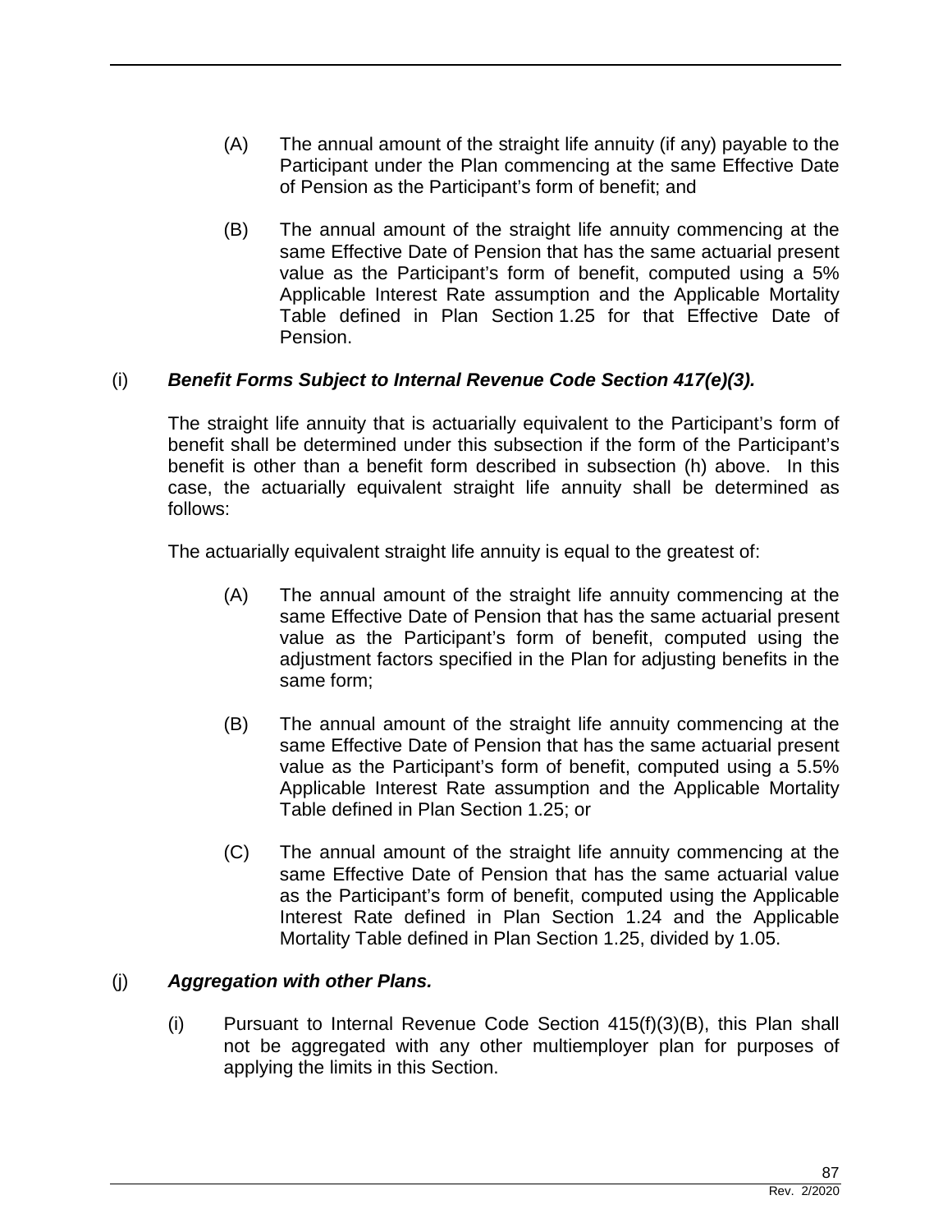(A) The annual amount of the straight life annuity (if any) payable to the Participant under the Plan commencing at the same Effective Date of Pension as the Participant's form of benefit; and

(B) The annual amount of the straight life annuity commencing at the same Effective Date of Pension that has the same actuarial present value as the Participant's form of benefit, computed using a 5% Applicable Interest Rate assumption and the Applicable Mortality Table defined in Plan Section 1.25 for that Effective Date of Pension.

(i) ***Benefit Forms Subject to Internal Revenue Code Section 417(e)(3).***

The straight life annuity that is actuarially equivalent to the Participant's form of benefit shall be determined under this subsection if the form of the Participant's benefit is other than a benefit form described in subsection (h) above. In this case, the actuarially equivalent straight life annuity shall be determined as follows:

The actuarially equivalent straight life annuity is equal to the greatest of:

(A) The annual amount of the straight life annuity commencing at the same Effective Date of Pension that has the same actuarial present value as the Participant's form of benefit, computed using the adjustment factors specified in the Plan for adjusting benefits in the same form;

(B) The annual amount of the straight life annuity commencing at the same Effective Date of Pension that has the same actuarial present value as the Participant's form of benefit, computed using a 5.5% Applicable Interest Rate assumption and the Applicable Mortality Table defined in Plan Section 1.25; or

(C) The annual amount of the straight life annuity commencing at the same Effective Date of Pension that has the same actuarial value as the Participant's form of benefit, computed using the Applicable Interest Rate defined in Plan Section 1.24 and the Applicable Mortality Table defined in Plan Section 1.25, divided by 1.05.

(j) ***Aggregation with other Plans.***

(i) Pursuant to Internal Revenue Code Section 415(f)(3)(B), this Plan shall not be aggregated with any other multiemployer plan for purposes of applying the limits in this Section.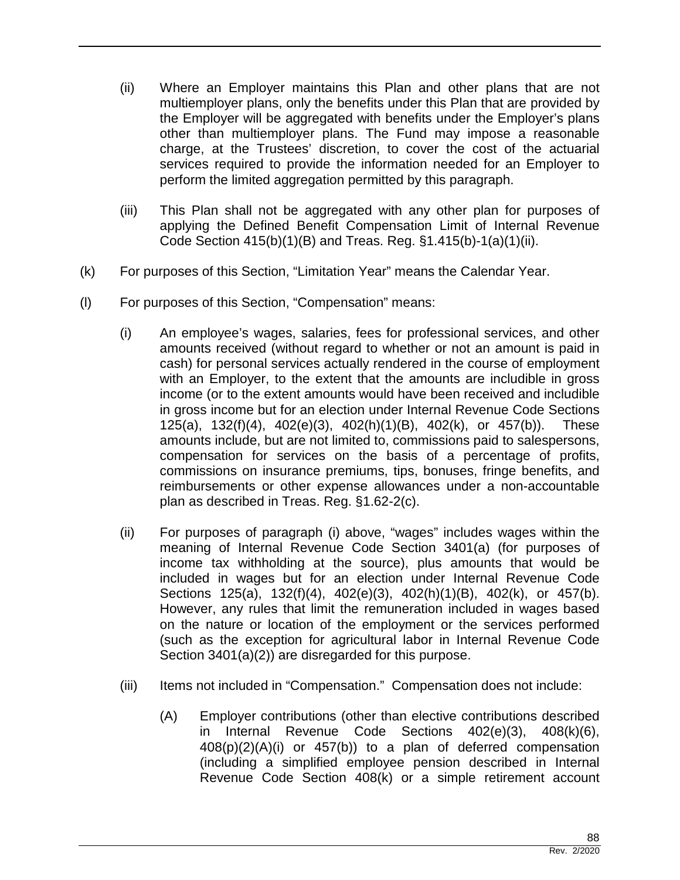(ii) Where an Employer maintains this Plan and other plans that are not multiemployer plans, only the benefits under this Plan that are provided by the Employer will be aggregated with benefits under the Employer's plans other than multiemployer plans. The Fund may impose a reasonable charge, at the Trustees' discretion, to cover the cost of the actuarial services required to provide the information needed for an Employer to perform the limited aggregation permitted by this paragraph.

(iii) This Plan shall not be aggregated with any other plan for purposes of applying the Defined Benefit Compensation Limit of Internal Revenue Code Section 415(b)(1)(B) and Treas. Reg. §1.415(b)-1(a)(1)(ii).

(k) For purposes of this Section, "Limitation Year" means the Calendar Year.

(l) For purposes of this Section, "Compensation" means:

(i) An employee's wages, salaries, fees for professional services, and other amounts received (without regard to whether or not an amount is paid in cash) for personal services actually rendered in the course of employment with an Employer, to the extent that the amounts are includible in gross income (or to the extent amounts would have been received and includible in gross income but for an election under Internal Revenue Code Sections 125(a), 132(f)(4), 402(e)(3), 402(h)(1)(B), 402(k), or 457(b)). These amounts include, but are not limited to, commissions paid to salespersons, compensation for services on the basis of a percentage of profits, commissions on insurance premiums, tips, bonuses, fringe benefits, and reimbursements or other expense allowances under a non-accountable plan as described in Treas. Reg. §1.62-2(c).

(ii) For purposes of paragraph (i) above, "wages" includes wages within the meaning of Internal Revenue Code Section 3401(a) (for purposes of income tax withholding at the source), plus amounts that would be included in wages but for an election under Internal Revenue Code Sections 125(a), 132(f)(4), 402(e)(3), 402(h)(1)(B), 402(k), or 457(b). However, any rules that limit the remuneration included in wages based on the nature or location of the employment or the services performed (such as the exception for agricultural labor in Internal Revenue Code Section 3401(a)(2)) are disregarded for this purpose.

(iii) Items not included in "Compensation." Compensation does not include:

(A) Employer contributions (other than elective contributions described in Internal Revenue Code Sections 402(e)(3), 408(k)(6), 408(p)(2)(A)(i) or 457(b)) to a plan of deferred compensation (including a simplified employee pension described in Internal Revenue Code Section 408(k) or a simple retirement account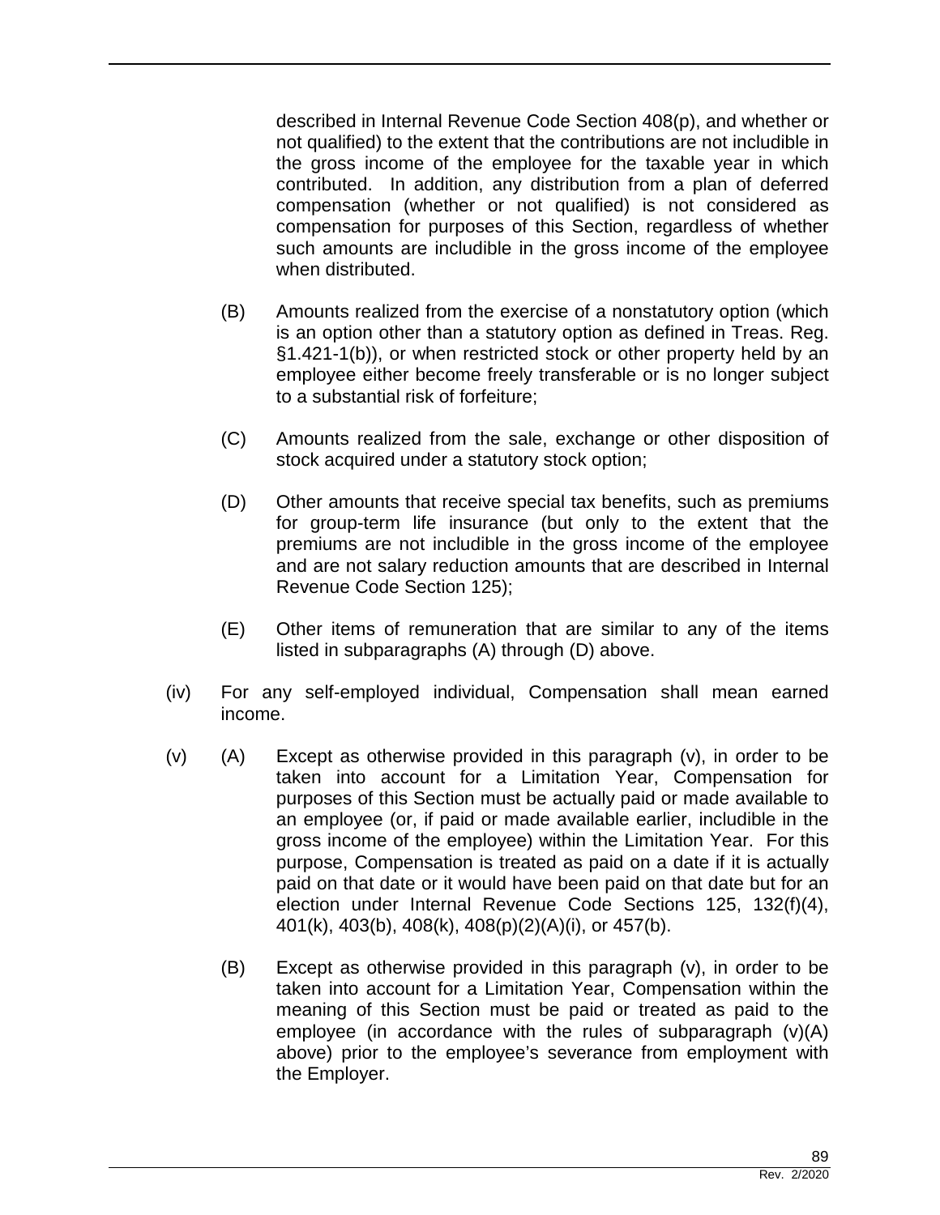described in Internal Revenue Code Section 408(p), and whether or not qualified) to the extent that the contributions are not includible in the gross income of the employee for the taxable year in which contributed. In addition, any distribution from a plan of deferred compensation (whether or not qualified) is not considered as compensation for purposes of this Section, regardless of whether such amounts are includible in the gross income of the employee when distributed.

(B) Amounts realized from the exercise of a nonstatutory option (which is an option other than a statutory option as defined in Treas. Reg. §1.421-1(b)), or when restricted stock or other property held by an employee either become freely transferable or is no longer subject to a substantial risk of forfeiture;

(C) Amounts realized from the sale, exchange or other disposition of stock acquired under a statutory stock option;

(D) Other amounts that receive special tax benefits, such as premiums for group-term life insurance (but only to the extent that the premiums are not includible in the gross income of the employee and are not salary reduction amounts that are described in Internal Revenue Code Section 125);

(E) Other items of remuneration that are similar to any of the items listed in subparagraphs (A) through (D) above.

(iv) For any self-employed individual, Compensation shall mean earned income.

(v) (A) Except as otherwise provided in this paragraph (v), in order to be taken into account for a Limitation Year, Compensation for purposes of this Section must be actually paid or made available to an employee (or, if paid or made available earlier, includible in the gross income of the employee) within the Limitation Year. For this purpose, Compensation is treated as paid on a date if it is actually paid on that date or it would have been paid on that date but for an election under Internal Revenue Code Sections 125, 132(f)(4), 401(k), 403(b), 408(k), 408(p)(2)(A)(i), or 457(b).

(B) Except as otherwise provided in this paragraph (v), in order to be taken into account for a Limitation Year, Compensation within the meaning of this Section must be paid or treated as paid to the employee (in accordance with the rules of subparagraph (v)(A) above) prior to the employee's severance from employment with the Employer.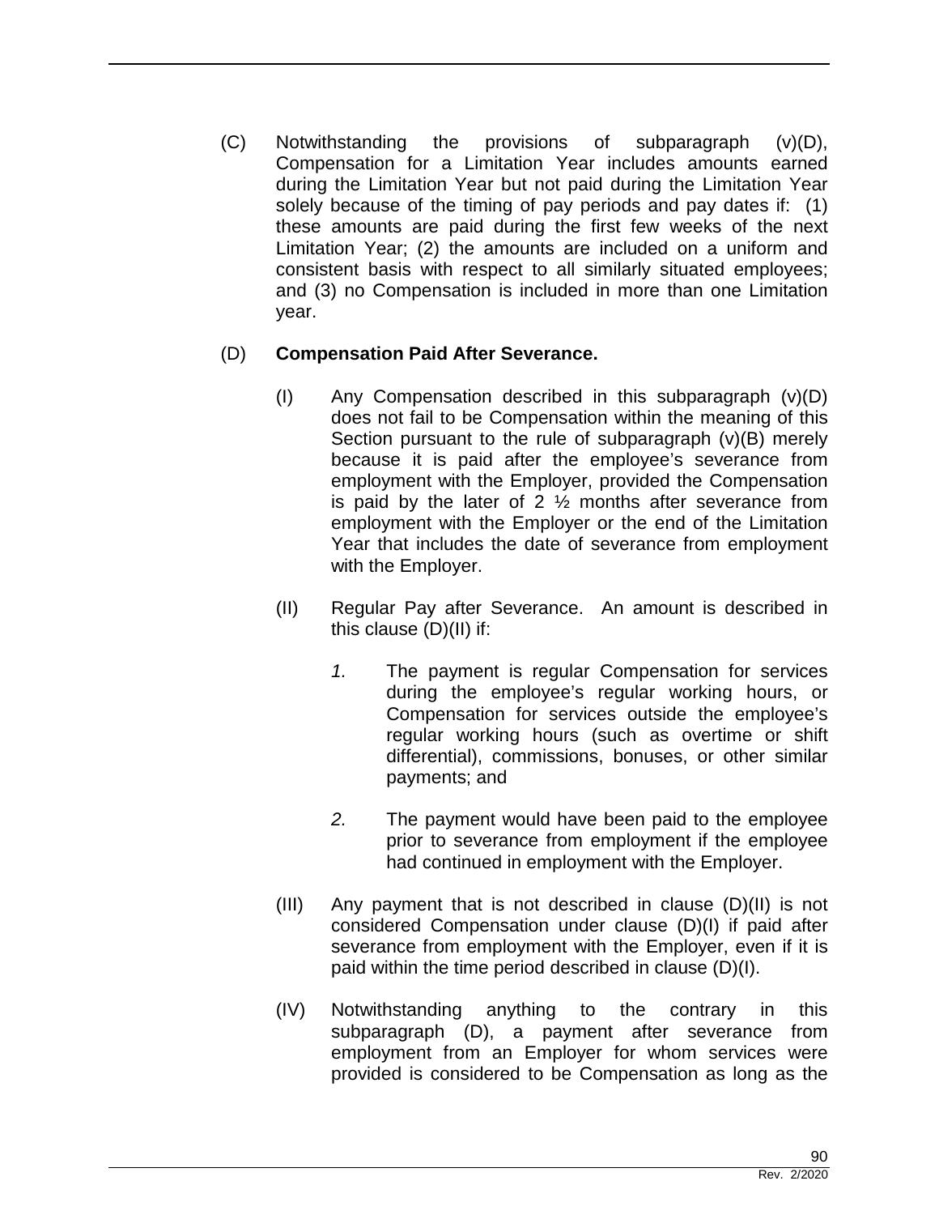(C) Notwithstanding the provisions of subparagraph (v)(D), Compensation for a Limitation Year includes amounts earned during the Limitation Year but not paid during the Limitation Year solely because of the timing of pay periods and pay dates if: (1) these amounts are paid during the first few weeks of the next Limitation Year; (2) the amounts are included on a uniform and consistent basis with respect to all similarly situated employees; and (3) no Compensation is included in more than one Limitation year.

(D) **Compensation Paid After Severance.**

(I) Any Compensation described in this subparagraph (v)(D) does not fail to be Compensation within the meaning of this Section pursuant to the rule of subparagraph (v)(B) merely because it is paid after the employee's severance from employment with the Employer, provided the Compensation is paid by the later of 2 ½ months after severance from employment with the Employer or the end of the Limitation Year that includes the date of severance from employment with the Employer.

(II) Regular Pay after Severance. An amount is described in this clause (D)(II) if:

*1.* The payment is regular Compensation for services during the employee's regular working hours, or Compensation for services outside the employee's regular working hours (such as overtime or shift differential), commissions, bonuses, or other similar payments; and

*2.* The payment would have been paid to the employee prior to severance from employment if the employee had continued in employment with the Employer.

(III) Any payment that is not described in clause (D)(II) is not considered Compensation under clause (D)(I) if paid after severance from employment with the Employer, even if it is paid within the time period described in clause (D)(I).

(IV) Notwithstanding anything to the contrary in this subparagraph (D), a payment after severance from employment from an Employer for whom services were provided is considered to be Compensation as long as the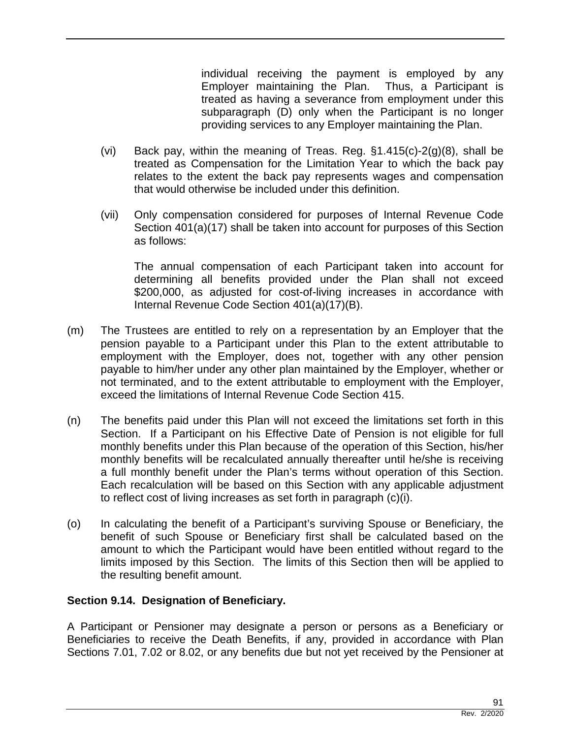individual receiving the payment is employed by any Employer maintaining the Plan. Thus, a Participant is treated as having a severance from employment under this subparagraph (D) only when the Participant is no longer providing services to any Employer maintaining the Plan.

(vi) Back pay, within the meaning of Treas. Reg. §1.415(c)-2(g)(8), shall be treated as Compensation for the Limitation Year to which the back pay relates to the extent the back pay represents wages and compensation that would otherwise be included under this definition.

(vii) Only compensation considered for purposes of Internal Revenue Code Section 401(a)(17) shall be taken into account for purposes of this Section as follows:

The annual compensation of each Participant taken into account for determining all benefits provided under the Plan shall not exceed $200,000, as adjusted for cost-of-living increases in accordance with Internal Revenue Code Section 401(a)(17)(B).

(m) The Trustees are entitled to rely on a representation by an Employer that the pension payable to a Participant under this Plan to the extent attributable to employment with the Employer, does not, together with any other pension payable to him/her under any other plan maintained by the Employer, whether or not terminated, and to the extent attributable to employment with the Employer, exceed the limitations of Internal Revenue Code Section 415.

(n) The benefits paid under this Plan will not exceed the limitations set forth in this Section. If a Participant on his Effective Date of Pension is not eligible for full monthly benefits under this Plan because of the operation of this Section, his/her monthly benefits will be recalculated annually thereafter until he/she is receiving a full monthly benefit under the Plan's terms without operation of this Section. Each recalculation will be based on this Section with any applicable adjustment to reflect cost of living increases as set forth in paragraph (c)(i).

(o) In calculating the benefit of a Participant's surviving Spouse or Beneficiary, the benefit of such Spouse or Beneficiary first shall be calculated based on the amount to which the Participant would have been entitled without regard to the limits imposed by this Section. The limits of this Section then will be applied to the resulting benefit amount.

**Section 9.14. Designation of Beneficiary.**

A Participant or Pensioner may designate a person or persons as a Beneficiary or Beneficiaries to receive the Death Benefits, if any, provided in accordance with Plan Sections 7.01, 7.02 or 8.02, or any benefits due but not yet received by the Pensioner at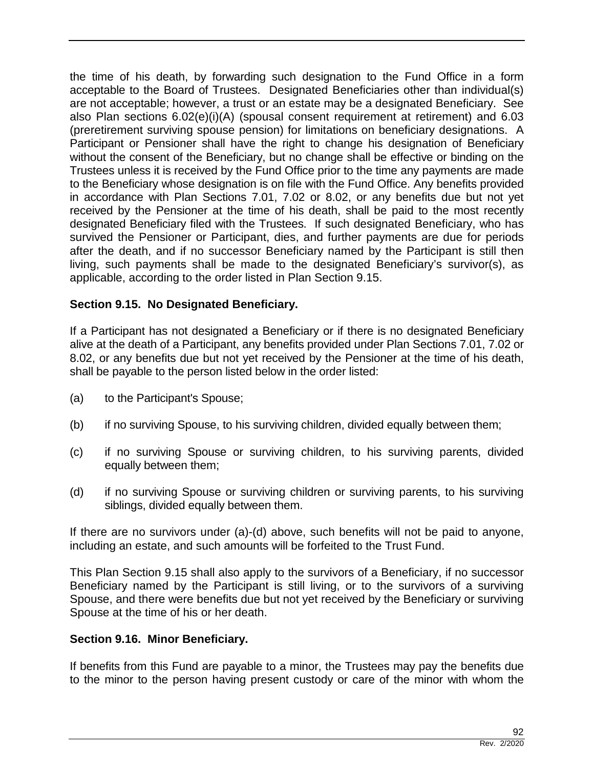the time of his death, by forwarding such designation to the Fund Office in a form acceptable to the Board of Trustees. Designated Beneficiaries other than individual(s) are not acceptable; however, a trust or an estate may be a designated Beneficiary. See also Plan sections 6.02(e)(i)(A) (spousal consent requirement at retirement) and 6.03 (preretirement surviving spouse pension) for limitations on beneficiary designations. A Participant or Pensioner shall have the right to change his designation of Beneficiary without the consent of the Beneficiary, but no change shall be effective or binding on the Trustees unless it is received by the Fund Office prior to the time any payments are made to the Beneficiary whose designation is on file with the Fund Office. Any benefits provided in accordance with Plan Sections 7.01, 7.02 or 8.02, or any benefits due but not yet received by the Pensioner at the time of his death, shall be paid to the most recently designated Beneficiary filed with the Trustees. If such designated Beneficiary, who has survived the Pensioner or Participant, dies, and further payments are due for periods after the death, and if no successor Beneficiary named by the Participant is still then living, such payments shall be made to the designated Beneficiary's survivor(s), as applicable, according to the order listed in Plan Section 9.15.

**Section 9.15. No Designated Beneficiary.**

If a Participant has not designated a Beneficiary or if there is no designated Beneficiary alive at the death of a Participant, any benefits provided under Plan Sections 7.01, 7.02 or 8.02, or any benefits due but not yet received by the Pensioner at the time of his death, shall be payable to the person listed below in the order listed:

(a) to the Participant's Spouse;

(b) if no surviving Spouse, to his surviving children, divided equally between them;

(c) if no surviving Spouse or surviving children, to his surviving parents, divided equally between them;

(d) if no surviving Spouse or surviving children or surviving parents, to his surviving siblings, divided equally between them.

If there are no survivors under (a)-(d) above, such benefits will not be paid to anyone, including an estate, and such amounts will be forfeited to the Trust Fund.

This Plan Section 9.15 shall also apply to the survivors of a Beneficiary, if no successor Beneficiary named by the Participant is still living, or to the survivors of a surviving Spouse, and there were benefits due but not yet received by the Beneficiary or surviving Spouse at the time of his or her death.

**Section 9.16. Minor Beneficiary.**

If benefits from this Fund are payable to a minor, the Trustees may pay the benefits due to the minor to the person having present custody or care of the minor with whom the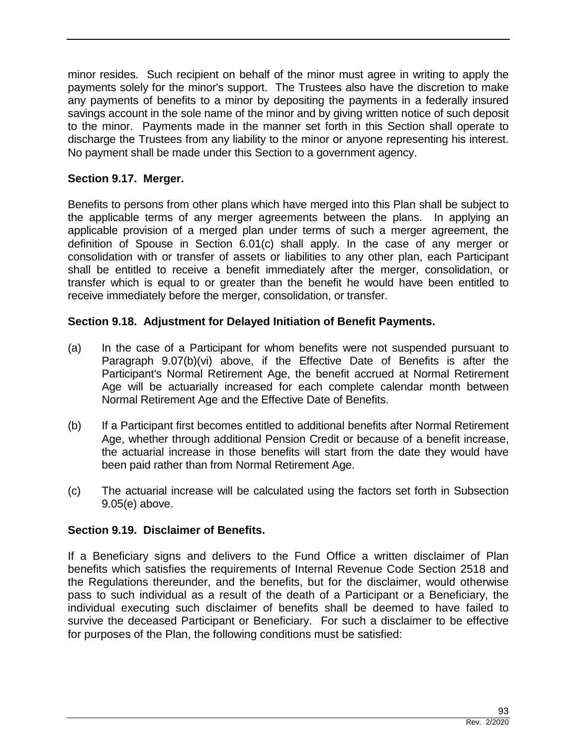minor resides. Such recipient on behalf of the minor must agree in writing to apply the payments solely for the minor's support. The Trustees also have the discretion to make any payments of benefits to a minor by depositing the payments in a federally insured savings account in the sole name of the minor and by giving written notice of such deposit to the minor. Payments made in the manner set forth in this Section shall operate to discharge the Trustees from any liability to the minor or anyone representing his interest. No payment shall be made under this Section to a government agency.

**Section 9.17. Merger.**

Benefits to persons from other plans which have merged into this Plan shall be subject to the applicable terms of any merger agreements between the plans. In applying an applicable provision of a merged plan under terms of such a merger agreement, the definition of Spouse in Section 6.01(c) shall apply. In the case of any merger or consolidation with or transfer of assets or liabilities to any other plan, each Participant shall be entitled to receive a benefit immediately after the merger, consolidation, or transfer which is equal to or greater than the benefit he would have been entitled to receive immediately before the merger, consolidation, or transfer.

**Section 9.18. Adjustment for Delayed Initiation of Benefit Payments.**

(a) In the case of a Participant for whom benefits were not suspended pursuant to Paragraph 9.07(b)(vi) above, if the Effective Date of Benefits is after the Participant's Normal Retirement Age, the benefit accrued at Normal Retirement Age will be actuarially increased for each complete calendar month between Normal Retirement Age and the Effective Date of Benefits.

(b) If a Participant first becomes entitled to additional benefits after Normal Retirement Age, whether through additional Pension Credit or because of a benefit increase, the actuarial increase in those benefits will start from the date they would have been paid rather than from Normal Retirement Age.

(c) The actuarial increase will be calculated using the factors set forth in Subsection 9.05(e) above.

**Section 9.19. Disclaimer of Benefits.**

If a Beneficiary signs and delivers to the Fund Office a written disclaimer of Plan benefits which satisfies the requirements of Internal Revenue Code Section 2518 and the Regulations thereunder, and the benefits, but for the disclaimer, would otherwise pass to such individual as a result of the death of a Participant or a Beneficiary, the individual executing such disclaimer of benefits shall be deemed to have failed to survive the deceased Participant or Beneficiary. For such a disclaimer to be effective for purposes of the Plan, the following conditions must be satisfied: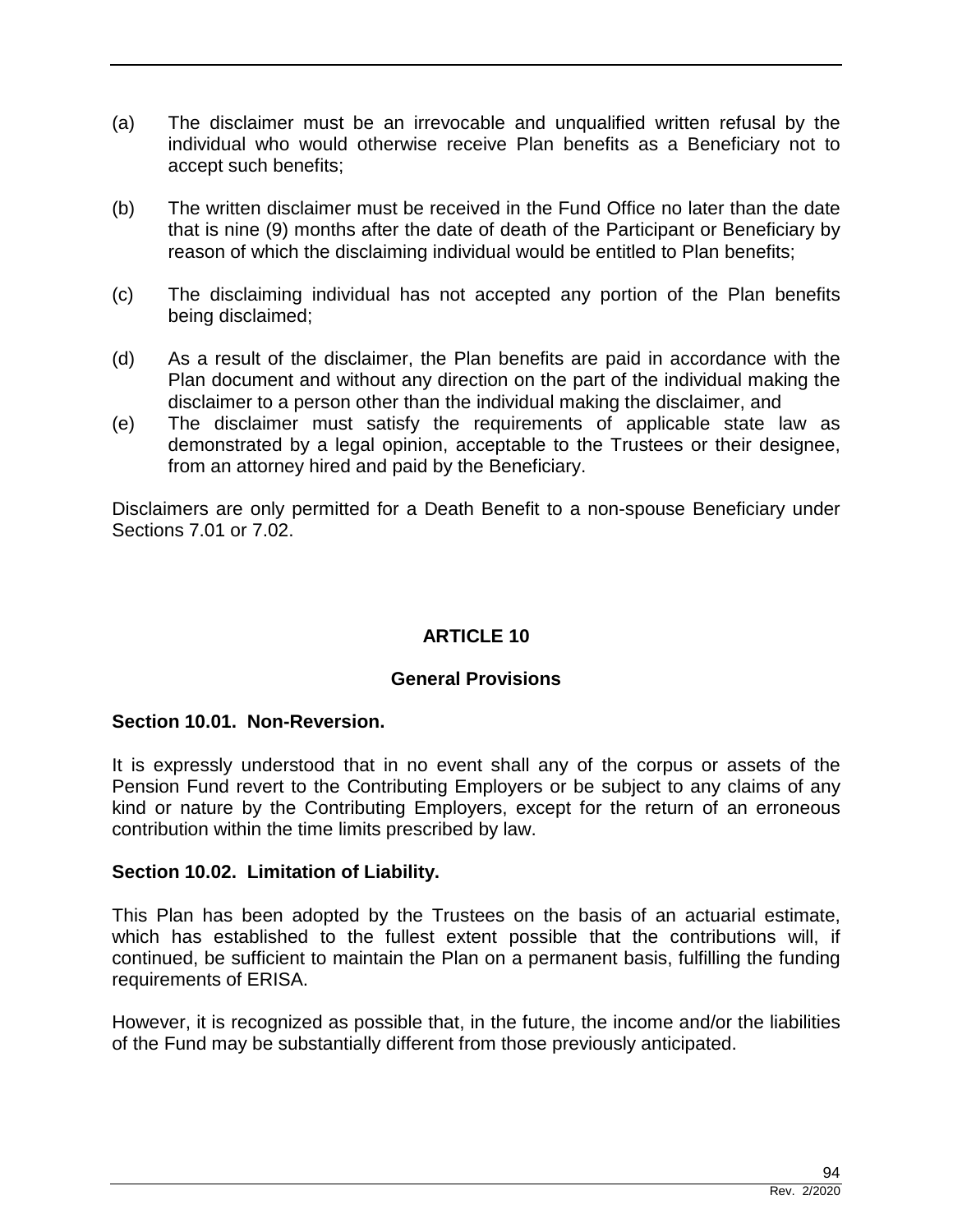(a) The disclaimer must be an irrevocable and unqualified written refusal by the individual who would otherwise receive Plan benefits as a Beneficiary not to accept such benefits;

(b) The written disclaimer must be received in the Fund Office no later than the date that is nine (9) months after the date of death of the Participant or Beneficiary by reason of which the disclaiming individual would be entitled to Plan benefits;

(c) The disclaiming individual has not accepted any portion of the Plan benefits being disclaimed;

(d) As a result of the disclaimer, the Plan benefits are paid in accordance with the Plan document and without any direction on the part of the individual making the disclaimer to a person other than the individual making the disclaimer, and

(e) The disclaimer must satisfy the requirements of applicable state law as demonstrated by a legal opinion, acceptable to the Trustees or their designee, from an attorney hired and paid by the Beneficiary.

Disclaimers are only permitted for a Death Benefit to a non-spouse Beneficiary under Sections 7.01 or 7.02.

## ARTICLE 10

## General Provisions

### Section 10.01. Non-Reversion.

It is expressly understood that in no event shall any of the corpus or assets of the Pension Fund revert to the Contributing Employers or be subject to any claims of any kind or nature by the Contributing Employers, except for the return of an erroneous contribution within the time limits prescribed by law.

### Section 10.02. Limitation of Liability.

This Plan has been adopted by the Trustees on the basis of an actuarial estimate, which has established to the fullest extent possible that the contributions will, if continued, be sufficient to maintain the Plan on a permanent basis, fulfilling the funding requirements of ERISA.

However, it is recognized as possible that, in the future, the income and/or the liabilities of the Fund may be substantially different from those previously anticipated.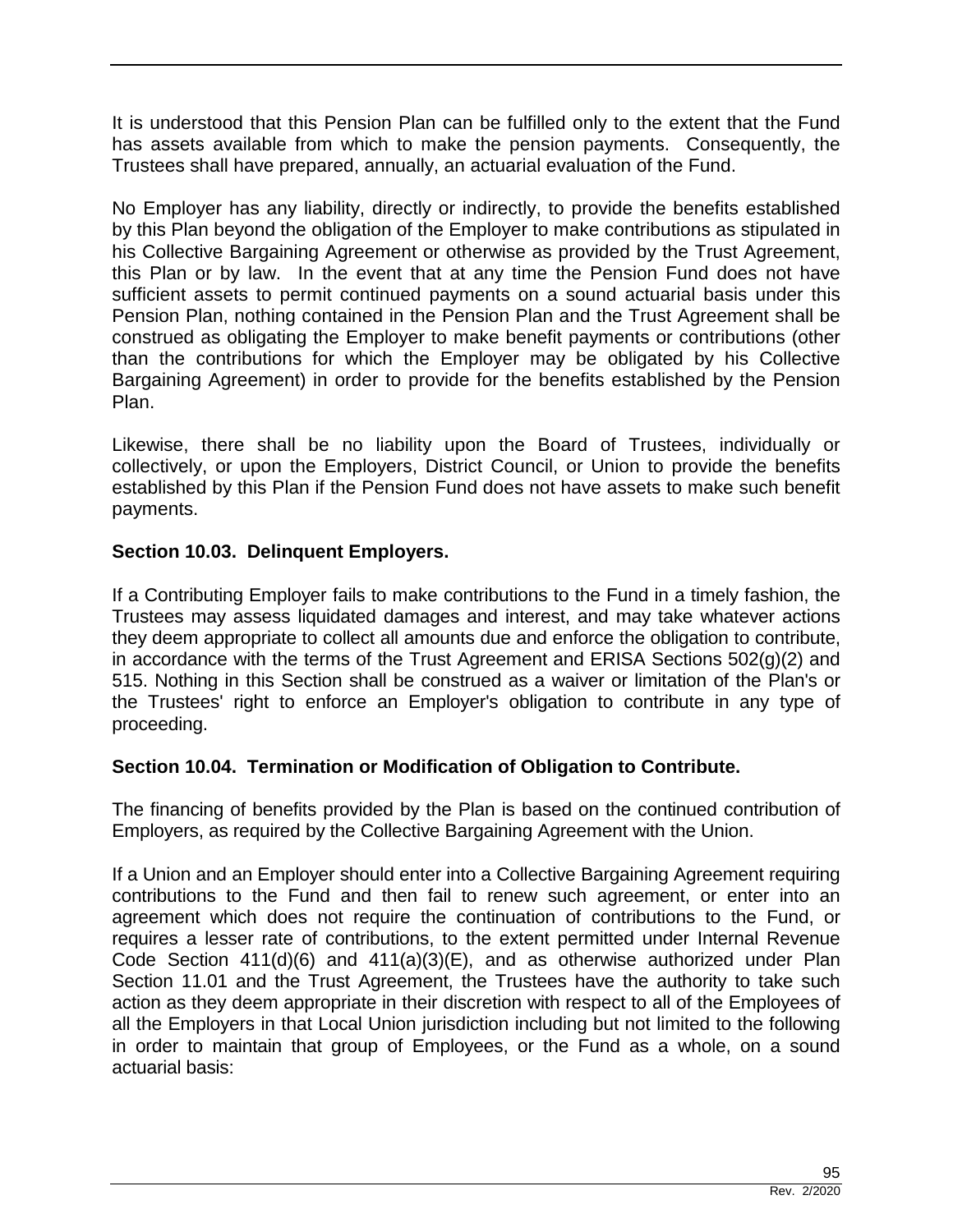It is understood that this Pension Plan can be fulfilled only to the extent that the Fund has assets available from which to make the pension payments. Consequently, the Trustees shall have prepared, annually, an actuarial evaluation of the Fund.

No Employer has any liability, directly or indirectly, to provide the benefits established by this Plan beyond the obligation of the Employer to make contributions as stipulated in his Collective Bargaining Agreement or otherwise as provided by the Trust Agreement, this Plan or by law. In the event that at any time the Pension Fund does not have sufficient assets to permit continued payments on a sound actuarial basis under this Pension Plan, nothing contained in the Pension Plan and the Trust Agreement shall be construed as obligating the Employer to make benefit payments or contributions (other than the contributions for which the Employer may be obligated by his Collective Bargaining Agreement) in order to provide for the benefits established by the Pension Plan.

Likewise, there shall be no liability upon the Board of Trustees, individually or collectively, or upon the Employers, District Council, or Union to provide the benefits established by this Plan if the Pension Fund does not have assets to make such benefit payments.

**Section 10.03. Delinquent Employers.**

If a Contributing Employer fails to make contributions to the Fund in a timely fashion, the Trustees may assess liquidated damages and interest, and may take whatever actions they deem appropriate to collect all amounts due and enforce the obligation to contribute, in accordance with the terms of the Trust Agreement and ERISA Sections 502(g)(2) and 515. Nothing in this Section shall be construed as a waiver or limitation of the Plan's or the Trustees' right to enforce an Employer's obligation to contribute in any type of proceeding.

**Section 10.04. Termination or Modification of Obligation to Contribute.**

The financing of benefits provided by the Plan is based on the continued contribution of Employers, as required by the Collective Bargaining Agreement with the Union.

If a Union and an Employer should enter into a Collective Bargaining Agreement requiring contributions to the Fund and then fail to renew such agreement, or enter into an agreement which does not require the continuation of contributions to the Fund, or requires a lesser rate of contributions, to the extent permitted under Internal Revenue Code Section 411(d)(6) and 411(a)(3)(E), and as otherwise authorized under Plan Section 11.01 and the Trust Agreement, the Trustees have the authority to take such action as they deem appropriate in their discretion with respect to all of the Employees of all the Employers in that Local Union jurisdiction including but not limited to the following in order to maintain that group of Employees, or the Fund as a whole, on a sound actuarial basis: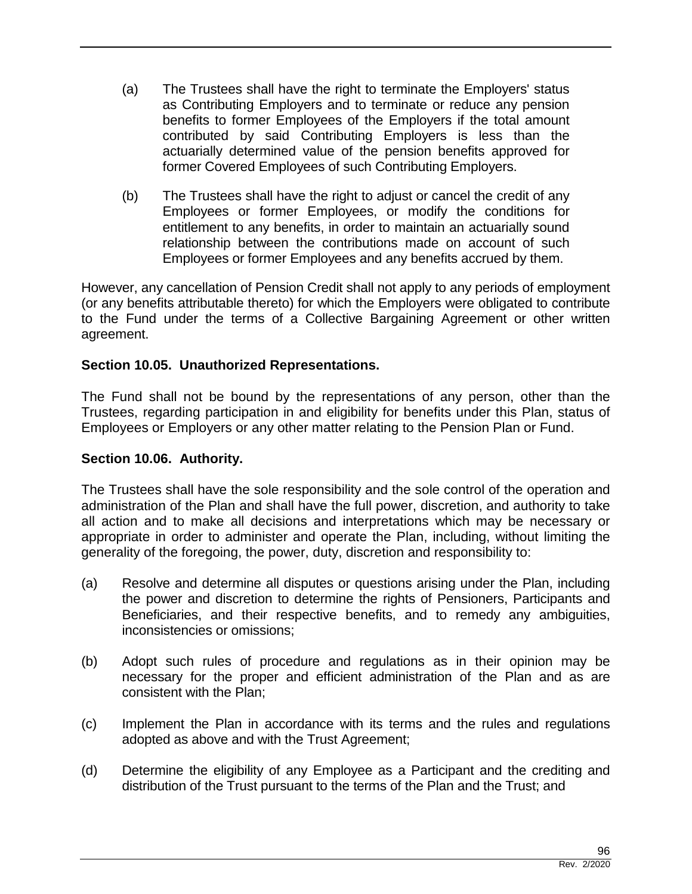(a) The Trustees shall have the right to terminate the Employers' status as Contributing Employers and to terminate or reduce any pension benefits to former Employees of the Employers if the total amount contributed by said Contributing Employers is less than the actuarially determined value of the pension benefits approved for former Covered Employees of such Contributing Employers.

(b) The Trustees shall have the right to adjust or cancel the credit of any Employees or former Employees, or modify the conditions for entitlement to any benefits, in order to maintain an actuarially sound relationship between the contributions made on account of such Employees or former Employees and any benefits accrued by them.

However, any cancellation of Pension Credit shall not apply to any periods of employment (or any benefits attributable thereto) for which the Employers were obligated to contribute to the Fund under the terms of a Collective Bargaining Agreement or other written agreement.

**Section 10.05. Unauthorized Representations.**

The Fund shall not be bound by the representations of any person, other than the Trustees, regarding participation in and eligibility for benefits under this Plan, status of Employees or Employers or any other matter relating to the Pension Plan or Fund.

**Section 10.06. Authority.**

The Trustees shall have the sole responsibility and the sole control of the operation and administration of the Plan and shall have the full power, discretion, and authority to take all action and to make all decisions and interpretations which may be necessary or appropriate in order to administer and operate the Plan, including, without limiting the generality of the foregoing, the power, duty, discretion and responsibility to:

(a) Resolve and determine all disputes or questions arising under the Plan, including the power and discretion to determine the rights of Pensioners, Participants and Beneficiaries, and their respective benefits, and to remedy any ambiguities, inconsistencies or omissions;

(b) Adopt such rules of procedure and regulations as in their opinion may be necessary for the proper and efficient administration of the Plan and as are consistent with the Plan;

(c) Implement the Plan in accordance with its terms and the rules and regulations adopted as above and with the Trust Agreement;

(d) Determine the eligibility of any Employee as a Participant and the crediting and distribution of the Trust pursuant to the terms of the Plan and the Trust; and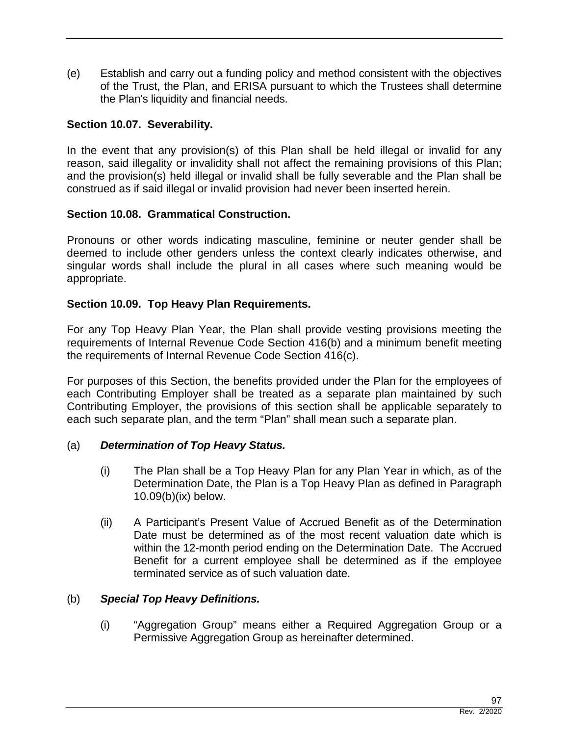(e) Establish and carry out a funding policy and method consistent with the objectives of the Trust, the Plan, and ERISA pursuant to which the Trustees shall determine the Plan's liquidity and financial needs.

**Section 10.07. Severability.**

In the event that any provision(s) of this Plan shall be held illegal or invalid for any reason, said illegality or invalidity shall not affect the remaining provisions of this Plan; and the provision(s) held illegal or invalid shall be fully severable and the Plan shall be construed as if said illegal or invalid provision had never been inserted herein.

**Section 10.08. Grammatical Construction.**

Pronouns or other words indicating masculine, feminine or neuter gender shall be deemed to include other genders unless the context clearly indicates otherwise, and singular words shall include the plural in all cases where such meaning would be appropriate.

**Section 10.09. Top Heavy Plan Requirements.**

For any Top Heavy Plan Year, the Plan shall provide vesting provisions meeting the requirements of Internal Revenue Code Section 416(b) and a minimum benefit meeting the requirements of Internal Revenue Code Section 416(c).

For purposes of this Section, the benefits provided under the Plan for the employees of each Contributing Employer shall be treated as a separate plan maintained by such Contributing Employer, the provisions of this section shall be applicable separately to each such separate plan, and the term "Plan" shall mean such a separate plan.

(a) ***Determination of Top Heavy Status.***

(i) The Plan shall be a Top Heavy Plan for any Plan Year in which, as of the Determination Date, the Plan is a Top Heavy Plan as defined in Paragraph 10.09(b)(ix) below.

(ii) A Participant's Present Value of Accrued Benefit as of the Determination Date must be determined as of the most recent valuation date which is within the 12-month period ending on the Determination Date. The Accrued Benefit for a current employee shall be determined as if the employee terminated service as of such valuation date.

(b) ***Special Top Heavy Definitions.***

(i) "Aggregation Group" means either a Required Aggregation Group or a Permissive Aggregation Group as hereinafter determined.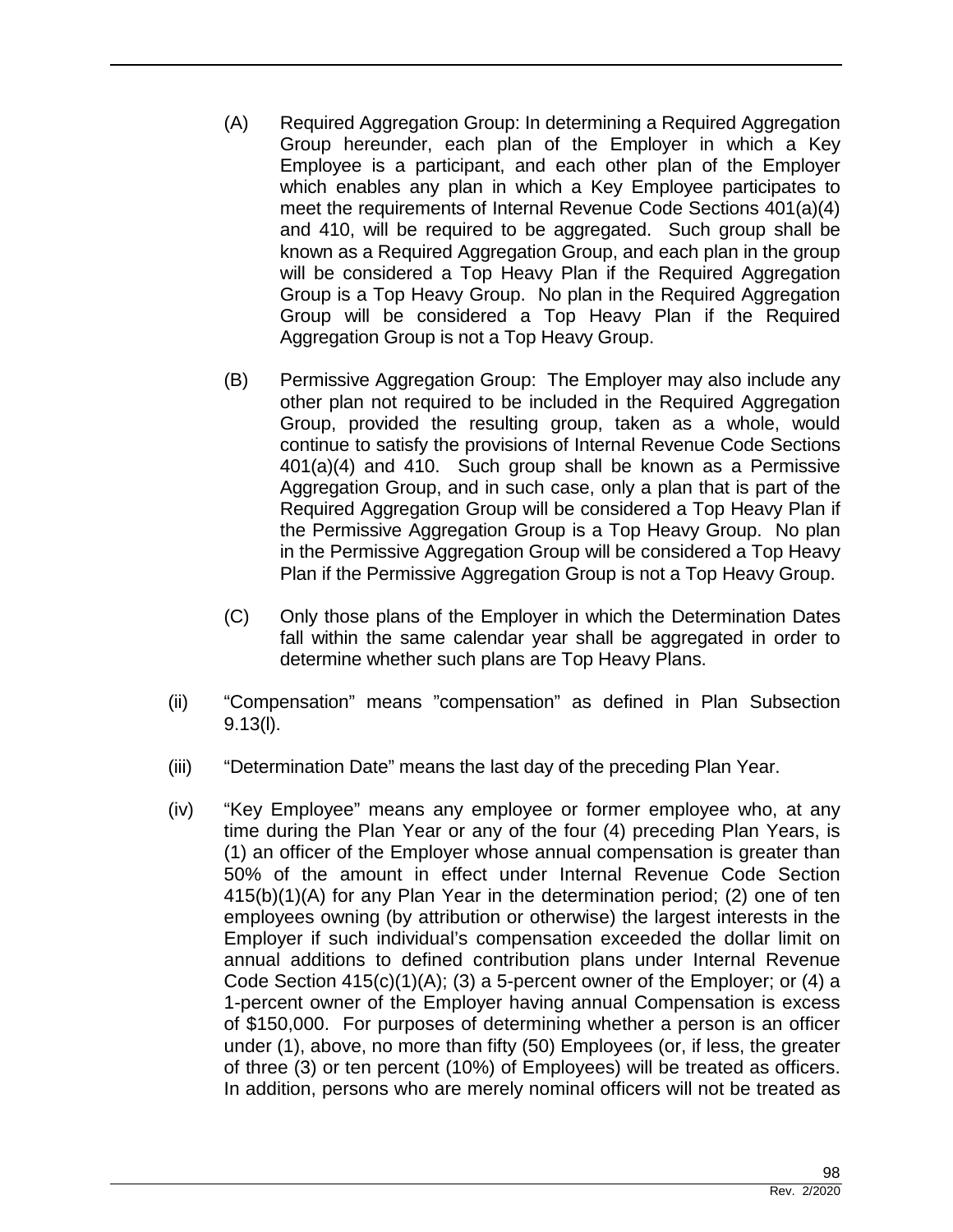(A) Required Aggregation Group: In determining a Required Aggregation Group hereunder, each plan of the Employer in which a Key Employee is a participant, and each other plan of the Employer which enables any plan in which a Key Employee participates to meet the requirements of Internal Revenue Code Sections 401(a)(4) and 410, will be required to be aggregated. Such group shall be known as a Required Aggregation Group, and each plan in the group will be considered a Top Heavy Plan if the Required Aggregation Group is a Top Heavy Group. No plan in the Required Aggregation Group will be considered a Top Heavy Plan if the Required Aggregation Group is not a Top Heavy Group.

(B) Permissive Aggregation Group: The Employer may also include any other plan not required to be included in the Required Aggregation Group, provided the resulting group, taken as a whole, would continue to satisfy the provisions of Internal Revenue Code Sections 401(a)(4) and 410. Such group shall be known as a Permissive Aggregation Group, and in such case, only a plan that is part of the Required Aggregation Group will be considered a Top Heavy Plan if the Permissive Aggregation Group is a Top Heavy Group. No plan in the Permissive Aggregation Group will be considered a Top Heavy Plan if the Permissive Aggregation Group is not a Top Heavy Group.

(C) Only those plans of the Employer in which the Determination Dates fall within the same calendar year shall be aggregated in order to determine whether such plans are Top Heavy Plans.

(ii) "Compensation" means "compensation" as defined in Plan Subsection 9.13(l).

(iii) "Determination Date" means the last day of the preceding Plan Year.

(iv) "Key Employee" means any employee or former employee who, at any time during the Plan Year or any of the four (4) preceding Plan Years, is (1) an officer of the Employer whose annual compensation is greater than 50% of the amount in effect under Internal Revenue Code Section 415(b)(1)(A) for any Plan Year in the determination period; (2) one of ten employees owning (by attribution or otherwise) the largest interests in the Employer if such individual's compensation exceeded the dollar limit on annual additions to defined contribution plans under Internal Revenue Code Section 415(c)(1)(A); (3) a 5-percent owner of the Employer; or (4) a 1-percent owner of the Employer having annual Compensation is excess of $150,000. For purposes of determining whether a person is an officer under (1), above, no more than fifty (50) Employees (or, if less, the greater of three (3) or ten percent (10%) of Employees) will be treated as officers. In addition, persons who are merely nominal officers will not be treated as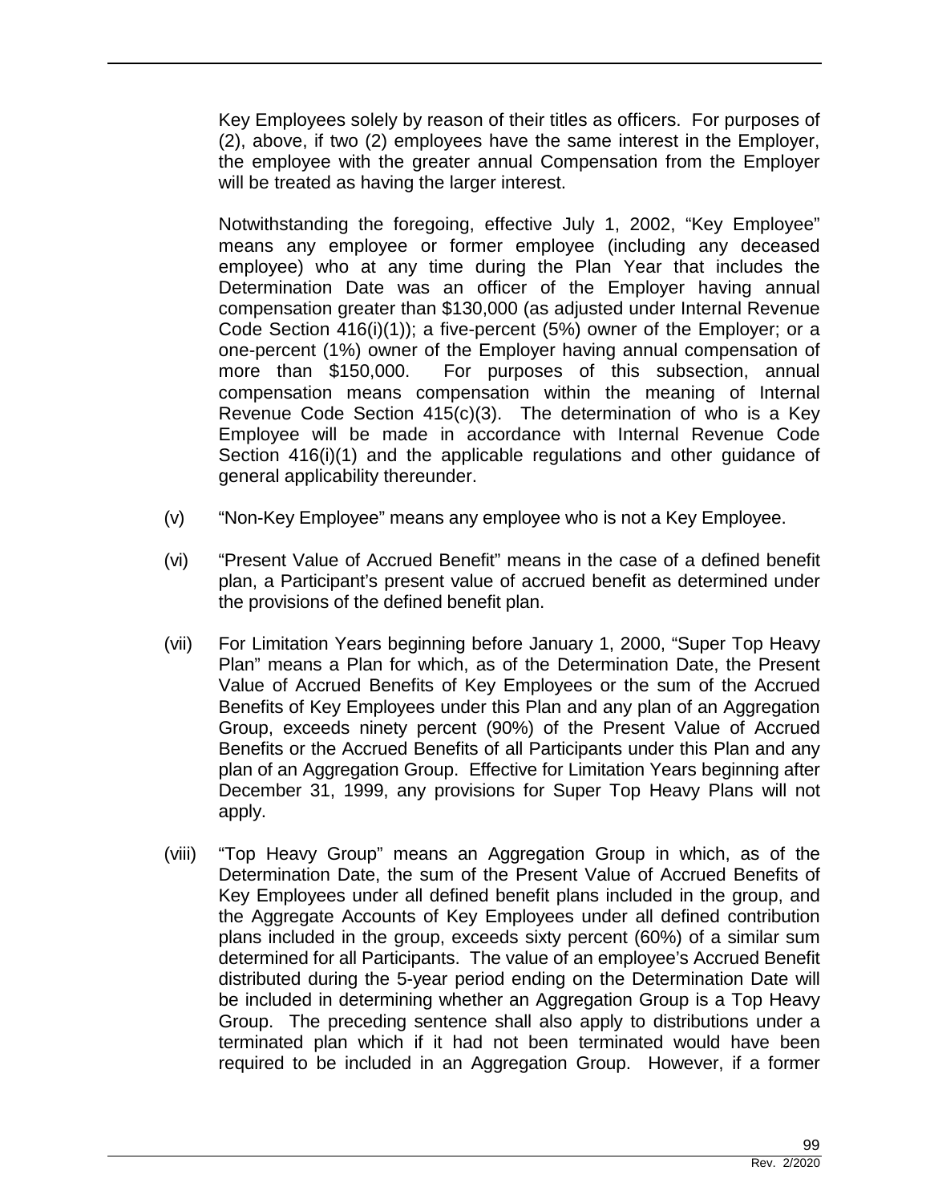Key Employees solely by reason of their titles as officers. For purposes of (2), above, if two (2) employees have the same interest in the Employer, the employee with the greater annual Compensation from the Employer will be treated as having the larger interest.

Notwithstanding the foregoing, effective July 1, 2002, "Key Employee" means any employee or former employee (including any deceased employee) who at any time during the Plan Year that includes the Determination Date was an officer of the Employer having annual compensation greater than $130,000 (as adjusted under Internal Revenue Code Section 416(i)(1)); a five-percent (5%) owner of the Employer; or a one-percent (1%) owner of the Employer having annual compensation of more than $150,000. For purposes of this subsection, annual compensation means compensation within the meaning of Internal Revenue Code Section 415(c)(3). The determination of who is a Key Employee will be made in accordance with Internal Revenue Code Section 416(i)(1) and the applicable regulations and other guidance of general applicability thereunder.

(v) "Non-Key Employee" means any employee who is not a Key Employee.

(vi) "Present Value of Accrued Benefit" means in the case of a defined benefit plan, a Participant's present value of accrued benefit as determined under the provisions of the defined benefit plan.

(vii) For Limitation Years beginning before January 1, 2000, "Super Top Heavy Plan" means a Plan for which, as of the Determination Date, the Present Value of Accrued Benefits of Key Employees or the sum of the Accrued Benefits of Key Employees under this Plan and any plan of an Aggregation Group, exceeds ninety percent (90%) of the Present Value of Accrued Benefits or the Accrued Benefits of all Participants under this Plan and any plan of an Aggregation Group. Effective for Limitation Years beginning after December 31, 1999, any provisions for Super Top Heavy Plans will not apply.

(viii) "Top Heavy Group" means an Aggregation Group in which, as of the Determination Date, the sum of the Present Value of Accrued Benefits of Key Employees under all defined benefit plans included in the group, and the Aggregate Accounts of Key Employees under all defined contribution plans included in the group, exceeds sixty percent (60%) of a similar sum determined for all Participants. The value of an employee's Accrued Benefit distributed during the 5-year period ending on the Determination Date will be included in determining whether an Aggregation Group is a Top Heavy Group. The preceding sentence shall also apply to distributions under a terminated plan which if it had not been terminated would have been required to be included in an Aggregation Group. However, if a former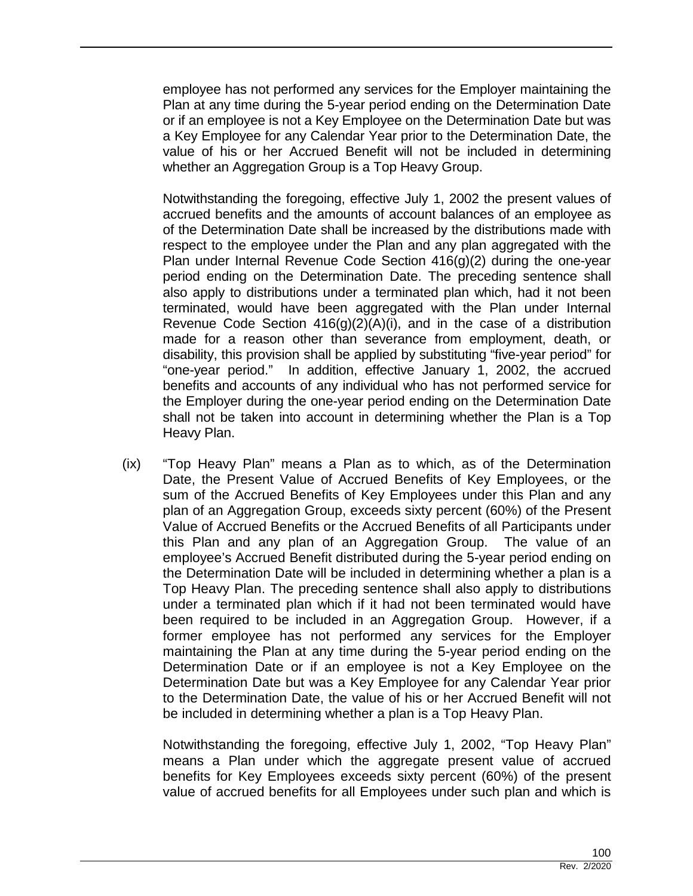employee has not performed any services for the Employer maintaining the Plan at any time during the 5-year period ending on the Determination Date or if an employee is not a Key Employee on the Determination Date but was a Key Employee for any Calendar Year prior to the Determination Date, the value of his or her Accrued Benefit will not be included in determining whether an Aggregation Group is a Top Heavy Group.

Notwithstanding the foregoing, effective July 1, 2002 the present values of accrued benefits and the amounts of account balances of an employee as of the Determination Date shall be increased by the distributions made with respect to the employee under the Plan and any plan aggregated with the Plan under Internal Revenue Code Section 416(g)(2) during the one-year period ending on the Determination Date. The preceding sentence shall also apply to distributions under a terminated plan which, had it not been terminated, would have been aggregated with the Plan under Internal Revenue Code Section 416(g)(2)(A)(i), and in the case of a distribution made for a reason other than severance from employment, death, or disability, this provision shall be applied by substituting "five-year period" for "one-year period." In addition, effective January 1, 2002, the accrued benefits and accounts of any individual who has not performed service for the Employer during the one-year period ending on the Determination Date shall not be taken into account in determining whether the Plan is a Top Heavy Plan.

(ix) "Top Heavy Plan" means a Plan as to which, as of the Determination Date, the Present Value of Accrued Benefits of Key Employees, or the sum of the Accrued Benefits of Key Employees under this Plan and any plan of an Aggregation Group, exceeds sixty percent (60%) of the Present Value of Accrued Benefits or the Accrued Benefits of all Participants under this Plan and any plan of an Aggregation Group. The value of an employee's Accrued Benefit distributed during the 5-year period ending on the Determination Date will be included in determining whether a plan is a Top Heavy Plan. The preceding sentence shall also apply to distributions under a terminated plan which if it had not been terminated would have been required to be included in an Aggregation Group. However, if a former employee has not performed any services for the Employer maintaining the Plan at any time during the 5-year period ending on the Determination Date or if an employee is not a Key Employee on the Determination Date but was a Key Employee for any Calendar Year prior to the Determination Date, the value of his or her Accrued Benefit will not be included in determining whether a plan is a Top Heavy Plan.

Notwithstanding the foregoing, effective July 1, 2002, "Top Heavy Plan" means a Plan under which the aggregate present value of accrued benefits for Key Employees exceeds sixty percent (60%) of the present value of accrued benefits for all Employees under such plan and which is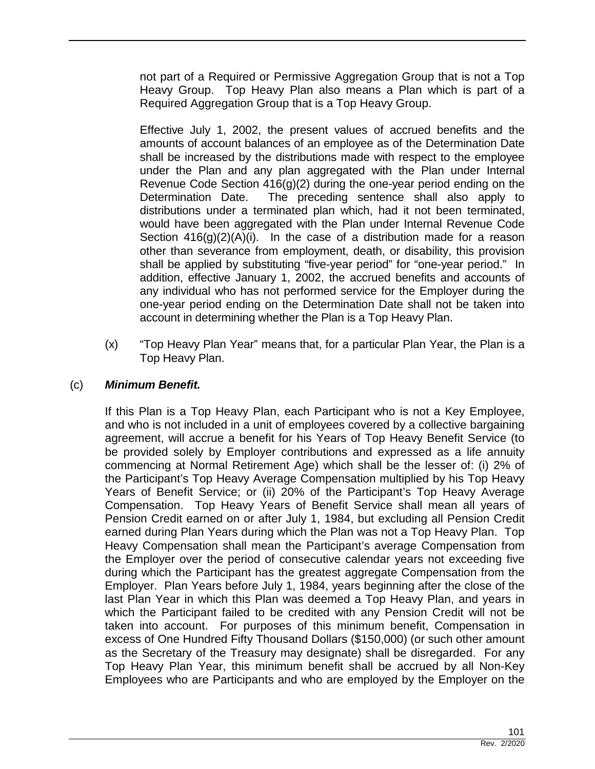not part of a Required or Permissive Aggregation Group that is not a Top Heavy Group. Top Heavy Plan also means a Plan which is part of a Required Aggregation Group that is a Top Heavy Group.

Effective July 1, 2002, the present values of accrued benefits and the amounts of account balances of an employee as of the Determination Date shall be increased by the distributions made with respect to the employee under the Plan and any plan aggregated with the Plan under Internal Revenue Code Section 416(g)(2) during the one-year period ending on the Determination Date. The preceding sentence shall also apply to distributions under a terminated plan which, had it not been terminated, would have been aggregated with the Plan under Internal Revenue Code Section 416(g)(2)(A)(i). In the case of a distribution made for a reason other than severance from employment, death, or disability, this provision shall be applied by substituting "five-year period" for "one-year period." In addition, effective January 1, 2002, the accrued benefits and accounts of any individual who has not performed service for the Employer during the one-year period ending on the Determination Date shall not be taken into account in determining whether the Plan is a Top Heavy Plan.

(x) "Top Heavy Plan Year" means that, for a particular Plan Year, the Plan is a Top Heavy Plan.

(c) ***Minimum Benefit.***

If this Plan is a Top Heavy Plan, each Participant who is not a Key Employee, and who is not included in a unit of employees covered by a collective bargaining agreement, will accrue a benefit for his Years of Top Heavy Benefit Service (to be provided solely by Employer contributions and expressed as a life annuity commencing at Normal Retirement Age) which shall be the lesser of: (i) 2% of the Participant's Top Heavy Average Compensation multiplied by his Top Heavy Years of Benefit Service; or (ii) 20% of the Participant's Top Heavy Average Compensation. Top Heavy Years of Benefit Service shall mean all years of Pension Credit earned on or after July 1, 1984, but excluding all Pension Credit earned during Plan Years during which the Plan was not a Top Heavy Plan. Top Heavy Compensation shall mean the Participant's average Compensation from the Employer over the period of consecutive calendar years not exceeding five during which the Participant has the greatest aggregate Compensation from the Employer. Plan Years before July 1, 1984, years beginning after the close of the last Plan Year in which this Plan was deemed a Top Heavy Plan, and years in which the Participant failed to be credited with any Pension Credit will not be taken into account. For purposes of this minimum benefit, Compensation in excess of One Hundred Fifty Thousand Dollars ($150,000) (or such other amount as the Secretary of the Treasury may designate) shall be disregarded. For any Top Heavy Plan Year, this minimum benefit shall be accrued by all Non-Key Employees who are Participants and who are employed by the Employer on the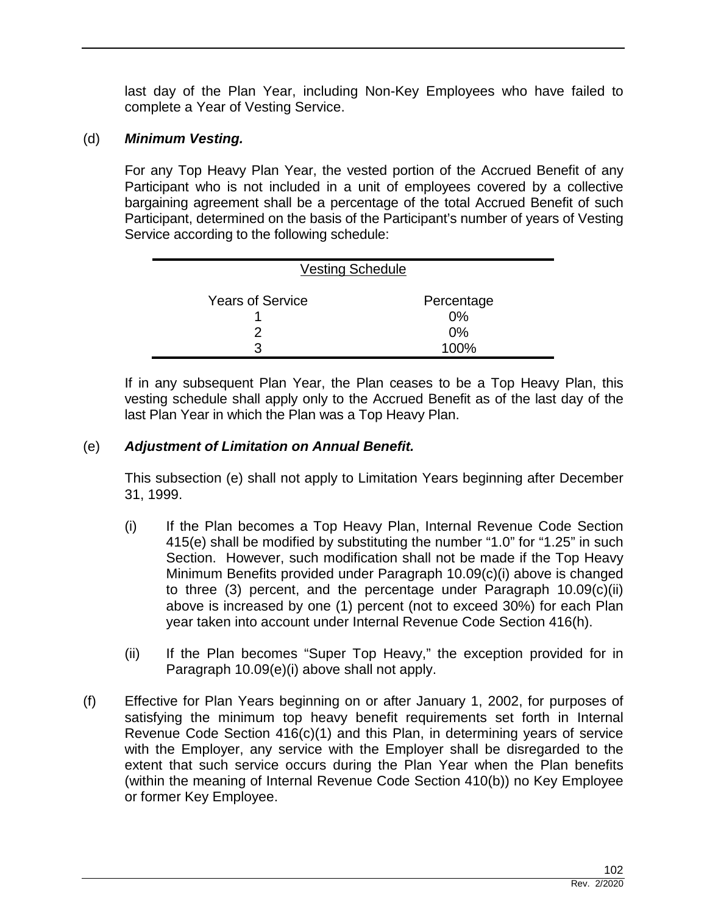last day of the Plan Year, including Non-Key Employees who have failed to complete a Year of Vesting Service.

(d) ***Minimum Vesting.***

For any Top Heavy Plan Year, the vested portion of the Accrued Benefit of any Participant who is not included in a unit of employees covered by a collective bargaining agreement shall be a percentage of the total Accrued Benefit of such Participant, determined on the basis of the Participant's number of years of Vesting Service according to the following schedule:

| Vesting Schedule | |
|---|---|
| Years of Service | Percentage |
| 1 | 0% |
| 2 | 0% |
| 3 | 100% |

If in any subsequent Plan Year, the Plan ceases to be a Top Heavy Plan, this vesting schedule shall apply only to the Accrued Benefit as of the last day of the last Plan Year in which the Plan was a Top Heavy Plan.

(e) ***Adjustment of Limitation on Annual Benefit.***

This subsection (e) shall not apply to Limitation Years beginning after December 31, 1999.

(i) If the Plan becomes a Top Heavy Plan, Internal Revenue Code Section 415(e) shall be modified by substituting the number "1.0" for "1.25" in such Section. However, such modification shall not be made if the Top Heavy Minimum Benefits provided under Paragraph 10.09(c)(i) above is changed to three (3) percent, and the percentage under Paragraph 10.09(c)(ii) above is increased by one (1) percent (not to exceed 30%) for each Plan year taken into account under Internal Revenue Code Section 416(h).

(ii) If the Plan becomes "Super Top Heavy," the exception provided for in Paragraph 10.09(e)(i) above shall not apply.

(f) Effective for Plan Years beginning on or after January 1, 2002, for purposes of satisfying the minimum top heavy benefit requirements set forth in Internal Revenue Code Section 416(c)(1) and this Plan, in determining years of service with the Employer, any service with the Employer shall be disregarded to the extent that such service occurs during the Plan Year when the Plan benefits (within the meaning of Internal Revenue Code Section 410(b)) no Key Employee or former Key Employee.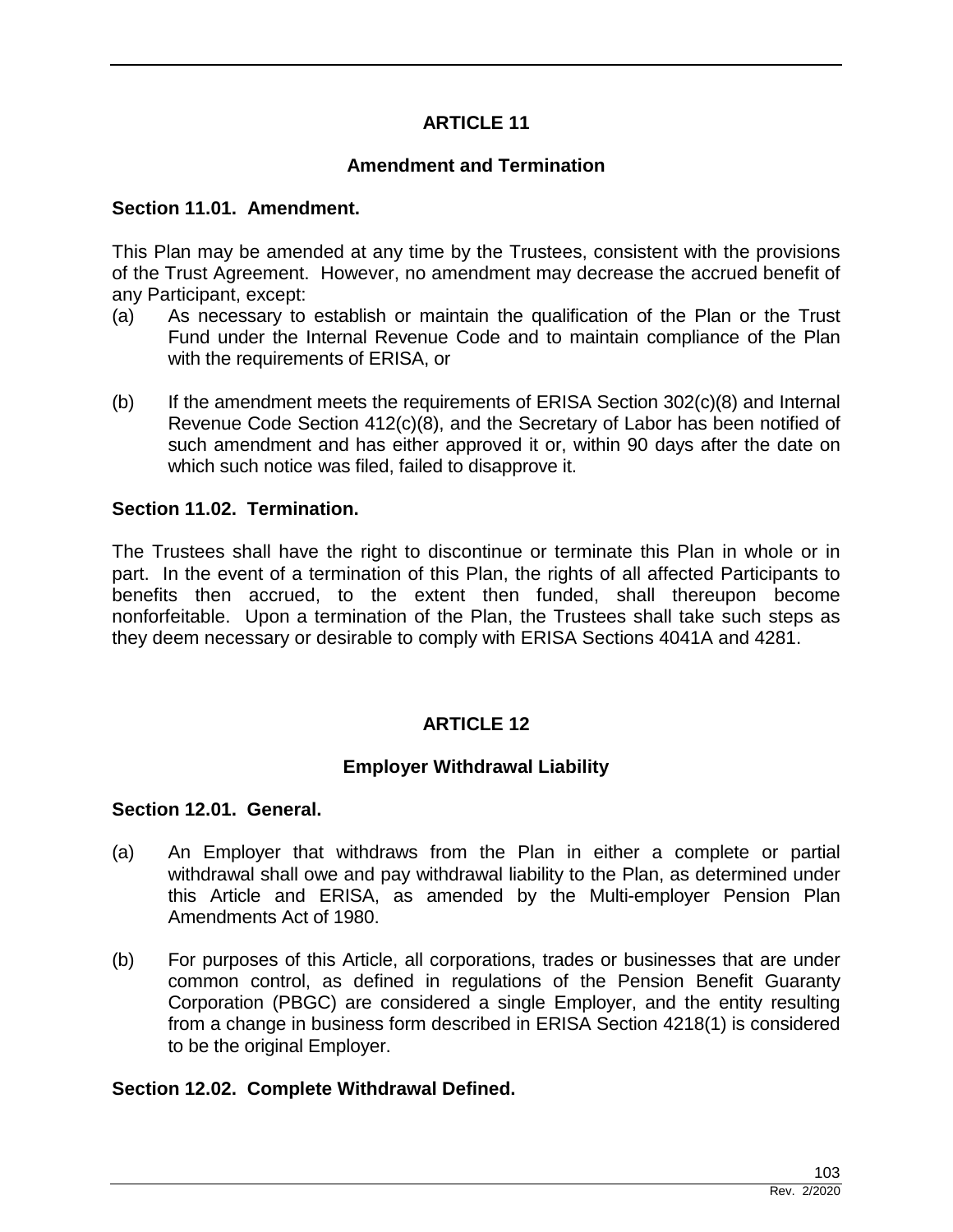## ARTICLE 11

### Amendment and Termination

**Section 11.01. Amendment.**

This Plan may be amended at any time by the Trustees, consistent with the provisions of the Trust Agreement. However, no amendment may decrease the accrued benefit of any Participant, except:

(a) As necessary to establish or maintain the qualification of the Plan or the Trust Fund under the Internal Revenue Code and to maintain compliance of the Plan with the requirements of ERISA, or

(b) If the amendment meets the requirements of ERISA Section 302(c)(8) and Internal Revenue Code Section 412(c)(8), and the Secretary of Labor has been notified of such amendment and has either approved it or, within 90 days after the date on which such notice was filed, failed to disapprove it.

**Section 11.02. Termination.**

The Trustees shall have the right to discontinue or terminate this Plan in whole or in part. In the event of a termination of this Plan, the rights of all affected Participants to benefits then accrued, to the extent then funded, shall thereupon become nonforfeitable. Upon a termination of the Plan, the Trustees shall take such steps as they deem necessary or desirable to comply with ERISA Sections 4041A and 4281.

## ARTICLE 12

### Employer Withdrawal Liability

**Section 12.01. General.**

(a) An Employer that withdraws from the Plan in either a complete or partial withdrawal shall owe and pay withdrawal liability to the Plan, as determined under this Article and ERISA, as amended by the Multi-employer Pension Plan Amendments Act of 1980.

(b) For purposes of this Article, all corporations, trades or businesses that are under common control, as defined in regulations of the Pension Benefit Guaranty Corporation (PBGC) are considered a single Employer, and the entity resulting from a change in business form described in ERISA Section 4218(1) is considered to be the original Employer.

**Section 12.02. Complete Withdrawal Defined.**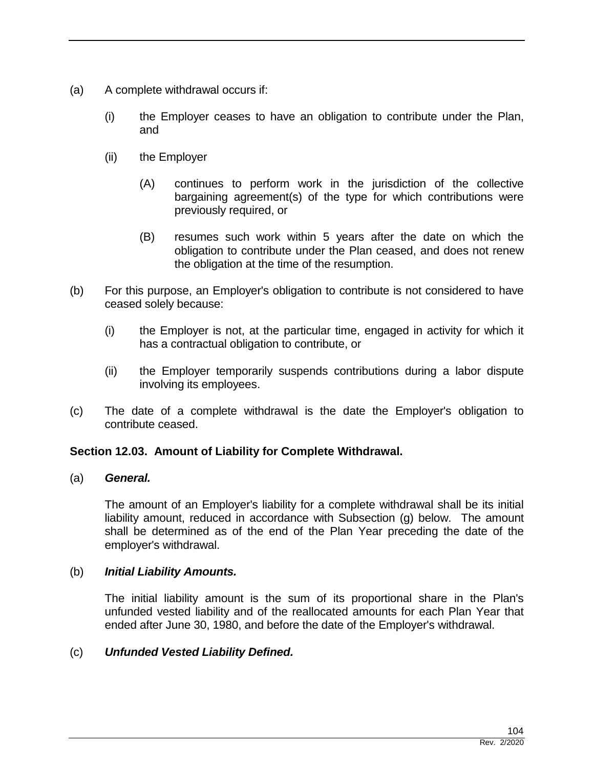(a) A complete withdrawal occurs if:

  (i) the Employer ceases to have an obligation to contribute under the Plan, and

  (ii) the Employer

    (A) continues to perform work in the jurisdiction of the collective bargaining agreement(s) of the type for which contributions were previously required, or

    (B) resumes such work within 5 years after the date on which the obligation to contribute under the Plan ceased, and does not renew the obligation at the time of the resumption.

(b) For this purpose, an Employer's obligation to contribute is not considered to have ceased solely because:

  (i) the Employer is not, at the particular time, engaged in activity for which it has a contractual obligation to contribute, or

  (ii) the Employer temporarily suspends contributions during a labor dispute involving its employees.

(c) The date of a complete withdrawal is the date the Employer's obligation to contribute ceased.

**Section 12.03. Amount of Liability for Complete Withdrawal.**

(a) ***General.***

The amount of an Employer's liability for a complete withdrawal shall be its initial liability amount, reduced in accordance with Subsection (g) below. The amount shall be determined as of the end of the Plan Year preceding the date of the employer's withdrawal.

(b) ***Initial Liability Amounts.***

The initial liability amount is the sum of its proportional share in the Plan's unfunded vested liability and of the reallocated amounts for each Plan Year that ended after June 30, 1980, and before the date of the Employer's withdrawal.

(c) ***Unfunded Vested Liability Defined.***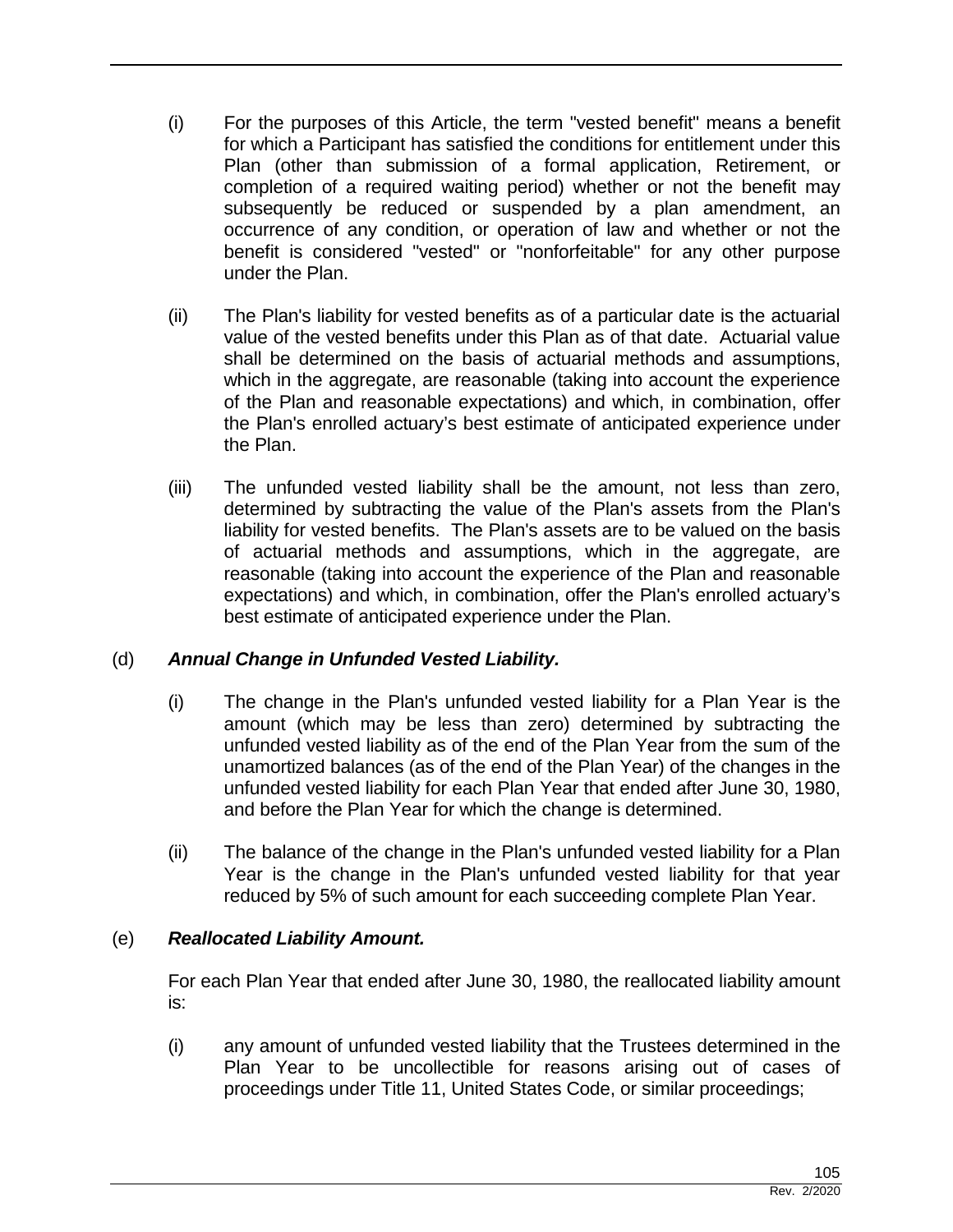(i) For the purposes of this Article, the term "vested benefit" means a benefit for which a Participant has satisfied the conditions for entitlement under this Plan (other than submission of a formal application, Retirement, or completion of a required waiting period) whether or not the benefit may subsequently be reduced or suspended by a plan amendment, an occurrence of any condition, or operation of law and whether or not the benefit is considered "vested" or "nonforfeitable" for any other purpose under the Plan.

(ii) The Plan's liability for vested benefits as of a particular date is the actuarial value of the vested benefits under this Plan as of that date. Actuarial value shall be determined on the basis of actuarial methods and assumptions, which in the aggregate, are reasonable (taking into account the experience of the Plan and reasonable expectations) and which, in combination, offer the Plan's enrolled actuary's best estimate of anticipated experience under the Plan.

(iii) The unfunded vested liability shall be the amount, not less than zero, determined by subtracting the value of the Plan's assets from the Plan's liability for vested benefits. The Plan's assets are to be valued on the basis of actuarial methods and assumptions, which in the aggregate, are reasonable (taking into account the experience of the Plan and reasonable expectations) and which, in combination, offer the Plan's enrolled actuary's best estimate of anticipated experience under the Plan.

(d) ***Annual Change in Unfunded Vested Liability.***

(i) The change in the Plan's unfunded vested liability for a Plan Year is the amount (which may be less than zero) determined by subtracting the unfunded vested liability as of the end of the Plan Year from the sum of the unamortized balances (as of the end of the Plan Year) of the changes in the unfunded vested liability for each Plan Year that ended after June 30, 1980, and before the Plan Year for which the change is determined.

(ii) The balance of the change in the Plan's unfunded vested liability for a Plan Year is the change in the Plan's unfunded vested liability for that year reduced by 5% of such amount for each succeeding complete Plan Year.

(e) ***Reallocated Liability Amount.***

For each Plan Year that ended after June 30, 1980, the reallocated liability amount is:

(i) any amount of unfunded vested liability that the Trustees determined in the Plan Year to be uncollectible for reasons arising out of cases of proceedings under Title 11, United States Code, or similar proceedings;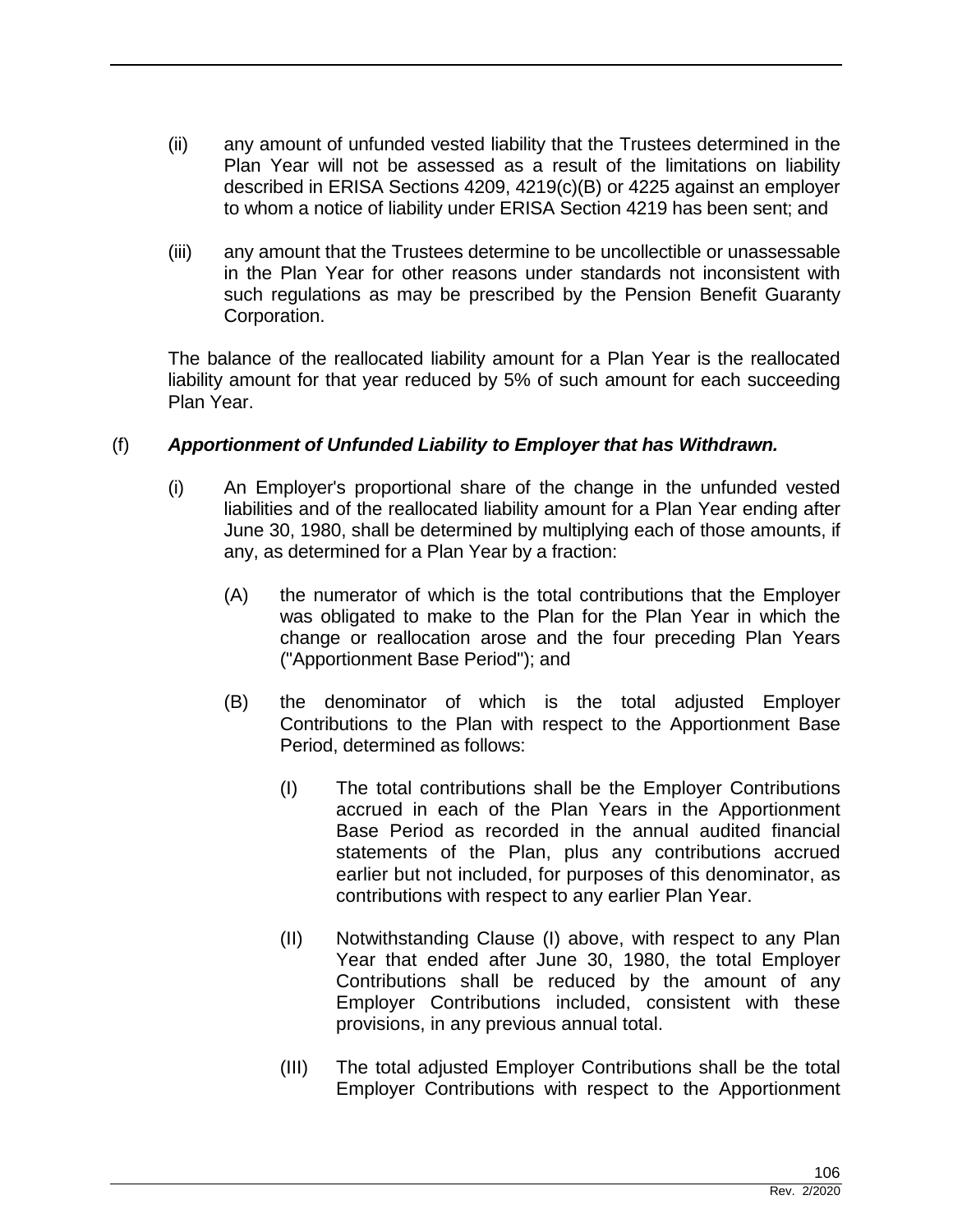(ii) any amount of unfunded vested liability that the Trustees determined in the Plan Year will not be assessed as a result of the limitations on liability described in ERISA Sections 4209, 4219(c)(B) or 4225 against an employer to whom a notice of liability under ERISA Section 4219 has been sent; and

(iii) any amount that the Trustees determine to be uncollectible or unassessable in the Plan Year for other reasons under standards not inconsistent with such regulations as may be prescribed by the Pension Benefit Guaranty Corporation.

The balance of the reallocated liability amount for a Plan Year is the reallocated liability amount for that year reduced by 5% of such amount for each succeeding Plan Year.

(f) ***Apportionment of Unfunded Liability to Employer that has Withdrawn.***

(i) An Employer's proportional share of the change in the unfunded vested liabilities and of the reallocated liability amount for a Plan Year ending after June 30, 1980, shall be determined by multiplying each of those amounts, if any, as determined for a Plan Year by a fraction:

(A) the numerator of which is the total contributions that the Employer was obligated to make to the Plan for the Plan Year in which the change or reallocation arose and the four preceding Plan Years ("Apportionment Base Period"); and

(B) the denominator of which is the total adjusted Employer Contributions to the Plan with respect to the Apportionment Base Period, determined as follows:

(I) The total contributions shall be the Employer Contributions accrued in each of the Plan Years in the Apportionment Base Period as recorded in the annual audited financial statements of the Plan, plus any contributions accrued earlier but not included, for purposes of this denominator, as contributions with respect to any earlier Plan Year.

(II) Notwithstanding Clause (I) above, with respect to any Plan Year that ended after June 30, 1980, the total Employer Contributions shall be reduced by the amount of any Employer Contributions included, consistent with these provisions, in any previous annual total.

(III) The total adjusted Employer Contributions shall be the total Employer Contributions with respect to the Apportionment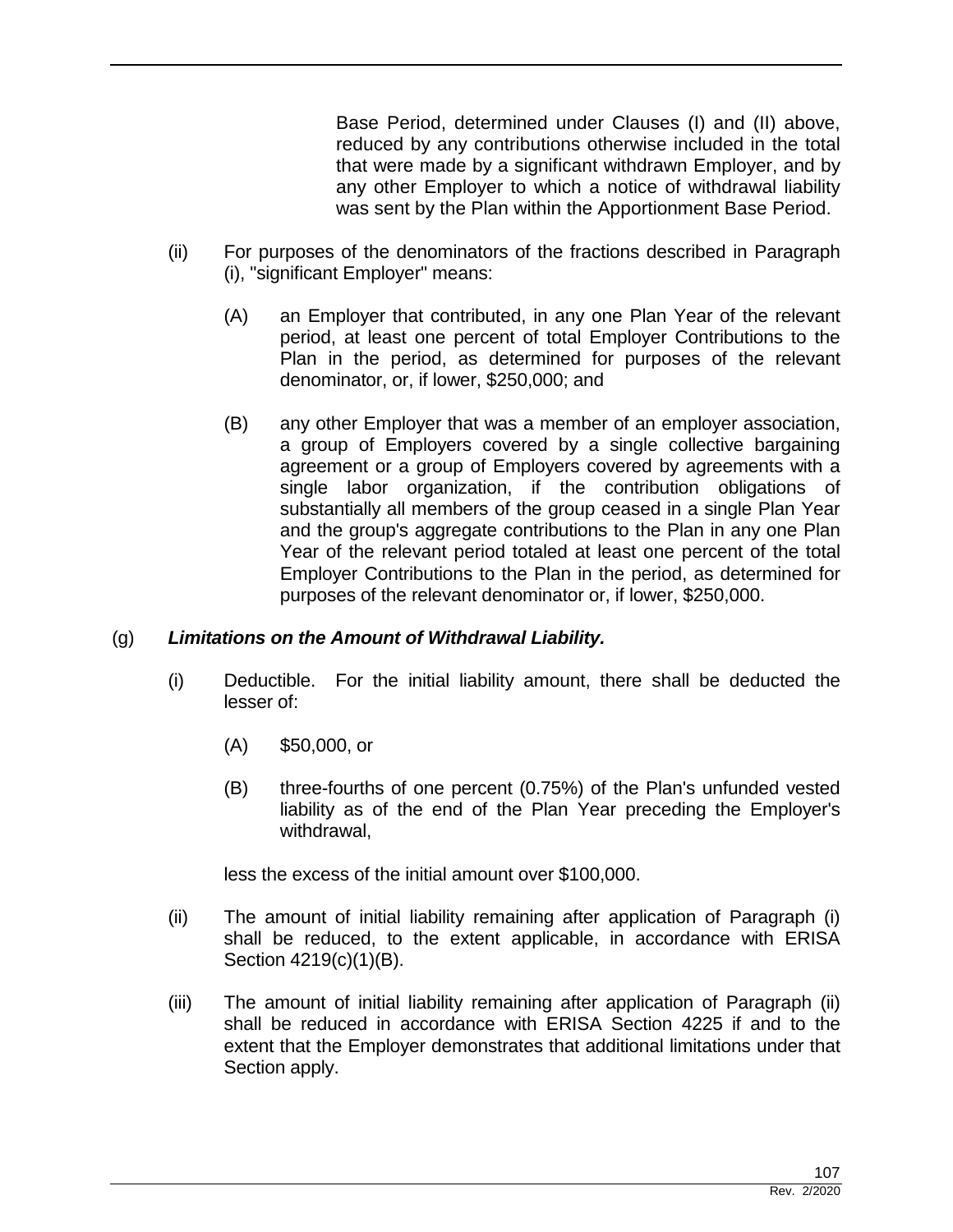Base Period, determined under Clauses (I) and (II) above, reduced by any contributions otherwise included in the total that were made by a significant withdrawn Employer, and by any other Employer to which a notice of withdrawal liability was sent by the Plan within the Apportionment Base Period.

(ii) For purposes of the denominators of the fractions described in Paragraph (i), "significant Employer" means:

(A) an Employer that contributed, in any one Plan Year of the relevant period, at least one percent of total Employer Contributions to the Plan in the period, as determined for purposes of the relevant denominator, or, if lower, $250,000; and

(B) any other Employer that was a member of an employer association, a group of Employers covered by a single collective bargaining agreement or a group of Employers covered by agreements with a single labor organization, if the contribution obligations of substantially all members of the group ceased in a single Plan Year and the group's aggregate contributions to the Plan in any one Plan Year of the relevant period totaled at least one percent of the total Employer Contributions to the Plan in the period, as determined for purposes of the relevant denominator or, if lower, $250,000.

(g) ***Limitations on the Amount of Withdrawal Liability.***

(i) Deductible. For the initial liability amount, there shall be deducted the lesser of:

(A) $50,000, or

(B) three-fourths of one percent (0.75%) of the Plan's unfunded vested liability as of the end of the Plan Year preceding the Employer's withdrawal,

less the excess of the initial amount over $100,000.

(ii) The amount of initial liability remaining after application of Paragraph (i) shall be reduced, to the extent applicable, in accordance with ERISA Section 4219(c)(1)(B).

(iii) The amount of initial liability remaining after application of Paragraph (ii) shall be reduced in accordance with ERISA Section 4225 if and to the extent that the Employer demonstrates that additional limitations under that Section apply.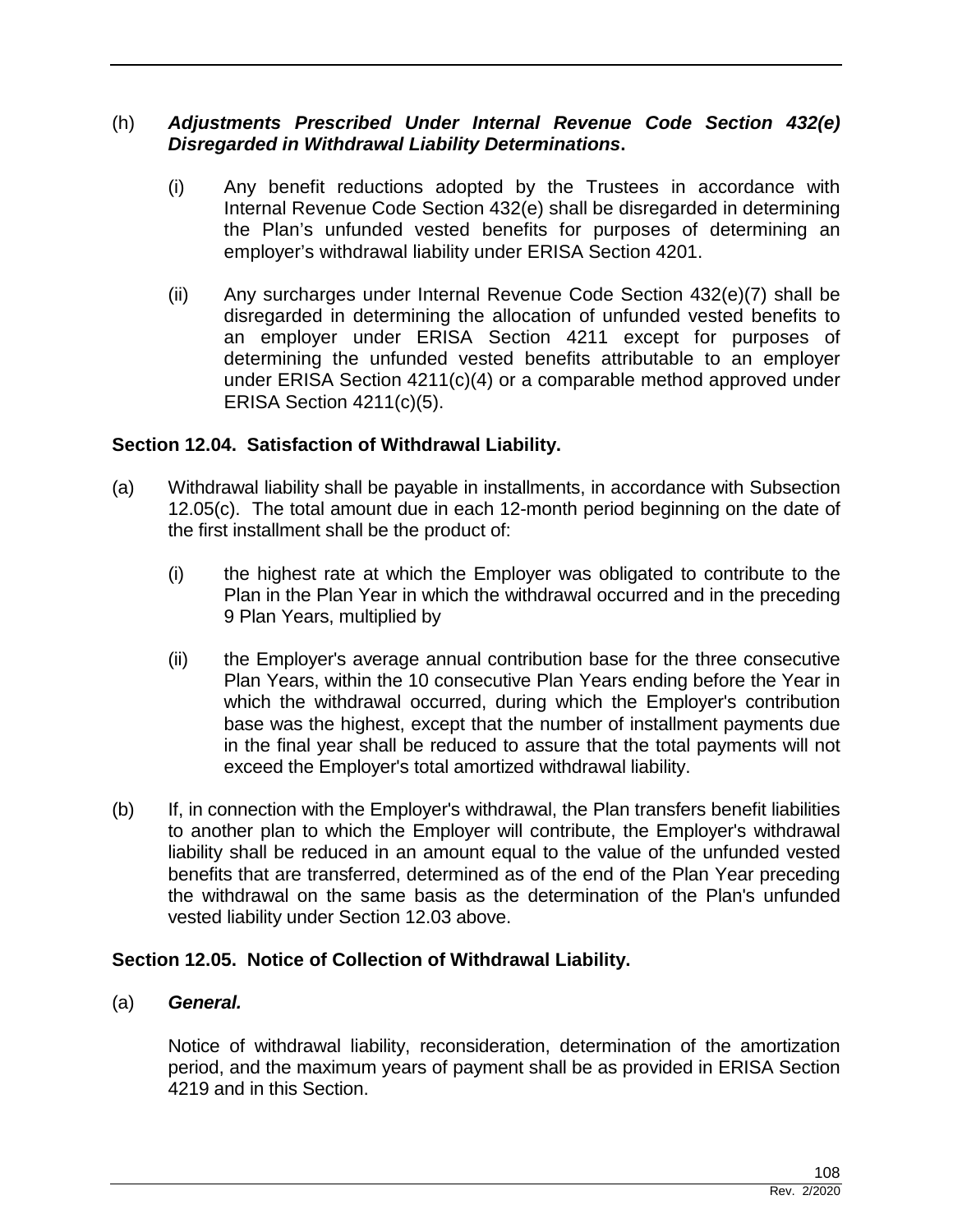(h) ***Adjustments Prescribed Under Internal Revenue Code Section 432(e) Disregarded in Withdrawal Liability Determinations*.**

(i) Any benefit reductions adopted by the Trustees in accordance with Internal Revenue Code Section 432(e) shall be disregarded in determining the Plan's unfunded vested benefits for purposes of determining an employer's withdrawal liability under ERISA Section 4201.

(ii) Any surcharges under Internal Revenue Code Section 432(e)(7) shall be disregarded in determining the allocation of unfunded vested benefits to an employer under ERISA Section 4211 except for purposes of determining the unfunded vested benefits attributable to an employer under ERISA Section 4211(c)(4) or a comparable method approved under ERISA Section 4211(c)(5).

**Section 12.04. Satisfaction of Withdrawal Liability.**

(a) Withdrawal liability shall be payable in installments, in accordance with Subsection 12.05(c). The total amount due in each 12-month period beginning on the date of the first installment shall be the product of:

(i) the highest rate at which the Employer was obligated to contribute to the Plan in the Plan Year in which the withdrawal occurred and in the preceding 9 Plan Years, multiplied by

(ii) the Employer's average annual contribution base for the three consecutive Plan Years, within the 10 consecutive Plan Years ending before the Year in which the withdrawal occurred, during which the Employer's contribution base was the highest, except that the number of installment payments due in the final year shall be reduced to assure that the total payments will not exceed the Employer's total amortized withdrawal liability.

(b) If, in connection with the Employer's withdrawal, the Plan transfers benefit liabilities to another plan to which the Employer will contribute, the Employer's withdrawal liability shall be reduced in an amount equal to the value of the unfunded vested benefits that are transferred, determined as of the end of the Plan Year preceding the withdrawal on the same basis as the determination of the Plan's unfunded vested liability under Section 12.03 above.

**Section 12.05. Notice of Collection of Withdrawal Liability.**

(a) ***General.***

Notice of withdrawal liability, reconsideration, determination of the amortization period, and the maximum years of payment shall be as provided in ERISA Section 4219 and in this Section.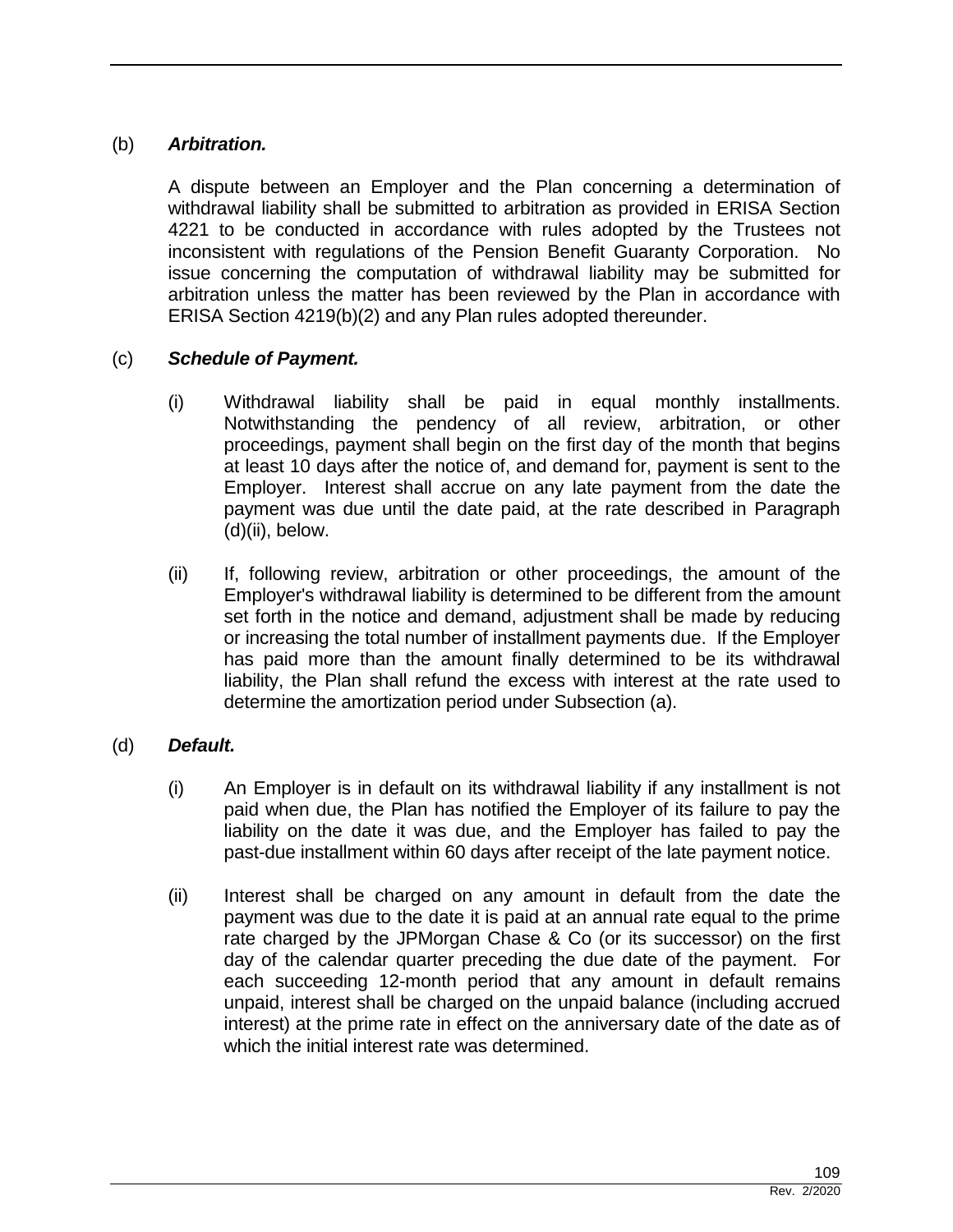(b) ***Arbitration.***

A dispute between an Employer and the Plan concerning a determination of withdrawal liability shall be submitted to arbitration as provided in ERISA Section 4221 to be conducted in accordance with rules adopted by the Trustees not inconsistent with regulations of the Pension Benefit Guaranty Corporation. No issue concerning the computation of withdrawal liability may be submitted for arbitration unless the matter has been reviewed by the Plan in accordance with ERISA Section 4219(b)(2) and any Plan rules adopted thereunder.

(c) ***Schedule of Payment.***

(i) Withdrawal liability shall be paid in equal monthly installments. Notwithstanding the pendency of all review, arbitration, or other proceedings, payment shall begin on the first day of the month that begins at least 10 days after the notice of, and demand for, payment is sent to the Employer. Interest shall accrue on any late payment from the date the payment was due until the date paid, at the rate described in Paragraph (d)(ii), below.

(ii) If, following review, arbitration or other proceedings, the amount of the Employer's withdrawal liability is determined to be different from the amount set forth in the notice and demand, adjustment shall be made by reducing or increasing the total number of installment payments due. If the Employer has paid more than the amount finally determined to be its withdrawal liability, the Plan shall refund the excess with interest at the rate used to determine the amortization period under Subsection (a).

(d) ***Default.***

(i) An Employer is in default on its withdrawal liability if any installment is not paid when due, the Plan has notified the Employer of its failure to pay the liability on the date it was due, and the Employer has failed to pay the past-due installment within 60 days after receipt of the late payment notice.

(ii) Interest shall be charged on any amount in default from the date the payment was due to the date it is paid at an annual rate equal to the prime rate charged by the JPMorgan Chase & Co (or its successor) on the first day of the calendar quarter preceding the due date of the payment. For each succeeding 12-month period that any amount in default remains unpaid, interest shall be charged on the unpaid balance (including accrued interest) at the prime rate in effect on the anniversary date of the date as of which the initial interest rate was determined.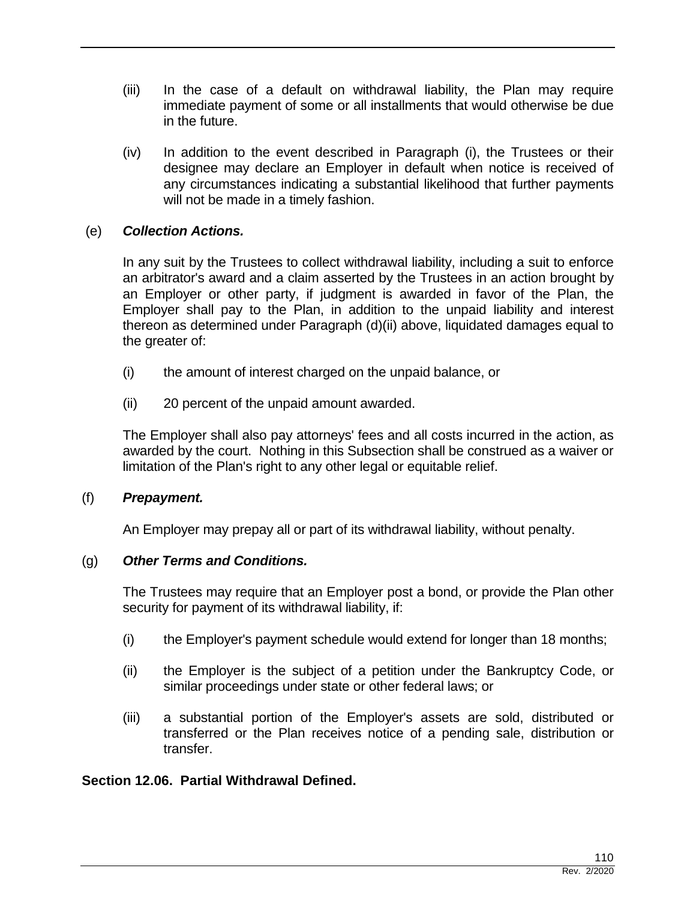(iii) In the case of a default on withdrawal liability, the Plan may require immediate payment of some or all installments that would otherwise be due in the future.

(iv) In addition to the event described in Paragraph (i), the Trustees or their designee may declare an Employer in default when notice is received of any circumstances indicating a substantial likelihood that further payments will not be made in a timely fashion.

(e) ***Collection Actions.***

In any suit by the Trustees to collect withdrawal liability, including a suit to enforce an arbitrator's award and a claim asserted by the Trustees in an action brought by an Employer or other party, if judgment is awarded in favor of the Plan, the Employer shall pay to the Plan, in addition to the unpaid liability and interest thereon as determined under Paragraph (d)(ii) above, liquidated damages equal to the greater of:

(i) the amount of interest charged on the unpaid balance, or

(ii) 20 percent of the unpaid amount awarded.

The Employer shall also pay attorneys' fees and all costs incurred in the action, as awarded by the court. Nothing in this Subsection shall be construed as a waiver or limitation of the Plan's right to any other legal or equitable relief.

(f) ***Prepayment.***

An Employer may prepay all or part of its withdrawal liability, without penalty.

(g) ***Other Terms and Conditions.***

The Trustees may require that an Employer post a bond, or provide the Plan other security for payment of its withdrawal liability, if:

(i) the Employer's payment schedule would extend for longer than 18 months;

(ii) the Employer is the subject of a petition under the Bankruptcy Code, or similar proceedings under state or other federal laws; or

(iii) a substantial portion of the Employer's assets are sold, distributed or transferred or the Plan receives notice of a pending sale, distribution or transfer.

**Section 12.06. Partial Withdrawal Defined.**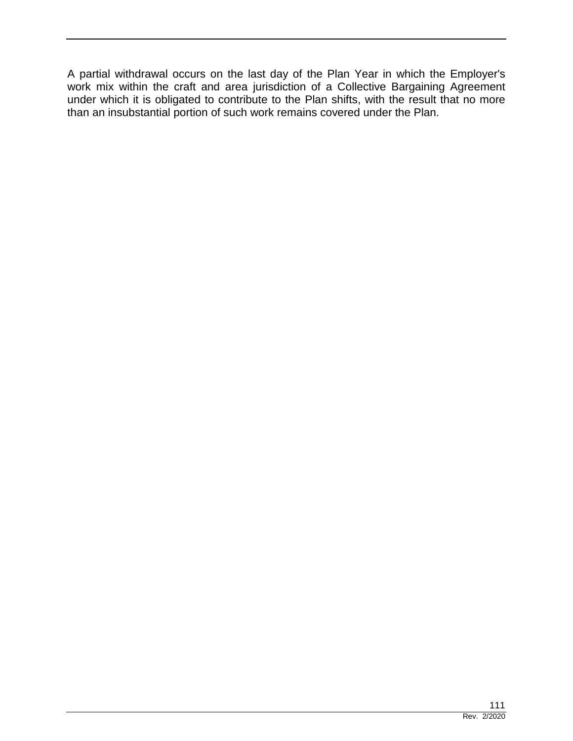A partial withdrawal occurs on the last day of the Plan Year in which the Employer's work mix within the craft and area jurisdiction of a Collective Bargaining Agreement under which it is obligated to contribute to the Plan shifts, with the result that no more than an insubstantial portion of such work remains covered under the Plan.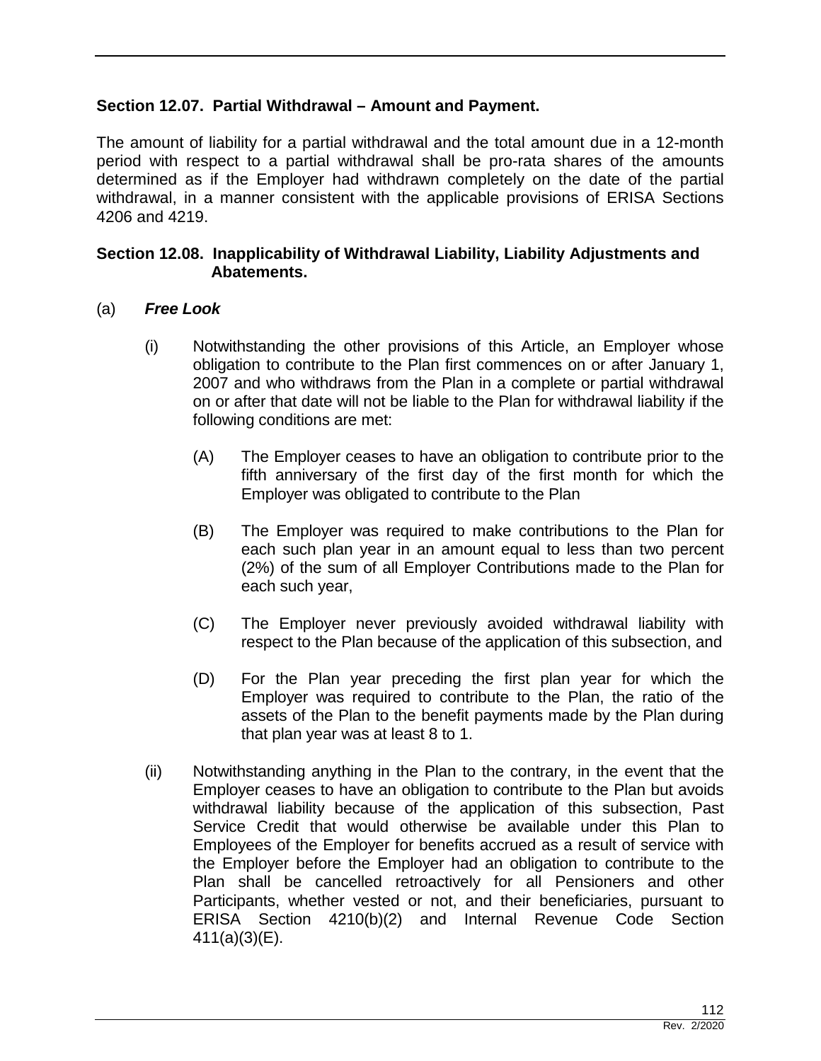### Section 12.07. Partial Withdrawal – Amount and Payment.

The amount of liability for a partial withdrawal and the total amount due in a 12-month period with respect to a partial withdrawal shall be pro-rata shares of the amounts determined as if the Employer had withdrawn completely on the date of the partial withdrawal, in a manner consistent with the applicable provisions of ERISA Sections 4206 and 4219.

### Section 12.08. Inapplicability of Withdrawal Liability, Liability Adjustments and Abatements.

(a) ***Free Look***

(i) Notwithstanding the other provisions of this Article, an Employer whose obligation to contribute to the Plan first commences on or after January 1, 2007 and who withdraws from the Plan in a complete or partial withdrawal on or after that date will not be liable to the Plan for withdrawal liability if the following conditions are met:

(A) The Employer ceases to have an obligation to contribute prior to the fifth anniversary of the first day of the first month for which the Employer was obligated to contribute to the Plan

(B) The Employer was required to make contributions to the Plan for each such plan year in an amount equal to less than two percent (2%) of the sum of all Employer Contributions made to the Plan for each such year,

(C) The Employer never previously avoided withdrawal liability with respect to the Plan because of the application of this subsection, and

(D) For the Plan year preceding the first plan year for which the Employer was required to contribute to the Plan, the ratio of the assets of the Plan to the benefit payments made by the Plan during that plan year was at least 8 to 1.

(ii) Notwithstanding anything in the Plan to the contrary, in the event that the Employer ceases to have an obligation to contribute to the Plan but avoids withdrawal liability because of the application of this subsection, Past Service Credit that would otherwise be available under this Plan to Employees of the Employer for benefits accrued as a result of service with the Employer before the Employer had an obligation to contribute to the Plan shall be cancelled retroactively for all Pensioners and other Participants, whether vested or not, and their beneficiaries, pursuant to ERISA Section 4210(b)(2) and Internal Revenue Code Section 411(a)(3)(E).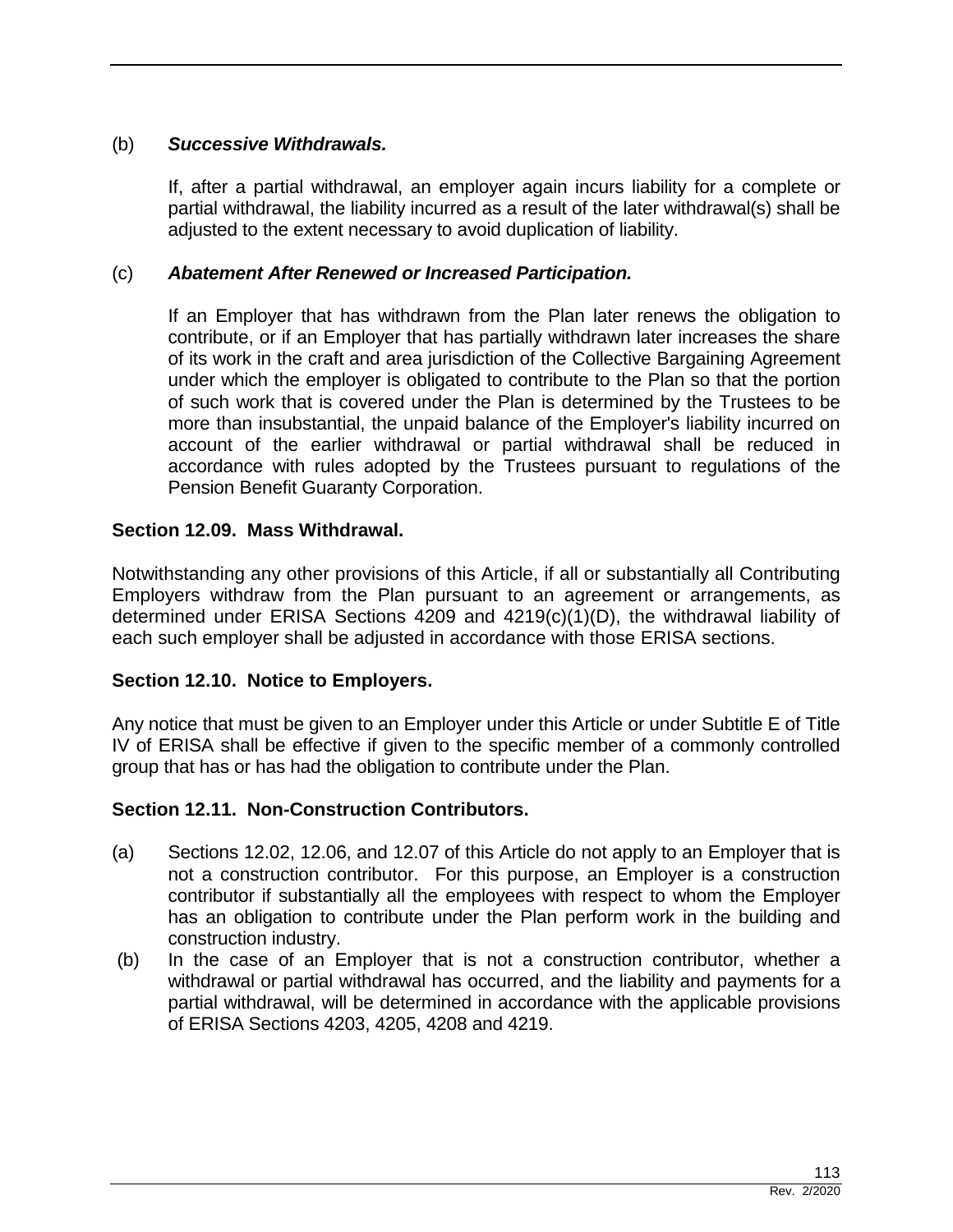(b) ***Successive Withdrawals.***

If, after a partial withdrawal, an employer again incurs liability for a complete or partial withdrawal, the liability incurred as a result of the later withdrawal(s) shall be adjusted to the extent necessary to avoid duplication of liability.

(c) ***Abatement After Renewed or Increased Participation.***

If an Employer that has withdrawn from the Plan later renews the obligation to contribute, or if an Employer that has partially withdrawn later increases the share of its work in the craft and area jurisdiction of the Collective Bargaining Agreement under which the employer is obligated to contribute to the Plan so that the portion of such work that is covered under the Plan is determined by the Trustees to be more than insubstantial, the unpaid balance of the Employer's liability incurred on account of the earlier withdrawal or partial withdrawal shall be reduced in accordance with rules adopted by the Trustees pursuant to regulations of the Pension Benefit Guaranty Corporation.

**Section 12.09. Mass Withdrawal.**

Notwithstanding any other provisions of this Article, if all or substantially all Contributing Employers withdraw from the Plan pursuant to an agreement or arrangements, as determined under ERISA Sections 4209 and 4219(c)(1)(D), the withdrawal liability of each such employer shall be adjusted in accordance with those ERISA sections.

**Section 12.10. Notice to Employers.**

Any notice that must be given to an Employer under this Article or under Subtitle E of Title IV of ERISA shall be effective if given to the specific member of a commonly controlled group that has or has had the obligation to contribute under the Plan.

**Section 12.11. Non-Construction Contributors.**

(a) Sections 12.02, 12.06, and 12.07 of this Article do not apply to an Employer that is not a construction contributor. For this purpose, an Employer is a construction contributor if substantially all the employees with respect to whom the Employer has an obligation to contribute under the Plan perform work in the building and construction industry.

(b) In the case of an Employer that is not a construction contributor, whether a withdrawal or partial withdrawal has occurred, and the liability and payments for a partial withdrawal, will be determined in accordance with the applicable provisions of ERISA Sections 4203, 4205, 4208 and 4219.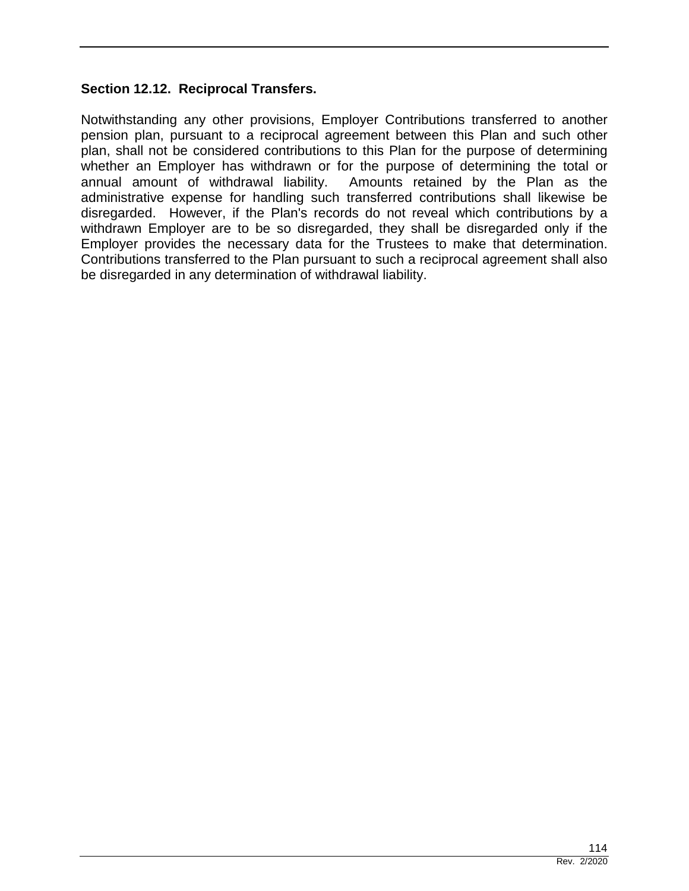**Section 12.12. Reciprocal Transfers.**

Notwithstanding any other provisions, Employer Contributions transferred to another pension plan, pursuant to a reciprocal agreement between this Plan and such other plan, shall not be considered contributions to this Plan for the purpose of determining whether an Employer has withdrawn or for the purpose of determining the total or annual amount of withdrawal liability. Amounts retained by the Plan as the administrative expense for handling such transferred contributions shall likewise be disregarded. However, if the Plan's records do not reveal which contributions by a withdrawn Employer are to be so disregarded, they shall be disregarded only if the Employer provides the necessary data for the Trustees to make that determination. Contributions transferred to the Plan pursuant to such a reciprocal agreement shall also be disregarded in any determination of withdrawal liability.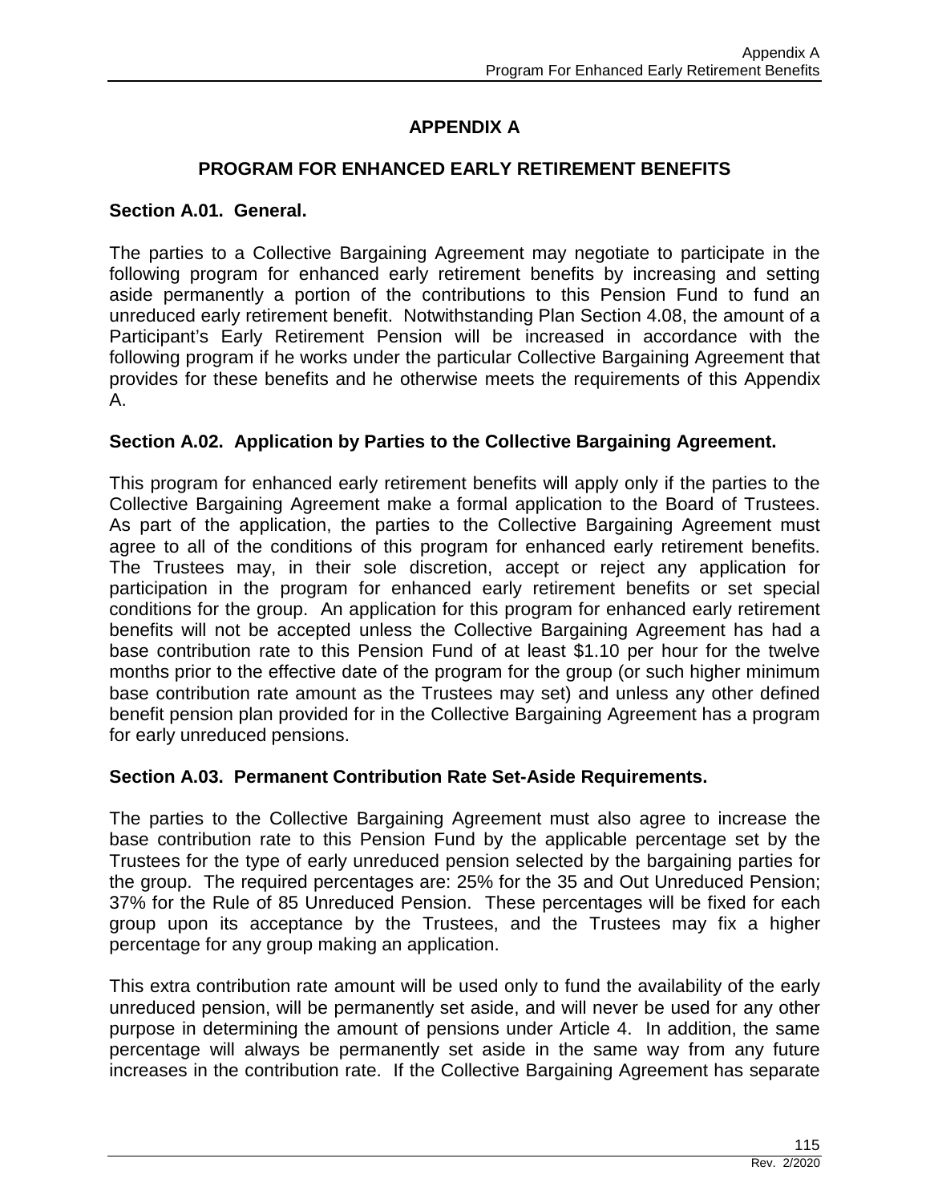# APPENDIX A

## PROGRAM FOR ENHANCED EARLY RETIREMENT BENEFITS

### Section A.01. General.

The parties to a Collective Bargaining Agreement may negotiate to participate in the following program for enhanced early retirement benefits by increasing and setting aside permanently a portion of the contributions to this Pension Fund to fund an unreduced early retirement benefit. Notwithstanding Plan Section 4.08, the amount of a Participant's Early Retirement Pension will be increased in accordance with the following program if he works under the particular Collective Bargaining Agreement that provides for these benefits and he otherwise meets the requirements of this Appendix A.

### Section A.02. Application by Parties to the Collective Bargaining Agreement.

This program for enhanced early retirement benefits will apply only if the parties to the Collective Bargaining Agreement make a formal application to the Board of Trustees. As part of the application, the parties to the Collective Bargaining Agreement must agree to all of the conditions of this program for enhanced early retirement benefits. The Trustees may, in their sole discretion, accept or reject any application for participation in the program for enhanced early retirement benefits or set special conditions for the group. An application for this program for enhanced early retirement benefits will not be accepted unless the Collective Bargaining Agreement has had a base contribution rate to this Pension Fund of at least $1.10 per hour for the twelve months prior to the effective date of the program for the group (or such higher minimum base contribution rate amount as the Trustees may set) and unless any other defined benefit pension plan provided for in the Collective Bargaining Agreement has a program for early unreduced pensions.

### Section A.03. Permanent Contribution Rate Set-Aside Requirements.

The parties to the Collective Bargaining Agreement must also agree to increase the base contribution rate to this Pension Fund by the applicable percentage set by the Trustees for the type of early unreduced pension selected by the bargaining parties for the group. The required percentages are: 25% for the 35 and Out Unreduced Pension; 37% for the Rule of 85 Unreduced Pension. These percentages will be fixed for each group upon its acceptance by the Trustees, and the Trustees may fix a higher percentage for any group making an application.

This extra contribution rate amount will be used only to fund the availability of the early unreduced pension, will be permanently set aside, and will never be used for any other purpose in determining the amount of pensions under Article 4. In addition, the same percentage will always be permanently set aside in the same way from any future increases in the contribution rate. If the Collective Bargaining Agreement has separate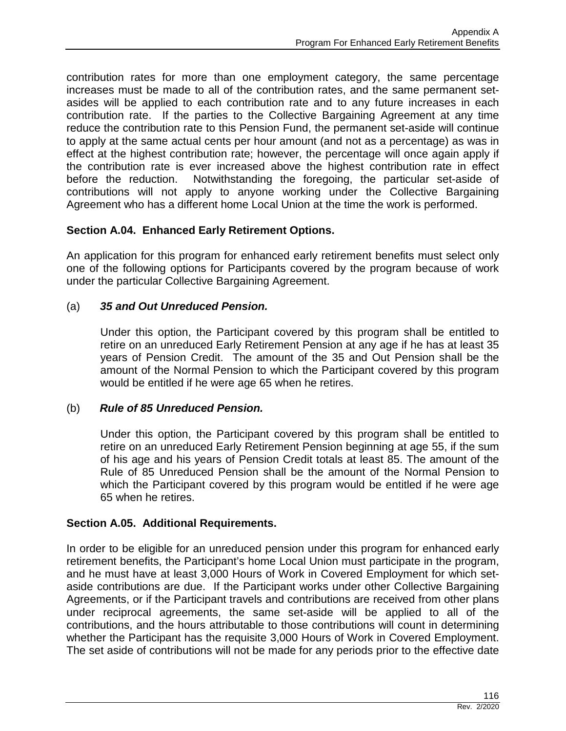contribution rates for more than one employment category, the same percentage increases must be made to all of the contribution rates, and the same permanent set-asides will be applied to each contribution rate and to any future increases in each contribution rate. If the parties to the Collective Bargaining Agreement at any time reduce the contribution rate to this Pension Fund, the permanent set-aside will continue to apply at the same actual cents per hour amount (and not as a percentage) as was in effect at the highest contribution rate; however, the percentage will once again apply if the contribution rate is ever increased above the highest contribution rate in effect before the reduction. Notwithstanding the foregoing, the particular set-aside of contributions will not apply to anyone working under the Collective Bargaining Agreement who has a different home Local Union at the time the work is performed.

**Section A.04. Enhanced Early Retirement Options.**

An application for this program for enhanced early retirement benefits must select only one of the following options for Participants covered by the program because of work under the particular Collective Bargaining Agreement.

(a) ***35 and Out Unreduced Pension.***

Under this option, the Participant covered by this program shall be entitled to retire on an unreduced Early Retirement Pension at any age if he has at least 35 years of Pension Credit. The amount of the 35 and Out Pension shall be the amount of the Normal Pension to which the Participant covered by this program would be entitled if he were age 65 when he retires.

(b) ***Rule of 85 Unreduced Pension.***

Under this option, the Participant covered by this program shall be entitled to retire on an unreduced Early Retirement Pension beginning at age 55, if the sum of his age and his years of Pension Credit totals at least 85. The amount of the Rule of 85 Unreduced Pension shall be the amount of the Normal Pension to which the Participant covered by this program would be entitled if he were age 65 when he retires.

**Section A.05. Additional Requirements.**

In order to be eligible for an unreduced pension under this program for enhanced early retirement benefits, the Participant's home Local Union must participate in the program, and he must have at least 3,000 Hours of Work in Covered Employment for which set-aside contributions are due. If the Participant works under other Collective Bargaining Agreements, or if the Participant travels and contributions are received from other plans under reciprocal agreements, the same set-aside will be applied to all of the contributions, and the hours attributable to those contributions will count in determining whether the Participant has the requisite 3,000 Hours of Work in Covered Employment. The set aside of contributions will not be made for any periods prior to the effective date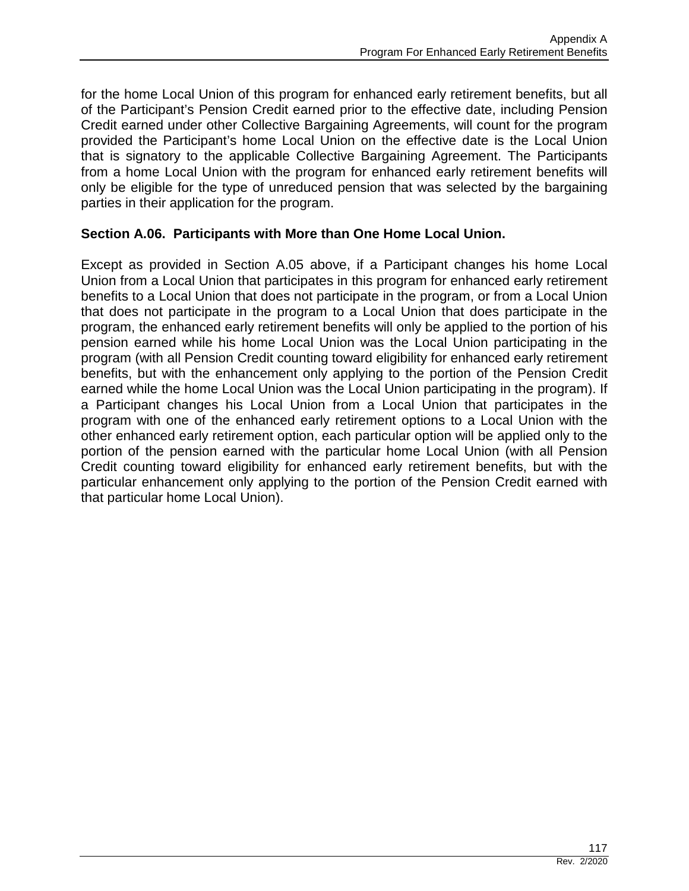for the home Local Union of this program for enhanced early retirement benefits, but all of the Participant's Pension Credit earned prior to the effective date, including Pension Credit earned under other Collective Bargaining Agreements, will count for the program provided the Participant's home Local Union on the effective date is the Local Union that is signatory to the applicable Collective Bargaining Agreement. The Participants from a home Local Union with the program for enhanced early retirement benefits will only be eligible for the type of unreduced pension that was selected by the bargaining parties in their application for the program.

**Section A.06. Participants with More than One Home Local Union.**

Except as provided in Section A.05 above, if a Participant changes his home Local Union from a Local Union that participates in this program for enhanced early retirement benefits to a Local Union that does not participate in the program, or from a Local Union that does not participate in the program to a Local Union that does participate in the program, the enhanced early retirement benefits will only be applied to the portion of his pension earned while his home Local Union was the Local Union participating in the program (with all Pension Credit counting toward eligibility for enhanced early retirement benefits, but with the enhancement only applying to the portion of the Pension Credit earned while the home Local Union was the Local Union participating in the program). If a Participant changes his Local Union from a Local Union that participates in the program with one of the enhanced early retirement options to a Local Union with the other enhanced early retirement option, each particular option will be applied only to the portion of the pension earned with the particular home Local Union (with all Pension Credit counting toward eligibility for enhanced early retirement benefits, but with the particular enhancement only applying to the portion of the Pension Credit earned with that particular home Local Union).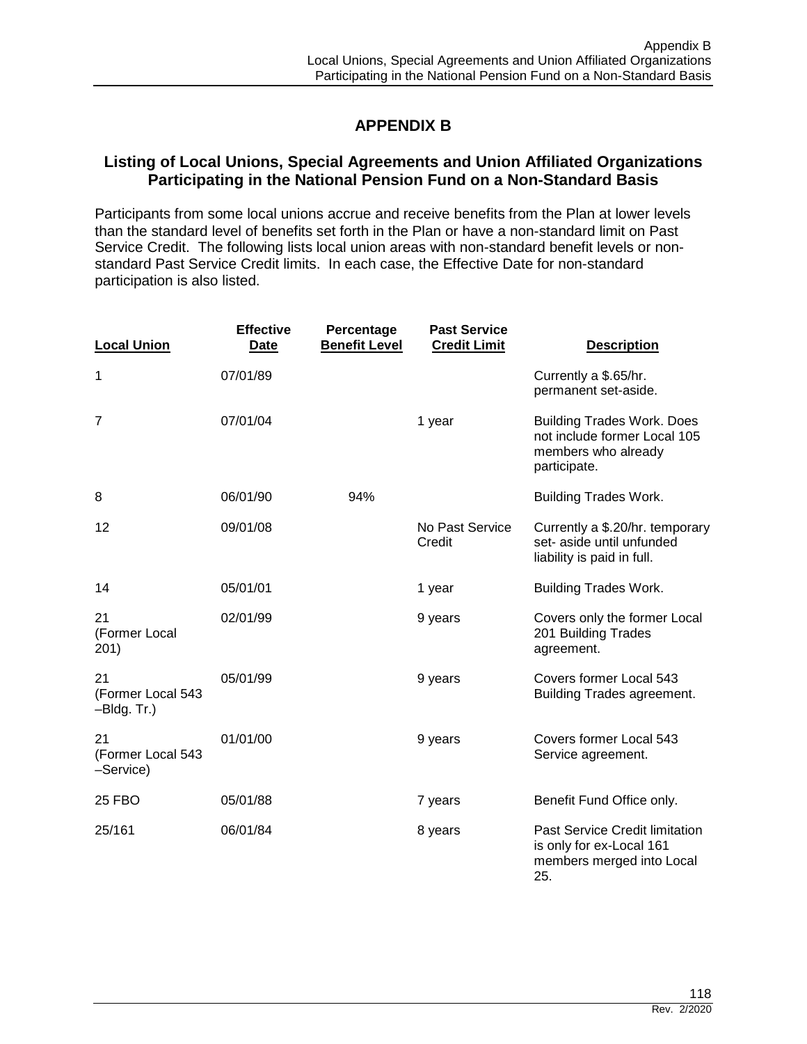# APPENDIX B

## Listing of Local Unions, Special Agreements and Union Affiliated Organizations Participating in the National Pension Fund on a Non-Standard Basis

Participants from some local unions accrue and receive benefits from the Plan at lower levels than the standard level of benefits set forth in the Plan or have a non-standard limit on Past Service Credit. The following lists local union areas with non-standard benefit levels or non-standard Past Service Credit limits. In each case, the Effective Date for non-standard participation is also listed.

| Local Union | Effective Date | Percentage Benefit Level | Past Service Credit Limit | Description |
|---|---|---|---|---|
| 1 | 07/01/89 | | | Currently a $.65/hr. permanent set-aside. |
| 7 | 07/01/04 | | 1 year | Building Trades Work. Does not include former Local 105 members who already participate. |
| 8 | 06/01/90 | 94% | | Building Trades Work. |
| 12 | 09/01/08 | | No Past Service Credit | Currently a $.20/hr. temporary set- aside until unfunded liability is paid in full. |
| 14 | 05/01/01 | | 1 year | Building Trades Work. |
| 21 (Former Local 201) | 02/01/99 | | 9 years | Covers only the former Local 201 Building Trades agreement. |
| 21 (Former Local 543 –Bldg. Tr.) | 05/01/99 | | 9 years | Covers former Local 543 Building Trades agreement. |
| 21 (Former Local 543 –Service) | 01/01/00 | | 9 years | Covers former Local 543 Service agreement. |
| 25 FBO | 05/01/88 | | 7 years | Benefit Fund Office only. |
| 25/161 | 06/01/84 | | 8 years | Past Service Credit limitation is only for ex-Local 161 members merged into Local 25. |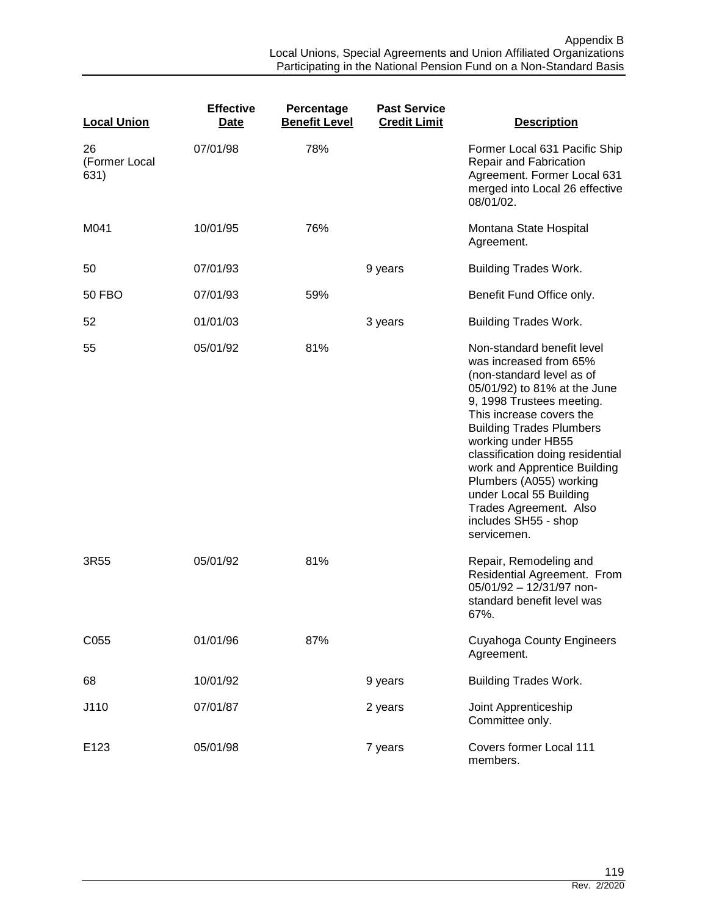| Local Union | Effective Date | Percentage Benefit Level | Past Service Credit Limit | Description |
|---|---|---|---|---|
| 26 (Former Local 631) | 07/01/98 | 78% | | Former Local 631 Pacific Ship Repair and Fabrication Agreement. Former Local 631 merged into Local 26 effective 08/01/02. |
| M041 | 10/01/95 | 76% | | Montana State Hospital Agreement. |
| 50 | 07/01/93 | | 9 years | Building Trades Work. |
| 50 FBO | 07/01/93 | 59% | | Benefit Fund Office only. |
| 52 | 01/01/03 | | 3 years | Building Trades Work. |
| 55 | 05/01/92 | 81% | | Non-standard benefit level was increased from 65% (non-standard level as of 05/01/92) to 81% at the June 9, 1998 Trustees meeting. This increase covers the Building Trades Plumbers working under HB55 classification doing residential work and Apprentice Building Plumbers (A055) working under Local 55 Building Trades Agreement. Also includes SH55 - shop servicemen. |
| 3R55 | 05/01/92 | 81% | | Repair, Remodeling and Residential Agreement. From 05/01/92 – 12/31/97 non-standard benefit level was 67%. |
| C055 | 01/01/96 | 87% | | Cuyahoga County Engineers Agreement. |
| 68 | 10/01/92 | | 9 years | Building Trades Work. |
| J110 | 07/01/87 | | 2 years | Joint Apprenticeship Committee only. |
| E123 | 05/01/98 | | 7 years | Covers former Local 111 members. |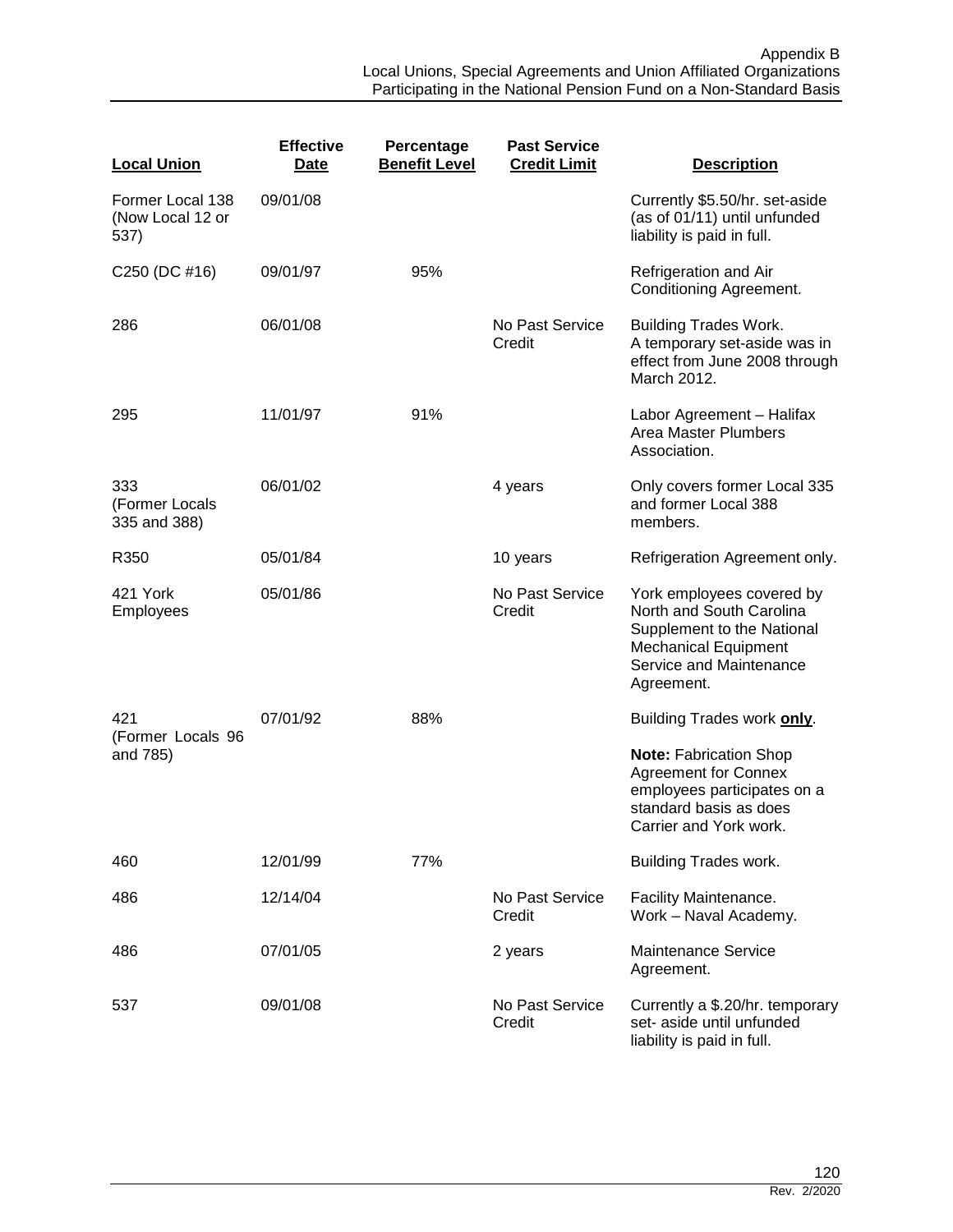Appendix B
Local Unions, Special Agreements and Union Affiliated Organizations Participating in the National Pension Fund on a Non-Standard Basis

| Local Union | Effective Date | Percentage Benefit Level | Past Service Credit Limit | Description |
|---|---|---|---|---|
| Former Local 138 (Now Local 12 or 537) | 09/01/08 | | | Currently $5.50/hr. set-aside (as of 01/11) until unfunded liability is paid in full. |
| C250 (DC #16) | 09/01/97 | 95% | | Refrigeration and Air Conditioning Agreement. |
| 286 | 06/01/08 | | No Past Service Credit | Building Trades Work. A temporary set-aside was in effect from June 2008 through March 2012. |
| 295 | 11/01/97 | 91% | | Labor Agreement – Halifax Area Master Plumbers Association. |
| 333 (Former Locals 335 and 388) | 06/01/02 | | 4 years | Only covers former Local 335 and former Local 388 members. |
| R350 | 05/01/84 | | 10 years | Refrigeration Agreement only. |
| 421 York Employees | 05/01/86 | | No Past Service Credit | York employees covered by North and South Carolina Supplement to the National Mechanical Equipment Service and Maintenance Agreement. |
| 421 (Former Locals 96 and 785) | 07/01/92 | 88% | | Building Trades work **only**. **Note:** Fabrication Shop Agreement for Connex employees participates on a standard basis as does Carrier and York work. |
| 460 | 12/01/99 | 77% | | Building Trades work. |
| 486 | 12/14/04 | | No Past Service Credit | Facility Maintenance. Work – Naval Academy. |
| 486 | 07/01/05 | | 2 years | Maintenance Service Agreement. |
| 537 | 09/01/08 | | No Past Service Credit | Currently a $.20/hr. temporary set- aside until unfunded liability is paid in full. |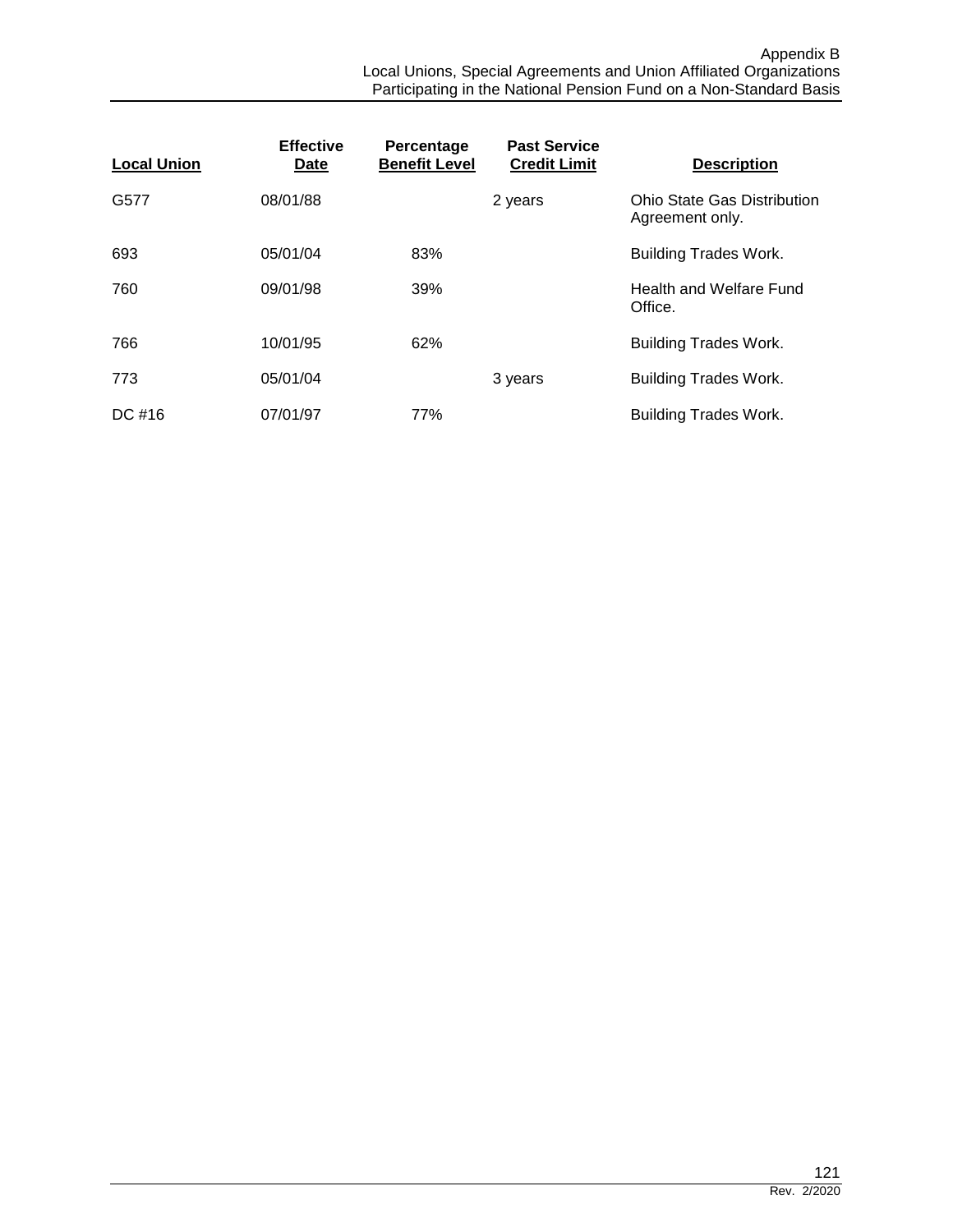| Local Union | Effective Date | Percentage Benefit Level | Past Service Credit Limit | Description |
|---|---|---|---|---|
| G577 | 08/01/88 | | 2 years | Ohio State Gas Distribution Agreement only. |
| 693 | 05/01/04 | 83% | | Building Trades Work. |
| 760 | 09/01/98 | 39% | | Health and Welfare Fund Office. |
| 766 | 10/01/95 | 62% | | Building Trades Work. |
| 773 | 05/01/04 | | 3 years | Building Trades Work. |
| DC #16 | 07/01/97 | 77% | | Building Trades Work. |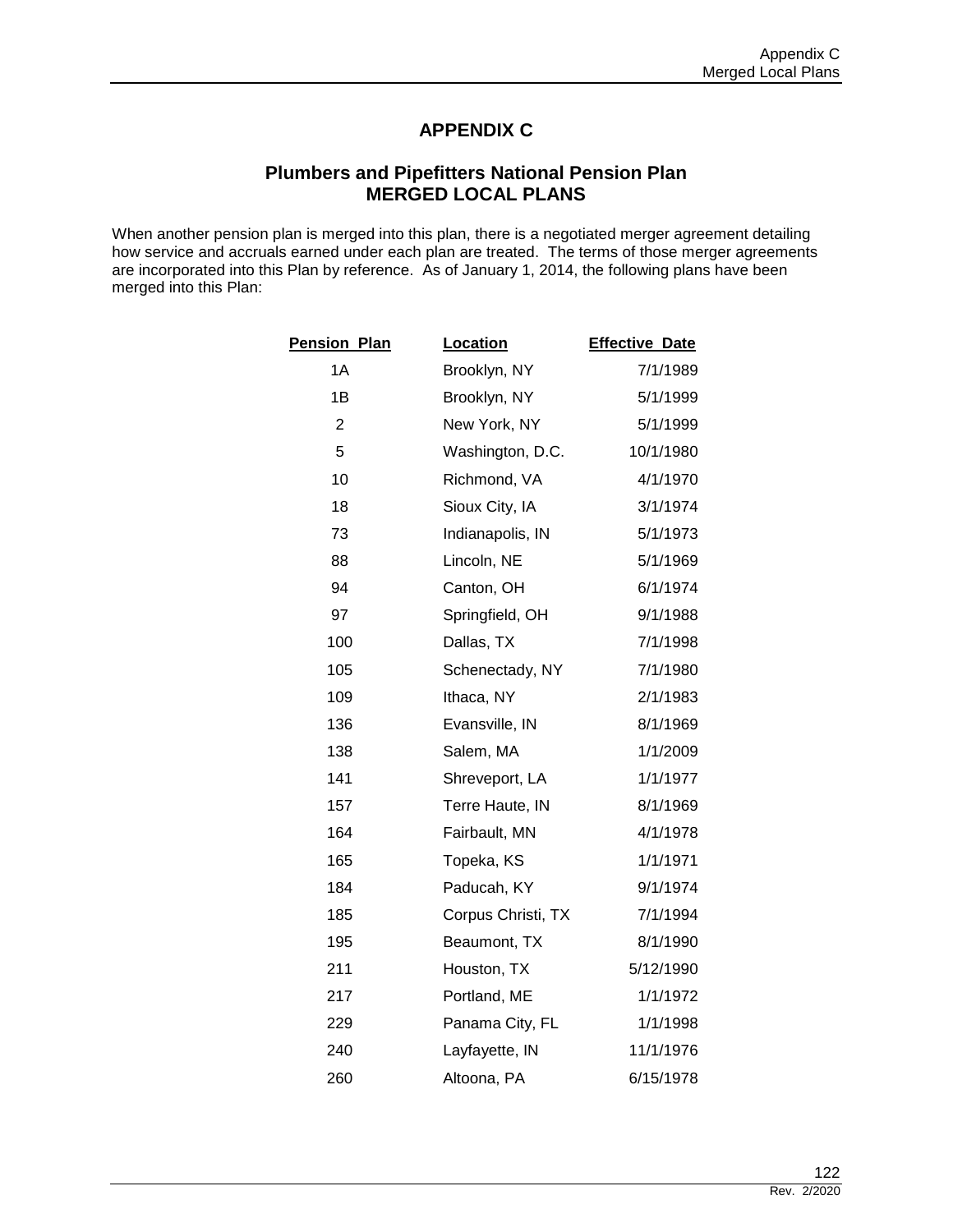# APPENDIX C

## Plumbers and Pipefitters National Pension Plan MERGED LOCAL PLANS

When another pension plan is merged into this plan, there is a negotiated merger agreement detailing how service and accruals earned under each plan are treated. The terms of those merger agreements are incorporated into this Plan by reference. As of January 1, 2014, the following plans have been merged into this Plan:

| Pension Plan | Location | Effective Date |
|---|---|---|
| 1A | Brooklyn, NY | 7/1/1989 |
| 1B | Brooklyn, NY | 5/1/1999 |
| 2 | New York, NY | 5/1/1999 |
| 5 | Washington, D.C. | 10/1/1980 |
| 10 | Richmond, VA | 4/1/1970 |
| 18 | Sioux City, IA | 3/1/1974 |
| 73 | Indianapolis, IN | 5/1/1973 |
| 88 | Lincoln, NE | 5/1/1969 |
| 94 | Canton, OH | 6/1/1974 |
| 97 | Springfield, OH | 9/1/1988 |
| 100 | Dallas, TX | 7/1/1998 |
| 105 | Schenectady, NY | 7/1/1980 |
| 109 | Ithaca, NY | 2/1/1983 |
| 136 | Evansville, IN | 8/1/1969 |
| 138 | Salem, MA | 1/1/2009 |
| 141 | Shreveport, LA | 1/1/1977 |
| 157 | Terre Haute, IN | 8/1/1969 |
| 164 | Fairbault, MN | 4/1/1978 |
| 165 | Topeka, KS | 1/1/1971 |
| 184 | Paducah, KY | 9/1/1974 |
| 185 | Corpus Christi, TX | 7/1/1994 |
| 195 | Beaumont, TX | 8/1/1990 |
| 211 | Houston, TX | 5/12/1990 |
| 217 | Portland, ME | 1/1/1972 |
| 229 | Panama City, FL | 1/1/1998 |
| 240 | Layfayette, IN | 11/1/1976 |
| 260 | Altoona, PA | 6/15/1978 |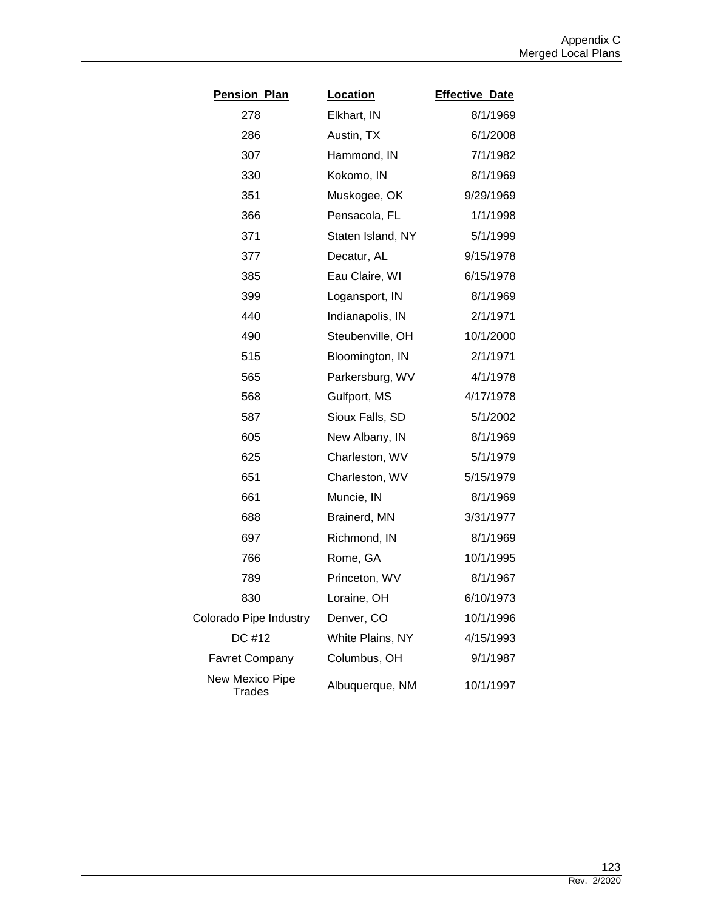| Pension Plan | Location | Effective Date |
|---|---|---|
| 278 | Elkhart, IN | 8/1/1969 |
| 286 | Austin, TX | 6/1/2008 |
| 307 | Hammond, IN | 7/1/1982 |
| 330 | Kokomo, IN | 8/1/1969 |
| 351 | Muskogee, OK | 9/29/1969 |
| 366 | Pensacola, FL | 1/1/1998 |
| 371 | Staten Island, NY | 5/1/1999 |
| 377 | Decatur, AL | 9/15/1978 |
| 385 | Eau Claire, WI | 6/15/1978 |
| 399 | Logansport, IN | 8/1/1969 |
| 440 | Indianapolis, IN | 2/1/1971 |
| 490 | Steubenville, OH | 10/1/2000 |
| 515 | Bloomington, IN | 2/1/1971 |
| 565 | Parkersburg, WV | 4/1/1978 |
| 568 | Gulfport, MS | 4/17/1978 |
| 587 | Sioux Falls, SD | 5/1/2002 |
| 605 | New Albany, IN | 8/1/1969 |
| 625 | Charleston, WV | 5/1/1979 |
| 651 | Charleston, WV | 5/15/1979 |
| 661 | Muncie, IN | 8/1/1969 |
| 688 | Brainerd, MN | 3/31/1977 |
| 697 | Richmond, IN | 8/1/1969 |
| 766 | Rome, GA | 10/1/1995 |
| 789 | Princeton, WV | 8/1/1967 |
| 830 | Loraine, OH | 6/10/1973 |
| Colorado Pipe Industry | Denver, CO | 10/1/1996 |
| DC #12 | White Plains, NY | 4/15/1993 |
| Favret Company | Columbus, OH | 9/1/1987 |
| New Mexico Pipe Trades | Albuquerque, NM | 10/1/1997 |